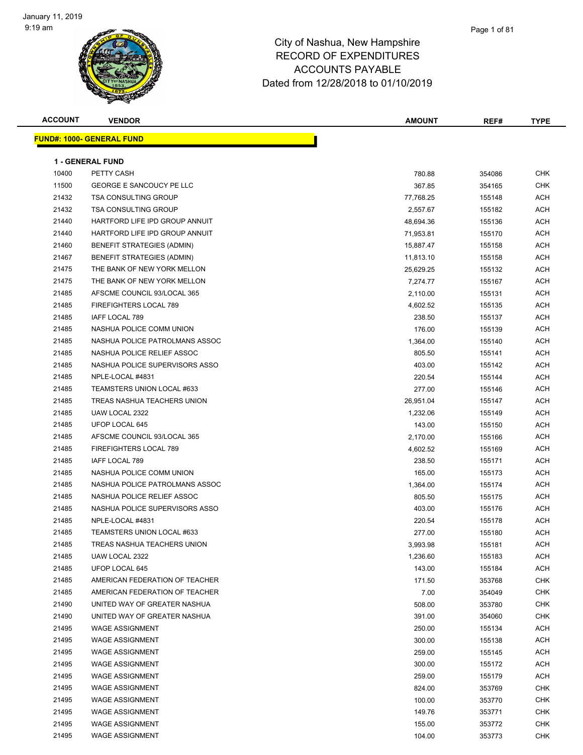# City of Nashua, New Hampshire
## RECORD OF EXPENDITURES
## ACCOUNTS PAYABLE
### Dated from 12/28/2018 to 01/10/2019

**FUND#: 1000- GENERAL FUND**

**1 - GENERAL FUND**

| ACCOUNT | VENDOR | AMOUNT | REF# | TYPE |
|---|---|---|---|---|
| 10400 | PETTY CASH | 780.88 | 354086 | CHK |
| 11500 | GEORGE E SANCOUCY PE LLC | 367.85 | 354165 | CHK |
| 21432 | TSA CONSULTING GROUP | 77,768.25 | 155148 | ACH |
| 21432 | TSA CONSULTING GROUP | 2,557.67 | 155182 | ACH |
| 21440 | HARTFORD LIFE IPD GROUP ANNUIT | 48,694.36 | 155136 | ACH |
| 21440 | HARTFORD LIFE IPD GROUP ANNUIT | 71,953.81 | 155170 | ACH |
| 21460 | BENEFIT STRATEGIES (ADMIN) | 15,887.47 | 155158 | ACH |
| 21467 | BENEFIT STRATEGIES (ADMIN) | 11,813.10 | 155158 | ACH |
| 21475 | THE BANK OF NEW YORK MELLON | 25,629.25 | 155132 | ACH |
| 21475 | THE BANK OF NEW YORK MELLON | 7,274.77 | 155167 | ACH |
| 21485 | AFSCME COUNCIL 93/LOCAL 365 | 2,110.00 | 155131 | ACH |
| 21485 | FIREFIGHTERS LOCAL 789 | 4,602.52 | 155135 | ACH |
| 21485 | IAFF LOCAL 789 | 238.50 | 155137 | ACH |
| 21485 | NASHUA POLICE COMM UNION | 176.00 | 155139 | ACH |
| 21485 | NASHUA POLICE PATROLMANS ASSOC | 1,364.00 | 155140 | ACH |
| 21485 | NASHUA POLICE RELIEF ASSOC | 805.50 | 155141 | ACH |
| 21485 | NASHUA POLICE SUPERVISORS ASSO | 403.00 | 155142 | ACH |
| 21485 | NPLE-LOCAL #4831 | 220.54 | 155144 | ACH |
| 21485 | TEAMSTERS UNION LOCAL #633 | 277.00 | 155146 | ACH |
| 21485 | TREAS NASHUA TEACHERS UNION | 26,951.04 | 155147 | ACH |
| 21485 | UAW LOCAL 2322 | 1,232.06 | 155149 | ACH |
| 21485 | UFOP LOCAL 645 | 143.00 | 155150 | ACH |
| 21485 | AFSCME COUNCIL 93/LOCAL 365 | 2,170.00 | 155166 | ACH |
| 21485 | FIREFIGHTERS LOCAL 789 | 4,602.52 | 155169 | ACH |
| 21485 | IAFF LOCAL 789 | 238.50 | 155171 | ACH |
| 21485 | NASHUA POLICE COMM UNION | 165.00 | 155173 | ACH |
| 21485 | NASHUA POLICE PATROLMANS ASSOC | 1,364.00 | 155174 | ACH |
| 21485 | NASHUA POLICE RELIEF ASSOC | 805.50 | 155175 | ACH |
| 21485 | NASHUA POLICE SUPERVISORS ASSO | 403.00 | 155176 | ACH |
| 21485 | NPLE-LOCAL #4831 | 220.54 | 155178 | ACH |
| 21485 | TEAMSTERS UNION LOCAL #633 | 277.00 | 155180 | ACH |
| 21485 | TREAS NASHUA TEACHERS UNION | 3,993.98 | 155181 | ACH |
| 21485 | UAW LOCAL 2322 | 1,236.60 | 155183 | ACH |
| 21485 | UFOP LOCAL 645 | 143.00 | 155184 | ACH |
| 21485 | AMERICAN FEDERATION OF TEACHER | 171.50 | 353768 | CHK |
| 21485 | AMERICAN FEDERATION OF TEACHER | 7.00 | 354049 | CHK |
| 21490 | UNITED WAY OF GREATER NASHUA | 508.00 | 353780 | CHK |
| 21490 | UNITED WAY OF GREATER NASHUA | 391.00 | 354060 | CHK |
| 21495 | WAGE ASSIGNMENT | 250.00 | 155134 | ACH |
| 21495 | WAGE ASSIGNMENT | 300.00 | 155138 | ACH |
| 21495 | WAGE ASSIGNMENT | 259.00 | 155145 | ACH |
| 21495 | WAGE ASSIGNMENT | 300.00 | 155172 | ACH |
| 21495 | WAGE ASSIGNMENT | 259.00 | 155179 | ACH |
| 21495 | WAGE ASSIGNMENT | 824.00 | 353769 | CHK |
| 21495 | WAGE ASSIGNMENT | 100.00 | 353770 | CHK |
| 21495 | WAGE ASSIGNMENT | 149.76 | 353771 | CHK |
| 21495 | WAGE ASSIGNMENT | 155.00 | 353772 | CHK |
| 21495 | WAGE ASSIGNMENT | 104.00 | 353773 | CHK |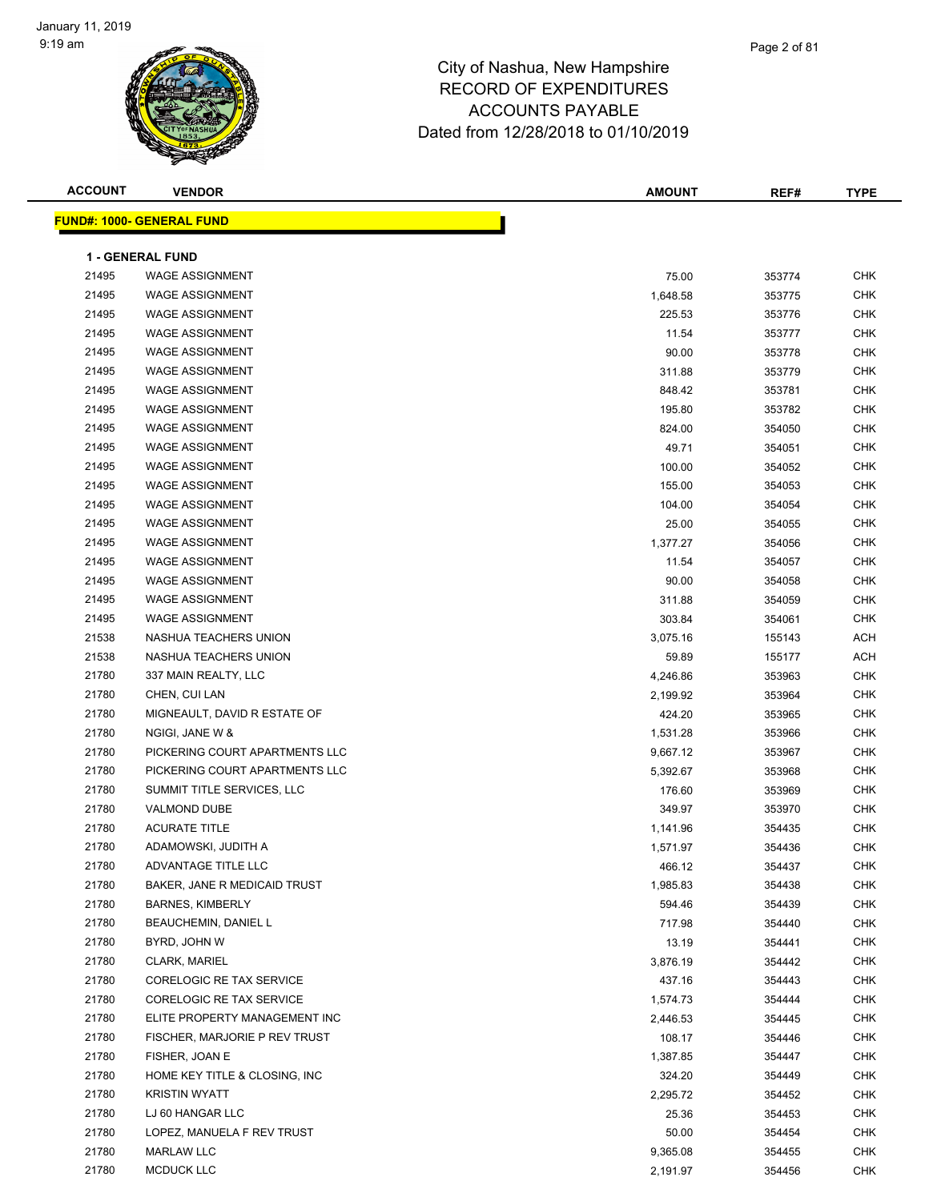# City of Nashua, New Hampshire
## RECORD OF EXPENDITURES
## ACCOUNTS PAYABLE
## Dated from 12/28/2018 to 01/10/2019

**FUND#: 1000- GENERAL FUND**

**1 - GENERAL FUND**

| ACCOUNT | VENDOR | AMOUNT | REF# | TYPE |
|---|---|---|---|---|
| 21495 | WAGE ASSIGNMENT | 75.00 | 353774 | CHK |
| 21495 | WAGE ASSIGNMENT | 1,648.58 | 353775 | CHK |
| 21495 | WAGE ASSIGNMENT | 225.53 | 353776 | CHK |
| 21495 | WAGE ASSIGNMENT | 11.54 | 353777 | CHK |
| 21495 | WAGE ASSIGNMENT | 90.00 | 353778 | CHK |
| 21495 | WAGE ASSIGNMENT | 311.88 | 353779 | CHK |
| 21495 | WAGE ASSIGNMENT | 848.42 | 353781 | CHK |
| 21495 | WAGE ASSIGNMENT | 195.80 | 353782 | CHK |
| 21495 | WAGE ASSIGNMENT | 824.00 | 354050 | CHK |
| 21495 | WAGE ASSIGNMENT | 49.71 | 354051 | CHK |
| 21495 | WAGE ASSIGNMENT | 100.00 | 354052 | CHK |
| 21495 | WAGE ASSIGNMENT | 155.00 | 354053 | CHK |
| 21495 | WAGE ASSIGNMENT | 104.00 | 354054 | CHK |
| 21495 | WAGE ASSIGNMENT | 25.00 | 354055 | CHK |
| 21495 | WAGE ASSIGNMENT | 1,377.27 | 354056 | CHK |
| 21495 | WAGE ASSIGNMENT | 11.54 | 354057 | CHK |
| 21495 | WAGE ASSIGNMENT | 90.00 | 354058 | CHK |
| 21495 | WAGE ASSIGNMENT | 311.88 | 354059 | CHK |
| 21495 | WAGE ASSIGNMENT | 303.84 | 354061 | CHK |
| 21538 | NASHUA TEACHERS UNION | 3,075.16 | 155143 | ACH |
| 21538 | NASHUA TEACHERS UNION | 59.89 | 155177 | ACH |
| 21780 | 337 MAIN REALTY, LLC | 4,246.86 | 353963 | CHK |
| 21780 | CHEN, CUI LAN | 2,199.92 | 353964 | CHK |
| 21780 | MIGNEAULT, DAVID R ESTATE OF | 424.20 | 353965 | CHK |
| 21780 | NGIGI, JANE W & | 1,531.28 | 353966 | CHK |
| 21780 | PICKERING COURT APARTMENTS LLC | 9,667.12 | 353967 | CHK |
| 21780 | PICKERING COURT APARTMENTS LLC | 5,392.67 | 353968 | CHK |
| 21780 | SUMMIT TITLE SERVICES, LLC | 176.60 | 353969 | CHK |
| 21780 | VALMOND DUBE | 349.97 | 353970 | CHK |
| 21780 | ACURATE TITLE | 1,141.96 | 354435 | CHK |
| 21780 | ADAMOWSKI, JUDITH A | 1,571.97 | 354436 | CHK |
| 21780 | ADVANTAGE TITLE LLC | 466.12 | 354437 | CHK |
| 21780 | BAKER, JANE R MEDICAID TRUST | 1,985.83 | 354438 | CHK |
| 21780 | BARNES, KIMBERLY | 594.46 | 354439 | CHK |
| 21780 | BEAUCHEMIN, DANIEL L | 717.98 | 354440 | CHK |
| 21780 | BYRD, JOHN W | 13.19 | 354441 | CHK |
| 21780 | CLARK, MARIEL | 3,876.19 | 354442 | CHK |
| 21780 | CORELOGIC RE TAX SERVICE | 437.16 | 354443 | CHK |
| 21780 | CORELOGIC RE TAX SERVICE | 1,574.73 | 354444 | CHK |
| 21780 | ELITE PROPERTY MANAGEMENT INC | 2,446.53 | 354445 | CHK |
| 21780 | FISCHER, MARJORIE P REV TRUST | 108.17 | 354446 | CHK |
| 21780 | FISHER, JOAN E | 1,387.85 | 354447 | CHK |
| 21780 | HOME KEY TITLE & CLOSING, INC | 324.20 | 354449 | CHK |
| 21780 | KRISTIN WYATT | 2,295.72 | 354452 | CHK |
| 21780 | LJ 60 HANGAR LLC | 25.36 | 354453 | CHK |
| 21780 | LOPEZ, MANUELA F REV TRUST | 50.00 | 354454 | CHK |
| 21780 | MARLAW LLC | 9,365.08 | 354455 | CHK |
| 21780 | MCDUCK LLC | 2,191.97 | 354456 | CHK |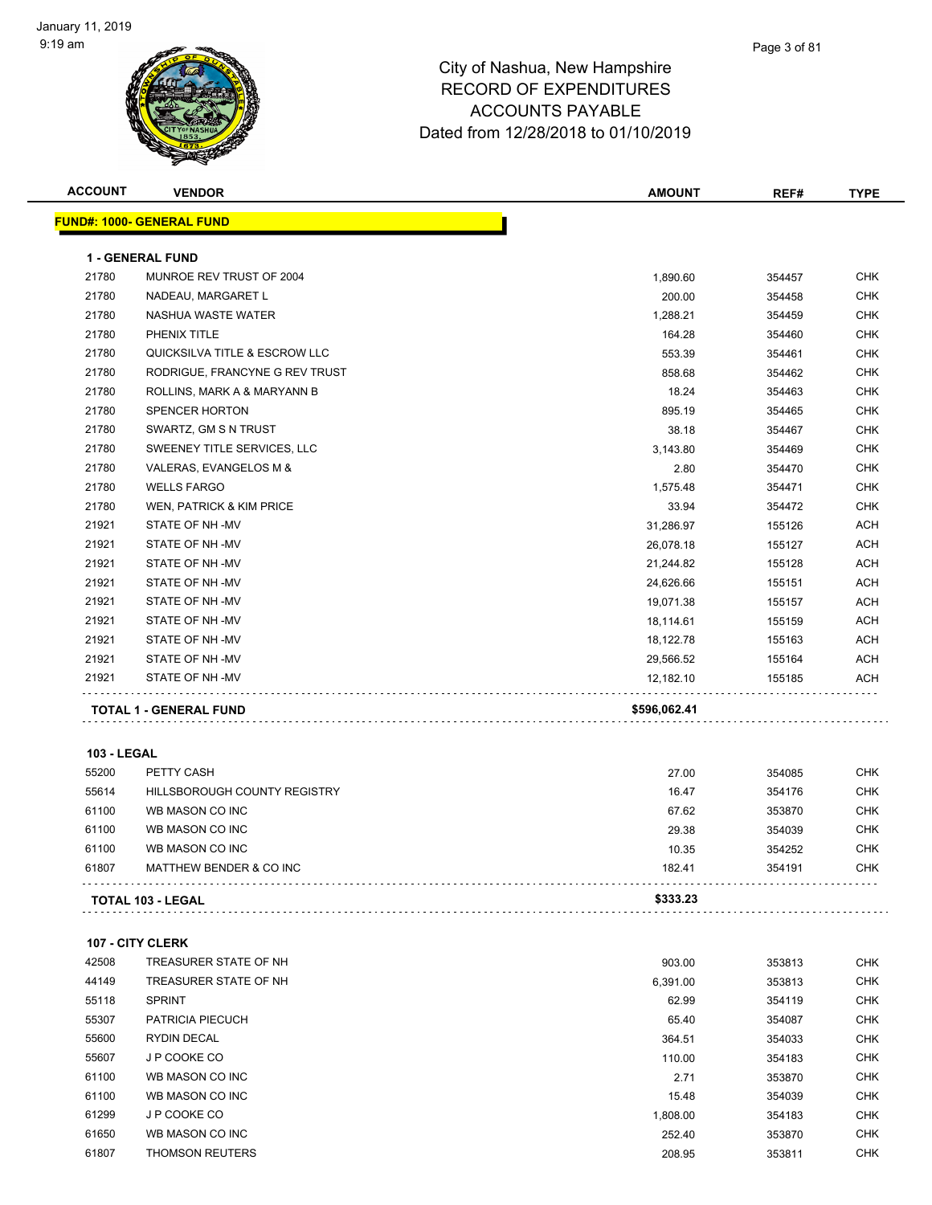# City of Nashua, New Hampshire
## RECORD OF EXPENDITURES
## ACCOUNTS PAYABLE
### Dated from 12/28/2018 to 01/10/2019

| ACCOUNT | VENDOR | AMOUNT | REF# | TYPE |
|---|---|---|---|---|
| **FUND#: 1000- GENERAL FUND** | | | | |
| **1 - GENERAL FUND** | | | | |
| 21780 | MUNROE REV TRUST OF 2004 | 1,890.60 | 354457 | CHK |
| 21780 | NADEAU, MARGARET L | 200.00 | 354458 | CHK |
| 21780 | NASHUA WASTE WATER | 1,288.21 | 354459 | CHK |
| 21780 | PHENIX TITLE | 164.28 | 354460 | CHK |
| 21780 | QUICKSILVA TITLE & ESCROW LLC | 553.39 | 354461 | CHK |
| 21780 | RODRIGUE, FRANCYNE G REV TRUST | 858.68 | 354462 | CHK |
| 21780 | ROLLINS, MARK A & MARYANN B | 18.24 | 354463 | CHK |
| 21780 | SPENCER HORTON | 895.19 | 354465 | CHK |
| 21780 | SWARTZ, GM S N TRUST | 38.18 | 354467 | CHK |
| 21780 | SWEENEY TITLE SERVICES, LLC | 3,143.80 | 354469 | CHK |
| 21780 | VALERAS, EVANGELOS M & | 2.80 | 354470 | CHK |
| 21780 | WELLS FARGO | 1,575.48 | 354471 | CHK |
| 21780 | WEN, PATRICK & KIM PRICE | 33.94 | 354472 | CHK |
| 21921 | STATE OF NH -MV | 31,286.97 | 155126 | ACH |
| 21921 | STATE OF NH -MV | 26,078.18 | 155127 | ACH |
| 21921 | STATE OF NH -MV | 21,244.82 | 155128 | ACH |
| 21921 | STATE OF NH -MV | 24,626.66 | 155151 | ACH |
| 21921 | STATE OF NH -MV | 19,071.38 | 155157 | ACH |
| 21921 | STATE OF NH -MV | 18,114.61 | 155159 | ACH |
| 21921 | STATE OF NH -MV | 18,122.78 | 155163 | ACH |
| 21921 | STATE OF NH -MV | 29,566.52 | 155164 | ACH |
| 21921 | STATE OF NH -MV | 12,182.10 | 155185 | ACH |
| **TOTAL 1 - GENERAL FUND** | | **$596,062.41** | | |
| **103 - LEGAL** | | | | |
| 55200 | PETTY CASH | 27.00 | 354085 | CHK |
| 55614 | HILLSBOROUGH COUNTY REGISTRY | 16.47 | 354176 | CHK |
| 61100 | WB MASON CO INC | 67.62 | 353870 | CHK |
| 61100 | WB MASON CO INC | 29.38 | 354039 | CHK |
| 61100 | WB MASON CO INC | 10.35 | 354252 | CHK |
| 61807 | MATTHEW BENDER & CO INC | 182.41 | 354191 | CHK |
| **TOTAL 103 - LEGAL** | | **$333.23** | | |
| **107 - CITY CLERK** | | | | |
| 42508 | TREASURER STATE OF NH | 903.00 | 353813 | CHK |
| 44149 | TREASURER STATE OF NH | 6,391.00 | 353813 | CHK |
| 55118 | SPRINT | 62.99 | 354119 | CHK |
| 55307 | PATRICIA PIECUCH | 65.40 | 354087 | CHK |
| 55600 | RYDIN DECAL | 364.51 | 354033 | CHK |
| 55607 | J P COOKE CO | 110.00 | 354183 | CHK |
| 61100 | WB MASON CO INC | 2.71 | 353870 | CHK |
| 61100 | WB MASON CO INC | 15.48 | 354039 | CHK |
| 61299 | J P COOKE CO | 1,808.00 | 354183 | CHK |
| 61650 | WB MASON CO INC | 252.40 | 353870 | CHK |
| 61807 | THOMSON REUTERS | 208.95 | 353811 | CHK |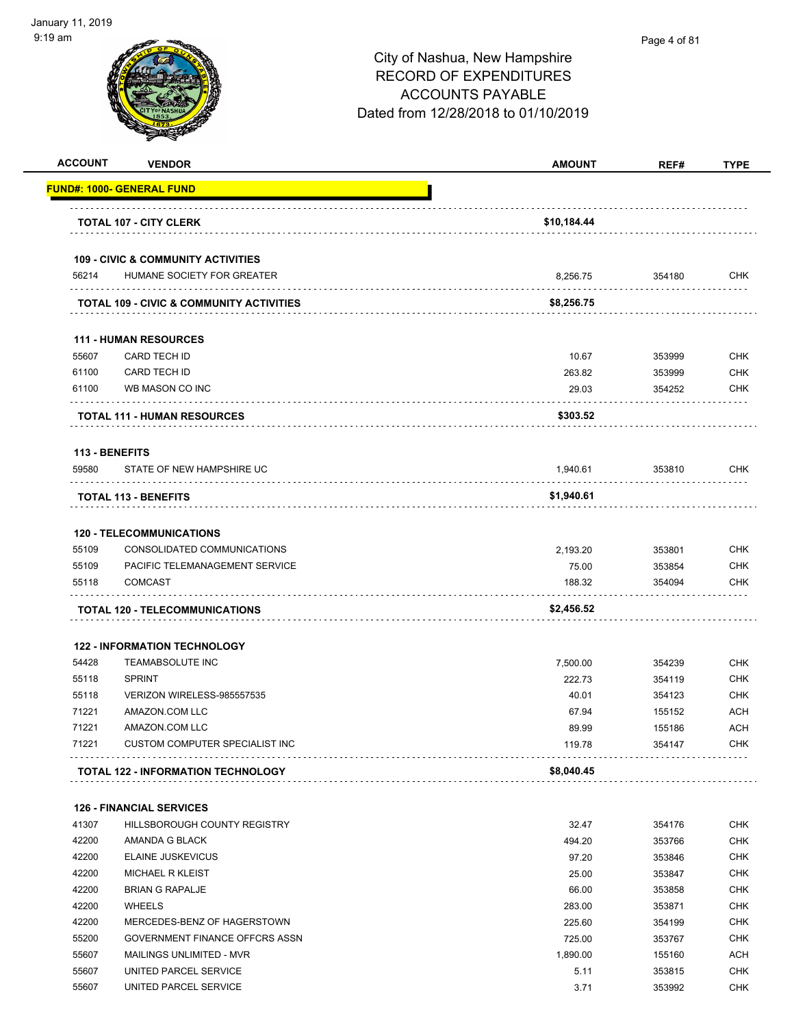# City of Nashua, New Hampshire
## RECORD OF EXPENDITURES
## ACCOUNTS PAYABLE
## Dated from 12/28/2018 to 01/10/2019

| ACCOUNT | VENDOR | AMOUNT | REF# | TYPE |
|---|---|---|---|---|
| **FUND#: 1000- GENERAL FUND** | | | | |
| | **TOTAL 107 - CITY CLERK** | **$10,184.44** | | |
| | **109 - CIVIC & COMMUNITY ACTIVITIES** | | | |
| 56214 | HUMANE SOCIETY FOR GREATER | 8,256.75 | 354180 | CHK |
| | **TOTAL 109 - CIVIC & COMMUNITY ACTIVITIES** | **$8,256.75** | | |
| | **111 - HUMAN RESOURCES** | | | |
| 55607 | CARD TECH ID | 10.67 | 353999 | CHK |
| 61100 | CARD TECH ID | 263.82 | 353999 | CHK |
| 61100 | WB MASON CO INC | 29.03 | 354252 | CHK |
| | **TOTAL 111 - HUMAN RESOURCES** | **$303.52** | | |
| | **113 - BENEFITS** | | | |
| 59580 | STATE OF NEW HAMPSHIRE UC | 1,940.61 | 353810 | CHK |
| | **TOTAL 113 - BENEFITS** | **$1,940.61** | | |
| | **120 - TELECOMMUNICATIONS** | | | |
| 55109 | CONSOLIDATED COMMUNICATIONS | 2,193.20 | 353801 | CHK |
| 55109 | PACIFIC TELEMANAGEMENT SERVICE | 75.00 | 353854 | CHK |
| 55118 | COMCAST | 188.32 | 354094 | CHK |
| | **TOTAL 120 - TELECOMMUNICATIONS** | **$2,456.52** | | |
| | **122 - INFORMATION TECHNOLOGY** | | | |
| 54428 | TEAMABSOLUTE INC | 7,500.00 | 354239 | CHK |
| 55118 | SPRINT | 222.73 | 354119 | CHK |
| 55118 | VERIZON WIRELESS-985557535 | 40.01 | 354123 | CHK |
| 71221 | AMAZON.COM LLC | 67.94 | 155152 | ACH |
| 71221 | AMAZON.COM LLC | 89.99 | 155186 | ACH |
| 71221 | CUSTOM COMPUTER SPECIALIST INC | 119.78 | 354147 | CHK |
| | **TOTAL 122 - INFORMATION TECHNOLOGY** | **$8,040.45** | | |
| | **126 - FINANCIAL SERVICES** | | | |
| 41307 | HILLSBOROUGH COUNTY REGISTRY | 32.47 | 354176 | CHK |
| 42200 | AMANDA G BLACK | 494.20 | 353766 | CHK |
| 42200 | ELAINE JUSKEVICUS | 97.20 | 353846 | CHK |
| 42200 | MICHAEL R KLEIST | 25.00 | 353847 | CHK |
| 42200 | BRIAN G RAPALJE | 66.00 | 353858 | CHK |
| 42200 | WHEELS | 283.00 | 353871 | CHK |
| 42200 | MERCEDES-BENZ OF HAGERSTOWN | 225.60 | 354199 | CHK |
| 55200 | GOVERNMENT FINANCE OFFCRS ASSN | 725.00 | 353767 | CHK |
| 55607 | MAILINGS UNLIMITED - MVR | 1,890.00 | 155160 | ACH |
| 55607 | UNITED PARCEL SERVICE | 5.11 | 353815 | CHK |
| 55607 | UNITED PARCEL SERVICE | 3.71 | 353992 | CHK |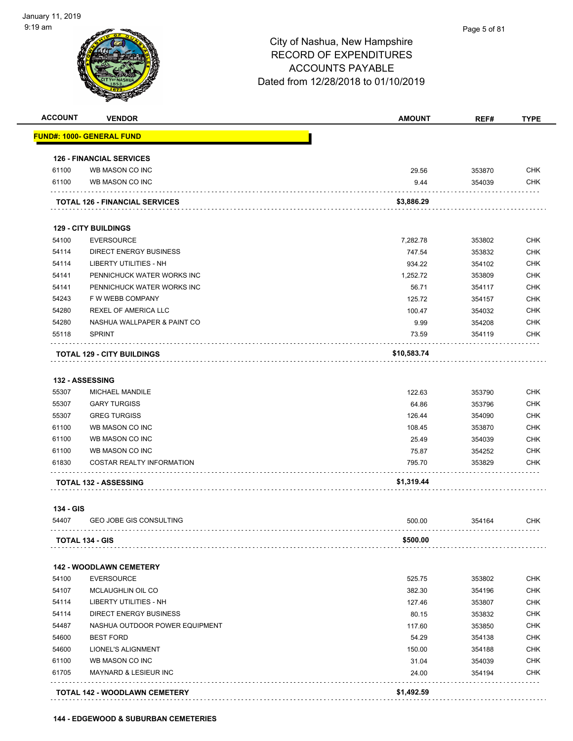# City of Nashua, New Hampshire
## RECORD OF EXPENDITURES
## ACCOUNTS PAYABLE
### Dated from 12/28/2018 to 01/10/2019

| ACCOUNT | VENDOR | AMOUNT | REF# | TYPE |
|---|---|---|---|---|
| **FUND#: 1000- GENERAL FUND** | | | | |
| **126 - FINANCIAL SERVICES** | | | | |
| 61100 | WB MASON CO INC | 29.56 | 353870 | CHK |
| 61100 | WB MASON CO INC | 9.44 | 354039 | CHK |
| | **TOTAL 126 - FINANCIAL SERVICES** | **$3,886.29** | | |
| **129 - CITY BUILDINGS** | | | | |
| 54100 | EVERSOURCE | 7,282.78 | 353802 | CHK |
| 54114 | DIRECT ENERGY BUSINESS | 747.54 | 353832 | CHK |
| 54114 | LIBERTY UTILITIES - NH | 934.22 | 354102 | CHK |
| 54141 | PENNICHUCK WATER WORKS INC | 1,252.72 | 353809 | CHK |
| 54141 | PENNICHUCK WATER WORKS INC | 56.71 | 354117 | CHK |
| 54243 | F W WEBB COMPANY | 125.72 | 354157 | CHK |
| 54280 | REXEL OF AMERICA LLC | 100.47 | 354032 | CHK |
| 54280 | NASHUA WALLPAPER & PAINT CO | 9.99 | 354208 | CHK |
| 55118 | SPRINT | 73.59 | 354119 | CHK |
| | **TOTAL 129 - CITY BUILDINGS** | **$10,583.74** | | |
| **132 - ASSESSING** | | | | |
| 55307 | MICHAEL MANDILE | 122.63 | 353790 | CHK |
| 55307 | GARY TURGISS | 64.86 | 353796 | CHK |
| 55307 | GREG TURGISS | 126.44 | 354090 | CHK |
| 61100 | WB MASON CO INC | 108.45 | 353870 | CHK |
| 61100 | WB MASON CO INC | 25.49 | 354039 | CHK |
| 61100 | WB MASON CO INC | 75.87 | 354252 | CHK |
| 61830 | COSTAR REALTY INFORMATION | 795.70 | 353829 | CHK |
| | **TOTAL 132 - ASSESSING** | **$1,319.44** | | |
| **134 - GIS** | | | | |
| 54407 | GEO JOBE GIS CONSULTING | 500.00 | 354164 | CHK |
| | **TOTAL 134 - GIS** | **$500.00** | | |
| **142 - WOODLAWN CEMETERY** | | | | |
| 54100 | EVERSOURCE | 525.75 | 353802 | CHK |
| 54107 | MCLAUGHLIN OIL CO | 382.30 | 354196 | CHK |
| 54114 | LIBERTY UTILITIES - NH | 127.46 | 353807 | CHK |
| 54114 | DIRECT ENERGY BUSINESS | 80.15 | 353832 | CHK |
| 54487 | NASHUA OUTDOOR POWER EQUIPMENT | 117.60 | 353850 | CHK |
| 54600 | BEST FORD | 54.29 | 354138 | CHK |
| 54600 | LIONEL'S ALIGNMENT | 150.00 | 354188 | CHK |
| 61100 | WB MASON CO INC | 31.04 | 354039 | CHK |
| 61705 | MAYNARD & LESIEUR INC | 24.00 | 354194 | CHK |
| | **TOTAL 142 - WOODLAWN CEMETERY** | **$1,492.59** | | |
| **144 - EDGEWOOD & SUBURBAN CEMETERIES** | | | | |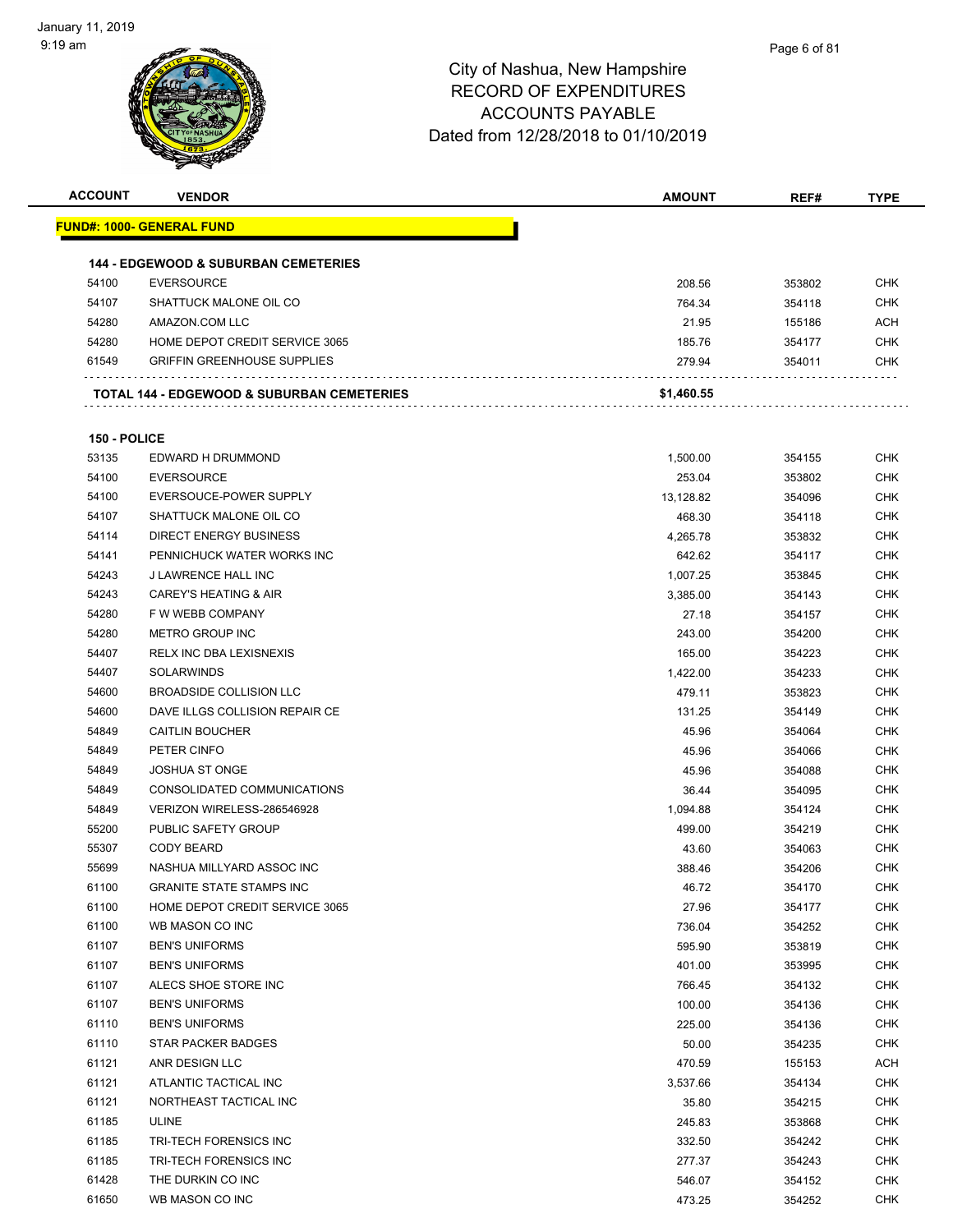# City of Nashua, New Hampshire
# RECORD OF EXPENDITURES
# ACCOUNTS PAYABLE
# Dated from 12/28/2018 to 01/10/2019

| ACCOUNT | VENDOR | AMOUNT | REF# | TYPE |
|---|---|---|---|---|
| **FUND#: 1000- GENERAL FUND** | | | | |
| **144 - EDGEWOOD & SUBURBAN CEMETERIES** | | | | |
| 54100 | EVERSOURCE | 208.56 | 353802 | CHK |
| 54107 | SHATTUCK MALONE OIL CO | 764.34 | 354118 | CHK |
| 54280 | AMAZON.COM LLC | 21.95 | 155186 | ACH |
| 54280 | HOME DEPOT CREDIT SERVICE 3065 | 185.76 | 354177 | CHK |
| 61549 | GRIFFIN GREENHOUSE SUPPLIES | 279.94 | 354011 | CHK |
| **TOTAL 144 - EDGEWOOD & SUBURBAN CEMETERIES** | | **$1,460.55** | | |
| **150 - POLICE** | | | | |
| 53135 | EDWARD H DRUMMOND | 1,500.00 | 354155 | CHK |
| 54100 | EVERSOURCE | 253.04 | 353802 | CHK |
| 54100 | EVERSOUCE-POWER SUPPLY | 13,128.82 | 354096 | CHK |
| 54107 | SHATTUCK MALONE OIL CO | 468.30 | 354118 | CHK |
| 54114 | DIRECT ENERGY BUSINESS | 4,265.78 | 353832 | CHK |
| 54141 | PENNICHUCK WATER WORKS INC | 642.62 | 354117 | CHK |
| 54243 | J LAWRENCE HALL INC | 1,007.25 | 353845 | CHK |
| 54243 | CAREY'S HEATING & AIR | 3,385.00 | 354143 | CHK |
| 54280 | F W WEBB COMPANY | 27.18 | 354157 | CHK |
| 54280 | METRO GROUP INC | 243.00 | 354200 | CHK |
| 54407 | RELX INC DBA LEXISNEXIS | 165.00 | 354223 | CHK |
| 54407 | SOLARWINDS | 1,422.00 | 354233 | CHK |
| 54600 | BROADSIDE COLLISION LLC | 479.11 | 353823 | CHK |
| 54600 | DAVE ILLGS COLLISION REPAIR CE | 131.25 | 354149 | CHK |
| 54849 | CAITLIN BOUCHER | 45.96 | 354064 | CHK |
| 54849 | PETER CINFO | 45.96 | 354066 | CHK |
| 54849 | JOSHUA ST ONGE | 45.96 | 354088 | CHK |
| 54849 | CONSOLIDATED COMMUNICATIONS | 36.44 | 354095 | CHK |
| 54849 | VERIZON WIRELESS-286546928 | 1,094.88 | 354124 | CHK |
| 55200 | PUBLIC SAFETY GROUP | 499.00 | 354219 | CHK |
| 55307 | CODY BEARD | 43.60 | 354063 | CHK |
| 55699 | NASHUA MILLYARD ASSOC INC | 388.46 | 354206 | CHK |
| 61100 | GRANITE STATE STAMPS INC | 46.72 | 354170 | CHK |
| 61100 | HOME DEPOT CREDIT SERVICE 3065 | 27.96 | 354177 | CHK |
| 61100 | WB MASON CO INC | 736.04 | 354252 | CHK |
| 61107 | BEN'S UNIFORMS | 595.90 | 353819 | CHK |
| 61107 | BEN'S UNIFORMS | 401.00 | 353995 | CHK |
| 61107 | ALECS SHOE STORE INC | 766.45 | 354132 | CHK |
| 61107 | BEN'S UNIFORMS | 100.00 | 354136 | CHK |
| 61110 | BEN'S UNIFORMS | 225.00 | 354136 | CHK |
| 61110 | STAR PACKER BADGES | 50.00 | 354235 | CHK |
| 61121 | ANR DESIGN LLC | 470.59 | 155153 | ACH |
| 61121 | ATLANTIC TACTICAL INC | 3,537.66 | 354134 | CHK |
| 61121 | NORTHEAST TACTICAL INC | 35.80 | 354215 | CHK |
| 61185 | ULINE | 245.83 | 353868 | CHK |
| 61185 | TRI-TECH FORENSICS INC | 332.50 | 354242 | CHK |
| 61185 | TRI-TECH FORENSICS INC | 277.37 | 354243 | CHK |
| 61428 | THE DURKIN CO INC | 546.07 | 354152 | CHK |
| 61650 | WB MASON CO INC | 473.25 | 354252 | CHK |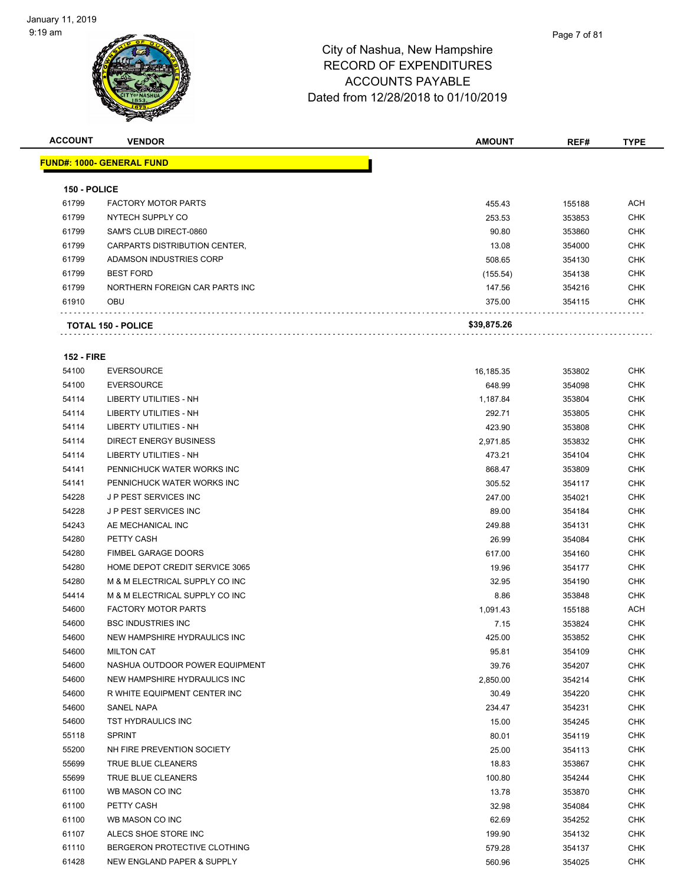# City of Nashua, New Hampshire
## RECORD OF EXPENDITURES
## ACCOUNTS PAYABLE
## Dated from 12/28/2018 to 01/10/2019

January 11, 2019
9:19 am

| ACCOUNT | VENDOR | AMOUNT | REF# | TYPE |
|---|---|---|---|---|
| **FUND#: 1000- GENERAL FUND** | | | | |
| **150 - POLICE** | | | | |
| 61799 | FACTORY MOTOR PARTS | 455.43 | 155188 | ACH |
| 61799 | NYTECH SUPPLY CO | 253.53 | 353853 | CHK |
| 61799 | SAM'S CLUB DIRECT-0860 | 90.80 | 353860 | CHK |
| 61799 | CARPARTS DISTRIBUTION CENTER, | 13.08 | 354000 | CHK |
| 61799 | ADAMSON INDUSTRIES CORP | 508.65 | 354130 | CHK |
| 61799 | BEST FORD | (155.54) | 354138 | CHK |
| 61799 | NORTHERN FOREIGN CAR PARTS INC | 147.56 | 354216 | CHK |
| 61910 | OBU | 375.00 | 354115 | CHK |
| **TOTAL 150 - POLICE** | | **$39,875.26** | | |
| **152 - FIRE** | | | | |
| 54100 | EVERSOURCE | 16,185.35 | 353802 | CHK |
| 54100 | EVERSOURCE | 648.99 | 354098 | CHK |
| 54114 | LIBERTY UTILITIES - NH | 1,187.84 | 353804 | CHK |
| 54114 | LIBERTY UTILITIES - NH | 292.71 | 353805 | CHK |
| 54114 | LIBERTY UTILITIES - NH | 423.90 | 353808 | CHK |
| 54114 | DIRECT ENERGY BUSINESS | 2,971.85 | 353832 | CHK |
| 54114 | LIBERTY UTILITIES - NH | 473.21 | 354104 | CHK |
| 54141 | PENNICHUCK WATER WORKS INC | 868.47 | 353809 | CHK |
| 54141 | PENNICHUCK WATER WORKS INC | 305.52 | 354117 | CHK |
| 54228 | J P PEST SERVICES INC | 247.00 | 354021 | CHK |
| 54228 | J P PEST SERVICES INC | 89.00 | 354184 | CHK |
| 54243 | AE MECHANICAL INC | 249.88 | 354131 | CHK |
| 54280 | PETTY CASH | 26.99 | 354084 | CHK |
| 54280 | FIMBEL GARAGE DOORS | 617.00 | 354160 | CHK |
| 54280 | HOME DEPOT CREDIT SERVICE 3065 | 19.96 | 354177 | CHK |
| 54280 | M & M ELECTRICAL SUPPLY CO INC | 32.95 | 354190 | CHK |
| 54414 | M & M ELECTRICAL SUPPLY CO INC | 8.86 | 353848 | CHK |
| 54600 | FACTORY MOTOR PARTS | 1,091.43 | 155188 | ACH |
| 54600 | BSC INDUSTRIES INC | 7.15 | 353824 | CHK |
| 54600 | NEW HAMPSHIRE HYDRAULICS INC | 425.00 | 353852 | CHK |
| 54600 | MILTON CAT | 95.81 | 354109 | CHK |
| 54600 | NASHUA OUTDOOR POWER EQUIPMENT | 39.76 | 354207 | CHK |
| 54600 | NEW HAMPSHIRE HYDRAULICS INC | 2,850.00 | 354214 | CHK |
| 54600 | R WHITE EQUIPMENT CENTER INC | 30.49 | 354220 | CHK |
| 54600 | SANEL NAPA | 234.47 | 354231 | CHK |
| 54600 | TST HYDRAULICS INC | 15.00 | 354245 | CHK |
| 55118 | SPRINT | 80.01 | 354119 | CHK |
| 55200 | NH FIRE PREVENTION SOCIETY | 25.00 | 354113 | CHK |
| 55699 | TRUE BLUE CLEANERS | 18.83 | 353867 | CHK |
| 55699 | TRUE BLUE CLEANERS | 100.80 | 354244 | CHK |
| 61100 | WB MASON CO INC | 13.78 | 353870 | CHK |
| 61100 | PETTY CASH | 32.98 | 354084 | CHK |
| 61100 | WB MASON CO INC | 62.69 | 354252 | CHK |
| 61107 | ALECS SHOE STORE INC | 199.90 | 354132 | CHK |
| 61110 | BERGERON PROTECTIVE CLOTHING | 579.28 | 354137 | CHK |
| 61428 | NEW ENGLAND PAPER & SUPPLY | 560.96 | 354025 | CHK |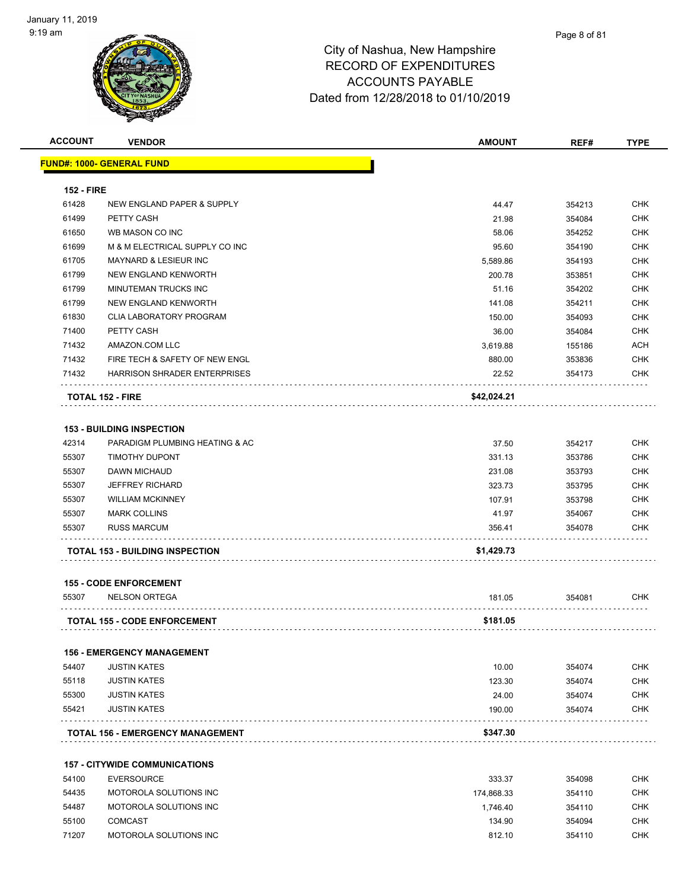# City of Nashua, New Hampshire
## RECORD OF EXPENDITURES
## ACCOUNTS PAYABLE
## Dated from 12/28/2018 to 01/10/2019

| ACCOUNT | VENDOR | AMOUNT | REF# | TYPE |
|---|---|---|---|---|
| **FUND#: 1000- GENERAL FUND** | | | | |
| **152 - FIRE** | | | | |
| 61428 | NEW ENGLAND PAPER & SUPPLY | 44.47 | 354213 | CHK |
| 61499 | PETTY CASH | 21.98 | 354084 | CHK |
| 61650 | WB MASON CO INC | 58.06 | 354252 | CHK |
| 61699 | M & M ELECTRICAL SUPPLY CO INC | 95.60 | 354190 | CHK |
| 61705 | MAYNARD & LESIEUR INC | 5,589.86 | 354193 | CHK |
| 61799 | NEW ENGLAND KENWORTH | 200.78 | 353851 | CHK |
| 61799 | MINUTEMAN TRUCKS INC | 51.16 | 354202 | CHK |
| 61799 | NEW ENGLAND KENWORTH | 141.08 | 354211 | CHK |
| 61830 | CLIA LABORATORY PROGRAM | 150.00 | 354093 | CHK |
| 71400 | PETTY CASH | 36.00 | 354084 | CHK |
| 71432 | AMAZON.COM LLC | 3,619.88 | 155186 | ACH |
| 71432 | FIRE TECH & SAFETY OF NEW ENGL | 880.00 | 353836 | CHK |
| 71432 | HARRISON SHRADER ENTERPRISES | 22.52 | 354173 | CHK |
| **TOTAL 152 - FIRE** | | **$42,024.21** | | |
| **153 - BUILDING INSPECTION** | | | | |
| 42314 | PARADIGM PLUMBING HEATING & AC | 37.50 | 354217 | CHK |
| 55307 | TIMOTHY DUPONT | 331.13 | 353786 | CHK |
| 55307 | DAWN MICHAUD | 231.08 | 353793 | CHK |
| 55307 | JEFFREY RICHARD | 323.73 | 353795 | CHK |
| 55307 | WILLIAM MCKINNEY | 107.91 | 353798 | CHK |
| 55307 | MARK COLLINS | 41.97 | 354067 | CHK |
| 55307 | RUSS MARCUM | 356.41 | 354078 | CHK |
| **TOTAL 153 - BUILDING INSPECTION** | | **$1,429.73** | | |
| **155 - CODE ENFORCEMENT** | | | | |
| 55307 | NELSON ORTEGA | 181.05 | 354081 | CHK |
| **TOTAL 155 - CODE ENFORCEMENT** | | **$181.05** | | |
| **156 - EMERGENCY MANAGEMENT** | | | | |
| 54407 | JUSTIN KATES | 10.00 | 354074 | CHK |
| 55118 | JUSTIN KATES | 123.30 | 354074 | CHK |
| 55300 | JUSTIN KATES | 24.00 | 354074 | CHK |
| 55421 | JUSTIN KATES | 190.00 | 354074 | CHK |
| **TOTAL 156 - EMERGENCY MANAGEMENT** | | **$347.30** | | |
| **157 - CITYWIDE COMMUNICATIONS** | | | | |
| 54100 | EVERSOURCE | 333.37 | 354098 | CHK |
| 54435 | MOTOROLA SOLUTIONS INC | 174,868.33 | 354110 | CHK |
| 54487 | MOTOROLA SOLUTIONS INC | 1,746.40 | 354110 | CHK |
| 55100 | COMCAST | 134.90 | 354094 | CHK |
| 71207 | MOTOROLA SOLUTIONS INC | 812.10 | 354110 | CHK |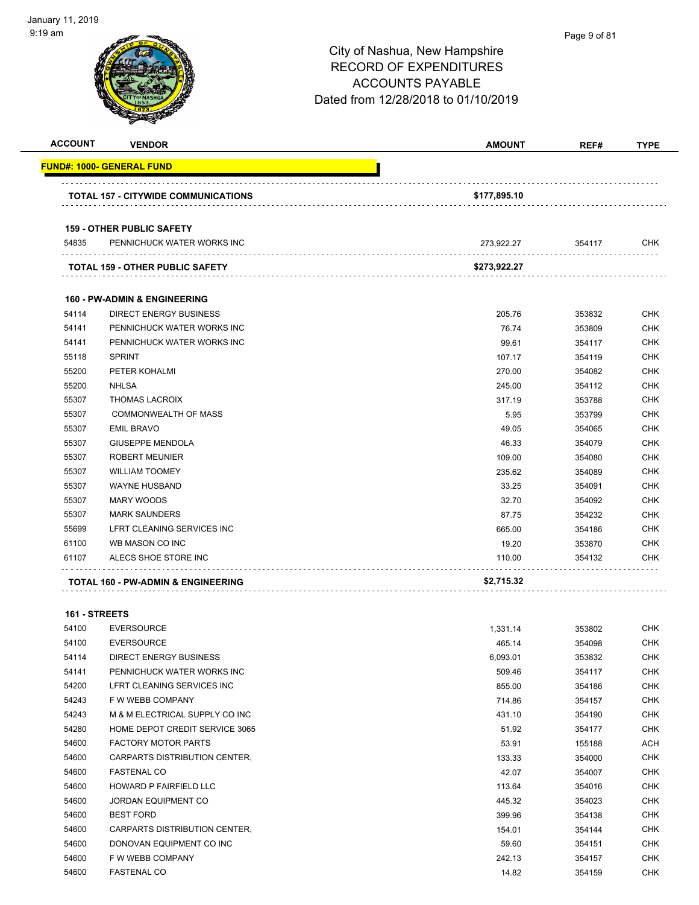# City of Nashua, New Hampshire
## RECORD OF EXPENDITURES
## ACCOUNTS PAYABLE
## Dated from 12/28/2018 to 01/10/2019

| ACCOUNT | VENDOR | AMOUNT | REF# | TYPE |
|---|---|---|---|---|
| **FUND#: 1000- GENERAL FUND** | | | | |
| | **TOTAL 157 - CITYWIDE COMMUNICATIONS** | **$177,895.10** | | |
| **159 - OTHER PUBLIC SAFETY** | | | | |
| 54835 | PENNICHUCK WATER WORKS INC | 273,922.27 | 354117 | CHK |
| | **TOTAL 159 - OTHER PUBLIC SAFETY** | **$273,922.27** | | |
| **160 - PW-ADMIN & ENGINEERING** | | | | |
| 54114 | DIRECT ENERGY BUSINESS | 205.76 | 353832 | CHK |
| 54141 | PENNICHUCK WATER WORKS INC | 76.74 | 353809 | CHK |
| 54141 | PENNICHUCK WATER WORKS INC | 99.61 | 354117 | CHK |
| 55118 | SPRINT | 107.17 | 354119 | CHK |
| 55200 | PETER KOHALMI | 270.00 | 354082 | CHK |
| 55200 | NHLSA | 245.00 | 354112 | CHK |
| 55307 | THOMAS LACROIX | 317.19 | 353788 | CHK |
| 55307 | COMMONWEALTH OF MASS | 5.95 | 353799 | CHK |
| 55307 | EMIL BRAVO | 49.05 | 354065 | CHK |
| 55307 | GIUSEPPE MENDOLA | 46.33 | 354079 | CHK |
| 55307 | ROBERT MEUNIER | 109.00 | 354080 | CHK |
| 55307 | WILLIAM TOOMEY | 235.62 | 354089 | CHK |
| 55307 | WAYNE HUSBAND | 33.25 | 354091 | CHK |
| 55307 | MARY WOODS | 32.70 | 354092 | CHK |
| 55307 | MARK SAUNDERS | 87.75 | 354232 | CHK |
| 55699 | LFRT CLEANING SERVICES INC | 665.00 | 354186 | CHK |
| 61100 | WB MASON CO INC | 19.20 | 353870 | CHK |
| 61107 | ALECS SHOE STORE INC | 110.00 | 354132 | CHK |
| | **TOTAL 160 - PW-ADMIN & ENGINEERING** | **$2,715.32** | | |
| **161 - STREETS** | | | | |
| 54100 | EVERSOURCE | 1,331.14 | 353802 | CHK |
| 54100 | EVERSOURCE | 465.14 | 354098 | CHK |
| 54114 | DIRECT ENERGY BUSINESS | 6,093.01 | 353832 | CHK |
| 54141 | PENNICHUCK WATER WORKS INC | 509.46 | 354117 | CHK |
| 54200 | LFRT CLEANING SERVICES INC | 855.00 | 354186 | CHK |
| 54243 | F W WEBB COMPANY | 714.86 | 354157 | CHK |
| 54243 | M & M ELECTRICAL SUPPLY CO INC | 431.10 | 354190 | CHK |
| 54280 | HOME DEPOT CREDIT SERVICE 3065 | 51.92 | 354177 | CHK |
| 54600 | FACTORY MOTOR PARTS | 53.91 | 155188 | ACH |
| 54600 | CARPARTS DISTRIBUTION CENTER, | 133.33 | 354000 | CHK |
| 54600 | FASTENAL CO | 42.07 | 354007 | CHK |
| 54600 | HOWARD P FAIRFIELD LLC | 113.64 | 354016 | CHK |
| 54600 | JORDAN EQUIPMENT CO | 445.32 | 354023 | CHK |
| 54600 | BEST FORD | 399.96 | 354138 | CHK |
| 54600 | CARPARTS DISTRIBUTION CENTER, | 154.01 | 354144 | CHK |
| 54600 | DONOVAN EQUIPMENT CO INC | 59.60 | 354151 | CHK |
| 54600 | F W WEBB COMPANY | 242.13 | 354157 | CHK |
| 54600 | FASTENAL CO | 14.82 | 354159 | CHK |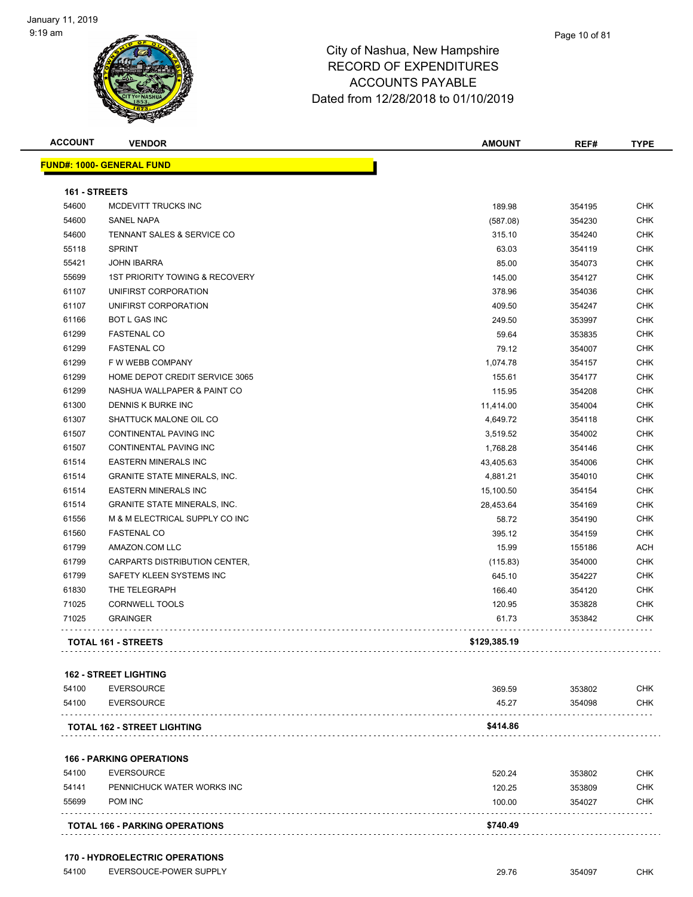# City of Nashua, New Hampshire
## RECORD OF EXPENDITURES
## ACCOUNTS PAYABLE
### Dated from 12/28/2018 to 01/10/2019

| ACCOUNT | VENDOR | AMOUNT | REF# | TYPE |
|---|---|---|---|---|
| **FUND#: 1000- GENERAL FUND** | | | | |
| **161 - STREETS** | | | | |
| 54600 | MCDEVITT TRUCKS INC | 189.98 | 354195 | CHK |
| 54600 | SANEL NAPA | (587.08) | 354230 | CHK |
| 54600 | TENNANT SALES & SERVICE CO | 315.10 | 354240 | CHK |
| 55118 | SPRINT | 63.03 | 354119 | CHK |
| 55421 | JOHN IBARRA | 85.00 | 354073 | CHK |
| 55699 | 1ST PRIORITY TOWING & RECOVERY | 145.00 | 354127 | CHK |
| 61107 | UNIFIRST CORPORATION | 378.96 | 354036 | CHK |
| 61107 | UNIFIRST CORPORATION | 409.50 | 354247 | CHK |
| 61166 | BOT L GAS INC | 249.50 | 353997 | CHK |
| 61299 | FASTENAL CO | 59.64 | 353835 | CHK |
| 61299 | FASTENAL CO | 79.12 | 354007 | CHK |
| 61299 | F W WEBB COMPANY | 1,074.78 | 354157 | CHK |
| 61299 | HOME DEPOT CREDIT SERVICE 3065 | 155.61 | 354177 | CHK |
| 61299 | NASHUA WALLPAPER & PAINT CO | 115.95 | 354208 | CHK |
| 61300 | DENNIS K BURKE INC | 11,414.00 | 354004 | CHK |
| 61307 | SHATTUCK MALONE OIL CO | 4,649.72 | 354118 | CHK |
| 61507 | CONTINENTAL PAVING INC | 3,519.52 | 354002 | CHK |
| 61507 | CONTINENTAL PAVING INC | 1,768.28 | 354146 | CHK |
| 61514 | EASTERN MINERALS INC | 43,405.63 | 354006 | CHK |
| 61514 | GRANITE STATE MINERALS, INC. | 4,881.21 | 354010 | CHK |
| 61514 | EASTERN MINERALS INC | 15,100.50 | 354154 | CHK |
| 61514 | GRANITE STATE MINERALS, INC. | 28,453.64 | 354169 | CHK |
| 61556 | M & M ELECTRICAL SUPPLY CO INC | 58.72 | 354190 | CHK |
| 61560 | FASTENAL CO | 395.12 | 354159 | CHK |
| 61799 | AMAZON.COM LLC | 15.99 | 155186 | ACH |
| 61799 | CARPARTS DISTRIBUTION CENTER, | (115.83) | 354000 | CHK |
| 61799 | SAFETY KLEEN SYSTEMS INC | 645.10 | 354227 | CHK |
| 61830 | THE TELEGRAPH | 166.40 | 354120 | CHK |
| 71025 | CORNWELL TOOLS | 120.95 | 353828 | CHK |
| 71025 | GRAINGER | 61.73 | 353842 | CHK |
| **TOTAL 161 - STREETS** | | **$129,385.19** | | |
| **162 - STREET LIGHTING** | | | | |
| 54100 | EVERSOURCE | 369.59 | 353802 | CHK |
| 54100 | EVERSOURCE | 45.27 | 354098 | CHK |
| **TOTAL 162 - STREET LIGHTING** | | **$414.86** | | |
| **166 - PARKING OPERATIONS** | | | | |
| 54100 | EVERSOURCE | 520.24 | 353802 | CHK |
| 54141 | PENNICHUCK WATER WORKS INC | 120.25 | 353809 | CHK |
| 55699 | POM INC | 100.00 | 354027 | CHK |
| **TOTAL 166 - PARKING OPERATIONS** | | **$740.49** | | |
| **170 - HYDROELECTRIC OPERATIONS** | | | | |
| 54100 | EVERSOUCE-POWER SUPPLY | 29.76 | 354097 | CHK |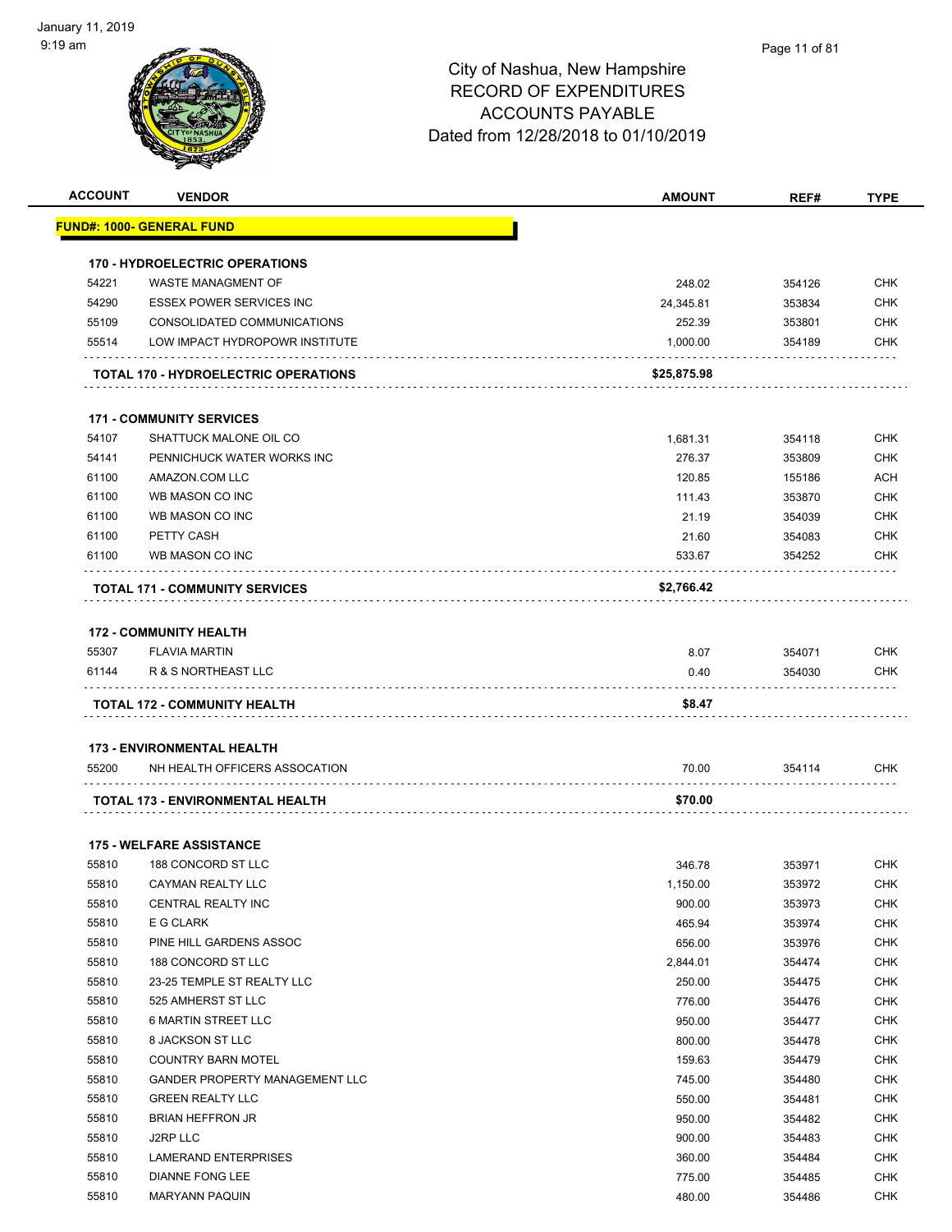City of Nashua, New Hampshire
RECORD OF EXPENDITURES
ACCOUNTS PAYABLE
Dated from 12/28/2018 to 01/10/2019

| ACCOUNT | VENDOR | AMOUNT | REF# | TYPE |
|---|---|---|---|---|
| **FUND#: 1000- GENERAL FUND** | | | | |
| **170 - HYDROELECTRIC OPERATIONS** | | | | |
| 54221 | WASTE MANAGMENT OF | 248.02 | 354126 | CHK |
| 54290 | ESSEX POWER SERVICES INC | 24,345.81 | 353834 | CHK |
| 55109 | CONSOLIDATED COMMUNICATIONS | 252.39 | 353801 | CHK |
| 55514 | LOW IMPACT HYDROPOWR INSTITUTE | 1,000.00 | 354189 | CHK |
| **TOTAL 170 - HYDROELECTRIC OPERATIONS** | | **$25,875.98** | | |
| **171 - COMMUNITY SERVICES** | | | | |
| 54107 | SHATTUCK MALONE OIL CO | 1,681.31 | 354118 | CHK |
| 54141 | PENNICHUCK WATER WORKS INC | 276.37 | 353809 | CHK |
| 61100 | AMAZON.COM LLC | 120.85 | 155186 | ACH |
| 61100 | WB MASON CO INC | 111.43 | 353870 | CHK |
| 61100 | WB MASON CO INC | 21.19 | 354039 | CHK |
| 61100 | PETTY CASH | 21.60 | 354083 | CHK |
| 61100 | WB MASON CO INC | 533.67 | 354252 | CHK |
| **TOTAL 171 - COMMUNITY SERVICES** | | **$2,766.42** | | |
| **172 - COMMUNITY HEALTH** | | | | |
| 55307 | FLAVIA MARTIN | 8.07 | 354071 | CHK |
| 61144 | R & S NORTHEAST LLC | 0.40 | 354030 | CHK |
| **TOTAL 172 - COMMUNITY HEALTH** | | **$8.47** | | |
| **173 - ENVIRONMENTAL HEALTH** | | | | |
| 55200 | NH HEALTH OFFICERS ASSOCATION | 70.00 | 354114 | CHK |
| **TOTAL 173 - ENVIRONMENTAL HEALTH** | | **$70.00** | | |
| **175 - WELFARE ASSISTANCE** | | | | |
| 55810 | 188 CONCORD ST LLC | 346.78 | 353971 | CHK |
| 55810 | CAYMAN REALTY LLC | 1,150.00 | 353972 | CHK |
| 55810 | CENTRAL REALTY INC | 900.00 | 353973 | CHK |
| 55810 | E G CLARK | 465.94 | 353974 | CHK |
| 55810 | PINE HILL GARDENS ASSOC | 656.00 | 353976 | CHK |
| 55810 | 188 CONCORD ST LLC | 2,844.01 | 354474 | CHK |
| 55810 | 23-25 TEMPLE ST REALTY LLC | 250.00 | 354475 | CHK |
| 55810 | 525 AMHERST ST LLC | 776.00 | 354476 | CHK |
| 55810 | 6 MARTIN STREET LLC | 950.00 | 354477 | CHK |
| 55810 | 8 JACKSON ST LLC | 800.00 | 354478 | CHK |
| 55810 | COUNTRY BARN MOTEL | 159.63 | 354479 | CHK |
| 55810 | GANDER PROPERTY MANAGEMENT LLC | 745.00 | 354480 | CHK |
| 55810 | GREEN REALTY LLC | 550.00 | 354481 | CHK |
| 55810 | BRIAN HEFFRON JR | 950.00 | 354482 | CHK |
| 55810 | J2RP LLC | 900.00 | 354483 | CHK |
| 55810 | LAMERAND ENTERPRISES | 360.00 | 354484 | CHK |
| 55810 | DIANNE FONG LEE | 775.00 | 354485 | CHK |
| 55810 | MARYANN PAQUIN | 480.00 | 354486 | CHK |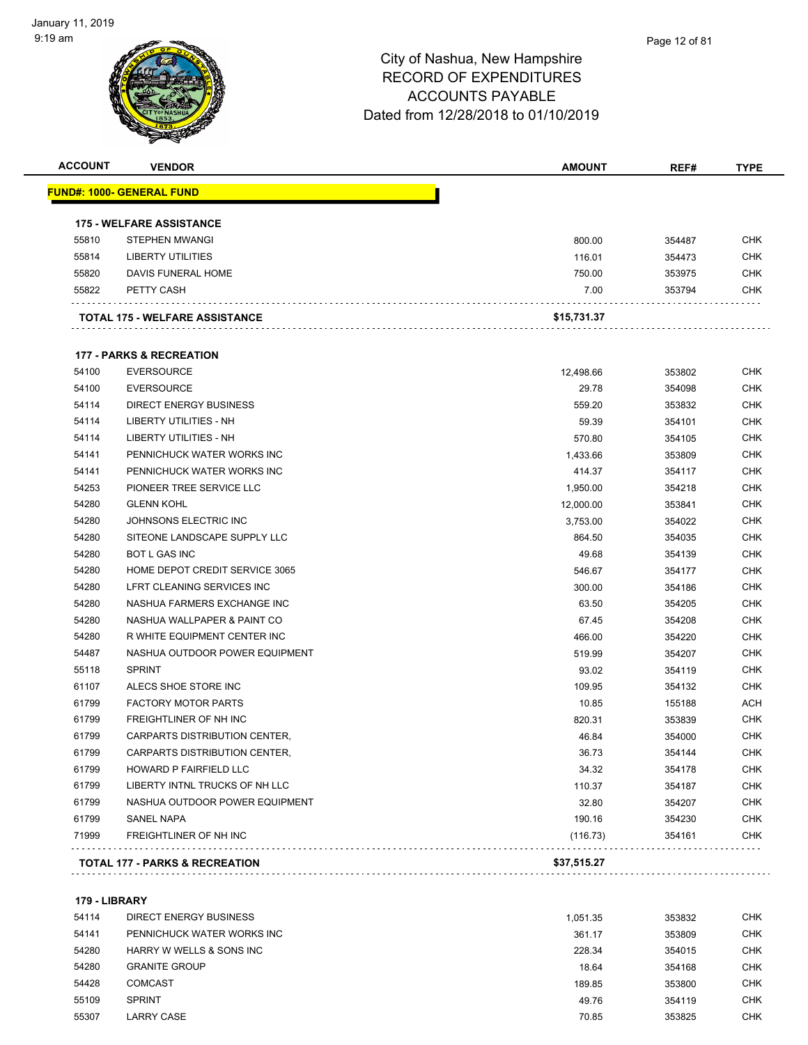# City of Nashua, New Hampshire
## RECORD OF EXPENDITURES
## ACCOUNTS PAYABLE
## Dated from 12/28/2018 to 01/10/2019

| ACCOUNT | VENDOR | AMOUNT | REF# | TYPE |
|---|---|---|---|---|
| **FUND#: 1000- GENERAL FUND** | | | | |
| **175 - WELFARE ASSISTANCE** | | | | |
| 55810 | STEPHEN MWANGI | 800.00 | 354487 | CHK |
| 55814 | LIBERTY UTILITIES | 116.01 | 354473 | CHK |
| 55820 | DAVIS FUNERAL HOME | 750.00 | 353975 | CHK |
| 55822 | PETTY CASH | 7.00 | 353794 | CHK |
| **TOTAL 175 - WELFARE ASSISTANCE** | | **$15,731.37** | | |
| **177 - PARKS & RECREATION** | | | | |
| 54100 | EVERSOURCE | 12,498.66 | 353802 | CHK |
| 54100 | EVERSOURCE | 29.78 | 354098 | CHK |
| 54114 | DIRECT ENERGY BUSINESS | 559.20 | 353832 | CHK |
| 54114 | LIBERTY UTILITIES - NH | 59.39 | 354101 | CHK |
| 54114 | LIBERTY UTILITIES - NH | 570.80 | 354105 | CHK |
| 54141 | PENNICHUCK WATER WORKS INC | 1,433.66 | 353809 | CHK |
| 54141 | PENNICHUCK WATER WORKS INC | 414.37 | 354117 | CHK |
| 54253 | PIONEER TREE SERVICE LLC | 1,950.00 | 354218 | CHK |
| 54280 | GLENN KOHL | 12,000.00 | 353841 | CHK |
| 54280 | JOHNSONS ELECTRIC INC | 3,753.00 | 354022 | CHK |
| 54280 | SITEONE LANDSCAPE SUPPLY LLC | 864.50 | 354035 | CHK |
| 54280 | BOT L GAS INC | 49.68 | 354139 | CHK |
| 54280 | HOME DEPOT CREDIT SERVICE 3065 | 546.67 | 354177 | CHK |
| 54280 | LFRT CLEANING SERVICES INC | 300.00 | 354186 | CHK |
| 54280 | NASHUA FARMERS EXCHANGE INC | 63.50 | 354205 | CHK |
| 54280 | NASHUA WALLPAPER & PAINT CO | 67.45 | 354208 | CHK |
| 54280 | R WHITE EQUIPMENT CENTER INC | 466.00 | 354220 | CHK |
| 54487 | NASHUA OUTDOOR POWER EQUIPMENT | 519.99 | 354207 | CHK |
| 55118 | SPRINT | 93.02 | 354119 | CHK |
| 61107 | ALECS SHOE STORE INC | 109.95 | 354132 | CHK |
| 61799 | FACTORY MOTOR PARTS | 10.85 | 155188 | ACH |
| 61799 | FREIGHTLINER OF NH INC | 820.31 | 353839 | CHK |
| 61799 | CARPARTS DISTRIBUTION CENTER, | 46.84 | 354000 | CHK |
| 61799 | CARPARTS DISTRIBUTION CENTER, | 36.73 | 354144 | CHK |
| 61799 | HOWARD P FAIRFIELD LLC | 34.32 | 354178 | CHK |
| 61799 | LIBERTY INTNL TRUCKS OF NH LLC | 110.37 | 354187 | CHK |
| 61799 | NASHUA OUTDOOR POWER EQUIPMENT | 32.80 | 354207 | CHK |
| 61799 | SANEL NAPA | 190.16 | 354230 | CHK |
| 71999 | FREIGHTLINER OF NH INC | (116.73) | 354161 | CHK |
| **TOTAL 177 - PARKS & RECREATION** | | **$37,515.27** | | |
| **179 - LIBRARY** | | | | |
| 54114 | DIRECT ENERGY BUSINESS | 1,051.35 | 353832 | CHK |
| 54141 | PENNICHUCK WATER WORKS INC | 361.17 | 353809 | CHK |
| 54280 | HARRY W WELLS & SONS INC | 228.34 | 354015 | CHK |
| 54280 | GRANITE GROUP | 18.64 | 354168 | CHK |
| 54428 | COMCAST | 189.85 | 353800 | CHK |
| 55109 | SPRINT | 49.76 | 354119 | CHK |
| 55307 | LARRY CASE | 70.85 | 353825 | CHK |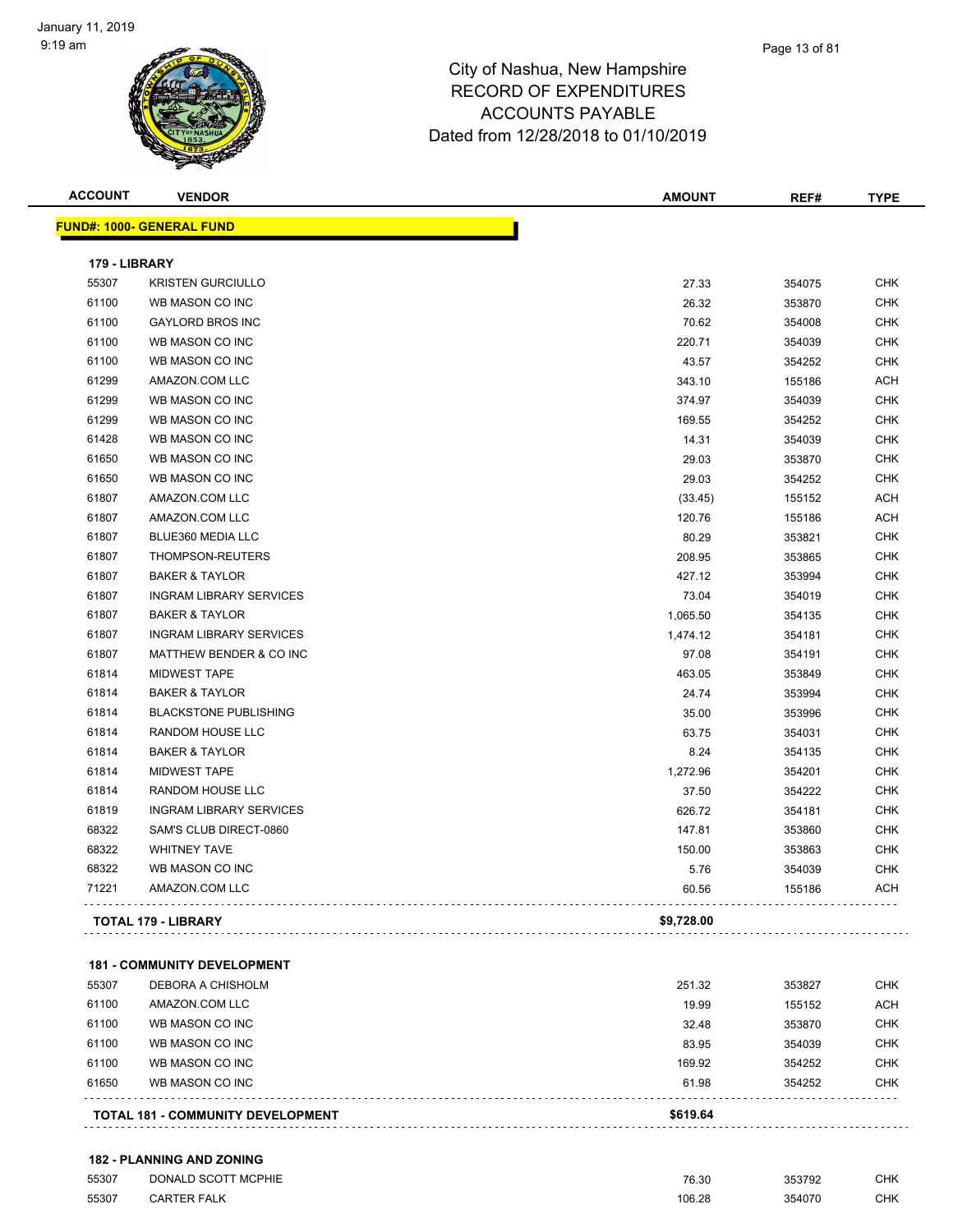# City of Nashua, New Hampshire
## RECORD OF EXPENDITURES
## ACCOUNTS PAYABLE
## Dated from 12/28/2018 to 01/10/2019

| ACCOUNT | VENDOR | AMOUNT | REF# | TYPE |
|---|---|---|---|---|
| **FUND#: 1000- GENERAL FUND** | | | | |
| **179 - LIBRARY** | | | | |
| 55307 | KRISTEN GURCIULLO | 27.33 | 354075 | CHK |
| 61100 | WB MASON CO INC | 26.32 | 353870 | CHK |
| 61100 | GAYLORD BROS INC | 70.62 | 354008 | CHK |
| 61100 | WB MASON CO INC | 220.71 | 354039 | CHK |
| 61100 | WB MASON CO INC | 43.57 | 354252 | CHK |
| 61299 | AMAZON.COM LLC | 343.10 | 155186 | ACH |
| 61299 | WB MASON CO INC | 374.97 | 354039 | CHK |
| 61299 | WB MASON CO INC | 169.55 | 354252 | CHK |
| 61428 | WB MASON CO INC | 14.31 | 354039 | CHK |
| 61650 | WB MASON CO INC | 29.03 | 353870 | CHK |
| 61650 | WB MASON CO INC | 29.03 | 354252 | CHK |
| 61807 | AMAZON.COM LLC | (33.45) | 155152 | ACH |
| 61807 | AMAZON.COM LLC | 120.76 | 155186 | ACH |
| 61807 | BLUE360 MEDIA LLC | 80.29 | 353821 | CHK |
| 61807 | THOMPSON-REUTERS | 208.95 | 353865 | CHK |
| 61807 | BAKER & TAYLOR | 427.12 | 353994 | CHK |
| 61807 | INGRAM LIBRARY SERVICES | 73.04 | 354019 | CHK |
| 61807 | BAKER & TAYLOR | 1,065.50 | 354135 | CHK |
| 61807 | INGRAM LIBRARY SERVICES | 1,474.12 | 354181 | CHK |
| 61807 | MATTHEW BENDER & CO INC | 97.08 | 354191 | CHK |
| 61814 | MIDWEST TAPE | 463.05 | 353849 | CHK |
| 61814 | BAKER & TAYLOR | 24.74 | 353994 | CHK |
| 61814 | BLACKSTONE PUBLISHING | 35.00 | 353996 | CHK |
| 61814 | RANDOM HOUSE LLC | 63.75 | 354031 | CHK |
| 61814 | BAKER & TAYLOR | 8.24 | 354135 | CHK |
| 61814 | MIDWEST TAPE | 1,272.96 | 354201 | CHK |
| 61814 | RANDOM HOUSE LLC | 37.50 | 354222 | CHK |
| 61819 | INGRAM LIBRARY SERVICES | 626.72 | 354181 | CHK |
| 68322 | SAM'S CLUB DIRECT-0860 | 147.81 | 353860 | CHK |
| 68322 | WHITNEY TAVE | 150.00 | 353863 | CHK |
| 68322 | WB MASON CO INC | 5.76 | 354039 | CHK |
| 71221 | AMAZON.COM LLC | 60.56 | 155186 | ACH |
| **TOTAL 179 - LIBRARY** | | **$9,728.00** | | |
| **181 - COMMUNITY DEVELOPMENT** | | | | |
| 55307 | DEBORA A CHISHOLM | 251.32 | 353827 | CHK |
| 61100 | AMAZON.COM LLC | 19.99 | 155152 | ACH |
| 61100 | WB MASON CO INC | 32.48 | 353870 | CHK |
| 61100 | WB MASON CO INC | 83.95 | 354039 | CHK |
| 61100 | WB MASON CO INC | 169.92 | 354252 | CHK |
| 61650 | WB MASON CO INC | 61.98 | 354252 | CHK |
| **TOTAL 181 - COMMUNITY DEVELOPMENT** | | **$619.64** | | |
| **182 - PLANNING AND ZONING** | | | | |
| 55307 | DONALD SCOTT MCPHIE | 76.30 | 353792 | CHK |
| 55307 | CARTER FALK | 106.28 | 354070 | CHK |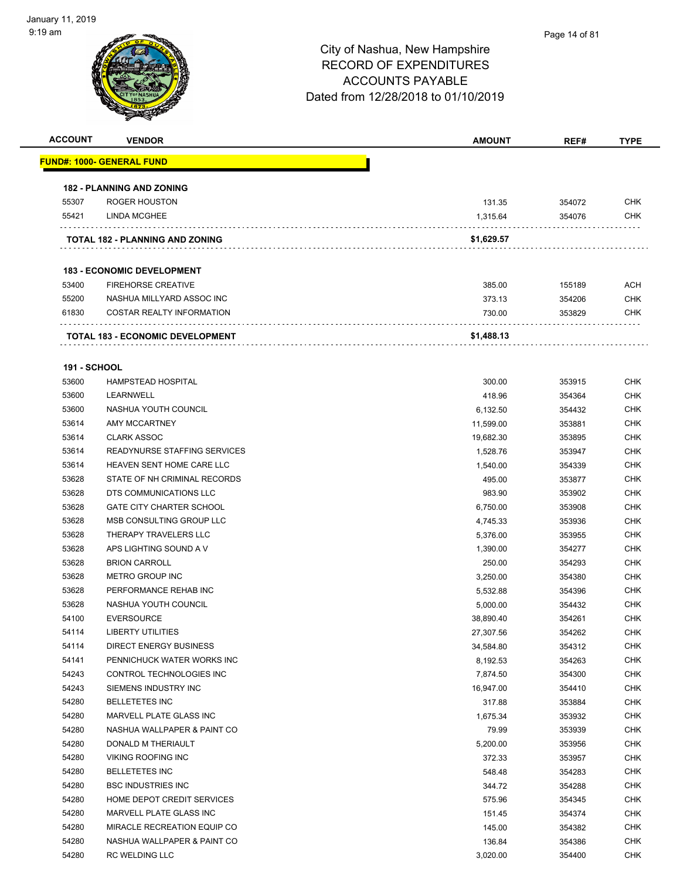# City of Nashua, New Hampshire
## RECORD OF EXPENDITURES
## ACCOUNTS PAYABLE
## Dated from 12/28/2018 to 01/10/2019

| ACCOUNT | VENDOR | AMOUNT | REF# | TYPE |
|---|---|---|---|---|
| **FUND#: 1000- GENERAL FUND** | | | | |
| **182 - PLANNING AND ZONING** | | | | |
| 55307 | ROGER HOUSTON | 131.35 | 354072 | CHK |
| 55421 | LINDA MCGHEE | 1,315.64 | 354076 | CHK |
| | **TOTAL 182 - PLANNING AND ZONING** | **$1,629.57** | | |
| **183 - ECONOMIC DEVELOPMENT** | | | | |
| 53400 | FIREHORSE CREATIVE | 385.00 | 155189 | ACH |
| 55200 | NASHUA MILLYARD ASSOC INC | 373.13 | 354206 | CHK |
| 61830 | COSTAR REALTY INFORMATION | 730.00 | 353829 | CHK |
| | **TOTAL 183 - ECONOMIC DEVELOPMENT** | **$1,488.13** | | |
| **191 - SCHOOL** | | | | |
| 53600 | HAMPSTEAD HOSPITAL | 300.00 | 353915 | CHK |
| 53600 | LEARNWELL | 418.96 | 354364 | CHK |
| 53600 | NASHUA YOUTH COUNCIL | 6,132.50 | 354432 | CHK |
| 53614 | AMY MCCARTNEY | 11,599.00 | 353881 | CHK |
| 53614 | CLARK ASSOC | 19,682.30 | 353895 | CHK |
| 53614 | READYNURSE STAFFING SERVICES | 1,528.76 | 353947 | CHK |
| 53614 | HEAVEN SENT HOME CARE LLC | 1,540.00 | 354339 | CHK |
| 53628 | STATE OF NH CRIMINAL RECORDS | 495.00 | 353877 | CHK |
| 53628 | DTS COMMUNICATIONS LLC | 983.90 | 353902 | CHK |
| 53628 | GATE CITY CHARTER SCHOOL | 6,750.00 | 353908 | CHK |
| 53628 | MSB CONSULTING GROUP LLC | 4,745.33 | 353936 | CHK |
| 53628 | THERAPY TRAVELERS LLC | 5,376.00 | 353955 | CHK |
| 53628 | APS LIGHTING SOUND A V | 1,390.00 | 354277 | CHK |
| 53628 | BRION CARROLL | 250.00 | 354293 | CHK |
| 53628 | METRO GROUP INC | 3,250.00 | 354380 | CHK |
| 53628 | PERFORMANCE REHAB INC | 5,532.88 | 354396 | CHK |
| 53628 | NASHUA YOUTH COUNCIL | 5,000.00 | 354432 | CHK |
| 54100 | EVERSOURCE | 38,890.40 | 354261 | CHK |
| 54114 | LIBERTY UTILITIES | 27,307.56 | 354262 | CHK |
| 54114 | DIRECT ENERGY BUSINESS | 34,584.80 | 354312 | CHK |
| 54141 | PENNICHUCK WATER WORKS INC | 8,192.53 | 354263 | CHK |
| 54243 | CONTROL TECHNOLOGIES INC | 7,874.50 | 354300 | CHK |
| 54243 | SIEMENS INDUSTRY INC | 16,947.00 | 354410 | CHK |
| 54280 | BELLETETES INC | 317.88 | 353884 | CHK |
| 54280 | MARVELL PLATE GLASS INC | 1,675.34 | 353932 | CHK |
| 54280 | NASHUA WALLPAPER & PAINT CO | 79.99 | 353939 | CHK |
| 54280 | DONALD M THERIAULT | 5,200.00 | 353956 | CHK |
| 54280 | VIKING ROOFING INC | 372.33 | 353957 | CHK |
| 54280 | BELLETETES INC | 548.48 | 354283 | CHK |
| 54280 | BSC INDUSTRIES INC | 344.72 | 354288 | CHK |
| 54280 | HOME DEPOT CREDIT SERVICES | 575.96 | 354345 | CHK |
| 54280 | MARVELL PLATE GLASS INC | 151.45 | 354374 | CHK |
| 54280 | MIRACLE RECREATION EQUIP CO | 145.00 | 354382 | CHK |
| 54280 | NASHUA WALLPAPER & PAINT CO | 136.84 | 354386 | CHK |
| 54280 | RC WELDING LLC | 3,020.00 | 354400 | CHK |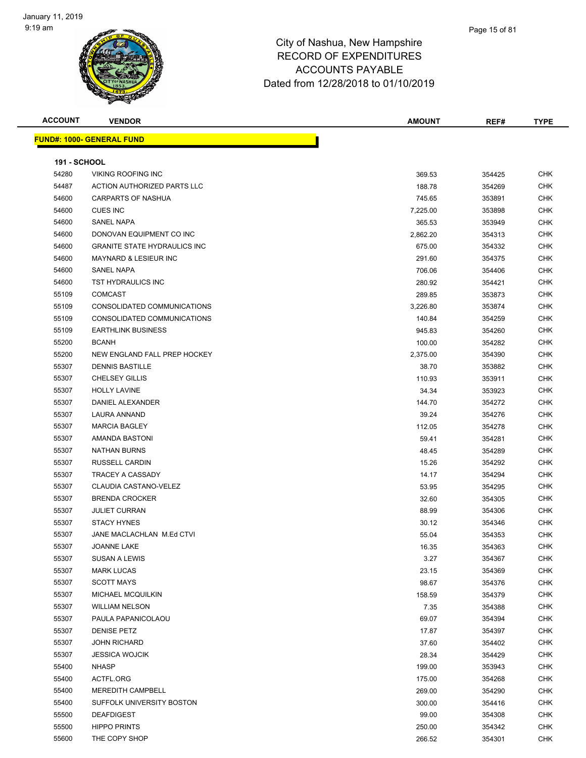# City of Nashua, New Hampshire
# RECORD OF EXPENDITURES
# ACCOUNTS PAYABLE
# Dated from 12/28/2018 to 01/10/2019

**FUND#: 1000- GENERAL FUND**

**191 - SCHOOL**

| ACCOUNT | VENDOR | AMOUNT | REF# | TYPE |
|---|---|---|---|---|
| 54280 | VIKING ROOFING INC | 369.53 | 354425 | CHK |
| 54487 | ACTION AUTHORIZED PARTS LLC | 188.78 | 354269 | CHK |
| 54600 | CARPARTS OF NASHUA | 745.65 | 353891 | CHK |
| 54600 | CUES INC | 7,225.00 | 353898 | CHK |
| 54600 | SANEL NAPA | 365.53 | 353949 | CHK |
| 54600 | DONOVAN EQUIPMENT CO INC | 2,862.20 | 354313 | CHK |
| 54600 | GRANITE STATE HYDRAULICS INC | 675.00 | 354332 | CHK |
| 54600 | MAYNARD & LESIEUR INC | 291.60 | 354375 | CHK |
| 54600 | SANEL NAPA | 706.06 | 354406 | CHK |
| 54600 | TST HYDRAULICS INC | 280.92 | 354421 | CHK |
| 55109 | COMCAST | 289.85 | 353873 | CHK |
| 55109 | CONSOLIDATED COMMUNICATIONS | 3,226.80 | 353874 | CHK |
| 55109 | CONSOLIDATED COMMUNICATIONS | 140.84 | 354259 | CHK |
| 55109 | EARTHLINK BUSINESS | 945.83 | 354260 | CHK |
| 55200 | BCANH | 100.00 | 354282 | CHK |
| 55200 | NEW ENGLAND FALL PREP HOCKEY | 2,375.00 | 354390 | CHK |
| 55307 | DENNIS BASTILLE | 38.70 | 353882 | CHK |
| 55307 | CHELSEY GILLIS | 110.93 | 353911 | CHK |
| 55307 | HOLLY LAVINE | 34.34 | 353923 | CHK |
| 55307 | DANIEL ALEXANDER | 144.70 | 354272 | CHK |
| 55307 | LAURA ANNAND | 39.24 | 354276 | CHK |
| 55307 | MARCIA BAGLEY | 112.05 | 354278 | CHK |
| 55307 | AMANDA BASTONI | 59.41 | 354281 | CHK |
| 55307 | NATHAN BURNS | 48.45 | 354289 | CHK |
| 55307 | RUSSELL CARDIN | 15.26 | 354292 | CHK |
| 55307 | TRACEY A CASSADY | 14.17 | 354294 | CHK |
| 55307 | CLAUDIA CASTANO-VELEZ | 53.95 | 354295 | CHK |
| 55307 | BRENDA CROCKER | 32.60 | 354305 | CHK |
| 55307 | JULIET CURRAN | 88.99 | 354306 | CHK |
| 55307 | STACY HYNES | 30.12 | 354346 | CHK |
| 55307 | JANE MACLACHLAN M.Ed CTVI | 55.04 | 354353 | CHK |
| 55307 | JOANNE LAKE | 16.35 | 354363 | CHK |
| 55307 | SUSAN A LEWIS | 3.27 | 354367 | CHK |
| 55307 | MARK LUCAS | 23.15 | 354369 | CHK |
| 55307 | SCOTT MAYS | 98.67 | 354376 | CHK |
| 55307 | MICHAEL MCQUILKIN | 158.59 | 354379 | CHK |
| 55307 | WILLIAM NELSON | 7.35 | 354388 | CHK |
| 55307 | PAULA PAPANICOLAOU | 69.07 | 354394 | CHK |
| 55307 | DENISE PETZ | 17.87 | 354397 | CHK |
| 55307 | JOHN RICHARD | 37.60 | 354402 | CHK |
| 55307 | JESSICA WOJCIK | 28.34 | 354429 | CHK |
| 55400 | NHASP | 199.00 | 353943 | CHK |
| 55400 | ACTFL.ORG | 175.00 | 354268 | CHK |
| 55400 | MEREDITH CAMPBELL | 269.00 | 354290 | CHK |
| 55400 | SUFFOLK UNIVERSITY BOSTON | 300.00 | 354416 | CHK |
| 55500 | DEAFDIGEST | 99.00 | 354308 | CHK |
| 55500 | HIPPO PRINTS | 250.00 | 354342 | CHK |
| 55600 | THE COPY SHOP | 266.52 | 354301 | CHK |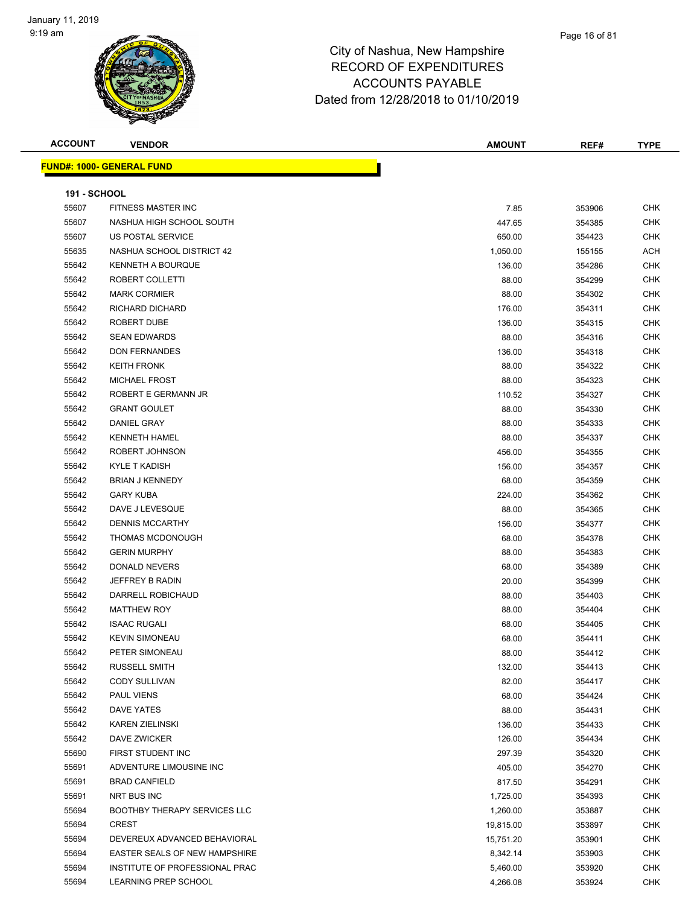# City of Nashua, New Hampshire
## RECORD OF EXPENDITURES
## ACCOUNTS PAYABLE
## Dated from 12/28/2018 to 01/10/2019

| ACCOUNT | VENDOR | AMOUNT | REF# | TYPE |
|---|---|---|---|---|
| **FUND#: 1000- GENERAL FUND** | | | | |
| **191 - SCHOOL** | | | | |
| 55607 | FITNESS MASTER INC | 7.85 | 353906 | CHK |
| 55607 | NASHUA HIGH SCHOOL SOUTH | 447.65 | 354385 | CHK |
| 55607 | US POSTAL SERVICE | 650.00 | 354423 | CHK |
| 55635 | NASHUA SCHOOL DISTRICT 42 | 1,050.00 | 155155 | ACH |
| 55642 | KENNETH A BOURQUE | 136.00 | 354286 | CHK |
| 55642 | ROBERT COLLETTI | 88.00 | 354299 | CHK |
| 55642 | MARK CORMIER | 88.00 | 354302 | CHK |
| 55642 | RICHARD DICHARD | 176.00 | 354311 | CHK |
| 55642 | ROBERT DUBE | 136.00 | 354315 | CHK |
| 55642 | SEAN EDWARDS | 88.00 | 354316 | CHK |
| 55642 | DON FERNANDES | 136.00 | 354318 | CHK |
| 55642 | KEITH FRONK | 88.00 | 354322 | CHK |
| 55642 | MICHAEL FROST | 88.00 | 354323 | CHK |
| 55642 | ROBERT E GERMANN JR | 110.52 | 354327 | CHK |
| 55642 | GRANT GOULET | 88.00 | 354330 | CHK |
| 55642 | DANIEL GRAY | 88.00 | 354333 | CHK |
| 55642 | KENNETH HAMEL | 88.00 | 354337 | CHK |
| 55642 | ROBERT JOHNSON | 456.00 | 354355 | CHK |
| 55642 | KYLE T KADISH | 156.00 | 354357 | CHK |
| 55642 | BRIAN J KENNEDY | 68.00 | 354359 | CHK |
| 55642 | GARY KUBA | 224.00 | 354362 | CHK |
| 55642 | DAVE J LEVESQUE | 88.00 | 354365 | CHK |
| 55642 | DENNIS MCCARTHY | 156.00 | 354377 | CHK |
| 55642 | THOMAS MCDONOUGH | 68.00 | 354378 | CHK |
| 55642 | GERIN MURPHY | 88.00 | 354383 | CHK |
| 55642 | DONALD NEVERS | 68.00 | 354389 | CHK |
| 55642 | JEFFREY B RADIN | 20.00 | 354399 | CHK |
| 55642 | DARRELL ROBICHAUD | 88.00 | 354403 | CHK |
| 55642 | MATTHEW ROY | 88.00 | 354404 | CHK |
| 55642 | ISAAC RUGALI | 68.00 | 354405 | CHK |
| 55642 | KEVIN SIMONEAU | 68.00 | 354411 | CHK |
| 55642 | PETER SIMONEAU | 88.00 | 354412 | CHK |
| 55642 | RUSSELL SMITH | 132.00 | 354413 | CHK |
| 55642 | CODY SULLIVAN | 82.00 | 354417 | CHK |
| 55642 | PAUL VIENS | 68.00 | 354424 | CHK |
| 55642 | DAVE YATES | 88.00 | 354431 | CHK |
| 55642 | KAREN ZIELINSKI | 136.00 | 354433 | CHK |
| 55642 | DAVE ZWICKER | 126.00 | 354434 | CHK |
| 55690 | FIRST STUDENT INC | 297.39 | 354320 | CHK |
| 55691 | ADVENTURE LIMOUSINE INC | 405.00 | 354270 | CHK |
| 55691 | BRAD CANFIELD | 817.50 | 354291 | CHK |
| 55691 | NRT BUS INC | 1,725.00 | 354393 | CHK |
| 55694 | BOOTHBY THERAPY SERVICES LLC | 1,260.00 | 353887 | CHK |
| 55694 | CREST | 19,815.00 | 353897 | CHK |
| 55694 | DEVEREUX ADVANCED BEHAVIORAL | 15,751.20 | 353901 | CHK |
| 55694 | EASTER SEALS OF NEW HAMPSHIRE | 8,342.14 | 353903 | CHK |
| 55694 | INSTITUTE OF PROFESSIONAL PRAC | 5,460.00 | 353920 | CHK |
| 55694 | LEARNING PREP SCHOOL | 4,266.08 | 353924 | CHK |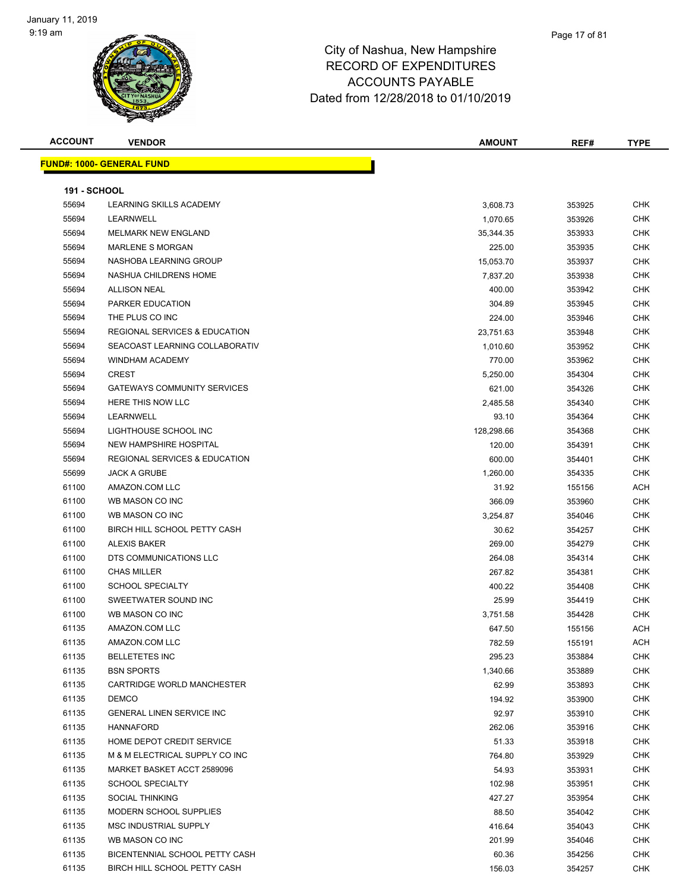# City of Nashua, New Hampshire
## RECORD OF EXPENDITURES
## ACCOUNTS PAYABLE
## Dated from 12/28/2018 to 01/10/2019

**FUND#: 1000- GENERAL FUND**

**191 - SCHOOL**

| ACCOUNT | VENDOR | AMOUNT | REF# | TYPE |
|---|---|---|---|---|
| 55694 | LEARNING SKILLS ACADEMY | 3,608.73 | 353925 | CHK |
| 55694 | LEARNWELL | 1,070.65 | 353926 | CHK |
| 55694 | MELMARK NEW ENGLAND | 35,344.35 | 353933 | CHK |
| 55694 | MARLENE S MORGAN | 225.00 | 353935 | CHK |
| 55694 | NASHOBA LEARNING GROUP | 15,053.70 | 353937 | CHK |
| 55694 | NASHUA CHILDRENS HOME | 7,837.20 | 353938 | CHK |
| 55694 | ALLISON NEAL | 400.00 | 353942 | CHK |
| 55694 | PARKER EDUCATION | 304.89 | 353945 | CHK |
| 55694 | THE PLUS CO INC | 224.00 | 353946 | CHK |
| 55694 | REGIONAL SERVICES & EDUCATION | 23,751.63 | 353948 | CHK |
| 55694 | SEACOAST LEARNING COLLABORATIV | 1,010.60 | 353952 | CHK |
| 55694 | WINDHAM ACADEMY | 770.00 | 353962 | CHK |
| 55694 | CREST | 5,250.00 | 354304 | CHK |
| 55694 | GATEWAYS COMMUNITY SERVICES | 621.00 | 354326 | CHK |
| 55694 | HERE THIS NOW LLC | 2,485.58 | 354340 | CHK |
| 55694 | LEARNWELL | 93.10 | 354364 | CHK |
| 55694 | LIGHTHOUSE SCHOOL INC | 128,298.66 | 354368 | CHK |
| 55694 | NEW HAMPSHIRE HOSPITAL | 120.00 | 354391 | CHK |
| 55694 | REGIONAL SERVICES & EDUCATION | 600.00 | 354401 | CHK |
| 55699 | JACK A GRUBE | 1,260.00 | 354335 | CHK |
| 61100 | AMAZON.COM LLC | 31.92 | 155156 | ACH |
| 61100 | WB MASON CO INC | 366.09 | 353960 | CHK |
| 61100 | WB MASON CO INC | 3,254.87 | 354046 | CHK |
| 61100 | BIRCH HILL SCHOOL PETTY CASH | 30.62 | 354257 | CHK |
| 61100 | ALEXIS BAKER | 269.00 | 354279 | CHK |
| 61100 | DTS COMMUNICATIONS LLC | 264.08 | 354314 | CHK |
| 61100 | CHAS MILLER | 267.82 | 354381 | CHK |
| 61100 | SCHOOL SPECIALTY | 400.22 | 354408 | CHK |
| 61100 | SWEETWATER SOUND INC | 25.99 | 354419 | CHK |
| 61100 | WB MASON CO INC | 3,751.58 | 354428 | CHK |
| 61135 | AMAZON.COM LLC | 647.50 | 155156 | ACH |
| 61135 | AMAZON.COM LLC | 782.59 | 155191 | ACH |
| 61135 | BELLETETES INC | 295.23 | 353884 | CHK |
| 61135 | BSN SPORTS | 1,340.66 | 353889 | CHK |
| 61135 | CARTRIDGE WORLD MANCHESTER | 62.99 | 353893 | CHK |
| 61135 | DEMCO | 194.92 | 353900 | CHK |
| 61135 | GENERAL LINEN SERVICE INC | 92.97 | 353910 | CHK |
| 61135 | HANNAFORD | 262.06 | 353916 | CHK |
| 61135 | HOME DEPOT CREDIT SERVICE | 51.33 | 353918 | CHK |
| 61135 | M & M ELECTRICAL SUPPLY CO INC | 764.80 | 353929 | CHK |
| 61135 | MARKET BASKET ACCT 2589096 | 54.93 | 353931 | CHK |
| 61135 | SCHOOL SPECIALTY | 102.98 | 353951 | CHK |
| 61135 | SOCIAL THINKING | 427.27 | 353954 | CHK |
| 61135 | MODERN SCHOOL SUPPLIES | 88.50 | 354042 | CHK |
| 61135 | MSC INDUSTRIAL SUPPLY | 416.64 | 354043 | CHK |
| 61135 | WB MASON CO INC | 201.99 | 354046 | CHK |
| 61135 | BICENTENNIAL SCHOOL PETTY CASH | 60.36 | 354256 | CHK |
| 61135 | BIRCH HILL SCHOOL PETTY CASH | 156.03 | 354257 | CHK |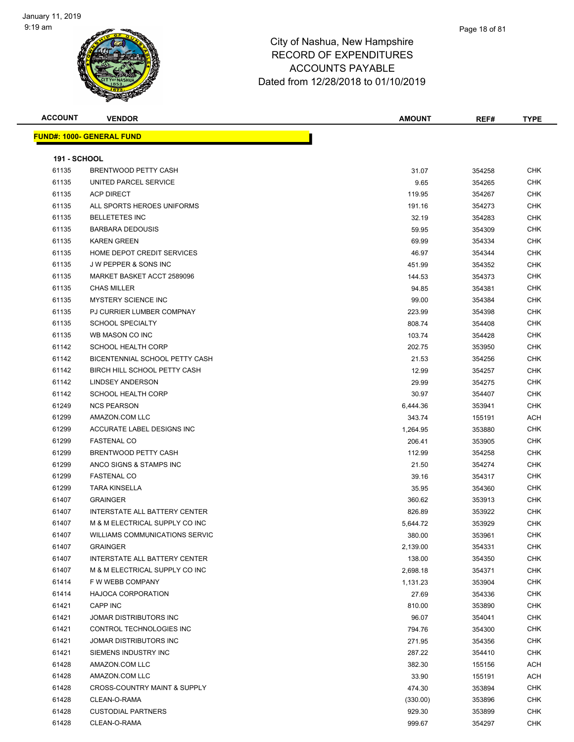# City of Nashua, New Hampshire
# RECORD OF EXPENDITURES
# ACCOUNTS PAYABLE
# Dated from 12/28/2018 to 01/10/2019

**FUND#: 1000- GENERAL FUND**

**191 - SCHOOL**

| ACCOUNT | VENDOR | AMOUNT | REF# | TYPE |
|---|---|---|---|---|
| 61135 | BRENTWOOD PETTY CASH | 31.07 | 354258 | CHK |
| 61135 | UNITED PARCEL SERVICE | 9.65 | 354265 | CHK |
| 61135 | ACP DIRECT | 119.95 | 354267 | CHK |
| 61135 | ALL SPORTS HEROES UNIFORMS | 191.16 | 354273 | CHK |
| 61135 | BELLETETES INC | 32.19 | 354283 | CHK |
| 61135 | BARBARA DEDOUSIS | 59.95 | 354309 | CHK |
| 61135 | KAREN GREEN | 69.99 | 354334 | CHK |
| 61135 | HOME DEPOT CREDIT SERVICES | 46.97 | 354344 | CHK |
| 61135 | J W PEPPER & SONS INC | 451.99 | 354352 | CHK |
| 61135 | MARKET BASKET ACCT 2589096 | 144.53 | 354373 | CHK |
| 61135 | CHAS MILLER | 94.85 | 354381 | CHK |
| 61135 | MYSTERY SCIENCE INC | 99.00 | 354384 | CHK |
| 61135 | PJ CURRIER LUMBER COMPNAY | 223.99 | 354398 | CHK |
| 61135 | SCHOOL SPECIALTY | 808.74 | 354408 | CHK |
| 61135 | WB MASON CO INC | 103.74 | 354428 | CHK |
| 61142 | SCHOOL HEALTH CORP | 202.75 | 353950 | CHK |
| 61142 | BICENTENNIAL SCHOOL PETTY CASH | 21.53 | 354256 | CHK |
| 61142 | BIRCH HILL SCHOOL PETTY CASH | 12.99 | 354257 | CHK |
| 61142 | LINDSEY ANDERSON | 29.99 | 354275 | CHK |
| 61142 | SCHOOL HEALTH CORP | 30.97 | 354407 | CHK |
| 61249 | NCS PEARSON | 6,444.36 | 353941 | CHK |
| 61299 | AMAZON.COM LLC | 343.74 | 155191 | ACH |
| 61299 | ACCURATE LABEL DESIGNS INC | 1,264.95 | 353880 | CHK |
| 61299 | FASTENAL CO | 206.41 | 353905 | CHK |
| 61299 | BRENTWOOD PETTY CASH | 112.99 | 354258 | CHK |
| 61299 | ANCO SIGNS & STAMPS INC | 21.50 | 354274 | CHK |
| 61299 | FASTENAL CO | 39.16 | 354317 | CHK |
| 61299 | TARA KINSELLA | 35.95 | 354360 | CHK |
| 61407 | GRAINGER | 360.62 | 353913 | CHK |
| 61407 | INTERSTATE ALL BATTERY CENTER | 826.89 | 353922 | CHK |
| 61407 | M & M ELECTRICAL SUPPLY CO INC | 5,644.72 | 353929 | CHK |
| 61407 | WILLIAMS COMMUNICATIONS SERVIC | 380.00 | 353961 | CHK |
| 61407 | GRAINGER | 2,139.00 | 354331 | CHK |
| 61407 | INTERSTATE ALL BATTERY CENTER | 138.00 | 354350 | CHK |
| 61407 | M & M ELECTRICAL SUPPLY CO INC | 2,698.18 | 354371 | CHK |
| 61414 | F W WEBB COMPANY | 1,131.23 | 353904 | CHK |
| 61414 | HAJOCA CORPORATION | 27.69 | 354336 | CHK |
| 61421 | CAPP INC | 810.00 | 353890 | CHK |
| 61421 | JOMAR DISTRIBUTORS INC | 96.07 | 354041 | CHK |
| 61421 | CONTROL TECHNOLOGIES INC | 794.76 | 354300 | CHK |
| 61421 | JOMAR DISTRIBUTORS INC | 271.95 | 354356 | CHK |
| 61421 | SIEMENS INDUSTRY INC | 287.22 | 354410 | CHK |
| 61428 | AMAZON.COM LLC | 382.30 | 155156 | ACH |
| 61428 | AMAZON.COM LLC | 33.90 | 155191 | ACH |
| 61428 | CROSS-COUNTRY MAINT & SUPPLY | 474.30 | 353894 | CHK |
| 61428 | CLEAN-O-RAMA | (330.00) | 353896 | CHK |
| 61428 | CUSTODIAL PARTNERS | 929.30 | 353899 | CHK |
| 61428 | CLEAN-O-RAMA | 999.67 | 354297 | CHK |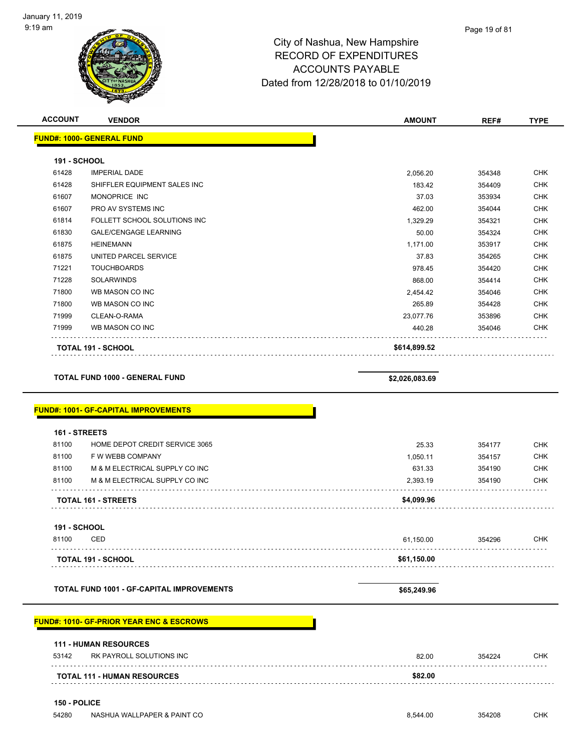January 11, 2019
9:19 am

# City of Nashua, New Hampshire
## RECORD OF EXPENDITURES
## ACCOUNTS PAYABLE
## Dated from 12/28/2018 to 01/10/2019

| ACCOUNT | VENDOR | AMOUNT | REF# | TYPE |
|---|---|---|---|---|
| **FUND#: 1000- GENERAL FUND** | | | | |
| **191 - SCHOOL** | | | | |
| 61428 | IMPERIAL DADE | 2,056.20 | 354348 | CHK |
| 61428 | SHIFFLER EQUIPMENT SALES INC | 183.42 | 354409 | CHK |
| 61607 | MONOPRICE INC | 37.03 | 353934 | CHK |
| 61607 | PRO AV SYSTEMS INC | 462.00 | 354044 | CHK |
| 61814 | FOLLETT SCHOOL SOLUTIONS INC | 1,329.29 | 354321 | CHK |
| 61830 | GALE/CENGAGE LEARNING | 50.00 | 354324 | CHK |
| 61875 | HEINEMANN | 1,171.00 | 353917 | CHK |
| 61875 | UNITED PARCEL SERVICE | 37.83 | 354265 | CHK |
| 71221 | TOUCHBOARDS | 978.45 | 354420 | CHK |
| 71228 | SOLARWINDS | 868.00 | 354414 | CHK |
| 71800 | WB MASON CO INC | 2,454.42 | 354046 | CHK |
| 71800 | WB MASON CO INC | 265.89 | 354428 | CHK |
| 71999 | CLEAN-O-RAMA | 23,077.76 | 353896 | CHK |
| 71999 | WB MASON CO INC | 440.28 | 354046 | CHK |
| **TOTAL 191 - SCHOOL** | | **$614,899.52** | | |
| **TOTAL FUND 1000 - GENERAL FUND** | | **$2,026,083.69** | | |
| **FUND#: 1001- GF-CAPITAL IMPROVEMENTS** | | | | |
| **161 - STREETS** | | | | |
| 81100 | HOME DEPOT CREDIT SERVICE 3065 | 25.33 | 354177 | CHK |
| 81100 | F W WEBB COMPANY | 1,050.11 | 354157 | CHK |
| 81100 | M & M ELECTRICAL SUPPLY CO INC | 631.33 | 354190 | CHK |
| 81100 | M & M ELECTRICAL SUPPLY CO INC | 2,393.19 | 354190 | CHK |
| **TOTAL 161 - STREETS** | | **$4,099.96** | | |
| **191 - SCHOOL** | | | | |
| 81100 | CED | 61,150.00 | 354296 | CHK |
| **TOTAL 191 - SCHOOL** | | **$61,150.00** | | |
| **TOTAL FUND 1001 - GF-CAPITAL IMPROVEMENTS** | | **$65,249.96** | | |
| **FUND#: 1010- GF-PRIOR YEAR ENC & ESCROWS** | | | | |
| **111 - HUMAN RESOURCES** | | | | |
| 53142 | RK PAYROLL SOLUTIONS INC | 82.00 | 354224 | CHK |
| **TOTAL 111 - HUMAN RESOURCES** | | **$82.00** | | |
| **150 - POLICE** | | | | |
| 54280 | NASHUA WALLPAPER & PAINT CO | 8,544.00 | 354208 | CHK |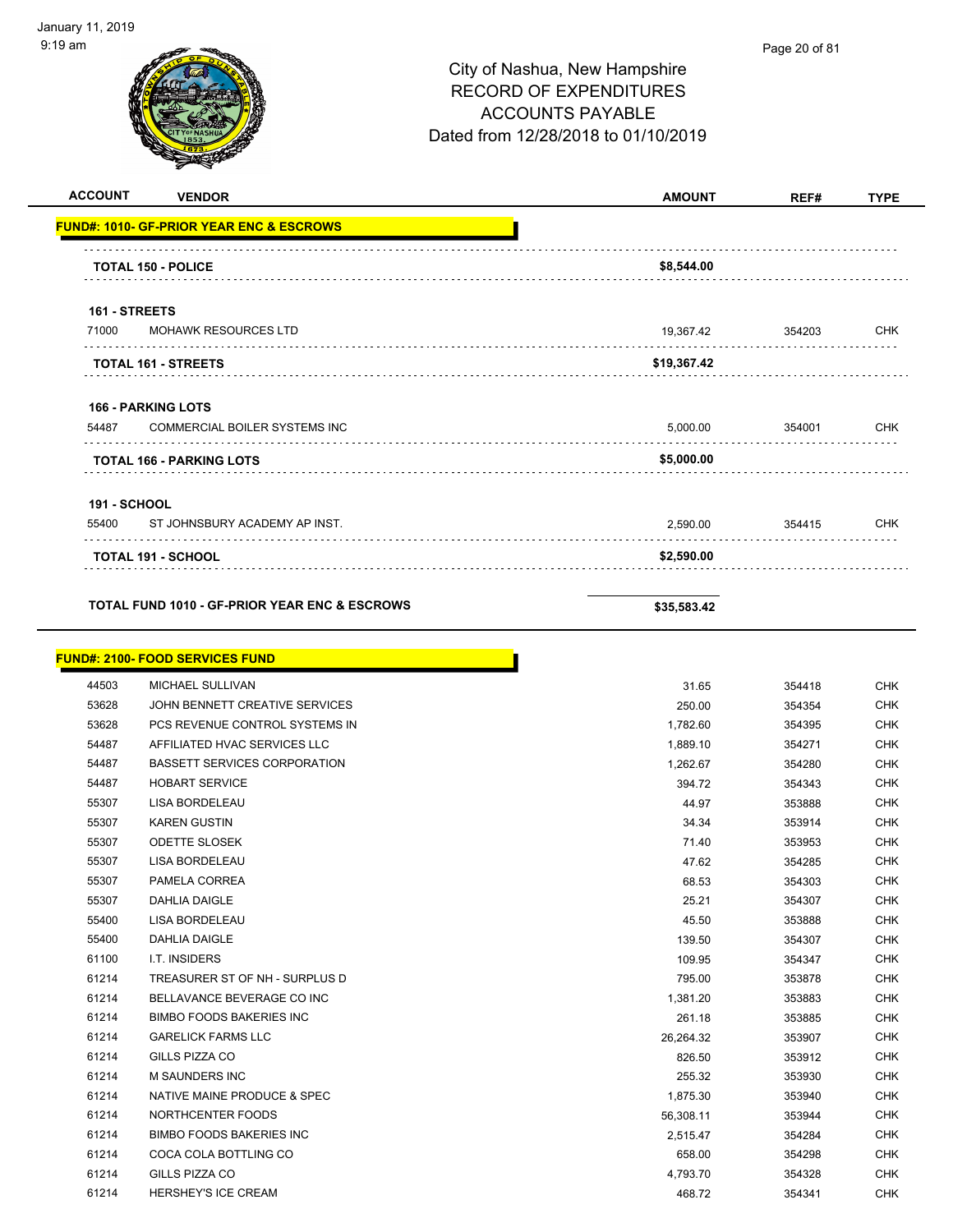# City of Nashua, New Hampshire
## RECORD OF EXPENDITURES
## ACCOUNTS PAYABLE
## Dated from 12/28/2018 to 01/10/2019

| ACCOUNT | VENDOR | AMOUNT | REF# | TYPE |
|---|---|---|---|---|
| **FUND#: 1010- GF-PRIOR YEAR ENC & ESCROWS** | | | | |
| | **TOTAL 150 - POLICE** | **$8,544.00** | | |
| **161 - STREETS** | | | | |
| 71000 | MOHAWK RESOURCES LTD | 19,367.42 | 354203 | CHK |
| | **TOTAL 161 - STREETS** | **$19,367.42** | | |
| **166 - PARKING LOTS** | | | | |
| 54487 | COMMERCIAL BOILER SYSTEMS INC | 5,000.00 | 354001 | CHK |
| | **TOTAL 166 - PARKING LOTS** | **$5,000.00** | | |
| **191 - SCHOOL** | | | | |
| 55400 | ST JOHNSBURY ACADEMY AP INST. | 2,590.00 | 354415 | CHK |
| | **TOTAL 191 - SCHOOL** | **$2,590.00** | | |
| | **TOTAL FUND 1010 - GF-PRIOR YEAR ENC & ESCROWS** | **$35,583.42** | | |

| ACCOUNT | VENDOR | AMOUNT | REF# | TYPE |
|---|---|---|---|---|
| **FUND#: 2100- FOOD SERVICES FUND** | | | | |
| 44503 | MICHAEL SULLIVAN | 31.65 | 354418 | CHK |
| 53628 | JOHN BENNETT CREATIVE SERVICES | 250.00 | 354354 | CHK |
| 53628 | PCS REVENUE CONTROL SYSTEMS IN | 1,782.60 | 354395 | CHK |
| 54487 | AFFILIATED HVAC SERVICES LLC | 1,889.10 | 354271 | CHK |
| 54487 | BASSETT SERVICES CORPORATION | 1,262.67 | 354280 | CHK |
| 54487 | HOBART SERVICE | 394.72 | 354343 | CHK |
| 55307 | LISA BORDELEAU | 44.97 | 353888 | CHK |
| 55307 | KAREN GUSTIN | 34.34 | 353914 | CHK |
| 55307 | ODETTE SLOSEK | 71.40 | 353953 | CHK |
| 55307 | LISA BORDELEAU | 47.62 | 354285 | CHK |
| 55307 | PAMELA CORREA | 68.53 | 354303 | CHK |
| 55307 | DAHLIA DAIGLE | 25.21 | 354307 | CHK |
| 55400 | LISA BORDELEAU | 45.50 | 353888 | CHK |
| 55400 | DAHLIA DAIGLE | 139.50 | 354307 | CHK |
| 61100 | I.T. INSIDERS | 109.95 | 354347 | CHK |
| 61214 | TREASURER ST OF NH - SURPLUS D | 795.00 | 353878 | CHK |
| 61214 | BELLAVANCE BEVERAGE CO INC | 1,381.20 | 353883 | CHK |
| 61214 | BIMBO FOODS BAKERIES INC | 261.18 | 353885 | CHK |
| 61214 | GARELICK FARMS LLC | 26,264.32 | 353907 | CHK |
| 61214 | GILLS PIZZA CO | 826.50 | 353912 | CHK |
| 61214 | M SAUNDERS INC | 255.32 | 353930 | CHK |
| 61214 | NATIVE MAINE PRODUCE & SPEC | 1,875.30 | 353940 | CHK |
| 61214 | NORTHCENTER FOODS | 56,308.11 | 353944 | CHK |
| 61214 | BIMBO FOODS BAKERIES INC | 2,515.47 | 354284 | CHK |
| 61214 | COCA COLA BOTTLING CO | 658.00 | 354298 | CHK |
| 61214 | GILLS PIZZA CO | 4,793.70 | 354328 | CHK |
| 61214 | HERSHEY'S ICE CREAM | 468.72 | 354341 | CHK |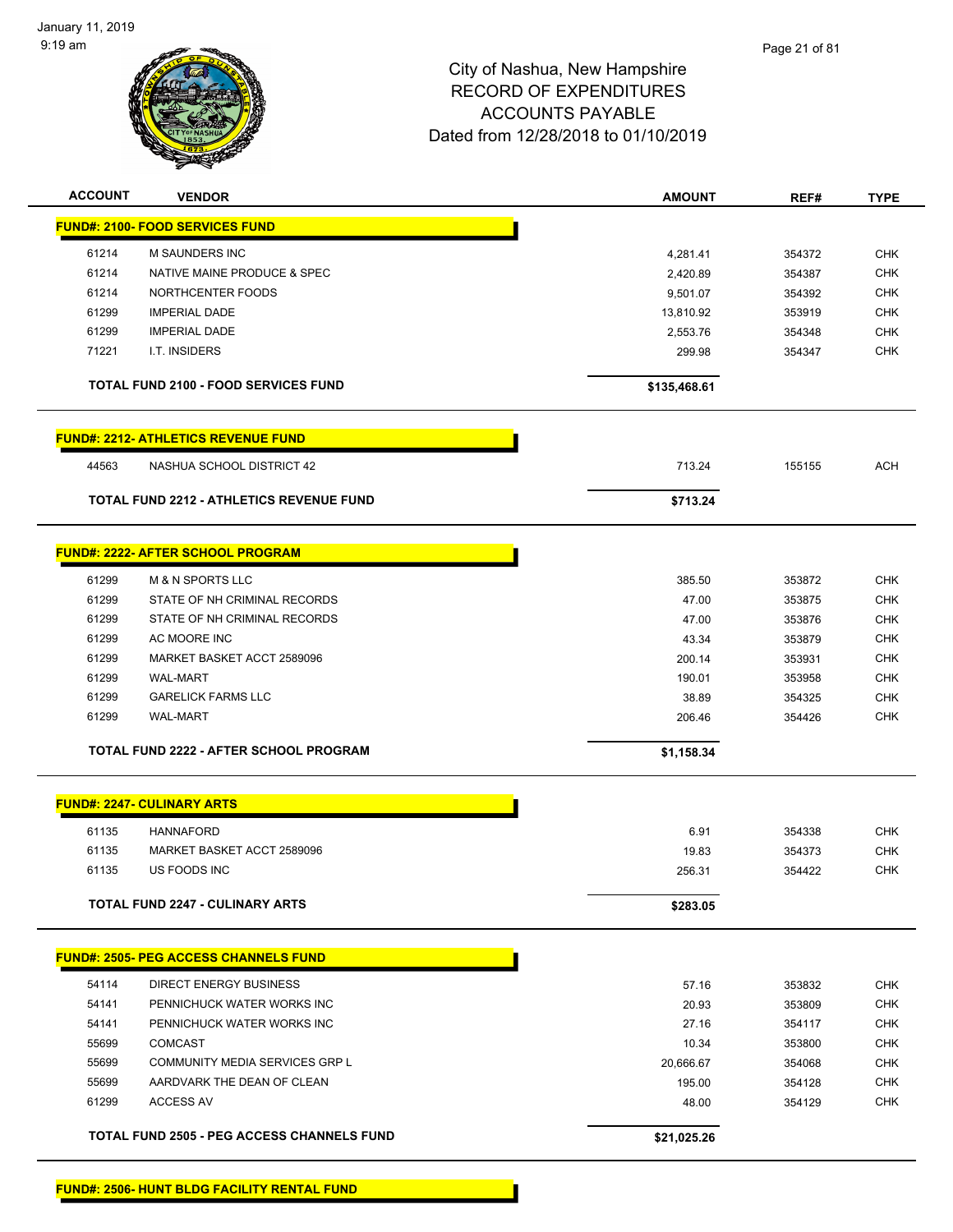# City of Nashua, New Hampshire
## RECORD OF EXPENDITURES
## ACCOUNTS PAYABLE
## Dated from 12/28/2018 to 01/10/2019

January 11, 2019
9:19 am

| ACCOUNT | VENDOR | AMOUNT | REF# | TYPE |
|---|---|---|---|---|
| **FUND#: 2100- FOOD SERVICES FUND** | | | | |
| 61214 | M SAUNDERS INC | 4,281.41 | 354372 | CHK |
| 61214 | NATIVE MAINE PRODUCE & SPEC | 2,420.89 | 354387 | CHK |
| 61214 | NORTHCENTER FOODS | 9,501.07 | 354392 | CHK |
| 61299 | IMPERIAL DADE | 13,810.92 | 353919 | CHK |
| 61299 | IMPERIAL DADE | 2,553.76 | 354348 | CHK |
| 71221 | I.T. INSIDERS | 299.98 | 354347 | CHK |
| | **TOTAL FUND 2100 - FOOD SERVICES FUND** | **$135,468.61** | | |
| **FUND#: 2212- ATHLETICS REVENUE FUND** | | | | |
| 44563 | NASHUA SCHOOL DISTRICT 42 | 713.24 | 155155 | ACH |
| | **TOTAL FUND 2212 - ATHLETICS REVENUE FUND** | **$713.24** | | |
| **FUND#: 2222- AFTER SCHOOL PROGRAM** | | | | |
| 61299 | M & N SPORTS LLC | 385.50 | 353872 | CHK |
| 61299 | STATE OF NH CRIMINAL RECORDS | 47.00 | 353875 | CHK |
| 61299 | STATE OF NH CRIMINAL RECORDS | 47.00 | 353876 | CHK |
| 61299 | AC MOORE INC | 43.34 | 353879 | CHK |
| 61299 | MARKET BASKET ACCT 2589096 | 200.14 | 353931 | CHK |
| 61299 | WAL-MART | 190.01 | 353958 | CHK |
| 61299 | GARELICK FARMS LLC | 38.89 | 354325 | CHK |
| 61299 | WAL-MART | 206.46 | 354426 | CHK |
| | **TOTAL FUND 2222 - AFTER SCHOOL PROGRAM** | **$1,158.34** | | |
| **FUND#: 2247- CULINARY ARTS** | | | | |
| 61135 | HANNAFORD | 6.91 | 354338 | CHK |
| 61135 | MARKET BASKET ACCT 2589096 | 19.83 | 354373 | CHK |
| 61135 | US FOODS INC | 256.31 | 354422 | CHK |
| | **TOTAL FUND 2247 - CULINARY ARTS** | **$283.05** | | |
| **FUND#: 2505- PEG ACCESS CHANNELS FUND** | | | | |
| 54114 | DIRECT ENERGY BUSINESS | 57.16 | 353832 | CHK |
| 54141 | PENNICHUCK WATER WORKS INC | 20.93 | 353809 | CHK |
| 54141 | PENNICHUCK WATER WORKS INC | 27.16 | 354117 | CHK |
| 55699 | COMCAST | 10.34 | 353800 | CHK |
| 55699 | COMMUNITY MEDIA SERVICES GRP L | 20,666.67 | 354068 | CHK |
| 55699 | AARDVARK THE DEAN OF CLEAN | 195.00 | 354128 | CHK |
| 61299 | ACCESS AV | 48.00 | 354129 | CHK |
| | **TOTAL FUND 2505 - PEG ACCESS CHANNELS FUND** | **$21,025.26** | | |
| **FUND#: 2506- HUNT BLDG FACILITY RENTAL FUND** | | | | |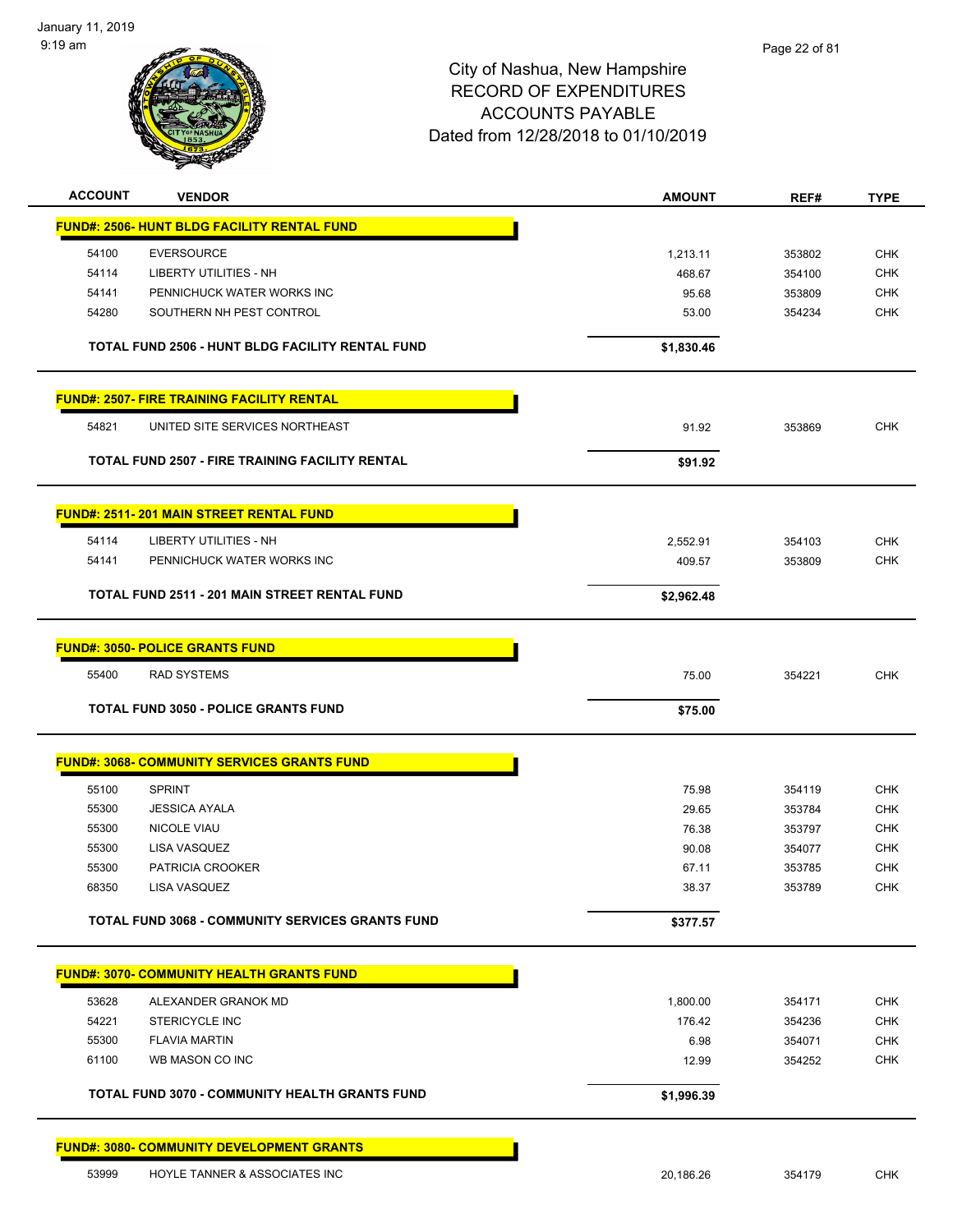City of Nashua, New Hampshire
RECORD OF EXPENDITURES
ACCOUNTS PAYABLE
Dated from 12/28/2018 to 01/10/2019

| ACCOUNT | VENDOR | AMOUNT | REF# | TYPE |
|---|---|---|---|---|
| **FUND#: 2506- HUNT BLDG FACILITY RENTAL FUND** | | | | |
| 54100 | EVERSOURCE | 1,213.11 | 353802 | CHK |
| 54114 | LIBERTY UTILITIES - NH | 468.67 | 354100 | CHK |
| 54141 | PENNICHUCK WATER WORKS INC | 95.68 | 353809 | CHK |
| 54280 | SOUTHERN NH PEST CONTROL | 53.00 | 354234 | CHK |
| | **TOTAL FUND 2506 - HUNT BLDG FACILITY RENTAL FUND** | **$1,830.46** | | |
| **FUND#: 2507- FIRE TRAINING FACILITY RENTAL** | | | | |
| 54821 | UNITED SITE SERVICES NORTHEAST | 91.92 | 353869 | CHK |
| | **TOTAL FUND 2507 - FIRE TRAINING FACILITY RENTAL** | **$91.92** | | |
| **FUND#: 2511- 201 MAIN STREET RENTAL FUND** | | | | |
| 54114 | LIBERTY UTILITIES - NH | 2,552.91 | 354103 | CHK |
| 54141 | PENNICHUCK WATER WORKS INC | 409.57 | 353809 | CHK |
| | **TOTAL FUND 2511 - 201 MAIN STREET RENTAL FUND** | **$2,962.48** | | |
| **FUND#: 3050- POLICE GRANTS FUND** | | | | |
| 55400 | RAD SYSTEMS | 75.00 | 354221 | CHK |
| | **TOTAL FUND 3050 - POLICE GRANTS FUND** | **$75.00** | | |
| **FUND#: 3068- COMMUNITY SERVICES GRANTS FUND** | | | | |
| 55100 | SPRINT | 75.98 | 354119 | CHK |
| 55300 | JESSICA AYALA | 29.65 | 353784 | CHK |
| 55300 | NICOLE VIAU | 76.38 | 353797 | CHK |
| 55300 | LISA VASQUEZ | 90.08 | 354077 | CHK |
| 55300 | PATRICIA CROOKER | 67.11 | 353785 | CHK |
| 68350 | LISA VASQUEZ | 38.37 | 353789 | CHK |
| | **TOTAL FUND 3068 - COMMUNITY SERVICES GRANTS FUND** | **$377.57** | | |
| **FUND#: 3070- COMMUNITY HEALTH GRANTS FUND** | | | | |
| 53628 | ALEXANDER GRANOK MD | 1,800.00 | 354171 | CHK |
| 54221 | STERICYCLE INC | 176.42 | 354236 | CHK |
| 55300 | FLAVIA MARTIN | 6.98 | 354071 | CHK |
| 61100 | WB MASON CO INC | 12.99 | 354252 | CHK |
| | **TOTAL FUND 3070 - COMMUNITY HEALTH GRANTS FUND** | **$1,996.39** | | |
| **FUND#: 3080- COMMUNITY DEVELOPMENT GRANTS** | | | | |
| 53999 | HOYLE TANNER & ASSOCIATES INC | 20,186.26 | 354179 | CHK |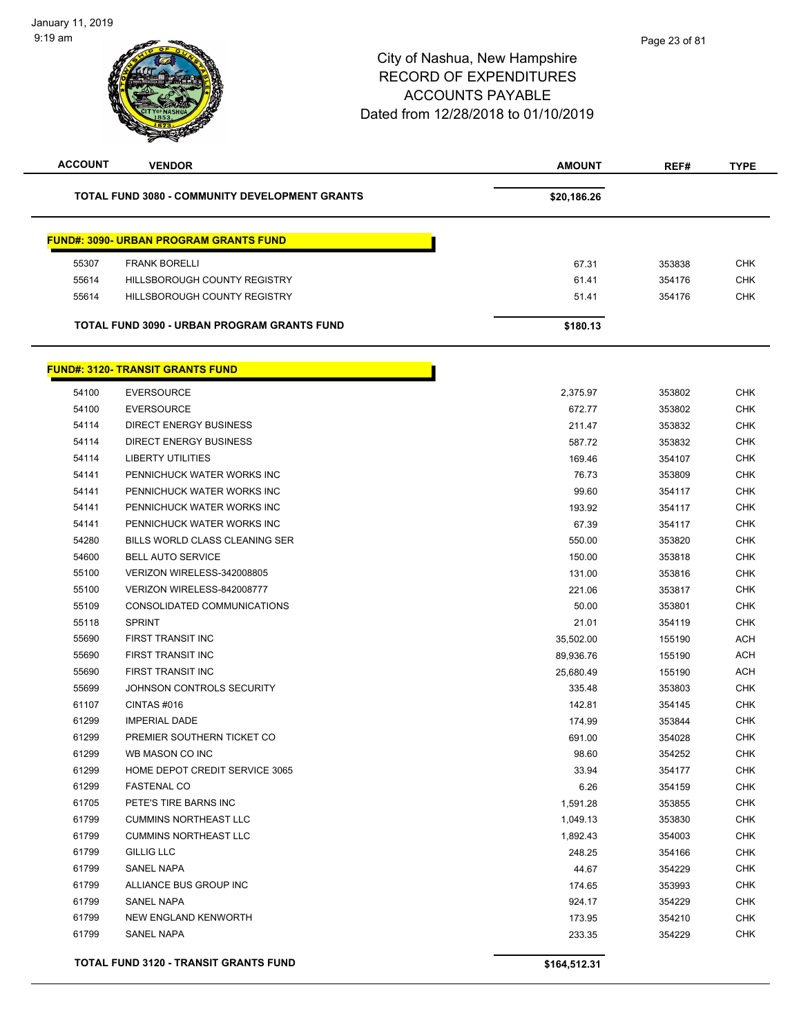# City of Nashua, New Hampshire
## RECORD OF EXPENDITURES
## ACCOUNTS PAYABLE
## Dated from 12/28/2018 to 01/10/2019

| ACCOUNT | VENDOR | AMOUNT | REF# | TYPE |
|---|---|---|---|---|
| | **TOTAL FUND 3080 - COMMUNITY DEVELOPMENT GRANTS** | **$20,186.26** | | |

**FUND#: 3090- URBAN PROGRAM GRANTS FUND**

| ACCOUNT | VENDOR | AMOUNT | REF# | TYPE |
|---|---|---|---|---|
| 55307 | FRANK BORELLI | 67.31 | 353838 | CHK |
| 55614 | HILLSBOROUGH COUNTY REGISTRY | 61.41 | 354176 | CHK |
| 55614 | HILLSBOROUGH COUNTY REGISTRY | 51.41 | 354176 | CHK |
| | **TOTAL FUND 3090 - URBAN PROGRAM GRANTS FUND** | **$180.13** | | |

**FUND#: 3120- TRANSIT GRANTS FUND**

| ACCOUNT | VENDOR | AMOUNT | REF# | TYPE |
|---|---|---|---|---|
| 54100 | EVERSOURCE | 2,375.97 | 353802 | CHK |
| 54100 | EVERSOURCE | 672.77 | 353802 | CHK |
| 54114 | DIRECT ENERGY BUSINESS | 211.47 | 353832 | CHK |
| 54114 | DIRECT ENERGY BUSINESS | 587.72 | 353832 | CHK |
| 54114 | LIBERTY UTILITIES | 169.46 | 354107 | CHK |
| 54141 | PENNICHUCK WATER WORKS INC | 76.73 | 353809 | CHK |
| 54141 | PENNICHUCK WATER WORKS INC | 99.60 | 354117 | CHK |
| 54141 | PENNICHUCK WATER WORKS INC | 193.92 | 354117 | CHK |
| 54141 | PENNICHUCK WATER WORKS INC | 67.39 | 354117 | CHK |
| 54280 | BILLS WORLD CLASS CLEANING SER | 550.00 | 353820 | CHK |
| 54600 | BELL AUTO SERVICE | 150.00 | 353818 | CHK |
| 55100 | VERIZON WIRELESS-342008805 | 131.00 | 353816 | CHK |
| 55100 | VERIZON WIRELESS-842008777 | 221.06 | 353817 | CHK |
| 55109 | CONSOLIDATED COMMUNICATIONS | 50.00 | 353801 | CHK |
| 55118 | SPRINT | 21.01 | 354119 | CHK |
| 55690 | FIRST TRANSIT INC | 35,502.00 | 155190 | ACH |
| 55690 | FIRST TRANSIT INC | 89,936.76 | 155190 | ACH |
| 55690 | FIRST TRANSIT INC | 25,680.49 | 155190 | ACH |
| 55699 | JOHNSON CONTROLS SECURITY | 335.48 | 353803 | CHK |
| 61107 | CINTAS #016 | 142.81 | 354145 | CHK |
| 61299 | IMPERIAL DADE | 174.99 | 353844 | CHK |
| 61299 | PREMIER SOUTHERN TICKET CO | 691.00 | 354028 | CHK |
| 61299 | WB MASON CO INC | 98.60 | 354252 | CHK |
| 61299 | HOME DEPOT CREDIT SERVICE 3065 | 33.94 | 354177 | CHK |
| 61299 | FASTENAL CO | 6.26 | 354159 | CHK |
| 61705 | PETE'S TIRE BARNS INC | 1,591.28 | 353855 | CHK |
| 61799 | CUMMINS NORTHEAST LLC | 1,049.13 | 353830 | CHK |
| 61799 | CUMMINS NORTHEAST LLC | 1,892.43 | 354003 | CHK |
| 61799 | GILLIG LLC | 248.25 | 354166 | CHK |
| 61799 | SANEL NAPA | 44.67 | 354229 | CHK |
| 61799 | ALLIANCE BUS GROUP INC | 174.65 | 353993 | CHK |
| 61799 | SANEL NAPA | 924.17 | 354229 | CHK |
| 61799 | NEW ENGLAND KENWORTH | 173.95 | 354210 | CHK |
| 61799 | SANEL NAPA | 233.35 | 354229 | CHK |
| | **TOTAL FUND 3120 - TRANSIT GRANTS FUND** | **$164,512.31** | | |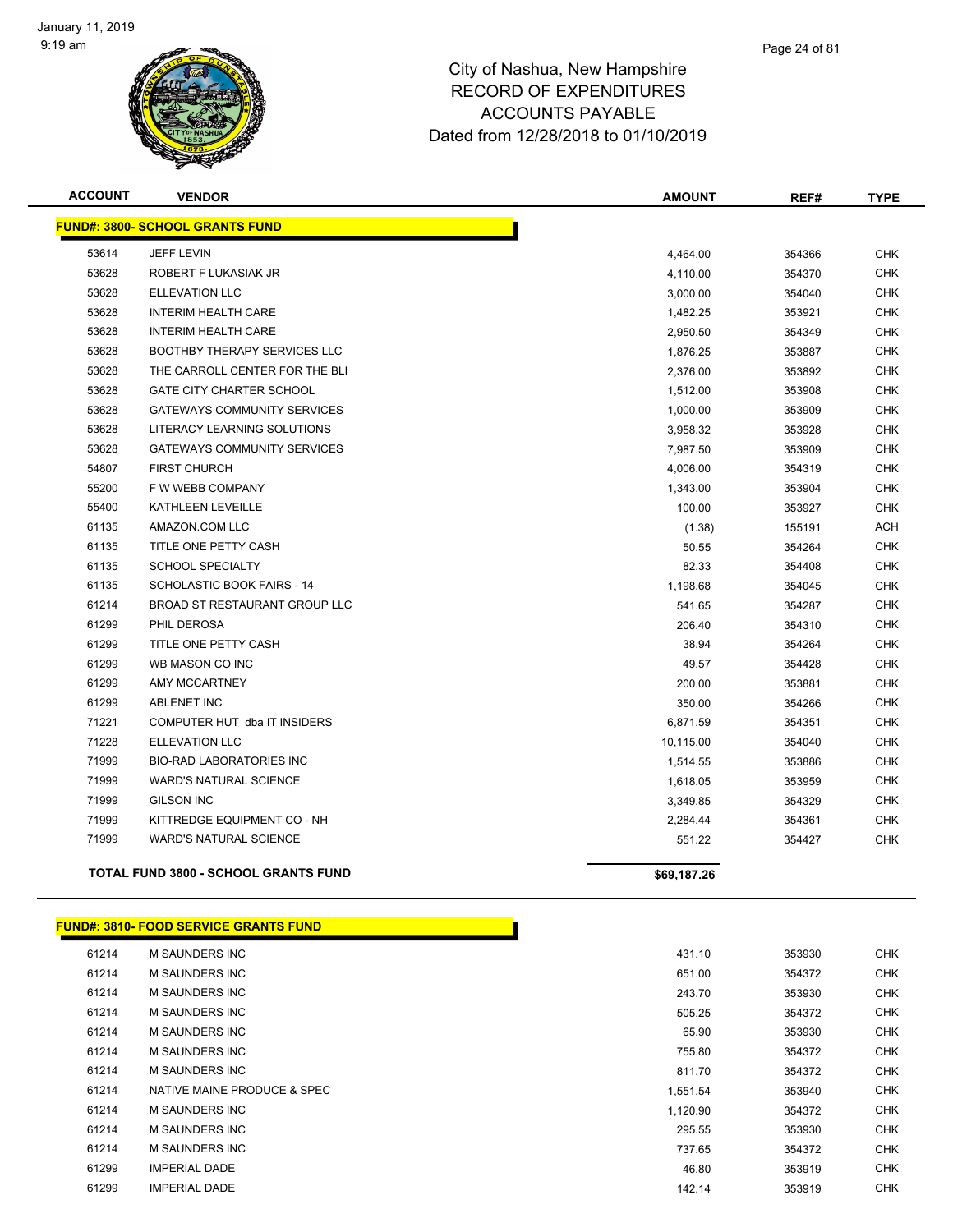# City of Nashua, New Hampshire
## RECORD OF EXPENDITURES
## ACCOUNTS PAYABLE
## Dated from 12/28/2018 to 01/10/2019

| ACCOUNT | VENDOR | AMOUNT | REF# | TYPE |
|---|---|---|---|---|
| **FUND#: 3800- SCHOOL GRANTS FUND** | | | | |
| 53614 | JEFF LEVIN | 4,464.00 | 354366 | CHK |
| 53628 | ROBERT F LUKASIAK JR | 4,110.00 | 354370 | CHK |
| 53628 | ELLEVATION LLC | 3,000.00 | 354040 | CHK |
| 53628 | INTERIM HEALTH CARE | 1,482.25 | 353921 | CHK |
| 53628 | INTERIM HEALTH CARE | 2,950.50 | 354349 | CHK |
| 53628 | BOOTHBY THERAPY SERVICES LLC | 1,876.25 | 353887 | CHK |
| 53628 | THE CARROLL CENTER FOR THE BLI | 2,376.00 | 353892 | CHK |
| 53628 | GATE CITY CHARTER SCHOOL | 1,512.00 | 353908 | CHK |
| 53628 | GATEWAYS COMMUNITY SERVICES | 1,000.00 | 353909 | CHK |
| 53628 | LITERACY LEARNING SOLUTIONS | 3,958.32 | 353928 | CHK |
| 53628 | GATEWAYS COMMUNITY SERVICES | 7,987.50 | 353909 | CHK |
| 54807 | FIRST CHURCH | 4,006.00 | 354319 | CHK |
| 55200 | F W WEBB COMPANY | 1,343.00 | 353904 | CHK |
| 55400 | KATHLEEN LEVEILLE | 100.00 | 353927 | CHK |
| 61135 | AMAZON.COM LLC | (1.38) | 155191 | ACH |
| 61135 | TITLE ONE PETTY CASH | 50.55 | 354264 | CHK |
| 61135 | SCHOOL SPECIALTY | 82.33 | 354408 | CHK |
| 61135 | SCHOLASTIC BOOK FAIRS - 14 | 1,198.68 | 354045 | CHK |
| 61214 | BROAD ST RESTAURANT GROUP LLC | 541.65 | 354287 | CHK |
| 61299 | PHIL DEROSA | 206.40 | 354310 | CHK |
| 61299 | TITLE ONE PETTY CASH | 38.94 | 354264 | CHK |
| 61299 | WB MASON CO INC | 49.57 | 354428 | CHK |
| 61299 | AMY MCCARTNEY | 200.00 | 353881 | CHK |
| 61299 | ABLENET INC | 350.00 | 354266 | CHK |
| 71221 | COMPUTER HUT dba IT INSIDERS | 6,871.59 | 354351 | CHK |
| 71228 | ELLEVATION LLC | 10,115.00 | 354040 | CHK |
| 71999 | BIO-RAD LABORATORIES INC | 1,514.55 | 353886 | CHK |
| 71999 | WARD'S NATURAL SCIENCE | 1,618.05 | 353959 | CHK |
| 71999 | GILSON INC | 3,349.85 | 354329 | CHK |
| 71999 | KITTREDGE EQUIPMENT CO - NH | 2,284.44 | 354361 | CHK |
| 71999 | WARD'S NATURAL SCIENCE | 551.22 | 354427 | CHK |
| **TOTAL FUND 3800 - SCHOOL GRANTS FUND** | | **$69,187.26** | | |

| ACCOUNT | VENDOR | AMOUNT | REF# | TYPE |
|---|---|---|---|---|
| **FUND#: 3810- FOOD SERVICE GRANTS FUND** | | | | |
| 61214 | M SAUNDERS INC | 431.10 | 353930 | CHK |
| 61214 | M SAUNDERS INC | 651.00 | 354372 | CHK |
| 61214 | M SAUNDERS INC | 243.70 | 353930 | CHK |
| 61214 | M SAUNDERS INC | 505.25 | 354372 | CHK |
| 61214 | M SAUNDERS INC | 65.90 | 353930 | CHK |
| 61214 | M SAUNDERS INC | 755.80 | 354372 | CHK |
| 61214 | M SAUNDERS INC | 811.70 | 354372 | CHK |
| 61214 | NATIVE MAINE PRODUCE & SPEC | 1,551.54 | 353940 | CHK |
| 61214 | M SAUNDERS INC | 1,120.90 | 354372 | CHK |
| 61214 | M SAUNDERS INC | 295.55 | 353930 | CHK |
| 61214 | M SAUNDERS INC | 737.65 | 354372 | CHK |
| 61299 | IMPERIAL DADE | 46.80 | 353919 | CHK |
| 61299 | IMPERIAL DADE | 142.14 | 353919 | CHK |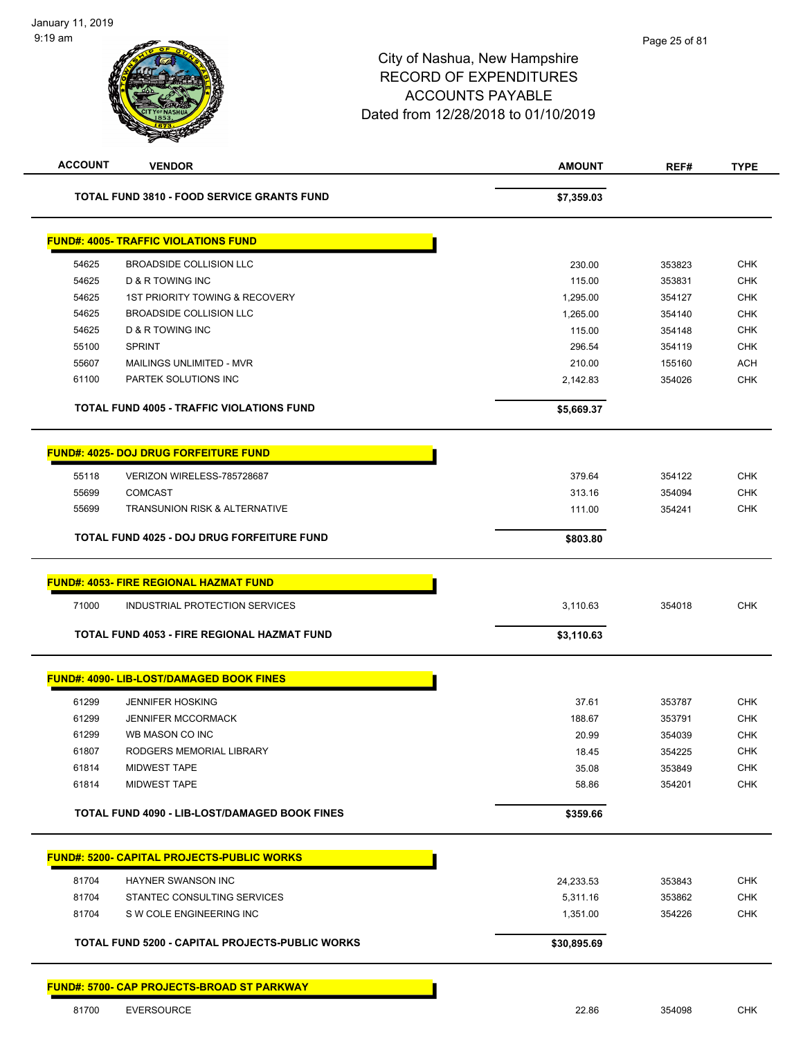City of Nashua, New Hampshire
RECORD OF EXPENDITURES
ACCOUNTS PAYABLE
Dated from 12/28/2018 to 01/10/2019

| ACCOUNT | VENDOR | AMOUNT | REF# | TYPE |
|---|---|---|---|---|
| | **TOTAL FUND 3810 - FOOD SERVICE GRANTS FUND** | **$7,359.03** | | |
| | **FUND#: 4005- TRAFFIC VIOLATIONS FUND** | | | |
| 54625 | BROADSIDE COLLISION LLC | 230.00 | 353823 | CHK |
| 54625 | D & R TOWING INC | 115.00 | 353831 | CHK |
| 54625 | 1ST PRIORITY TOWING & RECOVERY | 1,295.00 | 354127 | CHK |
| 54625 | BROADSIDE COLLISION LLC | 1,265.00 | 354140 | CHK |
| 54625 | D & R TOWING INC | 115.00 | 354148 | CHK |
| 55100 | SPRINT | 296.54 | 354119 | CHK |
| 55607 | MAILINGS UNLIMITED - MVR | 210.00 | 155160 | ACH |
| 61100 | PARTEK SOLUTIONS INC | 2,142.83 | 354026 | CHK |
| | **TOTAL FUND 4005 - TRAFFIC VIOLATIONS FUND** | **$5,669.37** | | |
| | **FUND#: 4025- DOJ DRUG FORFEITURE FUND** | | | |
| 55118 | VERIZON WIRELESS-785728687 | 379.64 | 354122 | CHK |
| 55699 | COMCAST | 313.16 | 354094 | CHK |
| 55699 | TRANSUNION RISK & ALTERNATIVE | 111.00 | 354241 | CHK |
| | **TOTAL FUND 4025 - DOJ DRUG FORFEITURE FUND** | **$803.80** | | |
| | **FUND#: 4053- FIRE REGIONAL HAZMAT FUND** | | | |
| 71000 | INDUSTRIAL PROTECTION SERVICES | 3,110.63 | 354018 | CHK |
| | **TOTAL FUND 4053 - FIRE REGIONAL HAZMAT FUND** | **$3,110.63** | | |
| | **FUND#: 4090- LIB-LOST/DAMAGED BOOK FINES** | | | |
| 61299 | JENNIFER HOSKING | 37.61 | 353787 | CHK |
| 61299 | JENNIFER MCCORMACK | 188.67 | 353791 | CHK |
| 61299 | WB MASON CO INC | 20.99 | 354039 | CHK |
| 61807 | RODGERS MEMORIAL LIBRARY | 18.45 | 354225 | CHK |
| 61814 | MIDWEST TAPE | 35.08 | 353849 | CHK |
| 61814 | MIDWEST TAPE | 58.86 | 354201 | CHK |
| | **TOTAL FUND 4090 - LIB-LOST/DAMAGED BOOK FINES** | **$359.66** | | |
| | **FUND#: 5200- CAPITAL PROJECTS-PUBLIC WORKS** | | | |
| 81704 | HAYNER SWANSON INC | 24,233.53 | 353843 | CHK |
| 81704 | STANTEC CONSULTING SERVICES | 5,311.16 | 353862 | CHK |
| 81704 | S W COLE ENGINEERING INC | 1,351.00 | 354226 | CHK |
| | **TOTAL FUND 5200 - CAPITAL PROJECTS-PUBLIC WORKS** | **$30,895.69** | | |
| | **FUND#: 5700- CAP PROJECTS-BROAD ST PARKWAY** | | | |
| 81700 | EVERSOURCE | 22.86 | 354098 | CHK |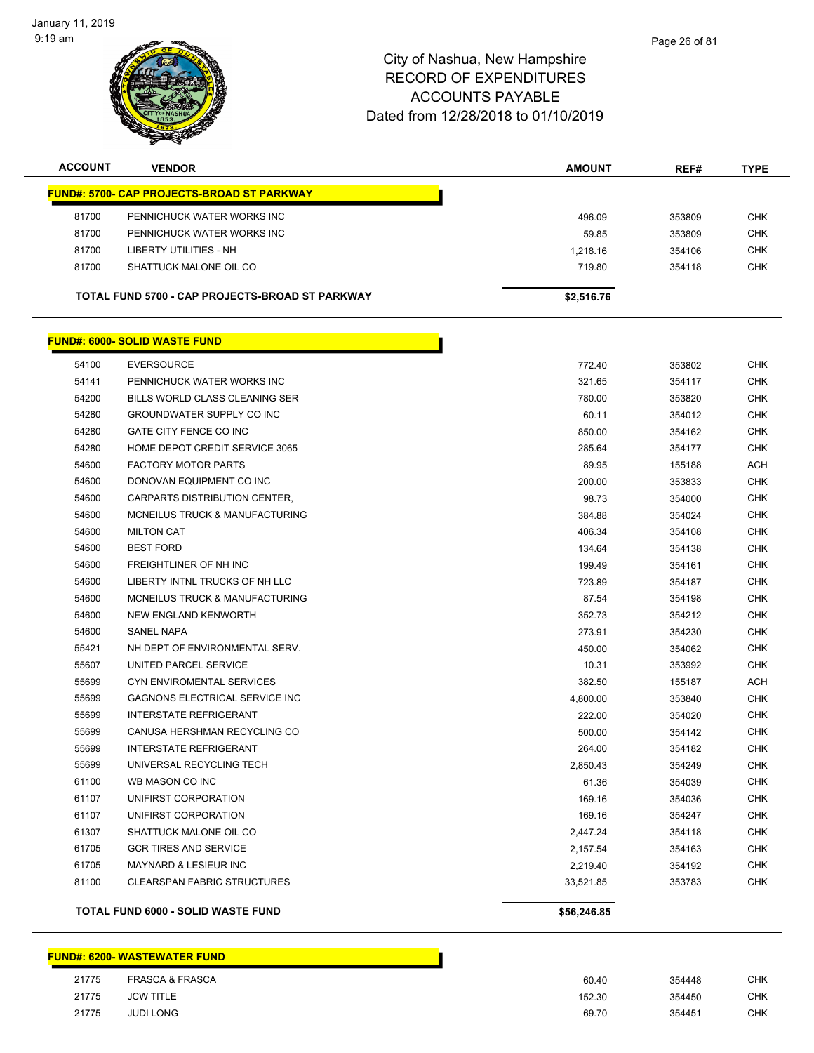# City of Nashua, New Hampshire
# RECORD OF EXPENDITURES
# ACCOUNTS PAYABLE
# Dated from 12/28/2018 to 01/10/2019

| ACCOUNT | VENDOR | AMOUNT | REF# | TYPE |
|---|---|---|---|---|
| **FUND#: 5700- CAP PROJECTS-BROAD ST PARKWAY** | | | | |
| 81700 | PENNICHUCK WATER WORKS INC | 496.09 | 353809 | CHK |
| 81700 | PENNICHUCK WATER WORKS INC | 59.85 | 353809 | CHK |
| 81700 | LIBERTY UTILITIES - NH | 1,218.16 | 354106 | CHK |
| 81700 | SHATTUCK MALONE OIL CO | 719.80 | 354118 | CHK |
| **TOTAL FUND 5700 - CAP PROJECTS-BROAD ST PARKWAY** | | **$2,516.76** | | |
| **FUND#: 6000- SOLID WASTE FUND** | | | | |
| 54100 | EVERSOURCE | 772.40 | 353802 | CHK |
| 54141 | PENNICHUCK WATER WORKS INC | 321.65 | 354117 | CHK |
| 54200 | BILLS WORLD CLASS CLEANING SER | 780.00 | 353820 | CHK |
| 54280 | GROUNDWATER SUPPLY CO INC | 60.11 | 354012 | CHK |
| 54280 | GATE CITY FENCE CO INC | 850.00 | 354162 | CHK |
| 54280 | HOME DEPOT CREDIT SERVICE 3065 | 285.64 | 354177 | CHK |
| 54600 | FACTORY MOTOR PARTS | 89.95 | 155188 | ACH |
| 54600 | DONOVAN EQUIPMENT CO INC | 200.00 | 353833 | CHK |
| 54600 | CARPARTS DISTRIBUTION CENTER, | 98.73 | 354000 | CHK |
| 54600 | MCNEILUS TRUCK & MANUFACTURING | 384.88 | 354024 | CHK |
| 54600 | MILTON CAT | 406.34 | 354108 | CHK |
| 54600 | BEST FORD | 134.64 | 354138 | CHK |
| 54600 | FREIGHTLINER OF NH INC | 199.49 | 354161 | CHK |
| 54600 | LIBERTY INTNL TRUCKS OF NH LLC | 723.89 | 354187 | CHK |
| 54600 | MCNEILUS TRUCK & MANUFACTURING | 87.54 | 354198 | CHK |
| 54600 | NEW ENGLAND KENWORTH | 352.73 | 354212 | CHK |
| 54600 | SANEL NAPA | 273.91 | 354230 | CHK |
| 55421 | NH DEPT OF ENVIRONMENTAL SERV. | 450.00 | 354062 | CHK |
| 55607 | UNITED PARCEL SERVICE | 10.31 | 353992 | CHK |
| 55699 | CYN ENVIROMENTAL SERVICES | 382.50 | 155187 | ACH |
| 55699 | GAGNONS ELECTRICAL SERVICE INC | 4,800.00 | 353840 | CHK |
| 55699 | INTERSTATE REFRIGERANT | 222.00 | 354020 | CHK |
| 55699 | CANUSA HERSHMAN RECYCLING CO | 500.00 | 354142 | CHK |
| 55699 | INTERSTATE REFRIGERANT | 264.00 | 354182 | CHK |
| 55699 | UNIVERSAL RECYCLING TECH | 2,850.43 | 354249 | CHK |
| 61100 | WB MASON CO INC | 61.36 | 354039 | CHK |
| 61107 | UNIFIRST CORPORATION | 169.16 | 354036 | CHK |
| 61107 | UNIFIRST CORPORATION | 169.16 | 354247 | CHK |
| 61307 | SHATTUCK MALONE OIL CO | 2,447.24 | 354118 | CHK |
| 61705 | GCR TIRES AND SERVICE | 2,157.54 | 354163 | CHK |
| 61705 | MAYNARD & LESIEUR INC | 2,219.40 | 354192 | CHK |
| 81100 | CLEARSPAN FABRIC STRUCTURES | 33,521.85 | 353783 | CHK |
| **TOTAL FUND 6000 - SOLID WASTE FUND** | | **$56,246.85** | | |
| **FUND#: 6200- WASTEWATER FUND** | | | | |
| 21775 | FRASCA & FRASCA | 60.40 | 354448 | CHK |
| 21775 | JCW TITLE | 152.30 | 354450 | CHK |
| 21775 | JUDI LONG | 69.70 | 354451 | CHK |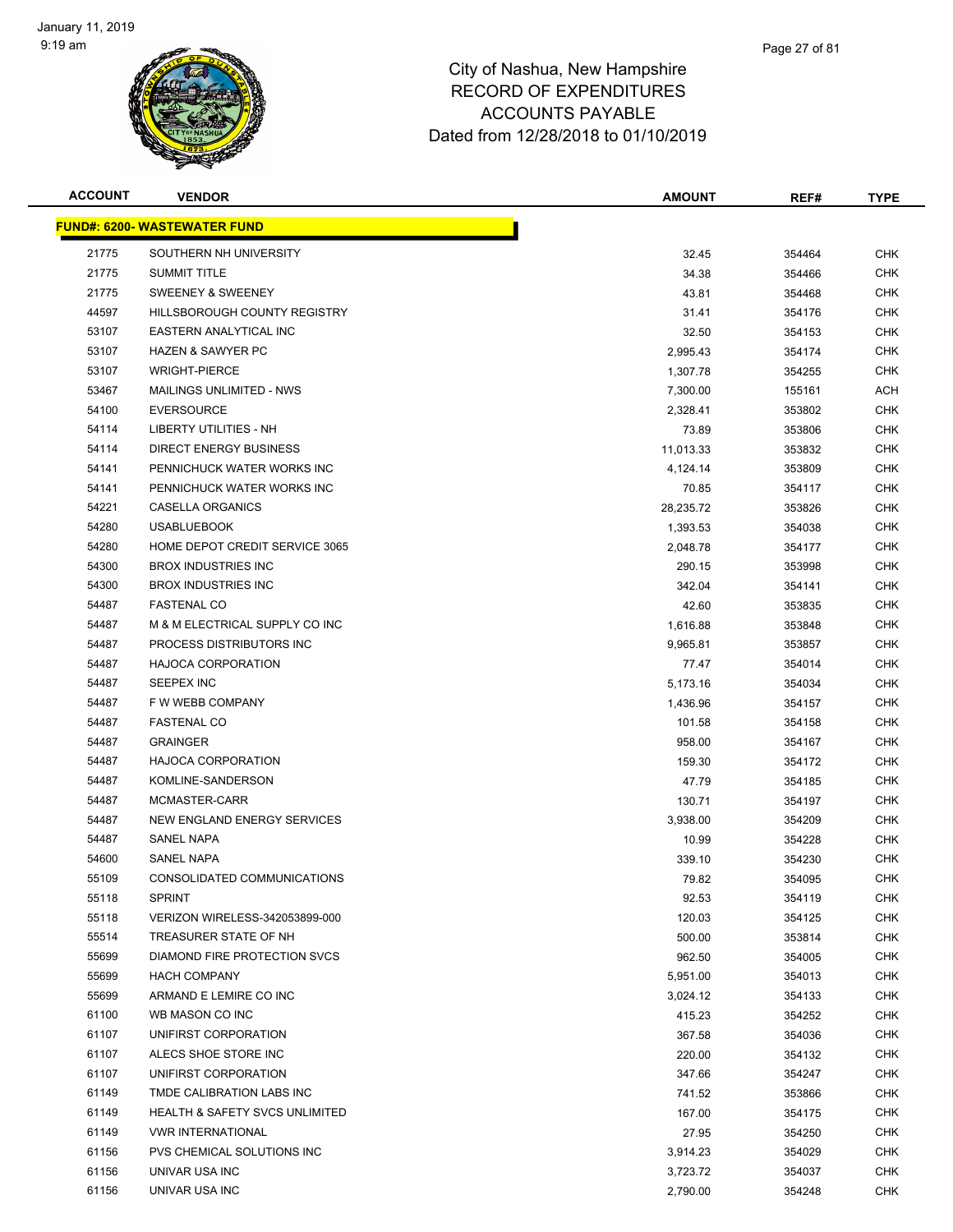# City of Nashua, New Hampshire
## RECORD OF EXPENDITURES
## ACCOUNTS PAYABLE
## Dated from 12/28/2018 to 01/10/2019

| ACCOUNT | VENDOR | AMOUNT | REF# | TYPE |
|---|---|---|---|---|
| **FUND#: 6200- WASTEWATER FUND** | | | | |
| 21775 | SOUTHERN NH UNIVERSITY | 32.45 | 354464 | CHK |
| 21775 | SUMMIT TITLE | 34.38 | 354466 | CHK |
| 21775 | SWEENEY & SWEENEY | 43.81 | 354468 | CHK |
| 44597 | HILLSBOROUGH COUNTY REGISTRY | 31.41 | 354176 | CHK |
| 53107 | EASTERN ANALYTICAL INC | 32.50 | 354153 | CHK |
| 53107 | HAZEN & SAWYER PC | 2,995.43 | 354174 | CHK |
| 53107 | WRIGHT-PIERCE | 1,307.78 | 354255 | CHK |
| 53467 | MAILINGS UNLIMITED - NWS | 7,300.00 | 155161 | ACH |
| 54100 | EVERSOURCE | 2,328.41 | 353802 | CHK |
| 54114 | LIBERTY UTILITIES - NH | 73.89 | 353806 | CHK |
| 54114 | DIRECT ENERGY BUSINESS | 11,013.33 | 353832 | CHK |
| 54141 | PENNICHUCK WATER WORKS INC | 4,124.14 | 353809 | CHK |
| 54141 | PENNICHUCK WATER WORKS INC | 70.85 | 354117 | CHK |
| 54221 | CASELLA ORGANICS | 28,235.72 | 353826 | CHK |
| 54280 | USABLUEBOOK | 1,393.53 | 354038 | CHK |
| 54280 | HOME DEPOT CREDIT SERVICE 3065 | 2,048.78 | 354177 | CHK |
| 54300 | BROX INDUSTRIES INC | 290.15 | 353998 | CHK |
| 54300 | BROX INDUSTRIES INC | 342.04 | 354141 | CHK |
| 54487 | FASTENAL CO | 42.60 | 353835 | CHK |
| 54487 | M & M ELECTRICAL SUPPLY CO INC | 1,616.88 | 353848 | CHK |
| 54487 | PROCESS DISTRIBUTORS INC | 9,965.81 | 353857 | CHK |
| 54487 | HAJOCA CORPORATION | 77.47 | 354014 | CHK |
| 54487 | SEEPEX INC | 5,173.16 | 354034 | CHK |
| 54487 | F W WEBB COMPANY | 1,436.96 | 354157 | CHK |
| 54487 | FASTENAL CO | 101.58 | 354158 | CHK |
| 54487 | GRAINGER | 958.00 | 354167 | CHK |
| 54487 | HAJOCA CORPORATION | 159.30 | 354172 | CHK |
| 54487 | KOMLINE-SANDERSON | 47.79 | 354185 | CHK |
| 54487 | MCMASTER-CARR | 130.71 | 354197 | CHK |
| 54487 | NEW ENGLAND ENERGY SERVICES | 3,938.00 | 354209 | CHK |
| 54487 | SANEL NAPA | 10.99 | 354228 | CHK |
| 54600 | SANEL NAPA | 339.10 | 354230 | CHK |
| 55109 | CONSOLIDATED COMMUNICATIONS | 79.82 | 354095 | CHK |
| 55118 | SPRINT | 92.53 | 354119 | CHK |
| 55118 | VERIZON WIRELESS-342053899-000 | 120.03 | 354125 | CHK |
| 55514 | TREASURER STATE OF NH | 500.00 | 353814 | CHK |
| 55699 | DIAMOND FIRE PROTECTION SVCS | 962.50 | 354005 | CHK |
| 55699 | HACH COMPANY | 5,951.00 | 354013 | CHK |
| 55699 | ARMAND E LEMIRE CO INC | 3,024.12 | 354133 | CHK |
| 61100 | WB MASON CO INC | 415.23 | 354252 | CHK |
| 61107 | UNIFIRST CORPORATION | 367.58 | 354036 | CHK |
| 61107 | ALECS SHOE STORE INC | 220.00 | 354132 | CHK |
| 61107 | UNIFIRST CORPORATION | 347.66 | 354247 | CHK |
| 61149 | TMDE CALIBRATION LABS INC | 741.52 | 353866 | CHK |
| 61149 | HEALTH & SAFETY SVCS UNLIMITED | 167.00 | 354175 | CHK |
| 61149 | VWR INTERNATIONAL | 27.95 | 354250 | CHK |
| 61156 | PVS CHEMICAL SOLUTIONS INC | 3,914.23 | 354029 | CHK |
| 61156 | UNIVAR USA INC | 3,723.72 | 354037 | CHK |
| 61156 | UNIVAR USA INC | 2,790.00 | 354248 | CHK |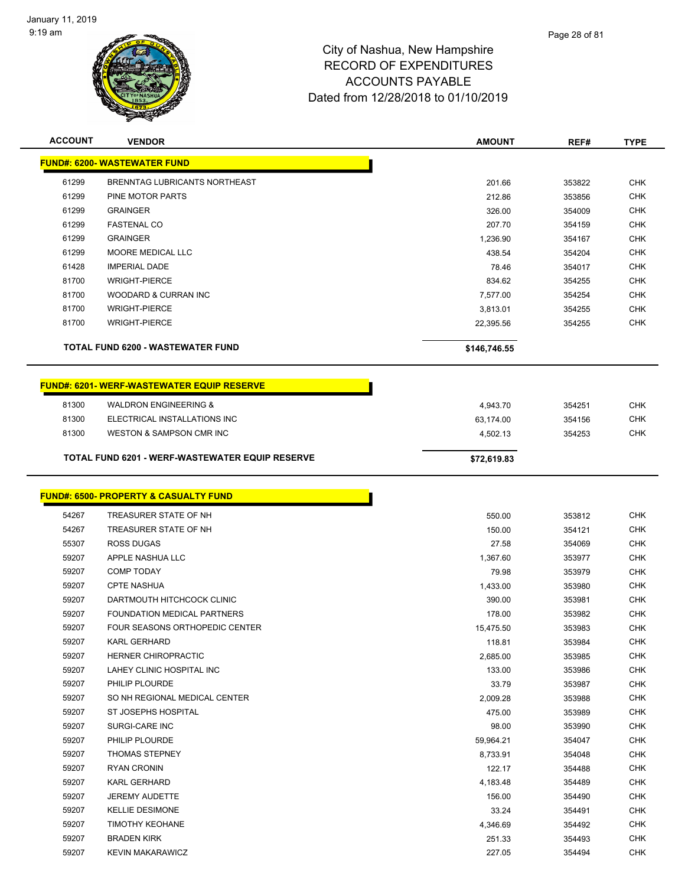City of Nashua, New Hampshire
RECORD OF EXPENDITURES
ACCOUNTS PAYABLE
Dated from 12/28/2018 to 01/10/2019

| ACCOUNT | VENDOR | AMOUNT | REF# | TYPE |
|---|---|---|---|---|
| **FUND#: 6200- WASTEWATER FUND** | | | | |
| 61299 | BRENNTAG LUBRICANTS NORTHEAST | 201.66 | 353822 | CHK |
| 61299 | PINE MOTOR PARTS | 212.86 | 353856 | CHK |
| 61299 | GRAINGER | 326.00 | 354009 | CHK |
| 61299 | FASTENAL CO | 207.70 | 354159 | CHK |
| 61299 | GRAINGER | 1,236.90 | 354167 | CHK |
| 61299 | MOORE MEDICAL LLC | 438.54 | 354204 | CHK |
| 61428 | IMPERIAL DADE | 78.46 | 354017 | CHK |
| 81700 | WRIGHT-PIERCE | 834.62 | 354255 | CHK |
| 81700 | WOODARD & CURRAN INC | 7,577.00 | 354254 | CHK |
| 81700 | WRIGHT-PIERCE | 3,813.01 | 354255 | CHK |
| 81700 | WRIGHT-PIERCE | 22,395.56 | 354255 | CHK |
| **TOTAL FUND 6200 - WASTEWATER FUND** | | **$146,746.55** | | |

| ACCOUNT | VENDOR | AMOUNT | REF# | TYPE |
|---|---|---|---|---|
| **FUND#: 6201- WERF-WASTEWATER EQUIP RESERVE** | | | | |
| 81300 | WALDRON ENGINEERING & | 4,943.70 | 354251 | CHK |
| 81300 | ELECTRICAL INSTALLATIONS INC | 63,174.00 | 354156 | CHK |
| 81300 | WESTON & SAMPSON CMR INC | 4,502.13 | 354253 | CHK |
| **TOTAL FUND 6201 - WERF-WASTEWATER EQUIP RESERVE** | | **$72,619.83** | | |

| ACCOUNT | VENDOR | AMOUNT | REF# | TYPE |
|---|---|---|---|---|
| **FUND#: 6500- PROPERTY & CASUALTY FUND** | | | | |
| 54267 | TREASURER STATE OF NH | 550.00 | 353812 | CHK |
| 54267 | TREASURER STATE OF NH | 150.00 | 354121 | CHK |
| 55307 | ROSS DUGAS | 27.58 | 354069 | CHK |
| 59207 | APPLE NASHUA LLC | 1,367.60 | 353977 | CHK |
| 59207 | COMP TODAY | 79.98 | 353979 | CHK |
| 59207 | CPTE NASHUA | 1,433.00 | 353980 | CHK |
| 59207 | DARTMOUTH HITCHCOCK CLINIC | 390.00 | 353981 | CHK |
| 59207 | FOUNDATION MEDICAL PARTNERS | 178.00 | 353982 | CHK |
| 59207 | FOUR SEASONS ORTHOPEDIC CENTER | 15,475.50 | 353983 | CHK |
| 59207 | KARL GERHARD | 118.81 | 353984 | CHK |
| 59207 | HERNER CHIROPRACTIC | 2,685.00 | 353985 | CHK |
| 59207 | LAHEY CLINIC HOSPITAL INC | 133.00 | 353986 | CHK |
| 59207 | PHILIP PLOURDE | 33.79 | 353987 | CHK |
| 59207 | SO NH REGIONAL MEDICAL CENTER | 2,009.28 | 353988 | CHK |
| 59207 | ST JOSEPHS HOSPITAL | 475.00 | 353989 | CHK |
| 59207 | SURGI-CARE INC | 98.00 | 353990 | CHK |
| 59207 | PHILIP PLOURDE | 59,964.21 | 354047 | CHK |
| 59207 | THOMAS STEPNEY | 8,733.91 | 354048 | CHK |
| 59207 | RYAN CRONIN | 122.17 | 354488 | CHK |
| 59207 | KARL GERHARD | 4,183.48 | 354489 | CHK |
| 59207 | JEREMY AUDETTE | 156.00 | 354490 | CHK |
| 59207 | KELLIE DESIMONE | 33.24 | 354491 | CHK |
| 59207 | TIMOTHY KEOHANE | 4,346.69 | 354492 | CHK |
| 59207 | BRADEN KIRK | 251.33 | 354493 | CHK |
| 59207 | KEVIN MAKARAWICZ | 227.05 | 354494 | CHK |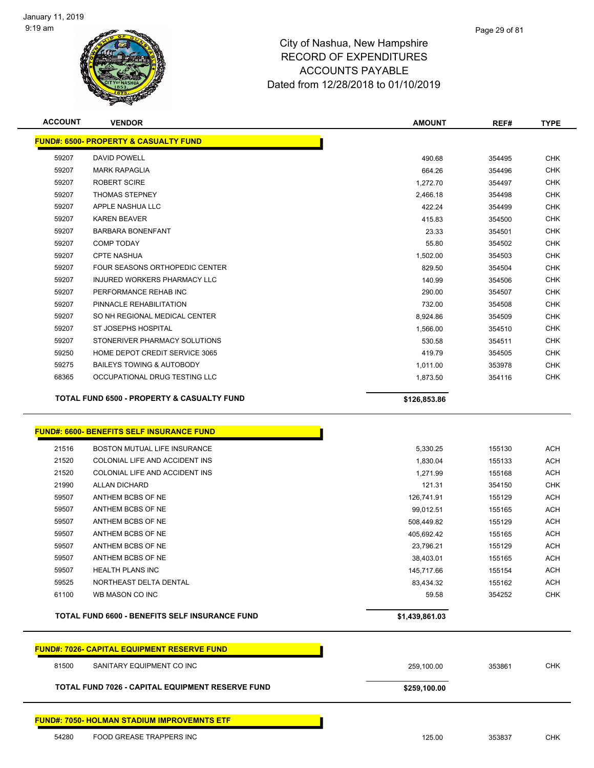City of Nashua, New Hampshire
RECORD OF EXPENDITURES
ACCOUNTS PAYABLE
Dated from 12/28/2018 to 01/10/2019

| ACCOUNT | VENDOR | AMOUNT | REF# | TYPE |
|---|---|---|---|---|
| **FUND#: 6500- PROPERTY & CASUALTY FUND** | | | | |
| 59207 | DAVID POWELL | 490.68 | 354495 | CHK |
| 59207 | MARK RAPAGLIA | 664.26 | 354496 | CHK |
| 59207 | ROBERT SCIRE | 1,272.70 | 354497 | CHK |
| 59207 | THOMAS STEPNEY | 2,466.18 | 354498 | CHK |
| 59207 | APPLE NASHUA LLC | 422.24 | 354499 | CHK |
| 59207 | KAREN BEAVER | 415.83 | 354500 | CHK |
| 59207 | BARBARA BONENFANT | 23.33 | 354501 | CHK |
| 59207 | COMP TODAY | 55.80 | 354502 | CHK |
| 59207 | CPTE NASHUA | 1,502.00 | 354503 | CHK |
| 59207 | FOUR SEASONS ORTHOPEDIC CENTER | 829.50 | 354504 | CHK |
| 59207 | INJURED WORKERS PHARMACY LLC | 140.99 | 354506 | CHK |
| 59207 | PERFORMANCE REHAB INC | 290.00 | 354507 | CHK |
| 59207 | PINNACLE REHABILITATION | 732.00 | 354508 | CHK |
| 59207 | SO NH REGIONAL MEDICAL CENTER | 8,924.86 | 354509 | CHK |
| 59207 | ST JOSEPHS HOSPITAL | 1,566.00 | 354510 | CHK |
| 59207 | STONERIVER PHARMACY SOLUTIONS | 530.58 | 354511 | CHK |
| 59250 | HOME DEPOT CREDIT SERVICE 3065 | 419.79 | 354505 | CHK |
| 59275 | BAILEYS TOWING & AUTOBODY | 1,011.00 | 353978 | CHK |
| 68365 | OCCUPATIONAL DRUG TESTING LLC | 1,873.50 | 354116 | CHK |
| | **TOTAL FUND 6500 - PROPERTY & CASUALTY FUND** | **$126,853.86** | | |

| ACCOUNT | VENDOR | AMOUNT | REF# | TYPE |
|---|---|---|---|---|
| **FUND#: 6600- BENEFITS SELF INSURANCE FUND** | | | | |
| 21516 | BOSTON MUTUAL LIFE INSURANCE | 5,330.25 | 155130 | ACH |
| 21520 | COLONIAL LIFE AND ACCIDENT INS | 1,830.04 | 155133 | ACH |
| 21520 | COLONIAL LIFE AND ACCIDENT INS | 1,271.99 | 155168 | ACH |
| 21990 | ALLAN DICHARD | 121.31 | 354150 | CHK |
| 59507 | ANTHEM BCBS OF NE | 126,741.91 | 155129 | ACH |
| 59507 | ANTHEM BCBS OF NE | 99,012.51 | 155165 | ACH |
| 59507 | ANTHEM BCBS OF NE | 508,449.82 | 155129 | ACH |
| 59507 | ANTHEM BCBS OF NE | 405,692.42 | 155165 | ACH |
| 59507 | ANTHEM BCBS OF NE | 23,796.21 | 155129 | ACH |
| 59507 | ANTHEM BCBS OF NE | 38,403.01 | 155165 | ACH |
| 59507 | HEALTH PLANS INC | 145,717.66 | 155154 | ACH |
| 59525 | NORTHEAST DELTA DENTAL | 83,434.32 | 155162 | ACH |
| 61100 | WB MASON CO INC | 59.58 | 354252 | CHK |
| | **TOTAL FUND 6600 - BENEFITS SELF INSURANCE FUND** | **$1,439,861.03** | | |

| ACCOUNT | VENDOR | AMOUNT | REF# | TYPE |
|---|---|---|---|---|
| **FUND#: 7026- CAPITAL EQUIPMENT RESERVE FUND** | | | | |
| 81500 | SANITARY EQUIPMENT CO INC | 259,100.00 | 353861 | CHK |
| | **TOTAL FUND 7026 - CAPITAL EQUIPMENT RESERVE FUND** | **$259,100.00** | | |

| ACCOUNT | VENDOR | AMOUNT | REF# | TYPE |
|---|---|---|---|---|
| **FUND#: 7050- HOLMAN STADIUM IMPROVEMNTS ETF** | | | | |
| 54280 | FOOD GREASE TRAPPERS INC | 125.00 | 353837 | CHK |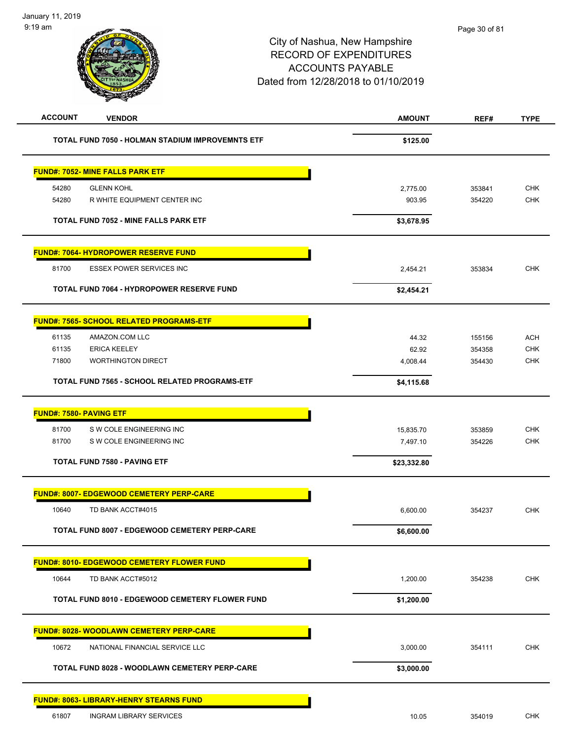City of Nashua, New Hampshire
RECORD OF EXPENDITURES
ACCOUNTS PAYABLE
Dated from 12/28/2018 to 01/10/2019

| ACCOUNT | VENDOR | AMOUNT | REF# | TYPE |
|---|---|---|---|---|
| | **TOTAL FUND 7050 - HOLMAN STADIUM IMPROVEMNTS ETF** | **$125.00** | | |
| **FUND#: 7052- MINE FALLS PARK ETF** | | | | |
| 54280 | GLENN KOHL | 2,775.00 | 353841 | CHK |
| 54280 | R WHITE EQUIPMENT CENTER INC | 903.95 | 354220 | CHK |
| | **TOTAL FUND 7052 - MINE FALLS PARK ETF** | **$3,678.95** | | |
| **FUND#: 7064- HYDROPOWER RESERVE FUND** | | | | |
| 81700 | ESSEX POWER SERVICES INC | 2,454.21 | 353834 | CHK |
| | **TOTAL FUND 7064 - HYDROPOWER RESERVE FUND** | **$2,454.21** | | |
| **FUND#: 7565- SCHOOL RELATED PROGRAMS-ETF** | | | | |
| 61135 | AMAZON.COM LLC | 44.32 | 155156 | ACH |
| 61135 | ERICA KEELEY | 62.92 | 354358 | CHK |
| 71800 | WORTHINGTON DIRECT | 4,008.44 | 354430 | CHK |
| | **TOTAL FUND 7565 - SCHOOL RELATED PROGRAMS-ETF** | **$4,115.68** | | |
| **FUND#: 7580- PAVING ETF** | | | | |
| 81700 | S W COLE ENGINEERING INC | 15,835.70 | 353859 | CHK |
| 81700 | S W COLE ENGINEERING INC | 7,497.10 | 354226 | CHK |
| | **TOTAL FUND 7580 - PAVING ETF** | **$23,332.80** | | |
| **FUND#: 8007- EDGEWOOD CEMETERY PERP-CARE** | | | | |
| 10640 | TD BANK ACCT#4015 | 6,600.00 | 354237 | CHK |
| | **TOTAL FUND 8007 - EDGEWOOD CEMETERY PERP-CARE** | **$6,600.00** | | |
| **FUND#: 8010- EDGEWOOD CEMETERY FLOWER FUND** | | | | |
| 10644 | TD BANK ACCT#5012 | 1,200.00 | 354238 | CHK |
| | **TOTAL FUND 8010 - EDGEWOOD CEMETERY FLOWER FUND** | **$1,200.00** | | |
| **FUND#: 8028- WOODLAWN CEMETERY PERP-CARE** | | | | |
| 10672 | NATIONAL FINANCIAL SERVICE LLC | 3,000.00 | 354111 | CHK |
| | **TOTAL FUND 8028 - WOODLAWN CEMETERY PERP-CARE** | **$3,000.00** | | |
| **FUND#: 8063- LIBRARY-HENRY STEARNS FUND** | | | | |
| 61807 | INGRAM LIBRARY SERVICES | 10.05 | 354019 | CHK |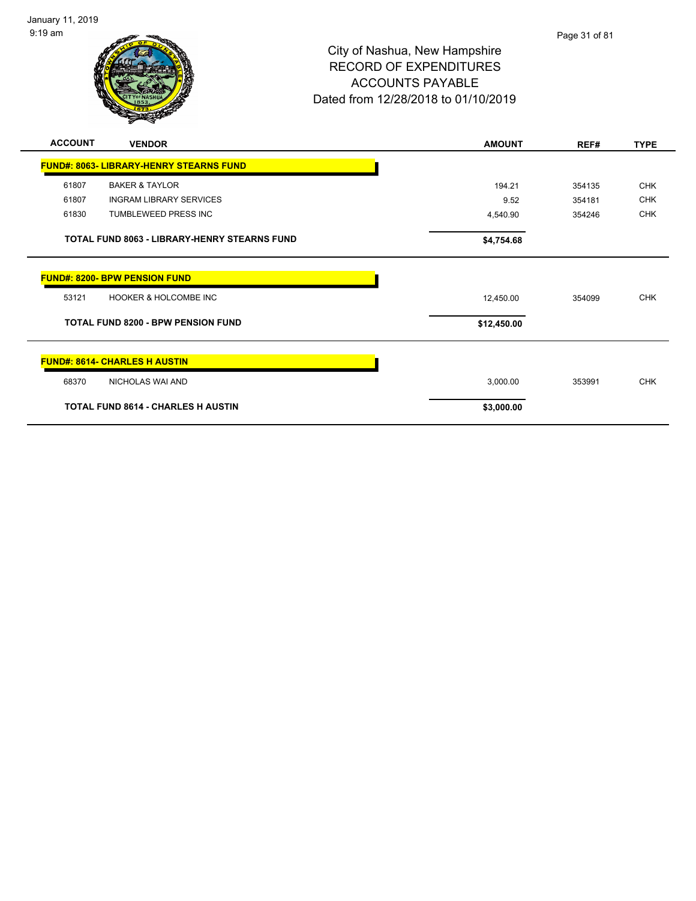# City of Nashua, New Hampshire
## RECORD OF EXPENDITURES
## ACCOUNTS PAYABLE
## Dated from 12/28/2018 to 01/10/2019

| ACCOUNT | VENDOR | AMOUNT | REF# | TYPE |
|---|---|---|---|---|
| **FUND#: 8063- LIBRARY-HENRY STEARNS FUND** | | | | |
| 61807 | BAKER & TAYLOR | 194.21 | 354135 | CHK |
| 61807 | INGRAM LIBRARY SERVICES | 9.52 | 354181 | CHK |
| 61830 | TUMBLEWEED PRESS INC | 4,540.90 | 354246 | CHK |
| | **TOTAL FUND 8063 - LIBRARY-HENRY STEARNS FUND** | **$4,754.68** | | |
| **FUND#: 8200- BPW PENSION FUND** | | | | |
| 53121 | HOOKER & HOLCOMBE INC | 12,450.00 | 354099 | CHK |
| | **TOTAL FUND 8200 - BPW PENSION FUND** | **$12,450.00** | | |
| **FUND#: 8614- CHARLES H AUSTIN** | | | | |
| 68370 | NICHOLAS WAI AND | 3,000.00 | 353991 | CHK |
| | **TOTAL FUND 8614 - CHARLES H AUSTIN** | **$3,000.00** | | |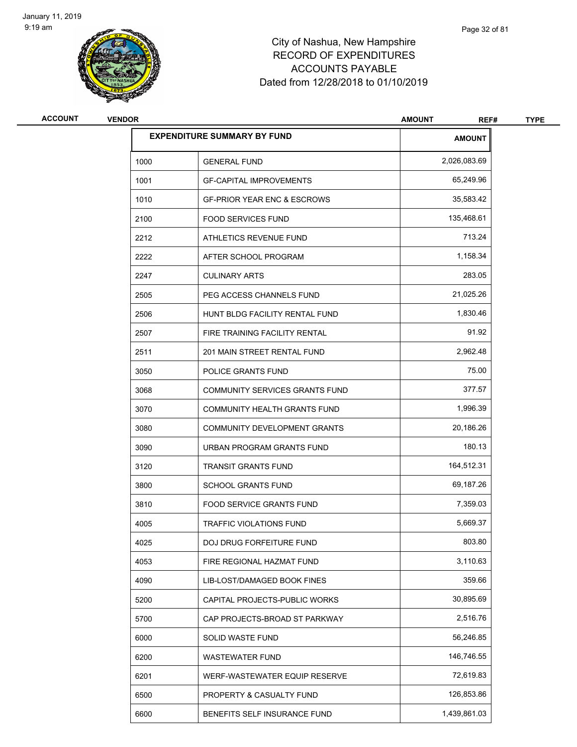# City of Nashua, New Hampshire
## RECORD OF EXPENDITURES
## ACCOUNTS PAYABLE
## Dated from 12/28/2018 to 01/10/2019

| ACCOUNT | VENDOR | AMOUNT | REF# | TYPE |
|---|---|---|---|---|

| EXPENDITURE SUMMARY BY FUND | | AMOUNT |
|---|---|---|
| 1000 | GENERAL FUND | 2,026,083.69 |
| 1001 | GF-CAPITAL IMPROVEMENTS | 65,249.96 |
| 1010 | GF-PRIOR YEAR ENC & ESCROWS | 35,583.42 |
| 2100 | FOOD SERVICES FUND | 135,468.61 |
| 2212 | ATHLETICS REVENUE FUND | 713.24 |
| 2222 | AFTER SCHOOL PROGRAM | 1,158.34 |
| 2247 | CULINARY ARTS | 283.05 |
| 2505 | PEG ACCESS CHANNELS FUND | 21,025.26 |
| 2506 | HUNT BLDG FACILITY RENTAL FUND | 1,830.46 |
| 2507 | FIRE TRAINING FACILITY RENTAL | 91.92 |
| 2511 | 201 MAIN STREET RENTAL FUND | 2,962.48 |
| 3050 | POLICE GRANTS FUND | 75.00 |
| 3068 | COMMUNITY SERVICES GRANTS FUND | 377.57 |
| 3070 | COMMUNITY HEALTH GRANTS FUND | 1,996.39 |
| 3080 | COMMUNITY DEVELOPMENT GRANTS | 20,186.26 |
| 3090 | URBAN PROGRAM GRANTS FUND | 180.13 |
| 3120 | TRANSIT GRANTS FUND | 164,512.31 |
| 3800 | SCHOOL GRANTS FUND | 69,187.26 |
| 3810 | FOOD SERVICE GRANTS FUND | 7,359.03 |
| 4005 | TRAFFIC VIOLATIONS FUND | 5,669.37 |
| 4025 | DOJ DRUG FORFEITURE FUND | 803.80 |
| 4053 | FIRE REGIONAL HAZMAT FUND | 3,110.63 |
| 4090 | LIB-LOST/DAMAGED BOOK FINES | 359.66 |
| 5200 | CAPITAL PROJECTS-PUBLIC WORKS | 30,895.69 |
| 5700 | CAP PROJECTS-BROAD ST PARKWAY | 2,516.76 |
| 6000 | SOLID WASTE FUND | 56,246.85 |
| 6200 | WASTEWATER FUND | 146,746.55 |
| 6201 | WERF-WASTEWATER EQUIP RESERVE | 72,619.83 |
| 6500 | PROPERTY & CASUALTY FUND | 126,853.86 |
| 6600 | BENEFITS SELF INSURANCE FUND | 1,439,861.03 |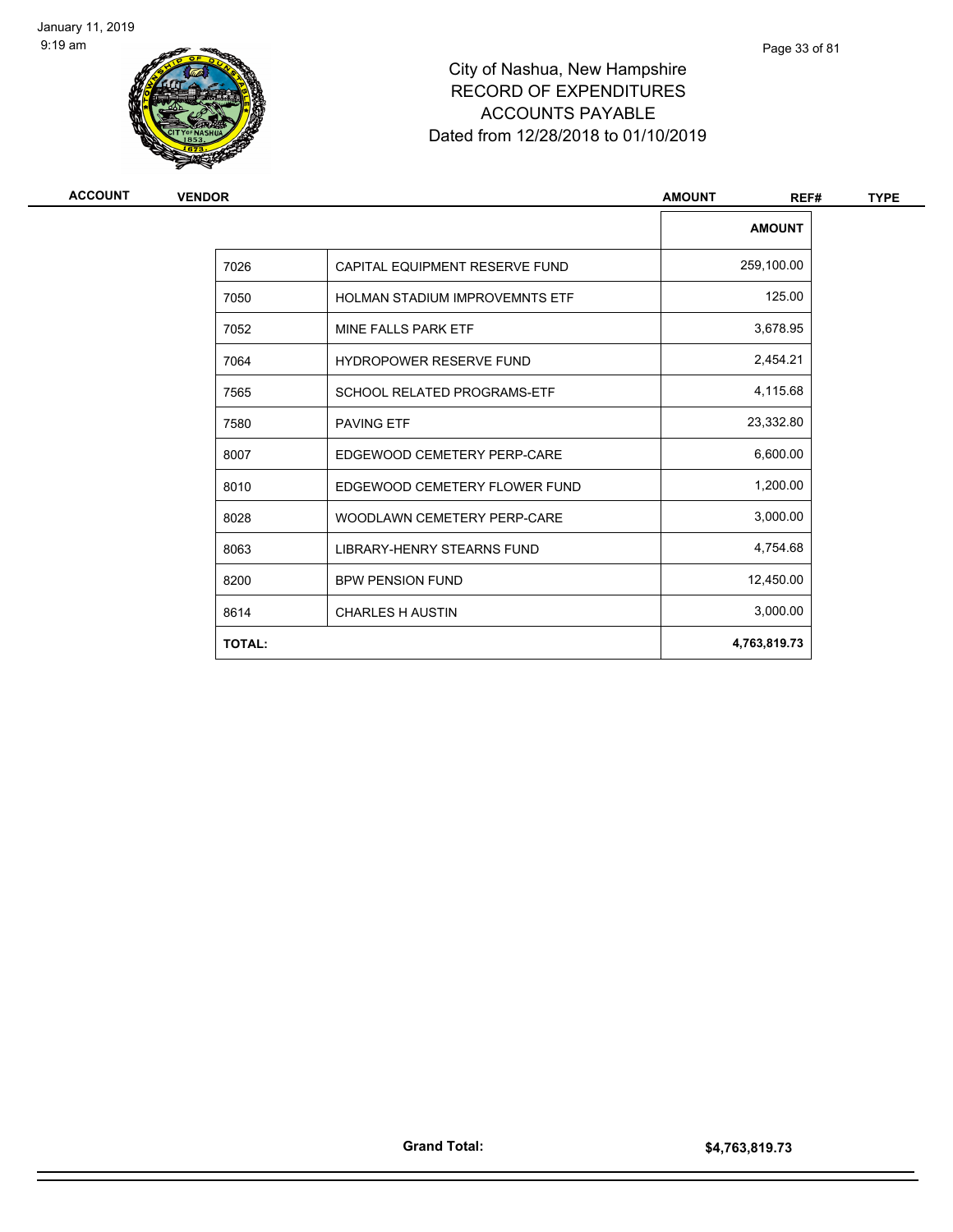# City of Nashua, New Hampshire
## RECORD OF EXPENDITURES
## ACCOUNTS PAYABLE
## Dated from 12/28/2018 to 01/10/2019

| ACCOUNT | VENDOR | AMOUNT | REF# | TYPE |
|---|---|---|---|---|

| | | AMOUNT |
|---|---|---|
| 7026 | CAPITAL EQUIPMENT RESERVE FUND | 259,100.00 |
| 7050 | HOLMAN STADIUM IMPROVEMNTS ETF | 125.00 |
| 7052 | MINE FALLS PARK ETF | 3,678.95 |
| 7064 | HYDROPOWER RESERVE FUND | 2,454.21 |
| 7565 | SCHOOL RELATED PROGRAMS-ETF | 4,115.68 |
| 7580 | PAVING ETF | 23,332.80 |
| 8007 | EDGEWOOD CEMETERY PERP-CARE | 6,600.00 |
| 8010 | EDGEWOOD CEMETERY FLOWER FUND | 1,200.00 |
| 8028 | WOODLAWN CEMETERY PERP-CARE | 3,000.00 |
| 8063 | LIBRARY-HENRY STEARNS FUND | 4,754.68 |
| 8200 | BPW PENSION FUND | 12,450.00 |
| 8614 | CHARLES H AUSTIN | 3,000.00 |
| **TOTAL:** | | **4,763,819.73** |

**Grand Total:** **$4,763,819.73**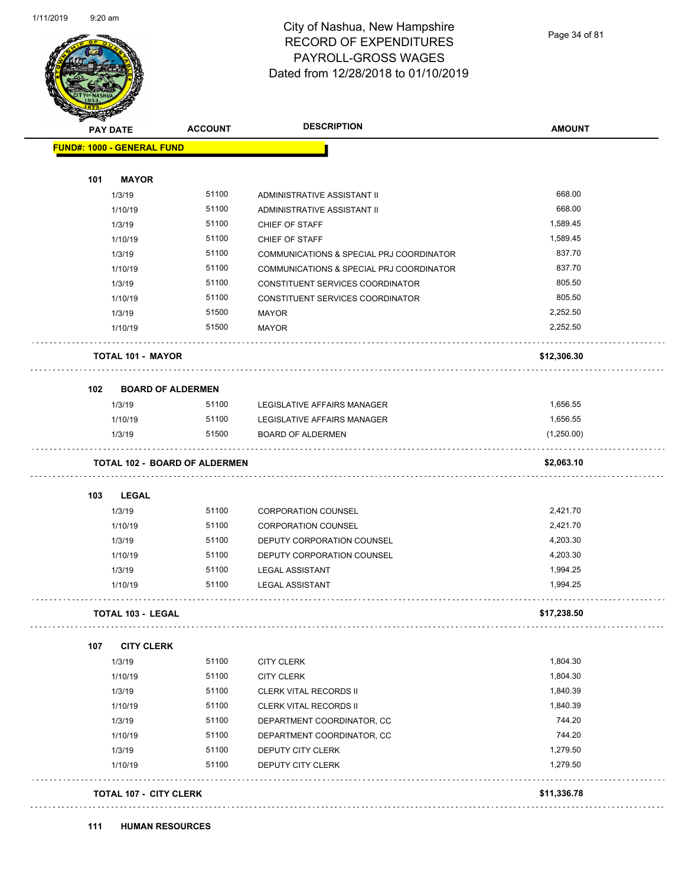# City of Nashua, New Hampshire
# RECORD OF EXPENDITURES
# PAYROLL-GROSS WAGES
# Dated from 12/28/2018 to 01/10/2019

| PAY DATE | ACCOUNT | DESCRIPTION | AMOUNT |
|---|---|---|---|
| **FUND#: 1000 - GENERAL FUND** | | | |
| **101 MAYOR** | | | |
| 1/3/19 | 51100 | ADMINISTRATIVE ASSISTANT II | 668.00 |
| 1/10/19 | 51100 | ADMINISTRATIVE ASSISTANT II | 668.00 |
| 1/3/19 | 51100 | CHIEF OF STAFF | 1,589.45 |
| 1/10/19 | 51100 | CHIEF OF STAFF | 1,589.45 |
| 1/3/19 | 51100 | COMMUNICATIONS & SPECIAL PRJ COORDINATOR | 837.70 |
| 1/10/19 | 51100 | COMMUNICATIONS & SPECIAL PRJ COORDINATOR | 837.70 |
| 1/3/19 | 51100 | CONSTITUENT SERVICES COORDINATOR | 805.50 |
| 1/10/19 | 51100 | CONSTITUENT SERVICES COORDINATOR | 805.50 |
| 1/3/19 | 51500 | MAYOR | 2,252.50 |
| 1/10/19 | 51500 | MAYOR | 2,252.50 |
| **TOTAL 101 - MAYOR** | | | **$12,306.30** |
| **102 BOARD OF ALDERMEN** | | | |
| 1/3/19 | 51100 | LEGISLATIVE AFFAIRS MANAGER | 1,656.55 |
| 1/10/19 | 51100 | LEGISLATIVE AFFAIRS MANAGER | 1,656.55 |
| 1/3/19 | 51500 | BOARD OF ALDERMEN | (1,250.00) |
| **TOTAL 102 - BOARD OF ALDERMEN** | | | **$2,063.10** |
| **103 LEGAL** | | | |
| 1/3/19 | 51100 | CORPORATION COUNSEL | 2,421.70 |
| 1/10/19 | 51100 | CORPORATION COUNSEL | 2,421.70 |
| 1/3/19 | 51100 | DEPUTY CORPORATION COUNSEL | 4,203.30 |
| 1/10/19 | 51100 | DEPUTY CORPORATION COUNSEL | 4,203.30 |
| 1/3/19 | 51100 | LEGAL ASSISTANT | 1,994.25 |
| 1/10/19 | 51100 | LEGAL ASSISTANT | 1,994.25 |
| **TOTAL 103 - LEGAL** | | | **$17,238.50** |
| **107 CITY CLERK** | | | |
| 1/3/19 | 51100 | CITY CLERK | 1,804.30 |
| 1/10/19 | 51100 | CITY CLERK | 1,804.30 |
| 1/3/19 | 51100 | CLERK VITAL RECORDS II | 1,840.39 |
| 1/10/19 | 51100 | CLERK VITAL RECORDS II | 1,840.39 |
| 1/3/19 | 51100 | DEPARTMENT COORDINATOR, CC | 744.20 |
| 1/10/19 | 51100 | DEPARTMENT COORDINATOR, CC | 744.20 |
| 1/3/19 | 51100 | DEPUTY CITY CLERK | 1,279.50 |
| 1/10/19 | 51100 | DEPUTY CITY CLERK | 1,279.50 |
| **TOTAL 107 - CITY CLERK** | | | **$11,336.78** |
| **111 HUMAN RESOURCES** | | | |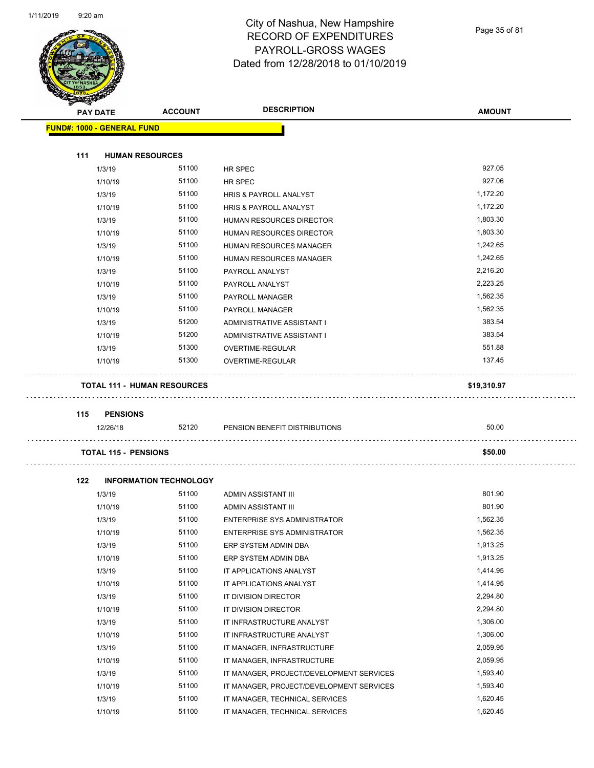# City of Nashua, New Hampshire
## RECORD OF EXPENDITURES
## PAYROLL-GROSS WAGES
## Dated from 12/28/2018 to 01/10/2019

| PAY DATE | ACCOUNT | DESCRIPTION | AMOUNT |
|---|---|---|---|
| **FUND#: 1000 - GENERAL FUND** | | | |
| **111 HUMAN RESOURCES** | | | |
| 1/3/19 | 51100 | HR SPEC | 927.05 |
| 1/10/19 | 51100 | HR SPEC | 927.06 |
| 1/3/19 | 51100 | HRIS & PAYROLL ANALYST | 1,172.20 |
| 1/10/19 | 51100 | HRIS & PAYROLL ANALYST | 1,172.20 |
| 1/3/19 | 51100 | HUMAN RESOURCES DIRECTOR | 1,803.30 |
| 1/10/19 | 51100 | HUMAN RESOURCES DIRECTOR | 1,803.30 |
| 1/3/19 | 51100 | HUMAN RESOURCES MANAGER | 1,242.65 |
| 1/10/19 | 51100 | HUMAN RESOURCES MANAGER | 1,242.65 |
| 1/3/19 | 51100 | PAYROLL ANALYST | 2,216.20 |
| 1/10/19 | 51100 | PAYROLL ANALYST | 2,223.25 |
| 1/3/19 | 51100 | PAYROLL MANAGER | 1,562.35 |
| 1/10/19 | 51100 | PAYROLL MANAGER | 1,562.35 |
| 1/3/19 | 51200 | ADMINISTRATIVE ASSISTANT I | 383.54 |
| 1/10/19 | 51200 | ADMINISTRATIVE ASSISTANT I | 383.54 |
| 1/3/19 | 51300 | OVERTIME-REGULAR | 551.88 |
| 1/10/19 | 51300 | OVERTIME-REGULAR | 137.45 |
| **TOTAL 111 - HUMAN RESOURCES** | | | **$19,310.97** |
| **115 PENSIONS** | | | |
| 12/26/18 | 52120 | PENSION BENEFIT DISTRIBUTIONS | 50.00 |
| **TOTAL 115 - PENSIONS** | | | **$50.00** |
| **122 INFORMATION TECHNOLOGY** | | | |
| 1/3/19 | 51100 | ADMIN ASSISTANT III | 801.90 |
| 1/10/19 | 51100 | ADMIN ASSISTANT III | 801.90 |
| 1/3/19 | 51100 | ENTERPRISE SYS ADMINISTRATOR | 1,562.35 |
| 1/10/19 | 51100 | ENTERPRISE SYS ADMINISTRATOR | 1,562.35 |
| 1/3/19 | 51100 | ERP SYSTEM ADMIN DBA | 1,913.25 |
| 1/10/19 | 51100 | ERP SYSTEM ADMIN DBA | 1,913.25 |
| 1/3/19 | 51100 | IT APPLICATIONS ANALYST | 1,414.95 |
| 1/10/19 | 51100 | IT APPLICATIONS ANALYST | 1,414.95 |
| 1/3/19 | 51100 | IT DIVISION DIRECTOR | 2,294.80 |
| 1/10/19 | 51100 | IT DIVISION DIRECTOR | 2,294.80 |
| 1/3/19 | 51100 | IT INFRASTRUCTURE ANALYST | 1,306.00 |
| 1/10/19 | 51100 | IT INFRASTRUCTURE ANALYST | 1,306.00 |
| 1/3/19 | 51100 | IT MANAGER, INFRASTRUCTURE | 2,059.95 |
| 1/10/19 | 51100 | IT MANAGER, INFRASTRUCTURE | 2,059.95 |
| 1/3/19 | 51100 | IT MANAGER, PROJECT/DEVELOPMENT SERVICES | 1,593.40 |
| 1/10/19 | 51100 | IT MANAGER, PROJECT/DEVELOPMENT SERVICES | 1,593.40 |
| 1/3/19 | 51100 | IT MANAGER, TECHNICAL SERVICES | 1,620.45 |
| 1/10/19 | 51100 | IT MANAGER, TECHNICAL SERVICES | 1,620.45 |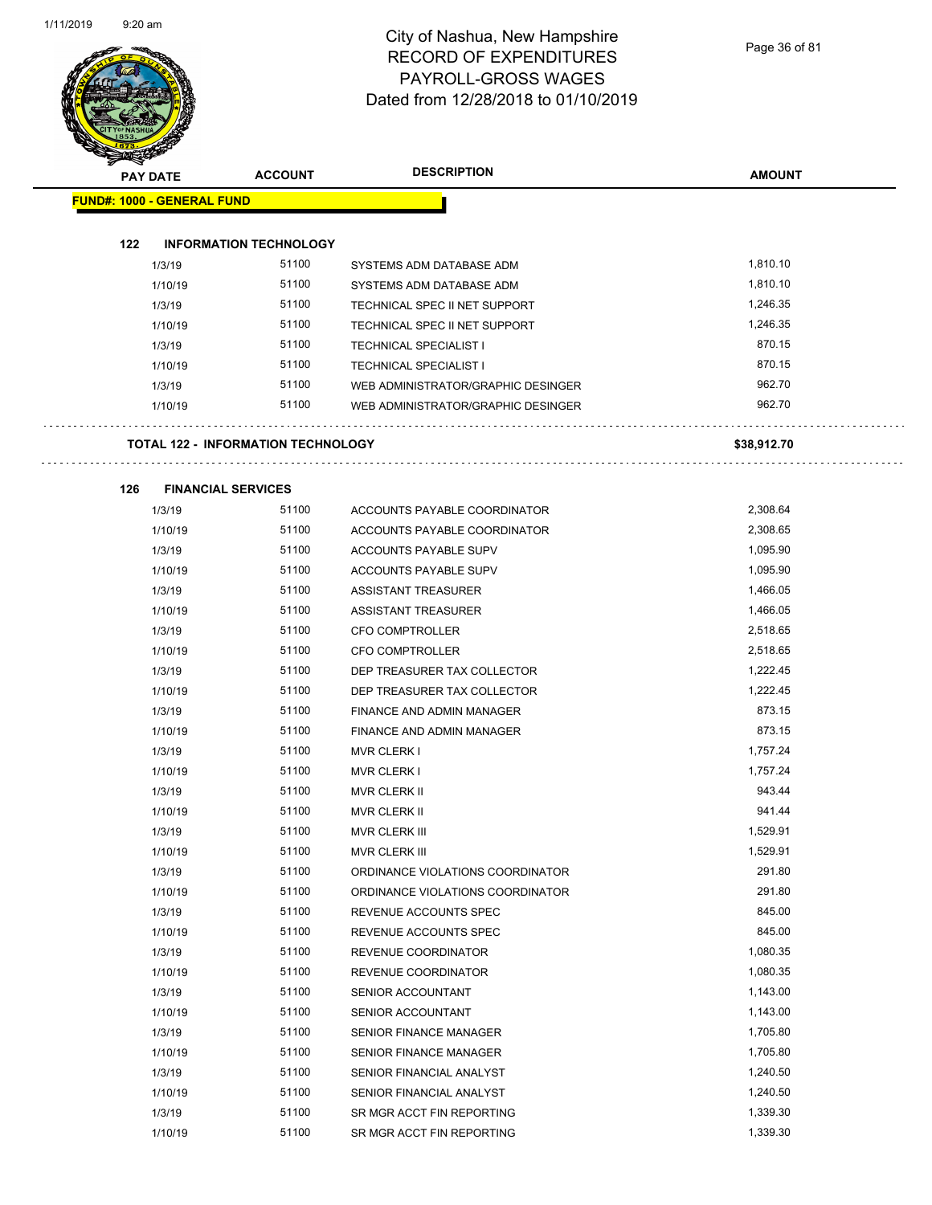# City of Nashua, New Hampshire
## RECORD OF EXPENDITURES
## PAYROLL-GROSS WAGES
## Dated from 12/28/2018 to 01/10/2019

| PAY DATE | ACCOUNT | DESCRIPTION | AMOUNT |
|---|---|---|---|

**FUND#: 1000 - GENERAL FUND**

**122 INFORMATION TECHNOLOGY**

| PAY DATE | ACCOUNT | DESCRIPTION | AMOUNT |
|---|---|---|---|
| 1/3/19 | 51100 | SYSTEMS ADM DATABASE ADM | 1,810.10 |
| 1/10/19 | 51100 | SYSTEMS ADM DATABASE ADM | 1,810.10 |
| 1/3/19 | 51100 | TECHNICAL SPEC II NET SUPPORT | 1,246.35 |
| 1/10/19 | 51100 | TECHNICAL SPEC II NET SUPPORT | 1,246.35 |
| 1/3/19 | 51100 | TECHNICAL SPECIALIST I | 870.15 |
| 1/10/19 | 51100 | TECHNICAL SPECIALIST I | 870.15 |
| 1/3/19 | 51100 | WEB ADMINISTRATOR/GRAPHIC DESINGER | 962.70 |
| 1/10/19 | 51100 | WEB ADMINISTRATOR/GRAPHIC DESINGER | 962.70 |

**TOTAL 122 - INFORMATION TECHNOLOGY** **$38,912.70**

**126 FINANCIAL SERVICES**

| PAY DATE | ACCOUNT | DESCRIPTION | AMOUNT |
|---|---|---|---|
| 1/3/19 | 51100 | ACCOUNTS PAYABLE COORDINATOR | 2,308.64 |
| 1/10/19 | 51100 | ACCOUNTS PAYABLE COORDINATOR | 2,308.65 |
| 1/3/19 | 51100 | ACCOUNTS PAYABLE SUPV | 1,095.90 |
| 1/10/19 | 51100 | ACCOUNTS PAYABLE SUPV | 1,095.90 |
| 1/3/19 | 51100 | ASSISTANT TREASURER | 1,466.05 |
| 1/10/19 | 51100 | ASSISTANT TREASURER | 1,466.05 |
| 1/3/19 | 51100 | CFO COMPTROLLER | 2,518.65 |
| 1/10/19 | 51100 | CFO COMPTROLLER | 2,518.65 |
| 1/3/19 | 51100 | DEP TREASURER TAX COLLECTOR | 1,222.45 |
| 1/10/19 | 51100 | DEP TREASURER TAX COLLECTOR | 1,222.45 |
| 1/3/19 | 51100 | FINANCE AND ADMIN MANAGER | 873.15 |
| 1/10/19 | 51100 | FINANCE AND ADMIN MANAGER | 873.15 |
| 1/3/19 | 51100 | MVR CLERK I | 1,757.24 |
| 1/10/19 | 51100 | MVR CLERK I | 1,757.24 |
| 1/3/19 | 51100 | MVR CLERK II | 943.44 |
| 1/10/19 | 51100 | MVR CLERK II | 941.44 |
| 1/3/19 | 51100 | MVR CLERK III | 1,529.91 |
| 1/10/19 | 51100 | MVR CLERK III | 1,529.91 |
| 1/3/19 | 51100 | ORDINANCE VIOLATIONS COORDINATOR | 291.80 |
| 1/10/19 | 51100 | ORDINANCE VIOLATIONS COORDINATOR | 291.80 |
| 1/3/19 | 51100 | REVENUE ACCOUNTS SPEC | 845.00 |
| 1/10/19 | 51100 | REVENUE ACCOUNTS SPEC | 845.00 |
| 1/3/19 | 51100 | REVENUE COORDINATOR | 1,080.35 |
| 1/10/19 | 51100 | REVENUE COORDINATOR | 1,080.35 |
| 1/3/19 | 51100 | SENIOR ACCOUNTANT | 1,143.00 |
| 1/10/19 | 51100 | SENIOR ACCOUNTANT | 1,143.00 |
| 1/3/19 | 51100 | SENIOR FINANCE MANAGER | 1,705.80 |
| 1/10/19 | 51100 | SENIOR FINANCE MANAGER | 1,705.80 |
| 1/3/19 | 51100 | SENIOR FINANCIAL ANALYST | 1,240.50 |
| 1/10/19 | 51100 | SENIOR FINANCIAL ANALYST | 1,240.50 |
| 1/3/19 | 51100 | SR MGR ACCT FIN REPORTING | 1,339.30 |
| 1/10/19 | 51100 | SR MGR ACCT FIN REPORTING | 1,339.30 |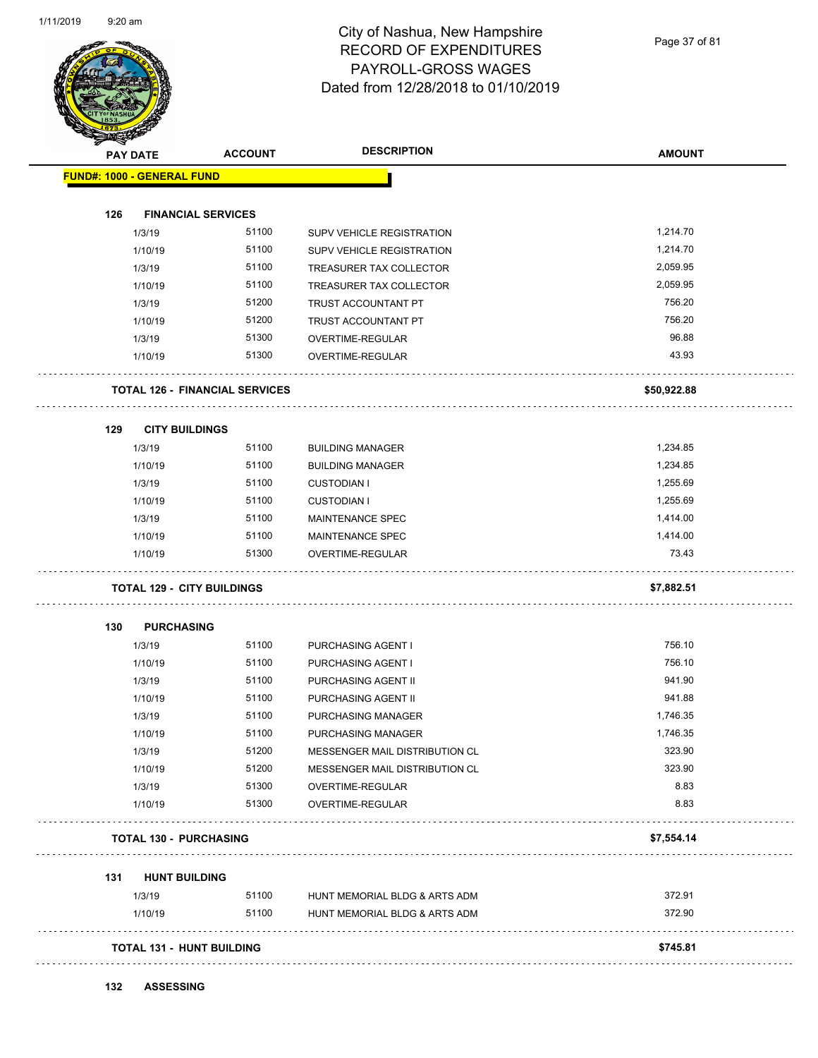# City of Nashua, New Hampshire
## RECORD OF EXPENDITURES
## PAYROLL-GROSS WAGES
## Dated from 12/28/2018 to 01/10/2019

| PAY DATE | ACCOUNT | DESCRIPTION | AMOUNT |
|---|---|---|---|
| **FUND#: 1000 - GENERAL FUND** | | | |
| **126 FINANCIAL SERVICES** | | | |
| 1/3/19 | 51100 | SUPV VEHICLE REGISTRATION | 1,214.70 |
| 1/10/19 | 51100 | SUPV VEHICLE REGISTRATION | 1,214.70 |
| 1/3/19 | 51100 | TREASURER TAX COLLECTOR | 2,059.95 |
| 1/10/19 | 51100 | TREASURER TAX COLLECTOR | 2,059.95 |
| 1/3/19 | 51200 | TRUST ACCOUNTANT PT | 756.20 |
| 1/10/19 | 51200 | TRUST ACCOUNTANT PT | 756.20 |
| 1/3/19 | 51300 | OVERTIME-REGULAR | 96.88 |
| 1/10/19 | 51300 | OVERTIME-REGULAR | 43.93 |
| **TOTAL 126 - FINANCIAL SERVICES** | | | **$50,922.88** |
| **129 CITY BUILDINGS** | | | |
| 1/3/19 | 51100 | BUILDING MANAGER | 1,234.85 |
| 1/10/19 | 51100 | BUILDING MANAGER | 1,234.85 |
| 1/3/19 | 51100 | CUSTODIAN I | 1,255.69 |
| 1/10/19 | 51100 | CUSTODIAN I | 1,255.69 |
| 1/3/19 | 51100 | MAINTENANCE SPEC | 1,414.00 |
| 1/10/19 | 51100 | MAINTENANCE SPEC | 1,414.00 |
| 1/10/19 | 51300 | OVERTIME-REGULAR | 73.43 |
| **TOTAL 129 - CITY BUILDINGS** | | | **$7,882.51** |
| **130 PURCHASING** | | | |
| 1/3/19 | 51100 | PURCHASING AGENT I | 756.10 |
| 1/10/19 | 51100 | PURCHASING AGENT I | 756.10 |
| 1/3/19 | 51100 | PURCHASING AGENT II | 941.90 |
| 1/10/19 | 51100 | PURCHASING AGENT II | 941.88 |
| 1/3/19 | 51100 | PURCHASING MANAGER | 1,746.35 |
| 1/10/19 | 51100 | PURCHASING MANAGER | 1,746.35 |
| 1/3/19 | 51200 | MESSENGER MAIL DISTRIBUTION CL | 323.90 |
| 1/10/19 | 51200 | MESSENGER MAIL DISTRIBUTION CL | 323.90 |
| 1/3/19 | 51300 | OVERTIME-REGULAR | 8.83 |
| 1/10/19 | 51300 | OVERTIME-REGULAR | 8.83 |
| **TOTAL 130 - PURCHASING** | | | **$7,554.14** |
| **131 HUNT BUILDING** | | | |
| 1/3/19 | 51100 | HUNT MEMORIAL BLDG & ARTS ADM | 372.91 |
| 1/10/19 | 51100 | HUNT MEMORIAL BLDG & ARTS ADM | 372.90 |
| **TOTAL 131 - HUNT BUILDING** | | | **$745.81** |
| **132 ASSESSING** | | | |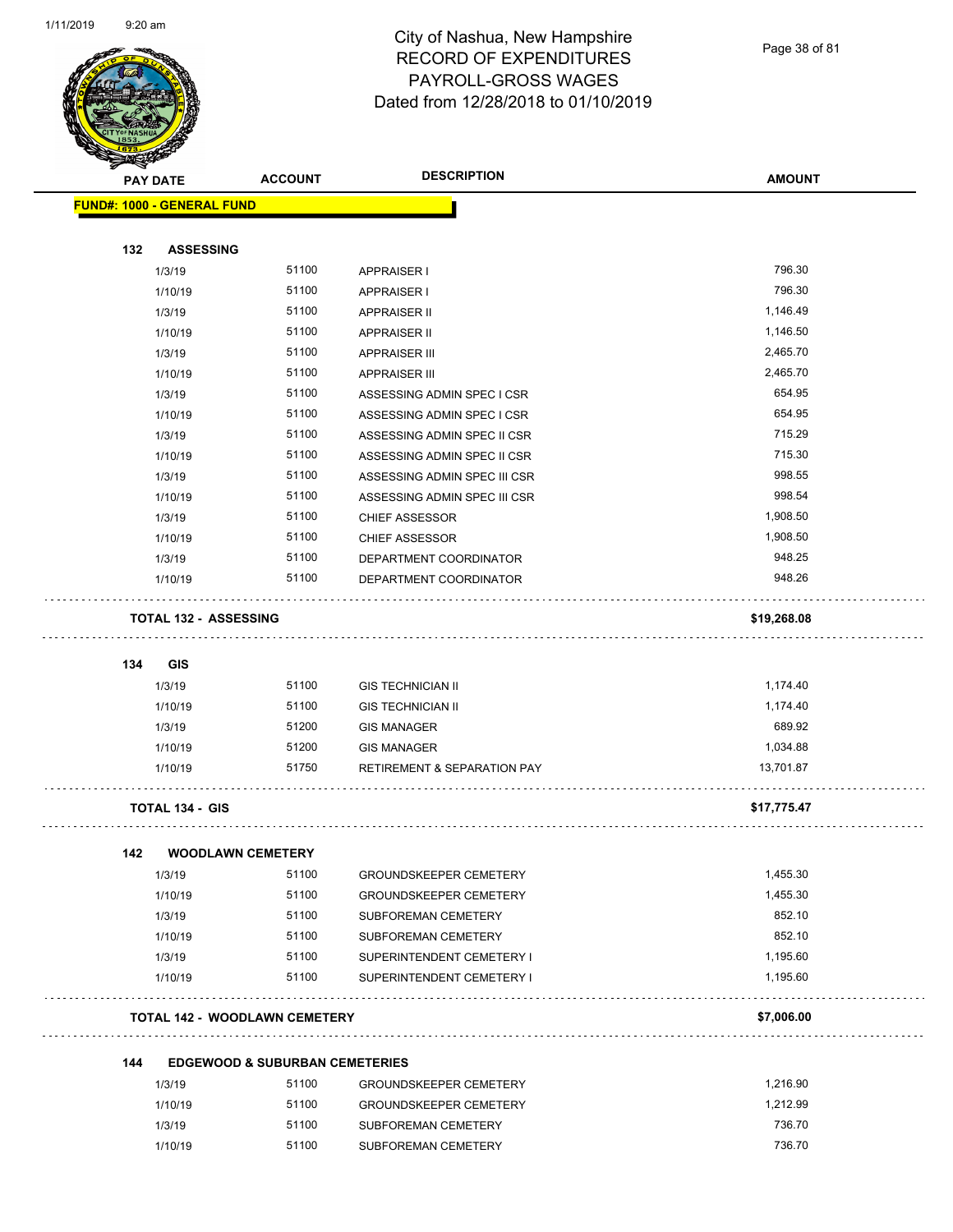City of Nashua, New Hampshire
RECORD OF EXPENDITURES
PAYROLL-GROSS WAGES
Dated from 12/28/2018 to 01/10/2019

| PAY DATE | ACCOUNT | DESCRIPTION | AMOUNT |
|---|---|---|---|
| **FUND#: 1000 - GENERAL FUND** | | | |
| **132 ASSESSING** | | | |
| 1/3/19 | 51100 | APPRAISER I | 796.30 |
| 1/10/19 | 51100 | APPRAISER I | 796.30 |
| 1/3/19 | 51100 | APPRAISER II | 1,146.49 |
| 1/10/19 | 51100 | APPRAISER II | 1,146.50 |
| 1/3/19 | 51100 | APPRAISER III | 2,465.70 |
| 1/10/19 | 51100 | APPRAISER III | 2,465.70 |
| 1/3/19 | 51100 | ASSESSING ADMIN SPEC I CSR | 654.95 |
| 1/10/19 | 51100 | ASSESSING ADMIN SPEC I CSR | 654.95 |
| 1/3/19 | 51100 | ASSESSING ADMIN SPEC II CSR | 715.29 |
| 1/10/19 | 51100 | ASSESSING ADMIN SPEC II CSR | 715.30 |
| 1/3/19 | 51100 | ASSESSING ADMIN SPEC III CSR | 998.55 |
| 1/10/19 | 51100 | ASSESSING ADMIN SPEC III CSR | 998.54 |
| 1/3/19 | 51100 | CHIEF ASSESSOR | 1,908.50 |
| 1/10/19 | 51100 | CHIEF ASSESSOR | 1,908.50 |
| 1/3/19 | 51100 | DEPARTMENT COORDINATOR | 948.25 |
| 1/10/19 | 51100 | DEPARTMENT COORDINATOR | 948.26 |
| **TOTAL 132 - ASSESSING** | | | **$19,268.08** |
| **134 GIS** | | | |
| 1/3/19 | 51100 | GIS TECHNICIAN II | 1,174.40 |
| 1/10/19 | 51100 | GIS TECHNICIAN II | 1,174.40 |
| 1/3/19 | 51200 | GIS MANAGER | 689.92 |
| 1/10/19 | 51200 | GIS MANAGER | 1,034.88 |
| 1/10/19 | 51750 | RETIREMENT & SEPARATION PAY | 13,701.87 |
| **TOTAL 134 - GIS** | | | **$17,775.47** |
| **142 WOODLAWN CEMETERY** | | | |
| 1/3/19 | 51100 | GROUNDSKEEPER CEMETERY | 1,455.30 |
| 1/10/19 | 51100 | GROUNDSKEEPER CEMETERY | 1,455.30 |
| 1/3/19 | 51100 | SUBFOREMAN CEMETERY | 852.10 |
| 1/10/19 | 51100 | SUBFOREMAN CEMETERY | 852.10 |
| 1/3/19 | 51100 | SUPERINTENDENT CEMETERY I | 1,195.60 |
| 1/10/19 | 51100 | SUPERINTENDENT CEMETERY I | 1,195.60 |
| **TOTAL 142 - WOODLAWN CEMETERY** | | | **$7,006.00** |
| **144 EDGEWOOD & SUBURBAN CEMETERIES** | | | |
| 1/3/19 | 51100 | GROUNDSKEEPER CEMETERY | 1,216.90 |
| 1/10/19 | 51100 | GROUNDSKEEPER CEMETERY | 1,212.99 |
| 1/3/19 | 51100 | SUBFOREMAN CEMETERY | 736.70 |
| 1/10/19 | 51100 | SUBFOREMAN CEMETERY | 736.70 |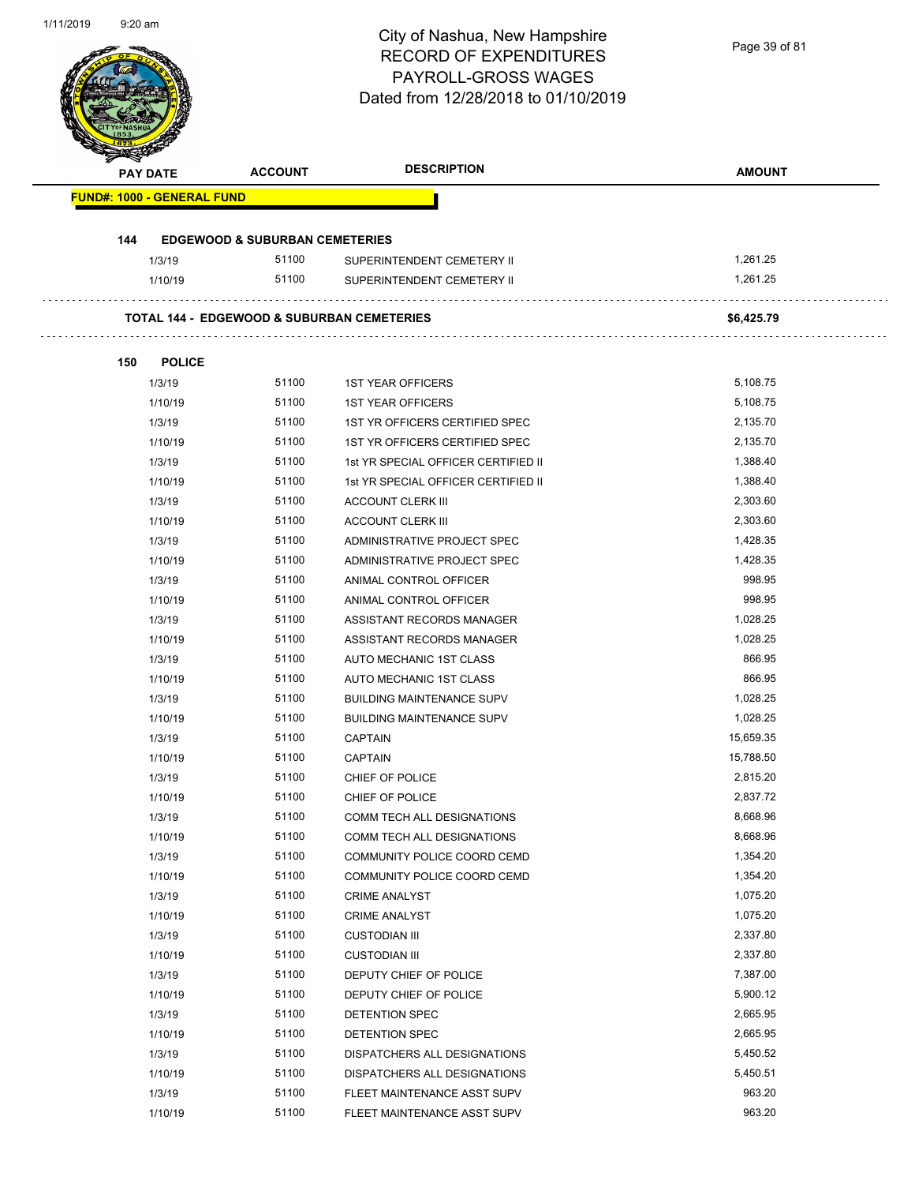City of Nashua, New Hampshire
RECORD OF EXPENDITURES
PAYROLL-GROSS WAGES
Dated from 12/28/2018 to 01/10/2019

| PAY DATE | ACCOUNT | DESCRIPTION | AMOUNT |
|---|---|---|---|
| **FUND#: 1000 - GENERAL FUND** | | | |
| **144 EDGEWOOD & SUBURBAN CEMETERIES** | | | |
| 1/3/19 | 51100 | SUPERINTENDENT CEMETERY II | 1,261.25 |
| 1/10/19 | 51100 | SUPERINTENDENT CEMETERY II | 1,261.25 |
| **TOTAL 144 - EDGEWOOD & SUBURBAN CEMETERIES** | | | **$6,425.79** |
| **150 POLICE** | | | |
| 1/3/19 | 51100 | 1ST YEAR OFFICERS | 5,108.75 |
| 1/10/19 | 51100 | 1ST YEAR OFFICERS | 5,108.75 |
| 1/3/19 | 51100 | 1ST YR OFFICERS CERTIFIED SPEC | 2,135.70 |
| 1/10/19 | 51100 | 1ST YR OFFICERS CERTIFIED SPEC | 2,135.70 |
| 1/3/19 | 51100 | 1st YR SPECIAL OFFICER CERTIFIED II | 1,388.40 |
| 1/10/19 | 51100 | 1st YR SPECIAL OFFICER CERTIFIED II | 1,388.40 |
| 1/3/19 | 51100 | ACCOUNT CLERK III | 2,303.60 |
| 1/10/19 | 51100 | ACCOUNT CLERK III | 2,303.60 |
| 1/3/19 | 51100 | ADMINISTRATIVE PROJECT SPEC | 1,428.35 |
| 1/10/19 | 51100 | ADMINISTRATIVE PROJECT SPEC | 1,428.35 |
| 1/3/19 | 51100 | ANIMAL CONTROL OFFICER | 998.95 |
| 1/10/19 | 51100 | ANIMAL CONTROL OFFICER | 998.95 |
| 1/3/19 | 51100 | ASSISTANT RECORDS MANAGER | 1,028.25 |
| 1/10/19 | 51100 | ASSISTANT RECORDS MANAGER | 1,028.25 |
| 1/3/19 | 51100 | AUTO MECHANIC 1ST CLASS | 866.95 |
| 1/10/19 | 51100 | AUTO MECHANIC 1ST CLASS | 866.95 |
| 1/3/19 | 51100 | BUILDING MAINTENANCE SUPV | 1,028.25 |
| 1/10/19 | 51100 | BUILDING MAINTENANCE SUPV | 1,028.25 |
| 1/3/19 | 51100 | CAPTAIN | 15,659.35 |
| 1/10/19 | 51100 | CAPTAIN | 15,788.50 |
| 1/3/19 | 51100 | CHIEF OF POLICE | 2,815.20 |
| 1/10/19 | 51100 | CHIEF OF POLICE | 2,837.72 |
| 1/3/19 | 51100 | COMM TECH ALL DESIGNATIONS | 8,668.96 |
| 1/10/19 | 51100 | COMM TECH ALL DESIGNATIONS | 8,668.96 |
| 1/3/19 | 51100 | COMMUNITY POLICE COORD CEMD | 1,354.20 |
| 1/10/19 | 51100 | COMMUNITY POLICE COORD CEMD | 1,354.20 |
| 1/3/19 | 51100 | CRIME ANALYST | 1,075.20 |
| 1/10/19 | 51100 | CRIME ANALYST | 1,075.20 |
| 1/3/19 | 51100 | CUSTODIAN III | 2,337.80 |
| 1/10/19 | 51100 | CUSTODIAN III | 2,337.80 |
| 1/3/19 | 51100 | DEPUTY CHIEF OF POLICE | 7,387.00 |
| 1/10/19 | 51100 | DEPUTY CHIEF OF POLICE | 5,900.12 |
| 1/3/19 | 51100 | DETENTION SPEC | 2,665.95 |
| 1/10/19 | 51100 | DETENTION SPEC | 2,665.95 |
| 1/3/19 | 51100 | DISPATCHERS ALL DESIGNATIONS | 5,450.52 |
| 1/10/19 | 51100 | DISPATCHERS ALL DESIGNATIONS | 5,450.51 |
| 1/3/19 | 51100 | FLEET MAINTENANCE ASST SUPV | 963.20 |
| 1/10/19 | 51100 | FLEET MAINTENANCE ASST SUPV | 963.20 |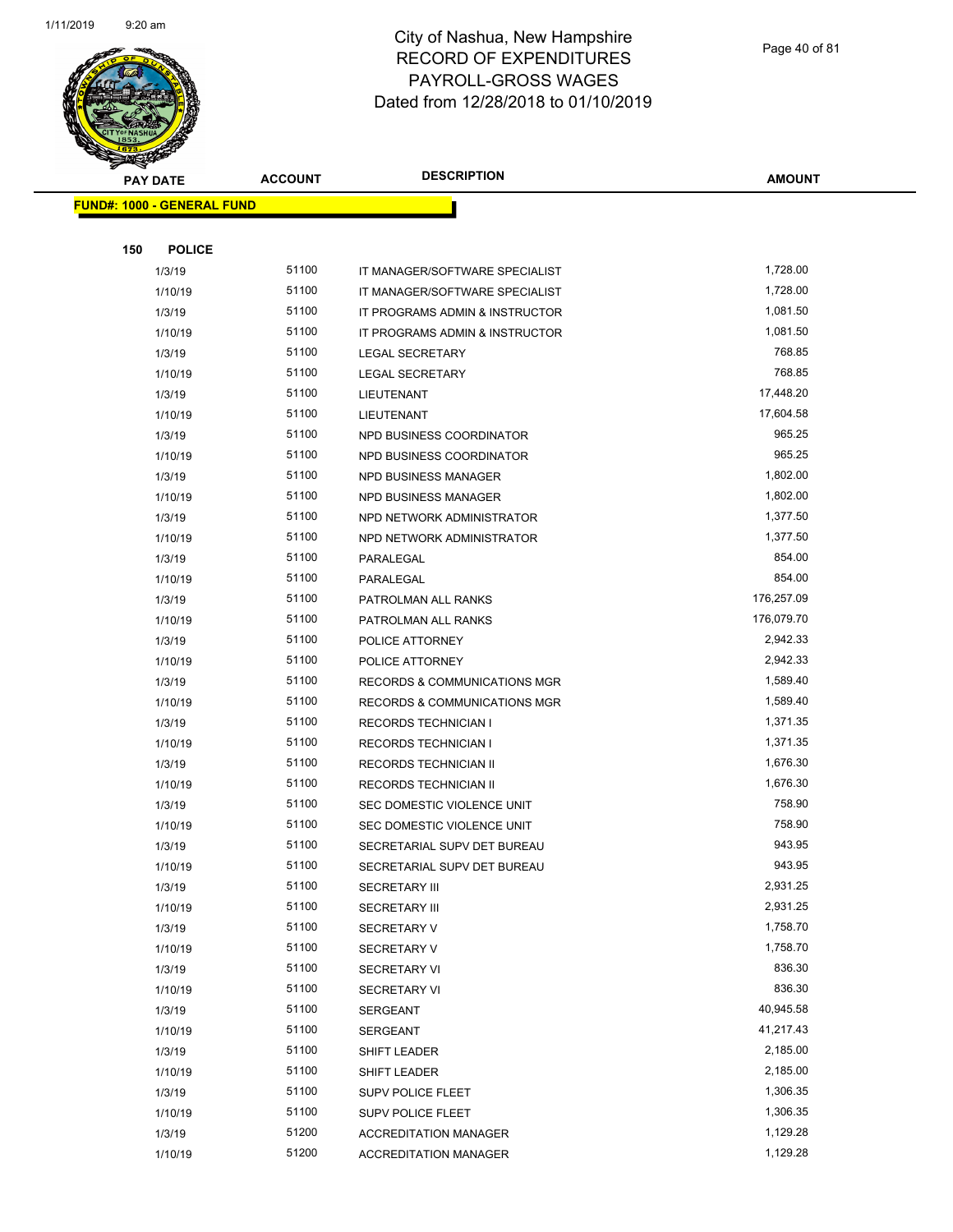# City of Nashua, New Hampshire
# RECORD OF EXPENDITURES
# PAYROLL-GROSS WAGES
# Dated from 12/28/2018 to 01/10/2019

**FUND#: 1000 - GENERAL FUND**

**150 POLICE**

| PAY DATE | ACCOUNT | DESCRIPTION | AMOUNT |
|---|---|---|---|
| 1/3/19 | 51100 | IT MANAGER/SOFTWARE SPECIALIST | 1,728.00 |
| 1/10/19 | 51100 | IT MANAGER/SOFTWARE SPECIALIST | 1,728.00 |
| 1/3/19 | 51100 | IT PROGRAMS ADMIN & INSTRUCTOR | 1,081.50 |
| 1/10/19 | 51100 | IT PROGRAMS ADMIN & INSTRUCTOR | 1,081.50 |
| 1/3/19 | 51100 | LEGAL SECRETARY | 768.85 |
| 1/10/19 | 51100 | LEGAL SECRETARY | 768.85 |
| 1/3/19 | 51100 | LIEUTENANT | 17,448.20 |
| 1/10/19 | 51100 | LIEUTENANT | 17,604.58 |
| 1/3/19 | 51100 | NPD BUSINESS COORDINATOR | 965.25 |
| 1/10/19 | 51100 | NPD BUSINESS COORDINATOR | 965.25 |
| 1/3/19 | 51100 | NPD BUSINESS MANAGER | 1,802.00 |
| 1/10/19 | 51100 | NPD BUSINESS MANAGER | 1,802.00 |
| 1/3/19 | 51100 | NPD NETWORK ADMINISTRATOR | 1,377.50 |
| 1/10/19 | 51100 | NPD NETWORK ADMINISTRATOR | 1,377.50 |
| 1/3/19 | 51100 | PARALEGAL | 854.00 |
| 1/10/19 | 51100 | PARALEGAL | 854.00 |
| 1/3/19 | 51100 | PATROLMAN ALL RANKS | 176,257.09 |
| 1/10/19 | 51100 | PATROLMAN ALL RANKS | 176,079.70 |
| 1/3/19 | 51100 | POLICE ATTORNEY | 2,942.33 |
| 1/10/19 | 51100 | POLICE ATTORNEY | 2,942.33 |
| 1/3/19 | 51100 | RECORDS & COMMUNICATIONS MGR | 1,589.40 |
| 1/10/19 | 51100 | RECORDS & COMMUNICATIONS MGR | 1,589.40 |
| 1/3/19 | 51100 | RECORDS TECHNICIAN I | 1,371.35 |
| 1/10/19 | 51100 | RECORDS TECHNICIAN I | 1,371.35 |
| 1/3/19 | 51100 | RECORDS TECHNICIAN II | 1,676.30 |
| 1/10/19 | 51100 | RECORDS TECHNICIAN II | 1,676.30 |
| 1/3/19 | 51100 | SEC DOMESTIC VIOLENCE UNIT | 758.90 |
| 1/10/19 | 51100 | SEC DOMESTIC VIOLENCE UNIT | 758.90 |
| 1/3/19 | 51100 | SECRETARIAL SUPV DET BUREAU | 943.95 |
| 1/10/19 | 51100 | SECRETARIAL SUPV DET BUREAU | 943.95 |
| 1/3/19 | 51100 | SECRETARY III | 2,931.25 |
| 1/10/19 | 51100 | SECRETARY III | 2,931.25 |
| 1/3/19 | 51100 | SECRETARY V | 1,758.70 |
| 1/10/19 | 51100 | SECRETARY V | 1,758.70 |
| 1/3/19 | 51100 | SECRETARY VI | 836.30 |
| 1/10/19 | 51100 | SECRETARY VI | 836.30 |
| 1/3/19 | 51100 | SERGEANT | 40,945.58 |
| 1/10/19 | 51100 | SERGEANT | 41,217.43 |
| 1/3/19 | 51100 | SHIFT LEADER | 2,185.00 |
| 1/10/19 | 51100 | SHIFT LEADER | 2,185.00 |
| 1/3/19 | 51100 | SUPV POLICE FLEET | 1,306.35 |
| 1/10/19 | 51100 | SUPV POLICE FLEET | 1,306.35 |
| 1/3/19 | 51200 | ACCREDITATION MANAGER | 1,129.28 |
| 1/10/19 | 51200 | ACCREDITATION MANAGER | 1,129.28 |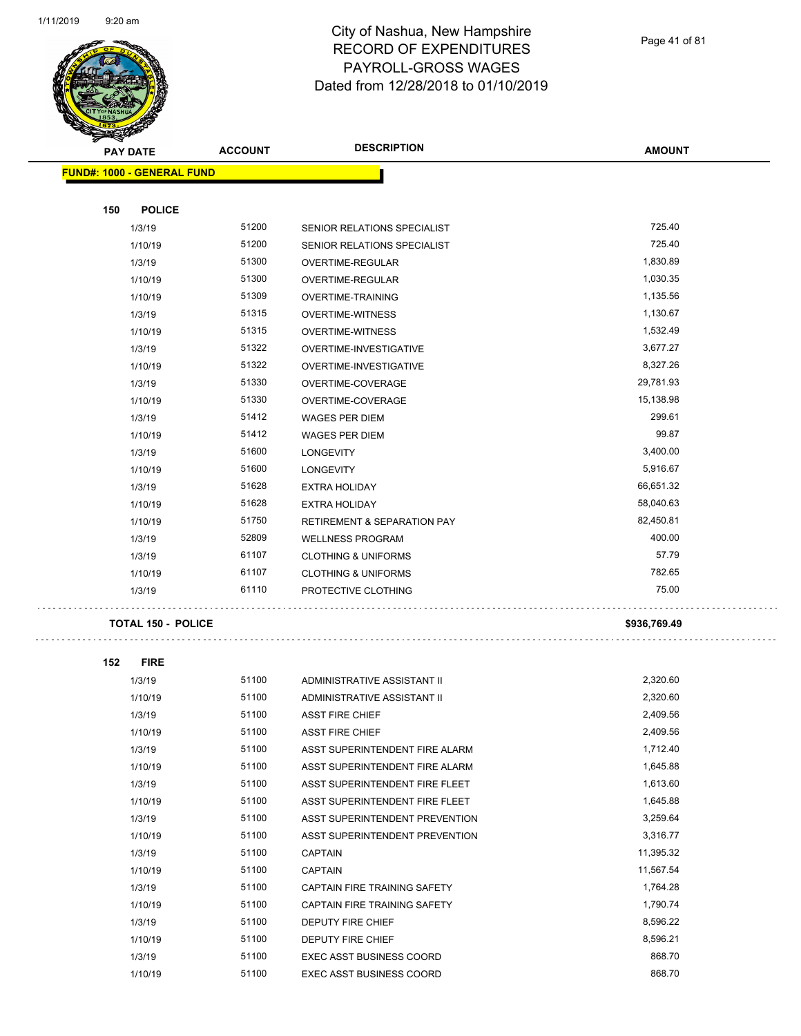# City of Nashua, New Hampshire
## RECORD OF EXPENDITURES
## PAYROLL-GROSS WAGES
## Dated from 12/28/2018 to 01/10/2019

| PAY DATE | ACCOUNT | DESCRIPTION | AMOUNT |
|---|---|---|---|
| **FUND#: 1000 - GENERAL FUND** | | | |
| **150 POLICE** | | | |
| 1/3/19 | 51200 | SENIOR RELATIONS SPECIALIST | 725.40 |
| 1/10/19 | 51200 | SENIOR RELATIONS SPECIALIST | 725.40 |
| 1/3/19 | 51300 | OVERTIME-REGULAR | 1,830.89 |
| 1/10/19 | 51300 | OVERTIME-REGULAR | 1,030.35 |
| 1/10/19 | 51309 | OVERTIME-TRAINING | 1,135.56 |
| 1/3/19 | 51315 | OVERTIME-WITNESS | 1,130.67 |
| 1/10/19 | 51315 | OVERTIME-WITNESS | 1,532.49 |
| 1/3/19 | 51322 | OVERTIME-INVESTIGATIVE | 3,677.27 |
| 1/10/19 | 51322 | OVERTIME-INVESTIGATIVE | 8,327.26 |
| 1/3/19 | 51330 | OVERTIME-COVERAGE | 29,781.93 |
| 1/10/19 | 51330 | OVERTIME-COVERAGE | 15,138.98 |
| 1/3/19 | 51412 | WAGES PER DIEM | 299.61 |
| 1/10/19 | 51412 | WAGES PER DIEM | 99.87 |
| 1/3/19 | 51600 | LONGEVITY | 3,400.00 |
| 1/10/19 | 51600 | LONGEVITY | 5,916.67 |
| 1/3/19 | 51628 | EXTRA HOLIDAY | 66,651.32 |
| 1/10/19 | 51628 | EXTRA HOLIDAY | 58,040.63 |
| 1/10/19 | 51750 | RETIREMENT & SEPARATION PAY | 82,450.81 |
| 1/3/19 | 52809 | WELLNESS PROGRAM | 400.00 |
| 1/3/19 | 61107 | CLOTHING & UNIFORMS | 57.79 |
| 1/10/19 | 61107 | CLOTHING & UNIFORMS | 782.65 |
| 1/3/19 | 61110 | PROTECTIVE CLOTHING | 75.00 |
| **TOTAL 150 - POLICE** | | | **$936,769.49** |
| **152 FIRE** | | | |
| 1/3/19 | 51100 | ADMINISTRATIVE ASSISTANT II | 2,320.60 |
| 1/10/19 | 51100 | ADMINISTRATIVE ASSISTANT II | 2,320.60 |
| 1/3/19 | 51100 | ASST FIRE CHIEF | 2,409.56 |
| 1/10/19 | 51100 | ASST FIRE CHIEF | 2,409.56 |
| 1/3/19 | 51100 | ASST SUPERINTENDENT FIRE ALARM | 1,712.40 |
| 1/10/19 | 51100 | ASST SUPERINTENDENT FIRE ALARM | 1,645.88 |
| 1/3/19 | 51100 | ASST SUPERINTENDENT FIRE FLEET | 1,613.60 |
| 1/10/19 | 51100 | ASST SUPERINTENDENT FIRE FLEET | 1,645.88 |
| 1/3/19 | 51100 | ASST SUPERINTENDENT PREVENTION | 3,259.64 |
| 1/10/19 | 51100 | ASST SUPERINTENDENT PREVENTION | 3,316.77 |
| 1/3/19 | 51100 | CAPTAIN | 11,395.32 |
| 1/10/19 | 51100 | CAPTAIN | 11,567.54 |
| 1/3/19 | 51100 | CAPTAIN FIRE TRAINING SAFETY | 1,764.28 |
| 1/10/19 | 51100 | CAPTAIN FIRE TRAINING SAFETY | 1,790.74 |
| 1/3/19 | 51100 | DEPUTY FIRE CHIEF | 8,596.22 |
| 1/10/19 | 51100 | DEPUTY FIRE CHIEF | 8,596.21 |
| 1/3/19 | 51100 | EXEC ASST BUSINESS COORD | 868.70 |
| 1/10/19 | 51100 | EXEC ASST BUSINESS COORD | 868.70 |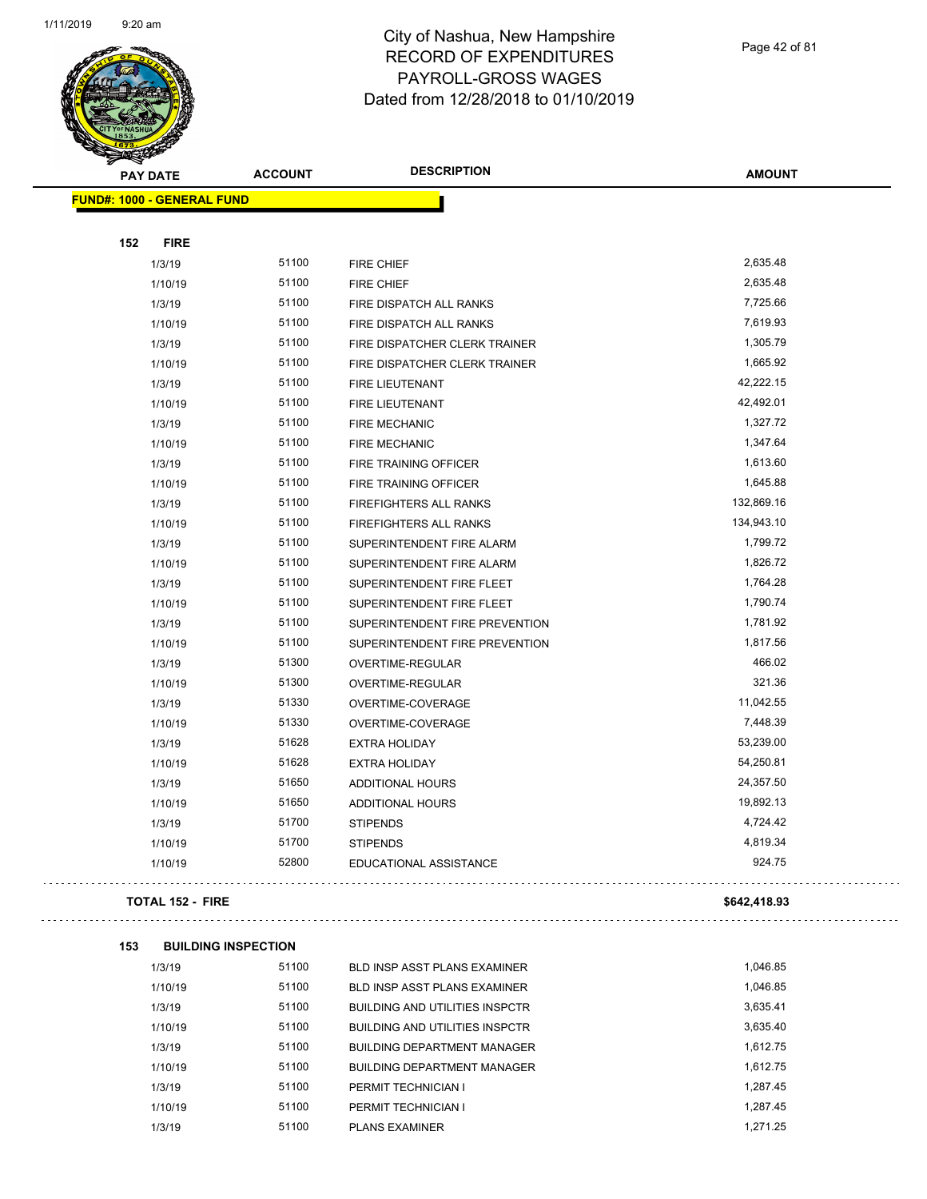# City of Nashua, New Hampshire
# RECORD OF EXPENDITURES
# PAYROLL-GROSS WAGES
# Dated from 12/28/2018 to 01/10/2019

1/11/2019 9:20 am

| PAY DATE | ACCOUNT | DESCRIPTION | AMOUNT |
|---|---|---|---|
| **FUND#: 1000 - GENERAL FUND** | | | |
| **152 FIRE** | | | |
| 1/3/19 | 51100 | FIRE CHIEF | 2,635.48 |
| 1/10/19 | 51100 | FIRE CHIEF | 2,635.48 |
| 1/3/19 | 51100 | FIRE DISPATCH ALL RANKS | 7,725.66 |
| 1/10/19 | 51100 | FIRE DISPATCH ALL RANKS | 7,619.93 |
| 1/3/19 | 51100 | FIRE DISPATCHER CLERK TRAINER | 1,305.79 |
| 1/10/19 | 51100 | FIRE DISPATCHER CLERK TRAINER | 1,665.92 |
| 1/3/19 | 51100 | FIRE LIEUTENANT | 42,222.15 |
| 1/10/19 | 51100 | FIRE LIEUTENANT | 42,492.01 |
| 1/3/19 | 51100 | FIRE MECHANIC | 1,327.72 |
| 1/10/19 | 51100 | FIRE MECHANIC | 1,347.64 |
| 1/3/19 | 51100 | FIRE TRAINING OFFICER | 1,613.60 |
| 1/10/19 | 51100 | FIRE TRAINING OFFICER | 1,645.88 |
| 1/3/19 | 51100 | FIREFIGHTERS ALL RANKS | 132,869.16 |
| 1/10/19 | 51100 | FIREFIGHTERS ALL RANKS | 134,943.10 |
| 1/3/19 | 51100 | SUPERINTENDENT FIRE ALARM | 1,799.72 |
| 1/10/19 | 51100 | SUPERINTENDENT FIRE ALARM | 1,826.72 |
| 1/3/19 | 51100 | SUPERINTENDENT FIRE FLEET | 1,764.28 |
| 1/10/19 | 51100 | SUPERINTENDENT FIRE FLEET | 1,790.74 |
| 1/3/19 | 51100 | SUPERINTENDENT FIRE PREVENTION | 1,781.92 |
| 1/10/19 | 51100 | SUPERINTENDENT FIRE PREVENTION | 1,817.56 |
| 1/3/19 | 51300 | OVERTIME-REGULAR | 466.02 |
| 1/10/19 | 51300 | OVERTIME-REGULAR | 321.36 |
| 1/3/19 | 51330 | OVERTIME-COVERAGE | 11,042.55 |
| 1/10/19 | 51330 | OVERTIME-COVERAGE | 7,448.39 |
| 1/3/19 | 51628 | EXTRA HOLIDAY | 53,239.00 |
| 1/10/19 | 51628 | EXTRA HOLIDAY | 54,250.81 |
| 1/3/19 | 51650 | ADDITIONAL HOURS | 24,357.50 |
| 1/10/19 | 51650 | ADDITIONAL HOURS | 19,892.13 |
| 1/3/19 | 51700 | STIPENDS | 4,724.42 |
| 1/10/19 | 51700 | STIPENDS | 4,819.34 |
| 1/10/19 | 52800 | EDUCATIONAL ASSISTANCE | 924.75 |
| **TOTAL 152 - FIRE** | | | **$642,418.93** |
| **153 BUILDING INSPECTION** | | | |
| 1/3/19 | 51100 | BLD INSP ASST PLANS EXAMINER | 1,046.85 |
| 1/10/19 | 51100 | BLD INSP ASST PLANS EXAMINER | 1,046.85 |
| 1/3/19 | 51100 | BUILDING AND UTILITIES INSPCTR | 3,635.41 |
| 1/10/19 | 51100 | BUILDING AND UTILITIES INSPCTR | 3,635.40 |
| 1/3/19 | 51100 | BUILDING DEPARTMENT MANAGER | 1,612.75 |
| 1/10/19 | 51100 | BUILDING DEPARTMENT MANAGER | 1,612.75 |
| 1/3/19 | 51100 | PERMIT TECHNICIAN I | 1,287.45 |
| 1/10/19 | 51100 | PERMIT TECHNICIAN I | 1,287.45 |
| 1/3/19 | 51100 | PLANS EXAMINER | 1,271.25 |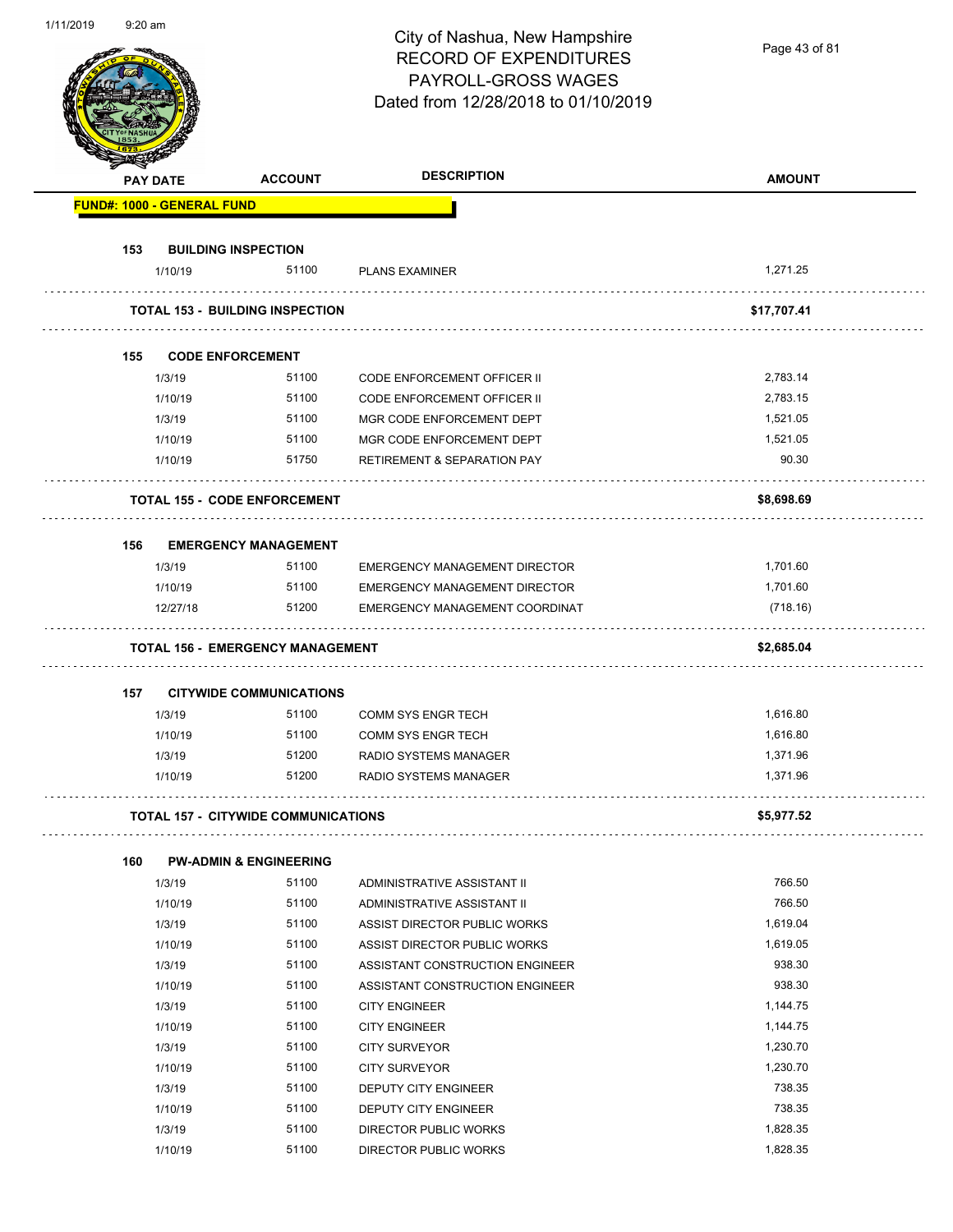# City of Nashua, New Hampshire
## RECORD OF EXPENDITURES
## PAYROLL-GROSS WAGES
## Dated from 12/28/2018 to 01/10/2019

| PAY DATE | ACCOUNT | DESCRIPTION | AMOUNT |
|---|---|---|---|
| **FUND#: 1000 - GENERAL FUND** | | | |
| **153 BUILDING INSPECTION** | | | |
| 1/10/19 | 51100 | PLANS EXAMINER | 1,271.25 |
| **TOTAL 153 - BUILDING INSPECTION** | | | **$17,707.41** |
| **155 CODE ENFORCEMENT** | | | |
| 1/3/19 | 51100 | CODE ENFORCEMENT OFFICER II | 2,783.14 |
| 1/10/19 | 51100 | CODE ENFORCEMENT OFFICER II | 2,783.15 |
| 1/3/19 | 51100 | MGR CODE ENFORCEMENT DEPT | 1,521.05 |
| 1/10/19 | 51100 | MGR CODE ENFORCEMENT DEPT | 1,521.05 |
| 1/10/19 | 51750 | RETIREMENT & SEPARATION PAY | 90.30 |
| **TOTAL 155 - CODE ENFORCEMENT** | | | **$8,698.69** |
| **156 EMERGENCY MANAGEMENT** | | | |
| 1/3/19 | 51100 | EMERGENCY MANAGEMENT DIRECTOR | 1,701.60 |
| 1/10/19 | 51100 | EMERGENCY MANAGEMENT DIRECTOR | 1,701.60 |
| 12/27/18 | 51200 | EMERGENCY MANAGEMENT COORDINAT | (718.16) |
| **TOTAL 156 - EMERGENCY MANAGEMENT** | | | **$2,685.04** |
| **157 CITYWIDE COMMUNICATIONS** | | | |
| 1/3/19 | 51100 | COMM SYS ENGR TECH | 1,616.80 |
| 1/10/19 | 51100 | COMM SYS ENGR TECH | 1,616.80 |
| 1/3/19 | 51200 | RADIO SYSTEMS MANAGER | 1,371.96 |
| 1/10/19 | 51200 | RADIO SYSTEMS MANAGER | 1,371.96 |
| **TOTAL 157 - CITYWIDE COMMUNICATIONS** | | | **$5,977.52** |
| **160 PW-ADMIN & ENGINEERING** | | | |
| 1/3/19 | 51100 | ADMINISTRATIVE ASSISTANT II | 766.50 |
| 1/10/19 | 51100 | ADMINISTRATIVE ASSISTANT II | 766.50 |
| 1/3/19 | 51100 | ASSIST DIRECTOR PUBLIC WORKS | 1,619.04 |
| 1/10/19 | 51100 | ASSIST DIRECTOR PUBLIC WORKS | 1,619.05 |
| 1/3/19 | 51100 | ASSISTANT CONSTRUCTION ENGINEER | 938.30 |
| 1/10/19 | 51100 | ASSISTANT CONSTRUCTION ENGINEER | 938.30 |
| 1/3/19 | 51100 | CITY ENGINEER | 1,144.75 |
| 1/10/19 | 51100 | CITY ENGINEER | 1,144.75 |
| 1/3/19 | 51100 | CITY SURVEYOR | 1,230.70 |
| 1/10/19 | 51100 | CITY SURVEYOR | 1,230.70 |
| 1/3/19 | 51100 | DEPUTY CITY ENGINEER | 738.35 |
| 1/10/19 | 51100 | DEPUTY CITY ENGINEER | 738.35 |
| 1/3/19 | 51100 | DIRECTOR PUBLIC WORKS | 1,828.35 |
| 1/10/19 | 51100 | DIRECTOR PUBLIC WORKS | 1,828.35 |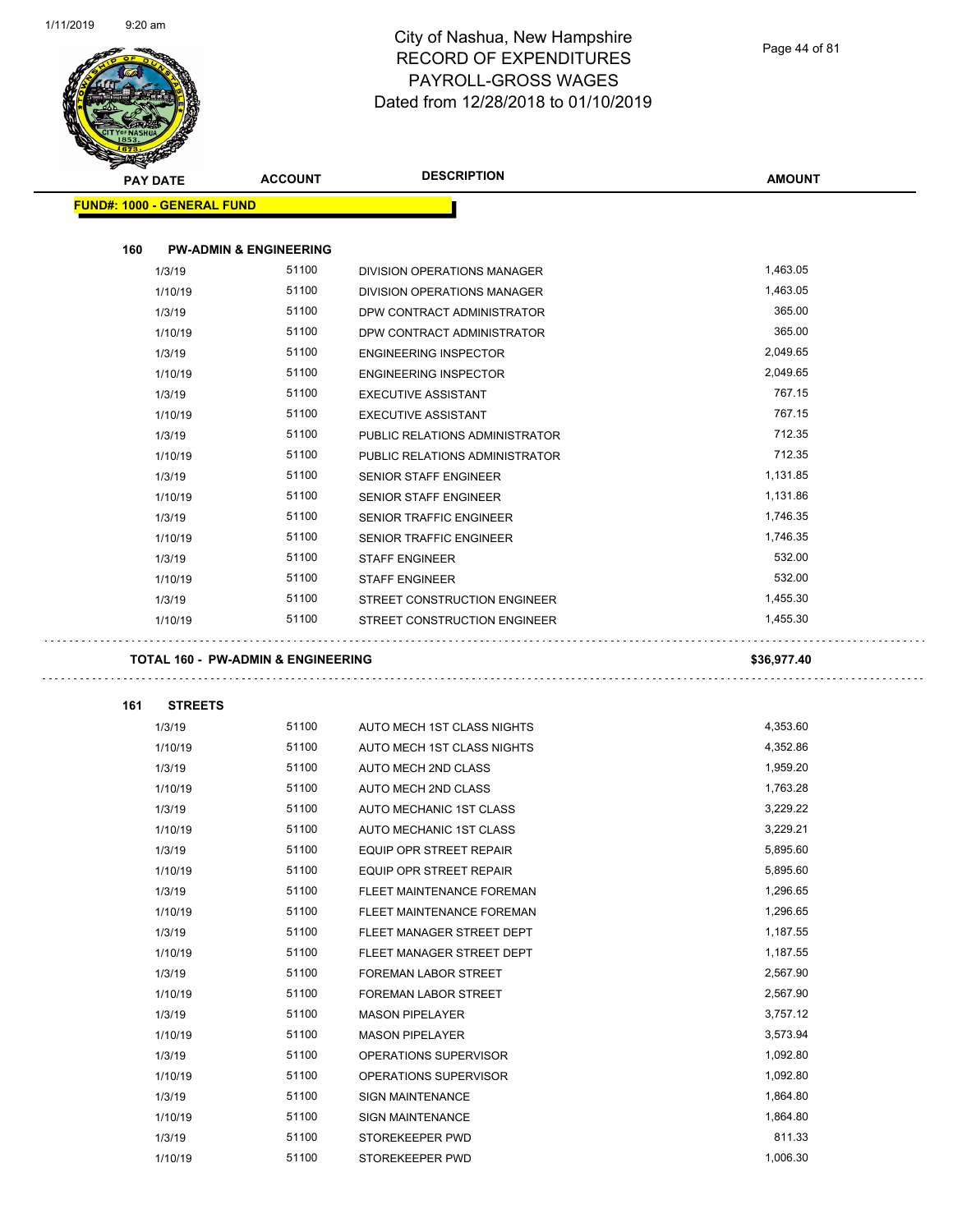# City of Nashua, New Hampshire
# RECORD OF EXPENDITURES
# PAYROLL-GROSS WAGES
# Dated from 12/28/2018 to 01/10/2019

| PAY DATE | ACCOUNT | DESCRIPTION | AMOUNT |
|---|---|---|---|

**FUND#: 1000 - GENERAL FUND**

**160 PW-ADMIN & ENGINEERING**

| PAY DATE | ACCOUNT | DESCRIPTION | AMOUNT |
|---|---|---|---|
| 1/3/19 | 51100 | DIVISION OPERATIONS MANAGER | 1,463.05 |
| 1/10/19 | 51100 | DIVISION OPERATIONS MANAGER | 1,463.05 |
| 1/3/19 | 51100 | DPW CONTRACT ADMINISTRATOR | 365.00 |
| 1/10/19 | 51100 | DPW CONTRACT ADMINISTRATOR | 365.00 |
| 1/3/19 | 51100 | ENGINEERING INSPECTOR | 2,049.65 |
| 1/10/19 | 51100 | ENGINEERING INSPECTOR | 2,049.65 |
| 1/3/19 | 51100 | EXECUTIVE ASSISTANT | 767.15 |
| 1/10/19 | 51100 | EXECUTIVE ASSISTANT | 767.15 |
| 1/3/19 | 51100 | PUBLIC RELATIONS ADMINISTRATOR | 712.35 |
| 1/10/19 | 51100 | PUBLIC RELATIONS ADMINISTRATOR | 712.35 |
| 1/3/19 | 51100 | SENIOR STAFF ENGINEER | 1,131.85 |
| 1/10/19 | 51100 | SENIOR STAFF ENGINEER | 1,131.86 |
| 1/3/19 | 51100 | SENIOR TRAFFIC ENGINEER | 1,746.35 |
| 1/10/19 | 51100 | SENIOR TRAFFIC ENGINEER | 1,746.35 |
| 1/3/19 | 51100 | STAFF ENGINEER | 532.00 |
| 1/10/19 | 51100 | STAFF ENGINEER | 532.00 |
| 1/3/19 | 51100 | STREET CONSTRUCTION ENGINEER | 1,455.30 |
| 1/10/19 | 51100 | STREET CONSTRUCTION ENGINEER | 1,455.30 |

**TOTAL 160 - PW-ADMIN & ENGINEERING** **$36,977.40**

**161 STREETS**

| PAY DATE | ACCOUNT | DESCRIPTION | AMOUNT |
|---|---|---|---|
| 1/3/19 | 51100 | AUTO MECH 1ST CLASS NIGHTS | 4,353.60 |
| 1/10/19 | 51100 | AUTO MECH 1ST CLASS NIGHTS | 4,352.86 |
| 1/3/19 | 51100 | AUTO MECH 2ND CLASS | 1,959.20 |
| 1/10/19 | 51100 | AUTO MECH 2ND CLASS | 1,763.28 |
| 1/3/19 | 51100 | AUTO MECHANIC 1ST CLASS | 3,229.22 |
| 1/10/19 | 51100 | AUTO MECHANIC 1ST CLASS | 3,229.21 |
| 1/3/19 | 51100 | EQUIP OPR STREET REPAIR | 5,895.60 |
| 1/10/19 | 51100 | EQUIP OPR STREET REPAIR | 5,895.60 |
| 1/3/19 | 51100 | FLEET MAINTENANCE FOREMAN | 1,296.65 |
| 1/10/19 | 51100 | FLEET MAINTENANCE FOREMAN | 1,296.65 |
| 1/3/19 | 51100 | FLEET MANAGER STREET DEPT | 1,187.55 |
| 1/10/19 | 51100 | FLEET MANAGER STREET DEPT | 1,187.55 |
| 1/3/19 | 51100 | FOREMAN LABOR STREET | 2,567.90 |
| 1/10/19 | 51100 | FOREMAN LABOR STREET | 2,567.90 |
| 1/3/19 | 51100 | MASON PIPELAYER | 3,757.12 |
| 1/10/19 | 51100 | MASON PIPELAYER | 3,573.94 |
| 1/3/19 | 51100 | OPERATIONS SUPERVISOR | 1,092.80 |
| 1/10/19 | 51100 | OPERATIONS SUPERVISOR | 1,092.80 |
| 1/3/19 | 51100 | SIGN MAINTENANCE | 1,864.80 |
| 1/10/19 | 51100 | SIGN MAINTENANCE | 1,864.80 |
| 1/3/19 | 51100 | STOREKEEPER PWD | 811.33 |
| 1/10/19 | 51100 | STOREKEEPER PWD | 1,006.30 |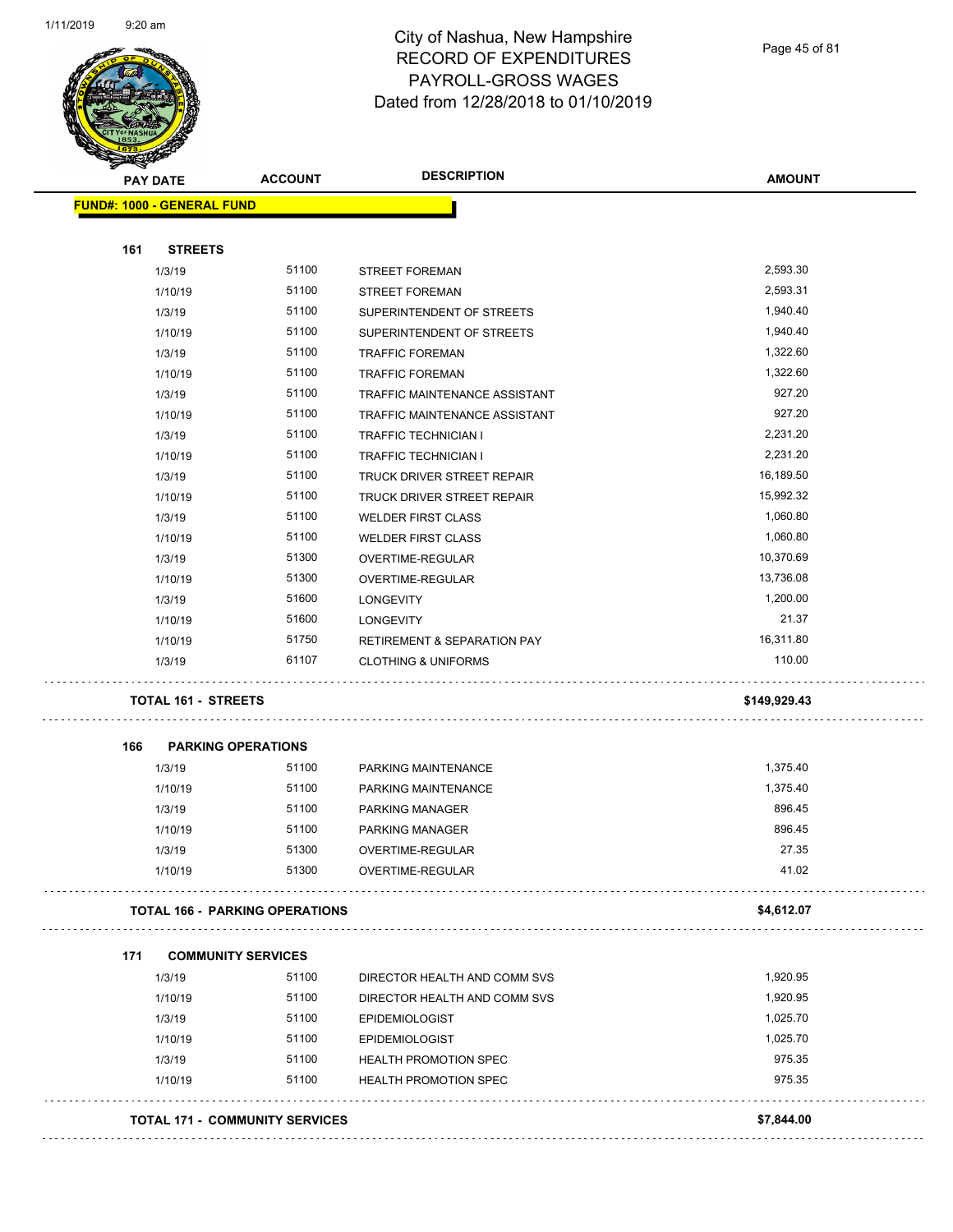# City of Nashua, New Hampshire
## RECORD OF EXPENDITURES
## PAYROLL-GROSS WAGES
## Dated from 12/28/2018 to 01/10/2019

| PAY DATE | ACCOUNT | DESCRIPTION | AMOUNT |
|---|---|---|---|
| **FUND#: 1000 - GENERAL FUND** | | | |
| **161 STREETS** | | | |
| 1/3/19 | 51100 | STREET FOREMAN | 2,593.30 |
| 1/10/19 | 51100 | STREET FOREMAN | 2,593.31 |
| 1/3/19 | 51100 | SUPERINTENDENT OF STREETS | 1,940.40 |
| 1/10/19 | 51100 | SUPERINTENDENT OF STREETS | 1,940.40 |
| 1/3/19 | 51100 | TRAFFIC FOREMAN | 1,322.60 |
| 1/10/19 | 51100 | TRAFFIC FOREMAN | 1,322.60 |
| 1/3/19 | 51100 | TRAFFIC MAINTENANCE ASSISTANT | 927.20 |
| 1/10/19 | 51100 | TRAFFIC MAINTENANCE ASSISTANT | 927.20 |
| 1/3/19 | 51100 | TRAFFIC TECHNICIAN I | 2,231.20 |
| 1/10/19 | 51100 | TRAFFIC TECHNICIAN I | 2,231.20 |
| 1/3/19 | 51100 | TRUCK DRIVER STREET REPAIR | 16,189.50 |
| 1/10/19 | 51100 | TRUCK DRIVER STREET REPAIR | 15,992.32 |
| 1/3/19 | 51100 | WELDER FIRST CLASS | 1,060.80 |
| 1/10/19 | 51100 | WELDER FIRST CLASS | 1,060.80 |
| 1/3/19 | 51300 | OVERTIME-REGULAR | 10,370.69 |
| 1/10/19 | 51300 | OVERTIME-REGULAR | 13,736.08 |
| 1/3/19 | 51600 | LONGEVITY | 1,200.00 |
| 1/10/19 | 51600 | LONGEVITY | 21.37 |
| 1/10/19 | 51750 | RETIREMENT & SEPARATION PAY | 16,311.80 |
| 1/3/19 | 61107 | CLOTHING & UNIFORMS | 110.00 |
| **TOTAL 161 - STREETS** | | | **$149,929.43** |
| **166 PARKING OPERATIONS** | | | |
| 1/3/19 | 51100 | PARKING MAINTENANCE | 1,375.40 |
| 1/10/19 | 51100 | PARKING MAINTENANCE | 1,375.40 |
| 1/3/19 | 51100 | PARKING MANAGER | 896.45 |
| 1/10/19 | 51100 | PARKING MANAGER | 896.45 |
| 1/3/19 | 51300 | OVERTIME-REGULAR | 27.35 |
| 1/10/19 | 51300 | OVERTIME-REGULAR | 41.02 |
| **TOTAL 166 - PARKING OPERATIONS** | | | **$4,612.07** |
| **171 COMMUNITY SERVICES** | | | |
| 1/3/19 | 51100 | DIRECTOR HEALTH AND COMM SVS | 1,920.95 |
| 1/10/19 | 51100 | DIRECTOR HEALTH AND COMM SVS | 1,920.95 |
| 1/3/19 | 51100 | EPIDEMIOLOGIST | 1,025.70 |
| 1/10/19 | 51100 | EPIDEMIOLOGIST | 1,025.70 |
| 1/3/19 | 51100 | HEALTH PROMOTION SPEC | 975.35 |
| 1/10/19 | 51100 | HEALTH PROMOTION SPEC | 975.35 |
| **TOTAL 171 - COMMUNITY SERVICES** | | | **$7,844.00** |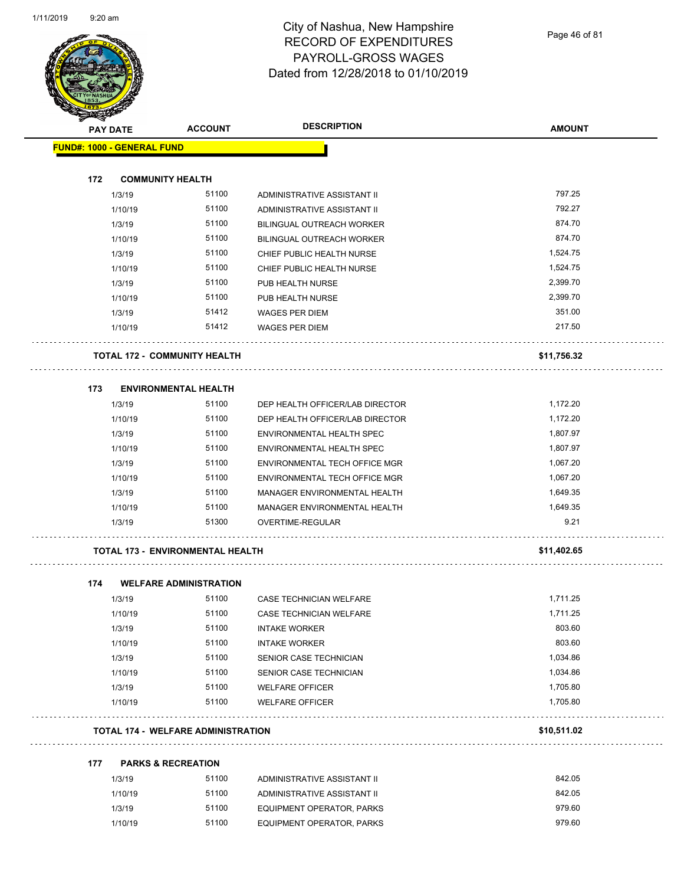# City of Nashua, New Hampshire
# RECORD OF EXPENDITURES
# PAYROLL-GROSS WAGES
# Dated from 12/28/2018 to 01/10/2019

| PAY DATE | ACCOUNT | DESCRIPTION | AMOUNT |
|---|---|---|---|
| **FUND#: 1000 - GENERAL FUND** | | | |
| **172 COMMUNITY HEALTH** | | | |
| 1/3/19 | 51100 | ADMINISTRATIVE ASSISTANT II | 797.25 |
| 1/10/19 | 51100 | ADMINISTRATIVE ASSISTANT II | 792.27 |
| 1/3/19 | 51100 | BILINGUAL OUTREACH WORKER | 874.70 |
| 1/10/19 | 51100 | BILINGUAL OUTREACH WORKER | 874.70 |
| 1/3/19 | 51100 | CHIEF PUBLIC HEALTH NURSE | 1,524.75 |
| 1/10/19 | 51100 | CHIEF PUBLIC HEALTH NURSE | 1,524.75 |
| 1/3/19 | 51100 | PUB HEALTH NURSE | 2,399.70 |
| 1/10/19 | 51100 | PUB HEALTH NURSE | 2,399.70 |
| 1/3/19 | 51412 | WAGES PER DIEM | 351.00 |
| 1/10/19 | 51412 | WAGES PER DIEM | 217.50 |
| **TOTAL 172 - COMMUNITY HEALTH** | | | **$11,756.32** |
| **173 ENVIRONMENTAL HEALTH** | | | |
| 1/3/19 | 51100 | DEP HEALTH OFFICER/LAB DIRECTOR | 1,172.20 |
| 1/10/19 | 51100 | DEP HEALTH OFFICER/LAB DIRECTOR | 1,172.20 |
| 1/3/19 | 51100 | ENVIRONMENTAL HEALTH SPEC | 1,807.97 |
| 1/10/19 | 51100 | ENVIRONMENTAL HEALTH SPEC | 1,807.97 |
| 1/3/19 | 51100 | ENVIRONMENTAL TECH OFFICE MGR | 1,067.20 |
| 1/10/19 | 51100 | ENVIRONMENTAL TECH OFFICE MGR | 1,067.20 |
| 1/3/19 | 51100 | MANAGER ENVIRONMENTAL HEALTH | 1,649.35 |
| 1/10/19 | 51100 | MANAGER ENVIRONMENTAL HEALTH | 1,649.35 |
| 1/3/19 | 51300 | OVERTIME-REGULAR | 9.21 |
| **TOTAL 173 - ENVIRONMENTAL HEALTH** | | | **$11,402.65** |
| **174 WELFARE ADMINISTRATION** | | | |
| 1/3/19 | 51100 | CASE TECHNICIAN WELFARE | 1,711.25 |
| 1/10/19 | 51100 | CASE TECHNICIAN WELFARE | 1,711.25 |
| 1/3/19 | 51100 | INTAKE WORKER | 803.60 |
| 1/10/19 | 51100 | INTAKE WORKER | 803.60 |
| 1/3/19 | 51100 | SENIOR CASE TECHNICIAN | 1,034.86 |
| 1/10/19 | 51100 | SENIOR CASE TECHNICIAN | 1,034.86 |
| 1/3/19 | 51100 | WELFARE OFFICER | 1,705.80 |
| 1/10/19 | 51100 | WELFARE OFFICER | 1,705.80 |
| **TOTAL 174 - WELFARE ADMINISTRATION** | | | **$10,511.02** |
| **177 PARKS & RECREATION** | | | |
| 1/3/19 | 51100 | ADMINISTRATIVE ASSISTANT II | 842.05 |
| 1/10/19 | 51100 | ADMINISTRATIVE ASSISTANT II | 842.05 |
| 1/3/19 | 51100 | EQUIPMENT OPERATOR, PARKS | 979.60 |
| 1/10/19 | 51100 | EQUIPMENT OPERATOR, PARKS | 979.60 |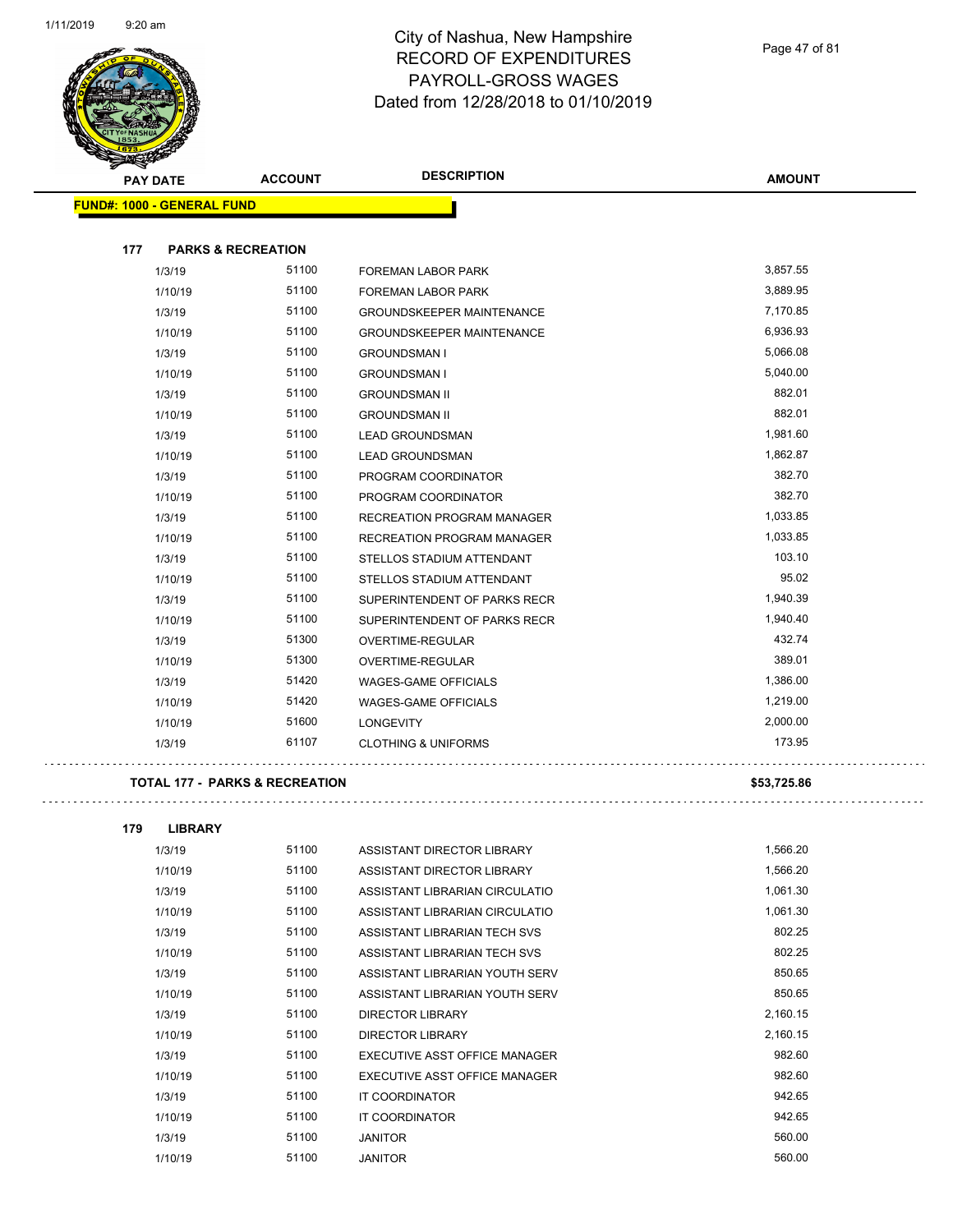# City of Nashua, New Hampshire
## RECORD OF EXPENDITURES
## PAYROLL-GROSS WAGES
## Dated from 12/28/2018 to 01/10/2019

| PAY DATE | ACCOUNT | DESCRIPTION | AMOUNT |
|---|---|---|---|
| **FUND#: 1000 - GENERAL FUND** | | | |
| **177 PARKS & RECREATION** | | | |
| 1/3/19 | 51100 | FOREMAN LABOR PARK | 3,857.55 |
| 1/10/19 | 51100 | FOREMAN LABOR PARK | 3,889.95 |
| 1/3/19 | 51100 | GROUNDSKEEPER MAINTENANCE | 7,170.85 |
| 1/10/19 | 51100 | GROUNDSKEEPER MAINTENANCE | 6,936.93 |
| 1/3/19 | 51100 | GROUNDSMAN I | 5,066.08 |
| 1/10/19 | 51100 | GROUNDSMAN I | 5,040.00 |
| 1/3/19 | 51100 | GROUNDSMAN II | 882.01 |
| 1/10/19 | 51100 | GROUNDSMAN II | 882.01 |
| 1/3/19 | 51100 | LEAD GROUNDSMAN | 1,981.60 |
| 1/10/19 | 51100 | LEAD GROUNDSMAN | 1,862.87 |
| 1/3/19 | 51100 | PROGRAM COORDINATOR | 382.70 |
| 1/10/19 | 51100 | PROGRAM COORDINATOR | 382.70 |
| 1/3/19 | 51100 | RECREATION PROGRAM MANAGER | 1,033.85 |
| 1/10/19 | 51100 | RECREATION PROGRAM MANAGER | 1,033.85 |
| 1/3/19 | 51100 | STELLOS STADIUM ATTENDANT | 103.10 |
| 1/10/19 | 51100 | STELLOS STADIUM ATTENDANT | 95.02 |
| 1/3/19 | 51100 | SUPERINTENDENT OF PARKS RECR | 1,940.39 |
| 1/10/19 | 51100 | SUPERINTENDENT OF PARKS RECR | 1,940.40 |
| 1/3/19 | 51300 | OVERTIME-REGULAR | 432.74 |
| 1/10/19 | 51300 | OVERTIME-REGULAR | 389.01 |
| 1/3/19 | 51420 | WAGES-GAME OFFICIALS | 1,386.00 |
| 1/10/19 | 51420 | WAGES-GAME OFFICIALS | 1,219.00 |
| 1/10/19 | 51600 | LONGEVITY | 2,000.00 |
| 1/3/19 | 61107 | CLOTHING & UNIFORMS | 173.95 |
| **TOTAL 177 - PARKS & RECREATION** | | | **$53,725.86** |
| **179 LIBRARY** | | | |
| 1/3/19 | 51100 | ASSISTANT DIRECTOR LIBRARY | 1,566.20 |
| 1/10/19 | 51100 | ASSISTANT DIRECTOR LIBRARY | 1,566.20 |
| 1/3/19 | 51100 | ASSISTANT LIBRARIAN CIRCULATIO | 1,061.30 |
| 1/10/19 | 51100 | ASSISTANT LIBRARIAN CIRCULATIO | 1,061.30 |
| 1/3/19 | 51100 | ASSISTANT LIBRARIAN TECH SVS | 802.25 |
| 1/10/19 | 51100 | ASSISTANT LIBRARIAN TECH SVS | 802.25 |
| 1/3/19 | 51100 | ASSISTANT LIBRARIAN YOUTH SERV | 850.65 |
| 1/10/19 | 51100 | ASSISTANT LIBRARIAN YOUTH SERV | 850.65 |
| 1/3/19 | 51100 | DIRECTOR LIBRARY | 2,160.15 |
| 1/10/19 | 51100 | DIRECTOR LIBRARY | 2,160.15 |
| 1/3/19 | 51100 | EXECUTIVE ASST OFFICE MANAGER | 982.60 |
| 1/10/19 | 51100 | EXECUTIVE ASST OFFICE MANAGER | 982.60 |
| 1/3/19 | 51100 | IT COORDINATOR | 942.65 |
| 1/10/19 | 51100 | IT COORDINATOR | 942.65 |
| 1/3/19 | 51100 | JANITOR | 560.00 |
| 1/10/19 | 51100 | JANITOR | 560.00 |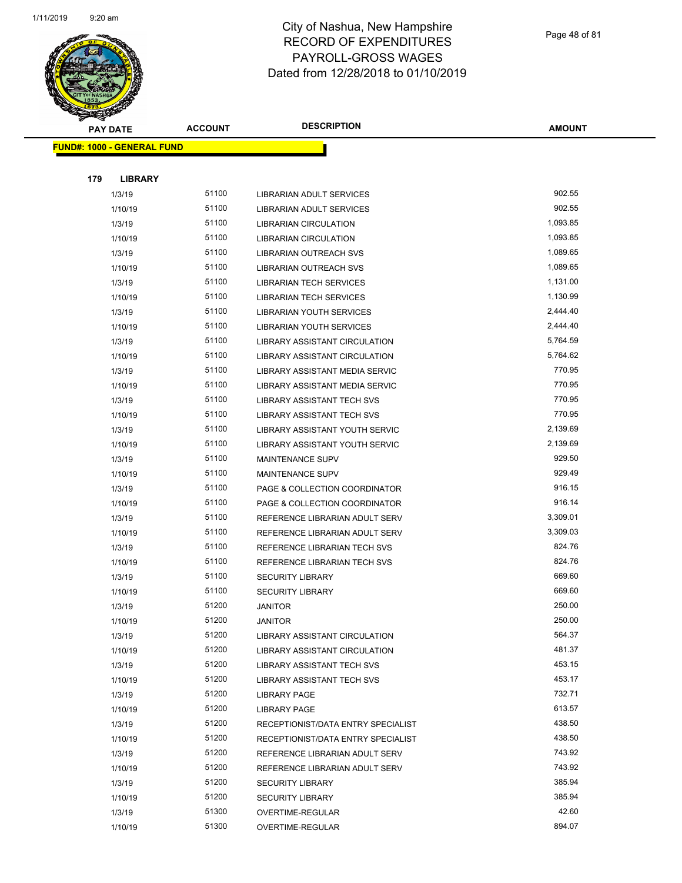# City of Nashua, New Hampshire
## RECORD OF EXPENDITURES
## PAYROLL-GROSS WAGES
## Dated from 12/28/2018 to 01/10/2019

| PAY DATE | ACCOUNT | DESCRIPTION | AMOUNT |
|---|---|---|---|
| **FUND#: 1000 - GENERAL FUND** | | | |
| **179 LIBRARY** | | | |
| 1/3/19 | 51100 | LIBRARIAN ADULT SERVICES | 902.55 |
| 1/10/19 | 51100 | LIBRARIAN ADULT SERVICES | 902.55 |
| 1/3/19 | 51100 | LIBRARIAN CIRCULATION | 1,093.85 |
| 1/10/19 | 51100 | LIBRARIAN CIRCULATION | 1,093.85 |
| 1/3/19 | 51100 | LIBRARIAN OUTREACH SVS | 1,089.65 |
| 1/10/19 | 51100 | LIBRARIAN OUTREACH SVS | 1,089.65 |
| 1/3/19 | 51100 | LIBRARIAN TECH SERVICES | 1,131.00 |
| 1/10/19 | 51100 | LIBRARIAN TECH SERVICES | 1,130.99 |
| 1/3/19 | 51100 | LIBRARIAN YOUTH SERVICES | 2,444.40 |
| 1/10/19 | 51100 | LIBRARIAN YOUTH SERVICES | 2,444.40 |
| 1/3/19 | 51100 | LIBRARY ASSISTANT CIRCULATION | 5,764.59 |
| 1/10/19 | 51100 | LIBRARY ASSISTANT CIRCULATION | 5,764.62 |
| 1/3/19 | 51100 | LIBRARY ASSISTANT MEDIA SERVIC | 770.95 |
| 1/10/19 | 51100 | LIBRARY ASSISTANT MEDIA SERVIC | 770.95 |
| 1/3/19 | 51100 | LIBRARY ASSISTANT TECH SVS | 770.95 |
| 1/10/19 | 51100 | LIBRARY ASSISTANT TECH SVS | 770.95 |
| 1/3/19 | 51100 | LIBRARY ASSISTANT YOUTH SERVIC | 2,139.69 |
| 1/10/19 | 51100 | LIBRARY ASSISTANT YOUTH SERVIC | 2,139.69 |
| 1/3/19 | 51100 | MAINTENANCE SUPV | 929.50 |
| 1/10/19 | 51100 | MAINTENANCE SUPV | 929.49 |
| 1/3/19 | 51100 | PAGE & COLLECTION COORDINATOR | 916.15 |
| 1/10/19 | 51100 | PAGE & COLLECTION COORDINATOR | 916.14 |
| 1/3/19 | 51100 | REFERENCE LIBRARIAN ADULT SERV | 3,309.01 |
| 1/10/19 | 51100 | REFERENCE LIBRARIAN ADULT SERV | 3,309.03 |
| 1/3/19 | 51100 | REFERENCE LIBRARIAN TECH SVS | 824.76 |
| 1/10/19 | 51100 | REFERENCE LIBRARIAN TECH SVS | 824.76 |
| 1/3/19 | 51100 | SECURITY LIBRARY | 669.60 |
| 1/10/19 | 51100 | SECURITY LIBRARY | 669.60 |
| 1/3/19 | 51200 | JANITOR | 250.00 |
| 1/10/19 | 51200 | JANITOR | 250.00 |
| 1/3/19 | 51200 | LIBRARY ASSISTANT CIRCULATION | 564.37 |
| 1/10/19 | 51200 | LIBRARY ASSISTANT CIRCULATION | 481.37 |
| 1/3/19 | 51200 | LIBRARY ASSISTANT TECH SVS | 453.15 |
| 1/10/19 | 51200 | LIBRARY ASSISTANT TECH SVS | 453.17 |
| 1/3/19 | 51200 | LIBRARY PAGE | 732.71 |
| 1/10/19 | 51200 | LIBRARY PAGE | 613.57 |
| 1/3/19 | 51200 | RECEPTIONIST/DATA ENTRY SPECIALIST | 438.50 |
| 1/10/19 | 51200 | RECEPTIONIST/DATA ENTRY SPECIALIST | 438.50 |
| 1/3/19 | 51200 | REFERENCE LIBRARIAN ADULT SERV | 743.92 |
| 1/10/19 | 51200 | REFERENCE LIBRARIAN ADULT SERV | 743.92 |
| 1/3/19 | 51200 | SECURITY LIBRARY | 385.94 |
| 1/10/19 | 51200 | SECURITY LIBRARY | 385.94 |
| 1/3/19 | 51300 | OVERTIME-REGULAR | 42.60 |
| 1/10/19 | 51300 | OVERTIME-REGULAR | 894.07 |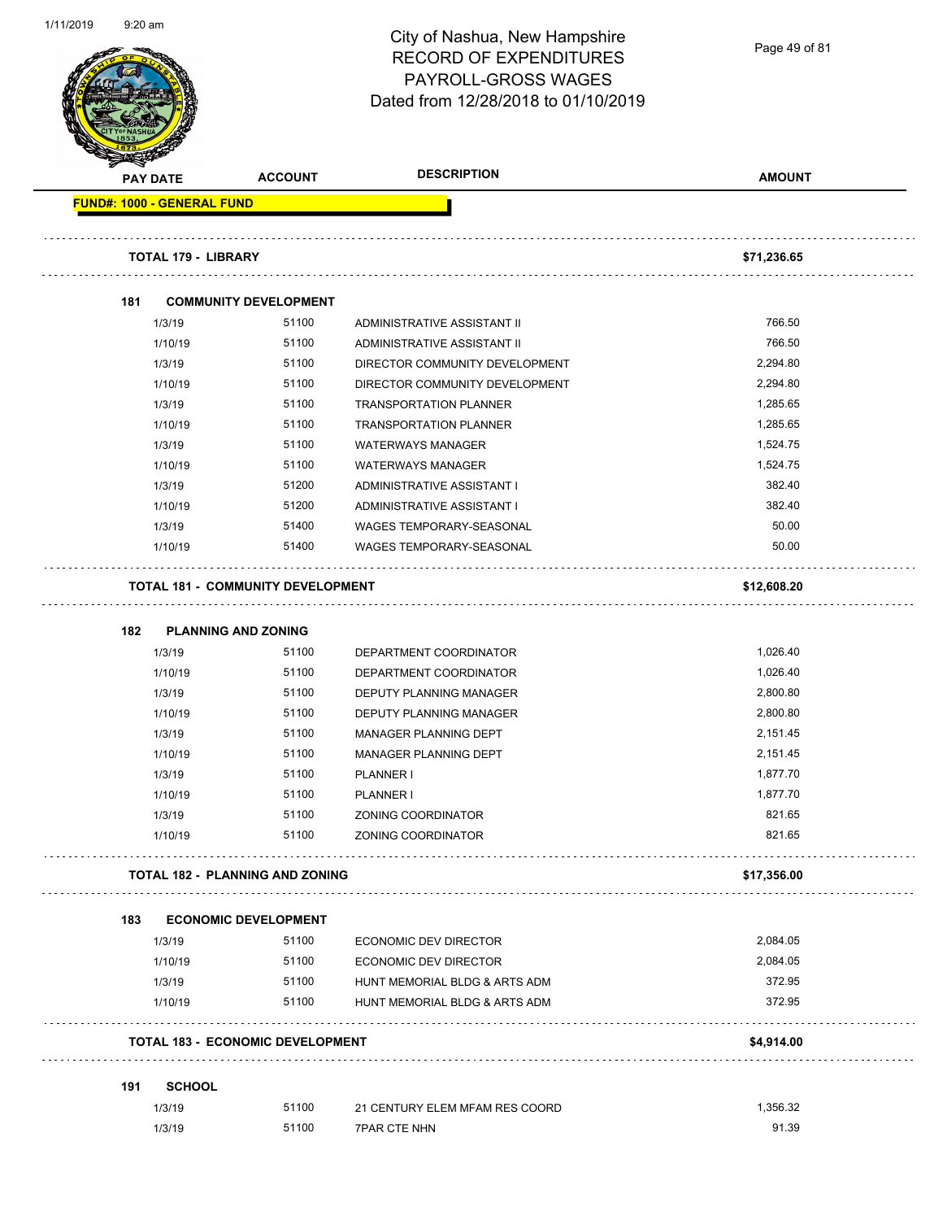# City of Nashua, New Hampshire
## RECORD OF EXPENDITURES
## PAYROLL-GROSS WAGES
## Dated from 12/28/2018 to 01/10/2019

| PAY DATE | ACCOUNT | DESCRIPTION | AMOUNT |
|---|---|---|---|
| **FUND#: 1000 - GENERAL FUND** | | | |
| **TOTAL 179 - LIBRARY** | | | **$71,236.65** |
| **181 COMMUNITY DEVELOPMENT** | | | |
| 1/3/19 | 51100 | ADMINISTRATIVE ASSISTANT II | 766.50 |
| 1/10/19 | 51100 | ADMINISTRATIVE ASSISTANT II | 766.50 |
| 1/3/19 | 51100 | DIRECTOR COMMUNITY DEVELOPMENT | 2,294.80 |
| 1/10/19 | 51100 | DIRECTOR COMMUNITY DEVELOPMENT | 2,294.80 |
| 1/3/19 | 51100 | TRANSPORTATION PLANNER | 1,285.65 |
| 1/10/19 | 51100 | TRANSPORTATION PLANNER | 1,285.65 |
| 1/3/19 | 51100 | WATERWAYS MANAGER | 1,524.75 |
| 1/10/19 | 51100 | WATERWAYS MANAGER | 1,524.75 |
| 1/3/19 | 51200 | ADMINISTRATIVE ASSISTANT I | 382.40 |
| 1/10/19 | 51200 | ADMINISTRATIVE ASSISTANT I | 382.40 |
| 1/3/19 | 51400 | WAGES TEMPORARY-SEASONAL | 50.00 |
| 1/10/19 | 51400 | WAGES TEMPORARY-SEASONAL | 50.00 |
| **TOTAL 181 - COMMUNITY DEVELOPMENT** | | | **$12,608.20** |
| **182 PLANNING AND ZONING** | | | |
| 1/3/19 | 51100 | DEPARTMENT COORDINATOR | 1,026.40 |
| 1/10/19 | 51100 | DEPARTMENT COORDINATOR | 1,026.40 |
| 1/3/19 | 51100 | DEPUTY PLANNING MANAGER | 2,800.80 |
| 1/10/19 | 51100 | DEPUTY PLANNING MANAGER | 2,800.80 |
| 1/3/19 | 51100 | MANAGER PLANNING DEPT | 2,151.45 |
| 1/10/19 | 51100 | MANAGER PLANNING DEPT | 2,151.45 |
| 1/3/19 | 51100 | PLANNER I | 1,877.70 |
| 1/10/19 | 51100 | PLANNER I | 1,877.70 |
| 1/3/19 | 51100 | ZONING COORDINATOR | 821.65 |
| 1/10/19 | 51100 | ZONING COORDINATOR | 821.65 |
| **TOTAL 182 - PLANNING AND ZONING** | | | **$17,356.00** |
| **183 ECONOMIC DEVELOPMENT** | | | |
| 1/3/19 | 51100 | ECONOMIC DEV DIRECTOR | 2,084.05 |
| 1/10/19 | 51100 | ECONOMIC DEV DIRECTOR | 2,084.05 |
| 1/3/19 | 51100 | HUNT MEMORIAL BLDG & ARTS ADM | 372.95 |
| 1/10/19 | 51100 | HUNT MEMORIAL BLDG & ARTS ADM | 372.95 |
| **TOTAL 183 - ECONOMIC DEVELOPMENT** | | | **$4,914.00** |
| **191 SCHOOL** | | | |
| 1/3/19 | 51100 | 21 CENTURY ELEM MFAM RES COORD | 1,356.32 |
| 1/3/19 | 51100 | 7PAR CTE NHN | 91.39 |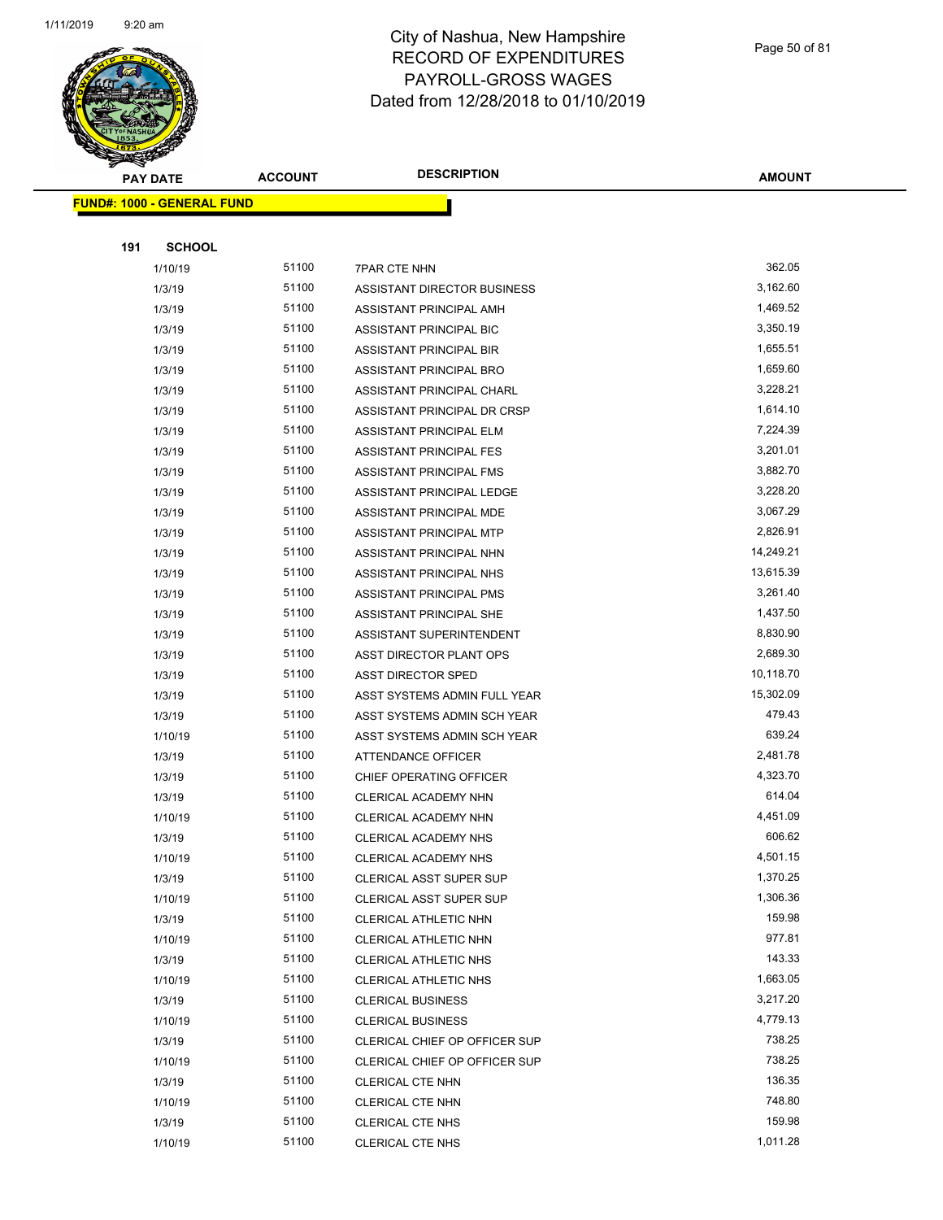# City of Nashua, New Hampshire
## RECORD OF EXPENDITURES
## PAYROLL-GROSS WAGES
## Dated from 12/28/2018 to 01/10/2019

| PAY DATE | ACCOUNT | DESCRIPTION | AMOUNT |
|---|---|---|---|
| **FUND#: 1000 - GENERAL FUND** | | | |
| **191 SCHOOL** | | | |
| 1/10/19 | 51100 | 7PAR CTE NHN | 362.05 |
| 1/3/19 | 51100 | ASSISTANT DIRECTOR BUSINESS | 3,162.60 |
| 1/3/19 | 51100 | ASSISTANT PRINCIPAL AMH | 1,469.52 |
| 1/3/19 | 51100 | ASSISTANT PRINCIPAL BIC | 3,350.19 |
| 1/3/19 | 51100 | ASSISTANT PRINCIPAL BIR | 1,655.51 |
| 1/3/19 | 51100 | ASSISTANT PRINCIPAL BRO | 1,659.60 |
| 1/3/19 | 51100 | ASSISTANT PRINCIPAL CHARL | 3,228.21 |
| 1/3/19 | 51100 | ASSISTANT PRINCIPAL DR CRSP | 1,614.10 |
| 1/3/19 | 51100 | ASSISTANT PRINCIPAL ELM | 7,224.39 |
| 1/3/19 | 51100 | ASSISTANT PRINCIPAL FES | 3,201.01 |
| 1/3/19 | 51100 | ASSISTANT PRINCIPAL FMS | 3,882.70 |
| 1/3/19 | 51100 | ASSISTANT PRINCIPAL LEDGE | 3,228.20 |
| 1/3/19 | 51100 | ASSISTANT PRINCIPAL MDE | 3,067.29 |
| 1/3/19 | 51100 | ASSISTANT PRINCIPAL MTP | 2,826.91 |
| 1/3/19 | 51100 | ASSISTANT PRINCIPAL NHN | 14,249.21 |
| 1/3/19 | 51100 | ASSISTANT PRINCIPAL NHS | 13,615.39 |
| 1/3/19 | 51100 | ASSISTANT PRINCIPAL PMS | 3,261.40 |
| 1/3/19 | 51100 | ASSISTANT PRINCIPAL SHE | 1,437.50 |
| 1/3/19 | 51100 | ASSISTANT SUPERINTENDENT | 8,830.90 |
| 1/3/19 | 51100 | ASST DIRECTOR PLANT OPS | 2,689.30 |
| 1/3/19 | 51100 | ASST DIRECTOR SPED | 10,118.70 |
| 1/3/19 | 51100 | ASST SYSTEMS ADMIN FULL YEAR | 15,302.09 |
| 1/3/19 | 51100 | ASST SYSTEMS ADMIN SCH YEAR | 479.43 |
| 1/10/19 | 51100 | ASST SYSTEMS ADMIN SCH YEAR | 639.24 |
| 1/3/19 | 51100 | ATTENDANCE OFFICER | 2,481.78 |
| 1/3/19 | 51100 | CHIEF OPERATING OFFICER | 4,323.70 |
| 1/3/19 | 51100 | CLERICAL ACADEMY NHN | 614.04 |
| 1/10/19 | 51100 | CLERICAL ACADEMY NHN | 4,451.09 |
| 1/3/19 | 51100 | CLERICAL ACADEMY NHS | 606.62 |
| 1/10/19 | 51100 | CLERICAL ACADEMY NHS | 4,501.15 |
| 1/3/19 | 51100 | CLERICAL ASST SUPER SUP | 1,370.25 |
| 1/10/19 | 51100 | CLERICAL ASST SUPER SUP | 1,306.36 |
| 1/3/19 | 51100 | CLERICAL ATHLETIC NHN | 159.98 |
| 1/10/19 | 51100 | CLERICAL ATHLETIC NHN | 977.81 |
| 1/3/19 | 51100 | CLERICAL ATHLETIC NHS | 143.33 |
| 1/10/19 | 51100 | CLERICAL ATHLETIC NHS | 1,663.05 |
| 1/3/19 | 51100 | CLERICAL BUSINESS | 3,217.20 |
| 1/10/19 | 51100 | CLERICAL BUSINESS | 4,779.13 |
| 1/3/19 | 51100 | CLERICAL CHIEF OP OFFICER SUP | 738.25 |
| 1/10/19 | 51100 | CLERICAL CHIEF OP OFFICER SUP | 738.25 |
| 1/3/19 | 51100 | CLERICAL CTE NHN | 136.35 |
| 1/10/19 | 51100 | CLERICAL CTE NHN | 748.80 |
| 1/3/19 | 51100 | CLERICAL CTE NHS | 159.98 |
| 1/10/19 | 51100 | CLERICAL CTE NHS | 1,011.28 |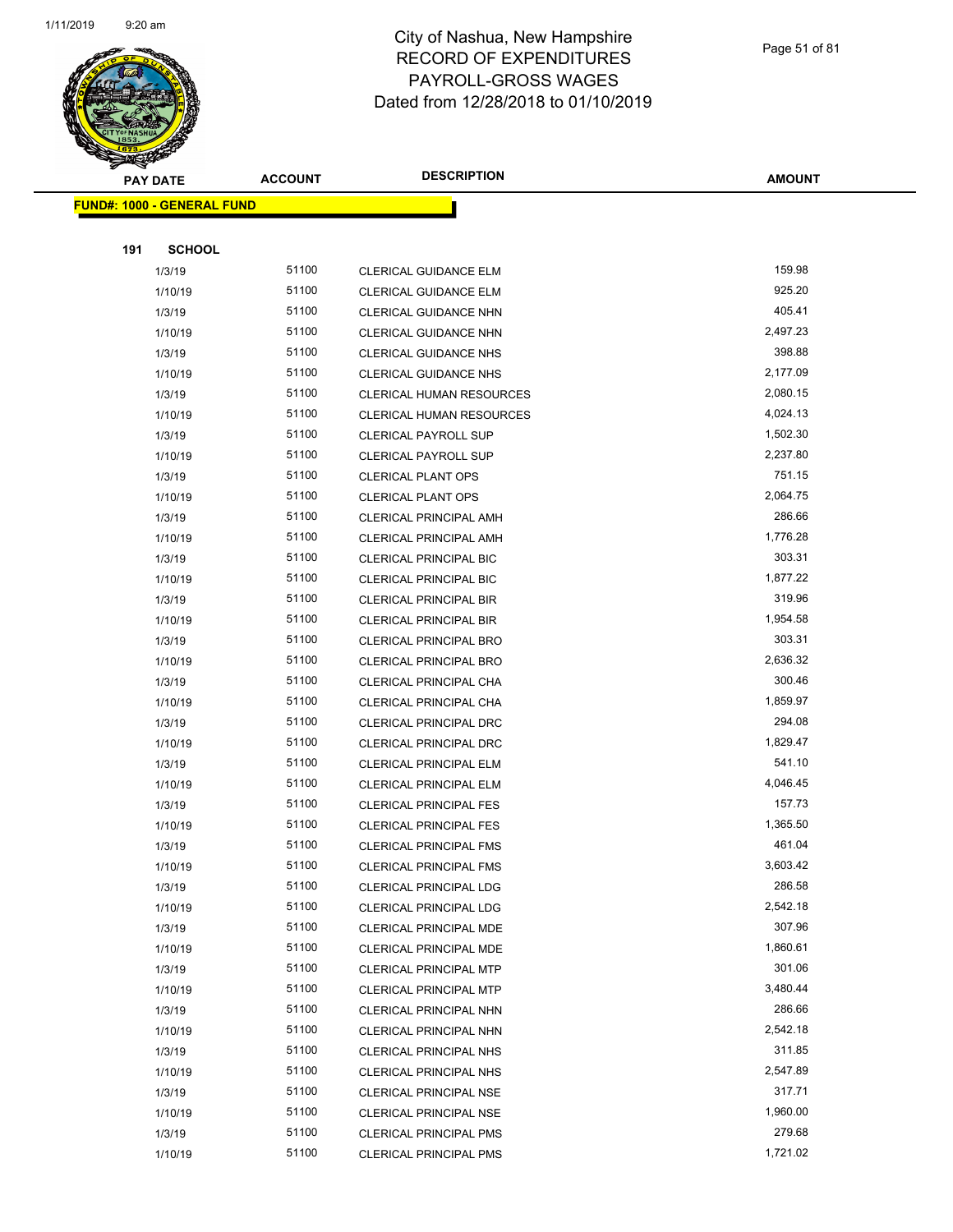# City of Nashua, New Hampshire
## RECORD OF EXPENDITURES
## PAYROLL-GROSS WAGES
## Dated from 12/28/2018 to 01/10/2019

**FUND#: 1000 - GENERAL FUND**

**191 SCHOOL**

| PAY DATE | ACCOUNT | DESCRIPTION | AMOUNT |
|---|---|---|---|
| 1/3/19 | 51100 | CLERICAL GUIDANCE ELM | 159.98 |
| 1/10/19 | 51100 | CLERICAL GUIDANCE ELM | 925.20 |
| 1/3/19 | 51100 | CLERICAL GUIDANCE NHN | 405.41 |
| 1/10/19 | 51100 | CLERICAL GUIDANCE NHN | 2,497.23 |
| 1/3/19 | 51100 | CLERICAL GUIDANCE NHS | 398.88 |
| 1/10/19 | 51100 | CLERICAL GUIDANCE NHS | 2,177.09 |
| 1/3/19 | 51100 | CLERICAL HUMAN RESOURCES | 2,080.15 |
| 1/10/19 | 51100 | CLERICAL HUMAN RESOURCES | 4,024.13 |
| 1/3/19 | 51100 | CLERICAL PAYROLL SUP | 1,502.30 |
| 1/10/19 | 51100 | CLERICAL PAYROLL SUP | 2,237.80 |
| 1/3/19 | 51100 | CLERICAL PLANT OPS | 751.15 |
| 1/10/19 | 51100 | CLERICAL PLANT OPS | 2,064.75 |
| 1/3/19 | 51100 | CLERICAL PRINCIPAL AMH | 286.66 |
| 1/10/19 | 51100 | CLERICAL PRINCIPAL AMH | 1,776.28 |
| 1/3/19 | 51100 | CLERICAL PRINCIPAL BIC | 303.31 |
| 1/10/19 | 51100 | CLERICAL PRINCIPAL BIC | 1,877.22 |
| 1/3/19 | 51100 | CLERICAL PRINCIPAL BIR | 319.96 |
| 1/10/19 | 51100 | CLERICAL PRINCIPAL BIR | 1,954.58 |
| 1/3/19 | 51100 | CLERICAL PRINCIPAL BRO | 303.31 |
| 1/10/19 | 51100 | CLERICAL PRINCIPAL BRO | 2,636.32 |
| 1/3/19 | 51100 | CLERICAL PRINCIPAL CHA | 300.46 |
| 1/10/19 | 51100 | CLERICAL PRINCIPAL CHA | 1,859.97 |
| 1/3/19 | 51100 | CLERICAL PRINCIPAL DRC | 294.08 |
| 1/10/19 | 51100 | CLERICAL PRINCIPAL DRC | 1,829.47 |
| 1/3/19 | 51100 | CLERICAL PRINCIPAL ELM | 541.10 |
| 1/10/19 | 51100 | CLERICAL PRINCIPAL ELM | 4,046.45 |
| 1/3/19 | 51100 | CLERICAL PRINCIPAL FES | 157.73 |
| 1/10/19 | 51100 | CLERICAL PRINCIPAL FES | 1,365.50 |
| 1/3/19 | 51100 | CLERICAL PRINCIPAL FMS | 461.04 |
| 1/10/19 | 51100 | CLERICAL PRINCIPAL FMS | 3,603.42 |
| 1/3/19 | 51100 | CLERICAL PRINCIPAL LDG | 286.58 |
| 1/10/19 | 51100 | CLERICAL PRINCIPAL LDG | 2,542.18 |
| 1/3/19 | 51100 | CLERICAL PRINCIPAL MDE | 307.96 |
| 1/10/19 | 51100 | CLERICAL PRINCIPAL MDE | 1,860.61 |
| 1/3/19 | 51100 | CLERICAL PRINCIPAL MTP | 301.06 |
| 1/10/19 | 51100 | CLERICAL PRINCIPAL MTP | 3,480.44 |
| 1/3/19 | 51100 | CLERICAL PRINCIPAL NHN | 286.66 |
| 1/10/19 | 51100 | CLERICAL PRINCIPAL NHN | 2,542.18 |
| 1/3/19 | 51100 | CLERICAL PRINCIPAL NHS | 311.85 |
| 1/10/19 | 51100 | CLERICAL PRINCIPAL NHS | 2,547.89 |
| 1/3/19 | 51100 | CLERICAL PRINCIPAL NSE | 317.71 |
| 1/10/19 | 51100 | CLERICAL PRINCIPAL NSE | 1,960.00 |
| 1/3/19 | 51100 | CLERICAL PRINCIPAL PMS | 279.68 |
| 1/10/19 | 51100 | CLERICAL PRINCIPAL PMS | 1,721.02 |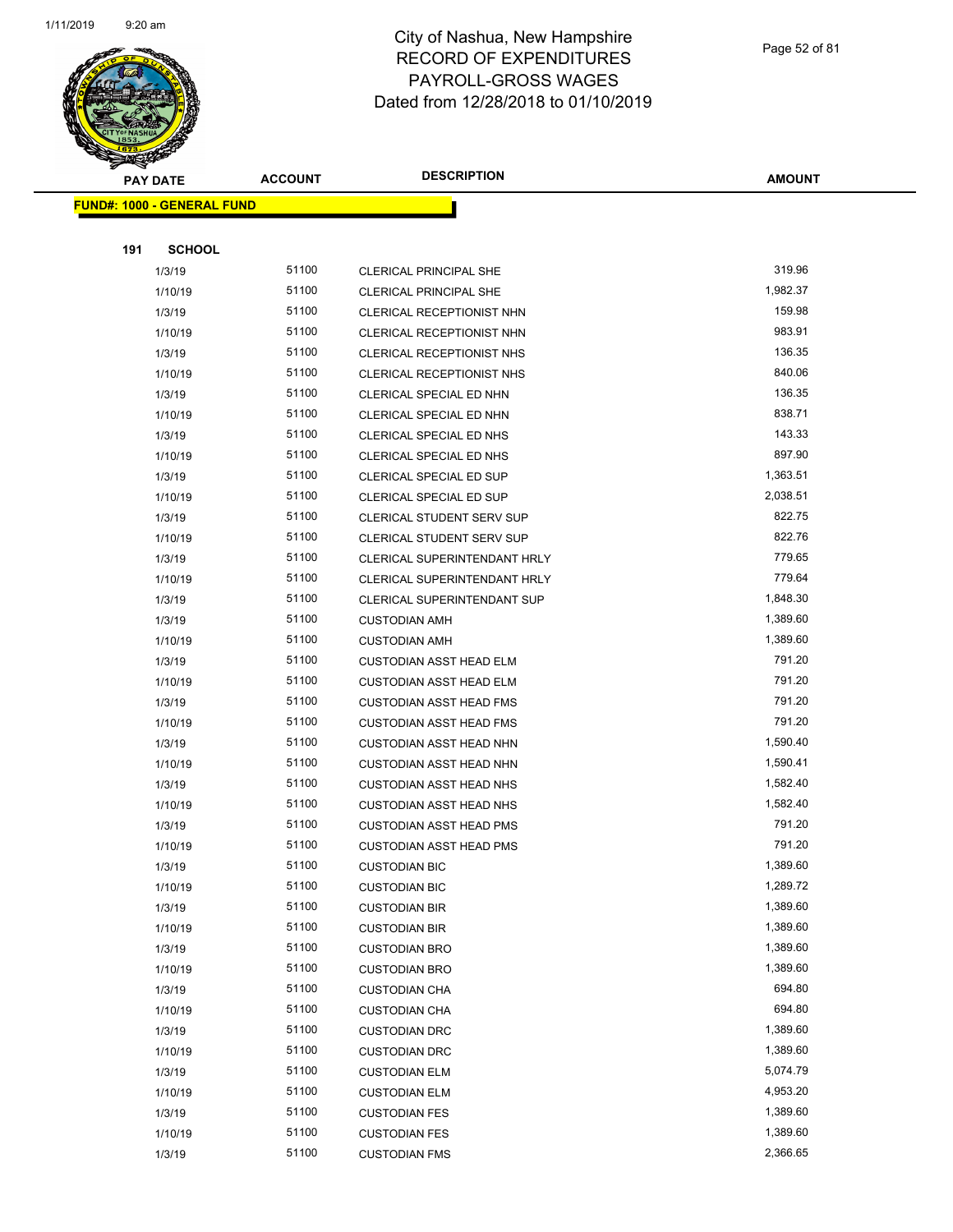# City of Nashua, New Hampshire
## RECORD OF EXPENDITURES
## PAYROLL-GROSS WAGES
## Dated from 12/28/2018 to 01/10/2019

**FUND#: 1000 - GENERAL FUND**

**191 SCHOOL**

| PAY DATE | ACCOUNT | DESCRIPTION | AMOUNT |
|---|---|---|---|
| 1/3/19 | 51100 | CLERICAL PRINCIPAL SHE | 319.96 |
| 1/10/19 | 51100 | CLERICAL PRINCIPAL SHE | 1,982.37 |
| 1/3/19 | 51100 | CLERICAL RECEPTIONIST NHN | 159.98 |
| 1/10/19 | 51100 | CLERICAL RECEPTIONIST NHN | 983.91 |
| 1/3/19 | 51100 | CLERICAL RECEPTIONIST NHS | 136.35 |
| 1/10/19 | 51100 | CLERICAL RECEPTIONIST NHS | 840.06 |
| 1/3/19 | 51100 | CLERICAL SPECIAL ED NHN | 136.35 |
| 1/10/19 | 51100 | CLERICAL SPECIAL ED NHN | 838.71 |
| 1/3/19 | 51100 | CLERICAL SPECIAL ED NHS | 143.33 |
| 1/10/19 | 51100 | CLERICAL SPECIAL ED NHS | 897.90 |
| 1/3/19 | 51100 | CLERICAL SPECIAL ED SUP | 1,363.51 |
| 1/10/19 | 51100 | CLERICAL SPECIAL ED SUP | 2,038.51 |
| 1/3/19 | 51100 | CLERICAL STUDENT SERV SUP | 822.75 |
| 1/10/19 | 51100 | CLERICAL STUDENT SERV SUP | 822.76 |
| 1/3/19 | 51100 | CLERICAL SUPERINTENDANT HRLY | 779.65 |
| 1/10/19 | 51100 | CLERICAL SUPERINTENDANT HRLY | 779.64 |
| 1/3/19 | 51100 | CLERICAL SUPERINTENDANT SUP | 1,848.30 |
| 1/3/19 | 51100 | CUSTODIAN AMH | 1,389.60 |
| 1/10/19 | 51100 | CUSTODIAN AMH | 1,389.60 |
| 1/3/19 | 51100 | CUSTODIAN ASST HEAD ELM | 791.20 |
| 1/10/19 | 51100 | CUSTODIAN ASST HEAD ELM | 791.20 |
| 1/3/19 | 51100 | CUSTODIAN ASST HEAD FMS | 791.20 |
| 1/10/19 | 51100 | CUSTODIAN ASST HEAD FMS | 791.20 |
| 1/3/19 | 51100 | CUSTODIAN ASST HEAD NHN | 1,590.40 |
| 1/10/19 | 51100 | CUSTODIAN ASST HEAD NHN | 1,590.41 |
| 1/3/19 | 51100 | CUSTODIAN ASST HEAD NHS | 1,582.40 |
| 1/10/19 | 51100 | CUSTODIAN ASST HEAD NHS | 1,582.40 |
| 1/3/19 | 51100 | CUSTODIAN ASST HEAD PMS | 791.20 |
| 1/10/19 | 51100 | CUSTODIAN ASST HEAD PMS | 791.20 |
| 1/3/19 | 51100 | CUSTODIAN BIC | 1,389.60 |
| 1/10/19 | 51100 | CUSTODIAN BIC | 1,289.72 |
| 1/3/19 | 51100 | CUSTODIAN BIR | 1,389.60 |
| 1/10/19 | 51100 | CUSTODIAN BIR | 1,389.60 |
| 1/3/19 | 51100 | CUSTODIAN BRO | 1,389.60 |
| 1/10/19 | 51100 | CUSTODIAN BRO | 1,389.60 |
| 1/3/19 | 51100 | CUSTODIAN CHA | 694.80 |
| 1/10/19 | 51100 | CUSTODIAN CHA | 694.80 |
| 1/3/19 | 51100 | CUSTODIAN DRC | 1,389.60 |
| 1/10/19 | 51100 | CUSTODIAN DRC | 1,389.60 |
| 1/3/19 | 51100 | CUSTODIAN ELM | 5,074.79 |
| 1/10/19 | 51100 | CUSTODIAN ELM | 4,953.20 |
| 1/3/19 | 51100 | CUSTODIAN FES | 1,389.60 |
| 1/10/19 | 51100 | CUSTODIAN FES | 1,389.60 |
| 1/3/19 | 51100 | CUSTODIAN FMS | 2,366.65 |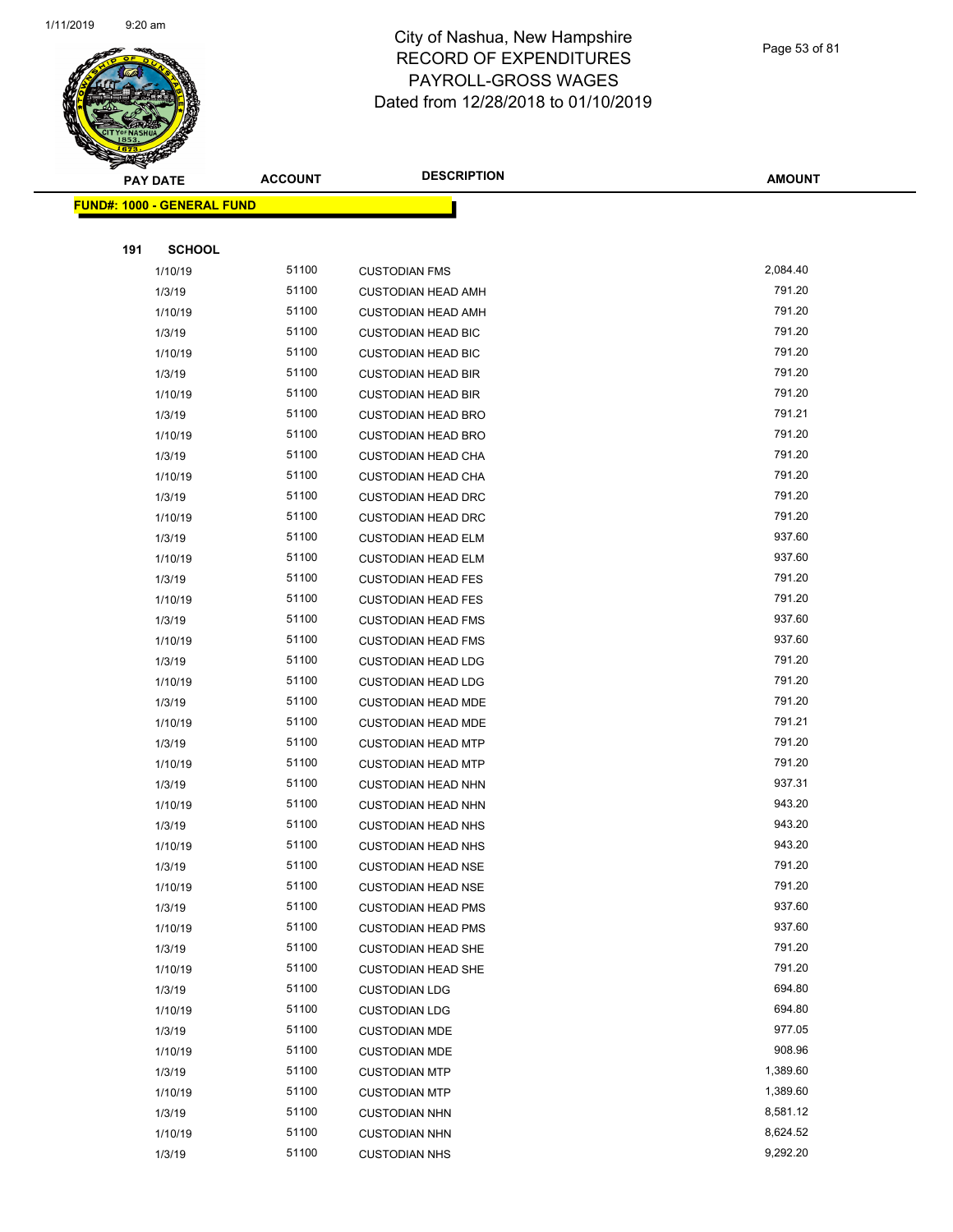# City of Nashua, New Hampshire
## RECORD OF EXPENDITURES
## PAYROLL-GROSS WAGES
## Dated from 12/28/2018 to 01/10/2019

| PAY DATE | ACCOUNT | DESCRIPTION | AMOUNT |
|---|---|---|---|
| **FUND#: 1000 - GENERAL FUND** | | | |
| **191 SCHOOL** | | | |
| 1/10/19 | 51100 | CUSTODIAN FMS | 2,084.40 |
| 1/3/19 | 51100 | CUSTODIAN HEAD AMH | 791.20 |
| 1/10/19 | 51100 | CUSTODIAN HEAD AMH | 791.20 |
| 1/3/19 | 51100 | CUSTODIAN HEAD BIC | 791.20 |
| 1/10/19 | 51100 | CUSTODIAN HEAD BIC | 791.20 |
| 1/3/19 | 51100 | CUSTODIAN HEAD BIR | 791.20 |
| 1/10/19 | 51100 | CUSTODIAN HEAD BIR | 791.20 |
| 1/3/19 | 51100 | CUSTODIAN HEAD BRO | 791.21 |
| 1/10/19 | 51100 | CUSTODIAN HEAD BRO | 791.20 |
| 1/3/19 | 51100 | CUSTODIAN HEAD CHA | 791.20 |
| 1/10/19 | 51100 | CUSTODIAN HEAD CHA | 791.20 |
| 1/3/19 | 51100 | CUSTODIAN HEAD DRC | 791.20 |
| 1/10/19 | 51100 | CUSTODIAN HEAD DRC | 791.20 |
| 1/3/19 | 51100 | CUSTODIAN HEAD ELM | 937.60 |
| 1/10/19 | 51100 | CUSTODIAN HEAD ELM | 937.60 |
| 1/3/19 | 51100 | CUSTODIAN HEAD FES | 791.20 |
| 1/10/19 | 51100 | CUSTODIAN HEAD FES | 791.20 |
| 1/3/19 | 51100 | CUSTODIAN HEAD FMS | 937.60 |
| 1/10/19 | 51100 | CUSTODIAN HEAD FMS | 937.60 |
| 1/3/19 | 51100 | CUSTODIAN HEAD LDG | 791.20 |
| 1/10/19 | 51100 | CUSTODIAN HEAD LDG | 791.20 |
| 1/3/19 | 51100 | CUSTODIAN HEAD MDE | 791.20 |
| 1/10/19 | 51100 | CUSTODIAN HEAD MDE | 791.21 |
| 1/3/19 | 51100 | CUSTODIAN HEAD MTP | 791.20 |
| 1/10/19 | 51100 | CUSTODIAN HEAD MTP | 791.20 |
| 1/3/19 | 51100 | CUSTODIAN HEAD NHN | 937.31 |
| 1/10/19 | 51100 | CUSTODIAN HEAD NHN | 943.20 |
| 1/3/19 | 51100 | CUSTODIAN HEAD NHS | 943.20 |
| 1/10/19 | 51100 | CUSTODIAN HEAD NHS | 943.20 |
| 1/3/19 | 51100 | CUSTODIAN HEAD NSE | 791.20 |
| 1/10/19 | 51100 | CUSTODIAN HEAD NSE | 791.20 |
| 1/3/19 | 51100 | CUSTODIAN HEAD PMS | 937.60 |
| 1/10/19 | 51100 | CUSTODIAN HEAD PMS | 937.60 |
| 1/3/19 | 51100 | CUSTODIAN HEAD SHE | 791.20 |
| 1/10/19 | 51100 | CUSTODIAN HEAD SHE | 791.20 |
| 1/3/19 | 51100 | CUSTODIAN LDG | 694.80 |
| 1/10/19 | 51100 | CUSTODIAN LDG | 694.80 |
| 1/3/19 | 51100 | CUSTODIAN MDE | 977.05 |
| 1/10/19 | 51100 | CUSTODIAN MDE | 908.96 |
| 1/3/19 | 51100 | CUSTODIAN MTP | 1,389.60 |
| 1/10/19 | 51100 | CUSTODIAN MTP | 1,389.60 |
| 1/3/19 | 51100 | CUSTODIAN NHN | 8,581.12 |
| 1/10/19 | 51100 | CUSTODIAN NHN | 8,624.52 |
| 1/3/19 | 51100 | CUSTODIAN NHS | 9,292.20 |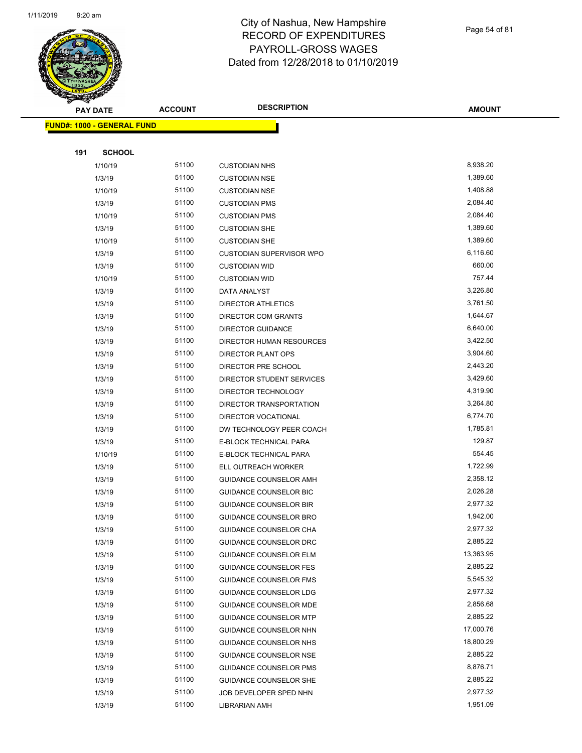# City of Nashua, New Hampshire
# RECORD OF EXPENDITURES
# PAYROLL-GROSS WAGES
# Dated from 12/28/2018 to 01/10/2019

| PAY DATE | ACCOUNT | DESCRIPTION | AMOUNT |
|---|---|---|---|
| **FUND#: 1000 - GENERAL FUND** | | | |
| **191 SCHOOL** | | | |
| 1/10/19 | 51100 | CUSTODIAN NHS | 8,938.20 |
| 1/3/19 | 51100 | CUSTODIAN NSE | 1,389.60 |
| 1/10/19 | 51100 | CUSTODIAN NSE | 1,408.88 |
| 1/3/19 | 51100 | CUSTODIAN PMS | 2,084.40 |
| 1/10/19 | 51100 | CUSTODIAN PMS | 2,084.40 |
| 1/3/19 | 51100 | CUSTODIAN SHE | 1,389.60 |
| 1/10/19 | 51100 | CUSTODIAN SHE | 1,389.60 |
| 1/3/19 | 51100 | CUSTODIAN SUPERVISOR WPO | 6,116.60 |
| 1/3/19 | 51100 | CUSTODIAN WID | 660.00 |
| 1/10/19 | 51100 | CUSTODIAN WID | 757.44 |
| 1/3/19 | 51100 | DATA ANALYST | 3,226.80 |
| 1/3/19 | 51100 | DIRECTOR ATHLETICS | 3,761.50 |
| 1/3/19 | 51100 | DIRECTOR COM GRANTS | 1,644.67 |
| 1/3/19 | 51100 | DIRECTOR GUIDANCE | 6,640.00 |
| 1/3/19 | 51100 | DIRECTOR HUMAN RESOURCES | 3,422.50 |
| 1/3/19 | 51100 | DIRECTOR PLANT OPS | 3,904.60 |
| 1/3/19 | 51100 | DIRECTOR PRE SCHOOL | 2,443.20 |
| 1/3/19 | 51100 | DIRECTOR STUDENT SERVICES | 3,429.60 |
| 1/3/19 | 51100 | DIRECTOR TECHNOLOGY | 4,319.90 |
| 1/3/19 | 51100 | DIRECTOR TRANSPORTATION | 3,264.80 |
| 1/3/19 | 51100 | DIRECTOR VOCATIONAL | 6,774.70 |
| 1/3/19 | 51100 | DW TECHNOLOGY PEER COACH | 1,785.81 |
| 1/3/19 | 51100 | E-BLOCK TECHNICAL PARA | 129.87 |
| 1/10/19 | 51100 | E-BLOCK TECHNICAL PARA | 554.45 |
| 1/3/19 | 51100 | ELL OUTREACH WORKER | 1,722.99 |
| 1/3/19 | 51100 | GUIDANCE COUNSELOR AMH | 2,358.12 |
| 1/3/19 | 51100 | GUIDANCE COUNSELOR BIC | 2,026.28 |
| 1/3/19 | 51100 | GUIDANCE COUNSELOR BIR | 2,977.32 |
| 1/3/19 | 51100 | GUIDANCE COUNSELOR BRO | 1,942.00 |
| 1/3/19 | 51100 | GUIDANCE COUNSELOR CHA | 2,977.32 |
| 1/3/19 | 51100 | GUIDANCE COUNSELOR DRC | 2,885.22 |
| 1/3/19 | 51100 | GUIDANCE COUNSELOR ELM | 13,363.95 |
| 1/3/19 | 51100 | GUIDANCE COUNSELOR FES | 2,885.22 |
| 1/3/19 | 51100 | GUIDANCE COUNSELOR FMS | 5,545.32 |
| 1/3/19 | 51100 | GUIDANCE COUNSELOR LDG | 2,977.32 |
| 1/3/19 | 51100 | GUIDANCE COUNSELOR MDE | 2,856.68 |
| 1/3/19 | 51100 | GUIDANCE COUNSELOR MTP | 2,885.22 |
| 1/3/19 | 51100 | GUIDANCE COUNSELOR NHN | 17,000.76 |
| 1/3/19 | 51100 | GUIDANCE COUNSELOR NHS | 18,800.29 |
| 1/3/19 | 51100 | GUIDANCE COUNSELOR NSE | 2,885.22 |
| 1/3/19 | 51100 | GUIDANCE COUNSELOR PMS | 8,876.71 |
| 1/3/19 | 51100 | GUIDANCE COUNSELOR SHE | 2,885.22 |
| 1/3/19 | 51100 | JOB DEVELOPER SPED NHN | 2,977.32 |
| 1/3/19 | 51100 | LIBRARIAN AMH | 1,951.09 |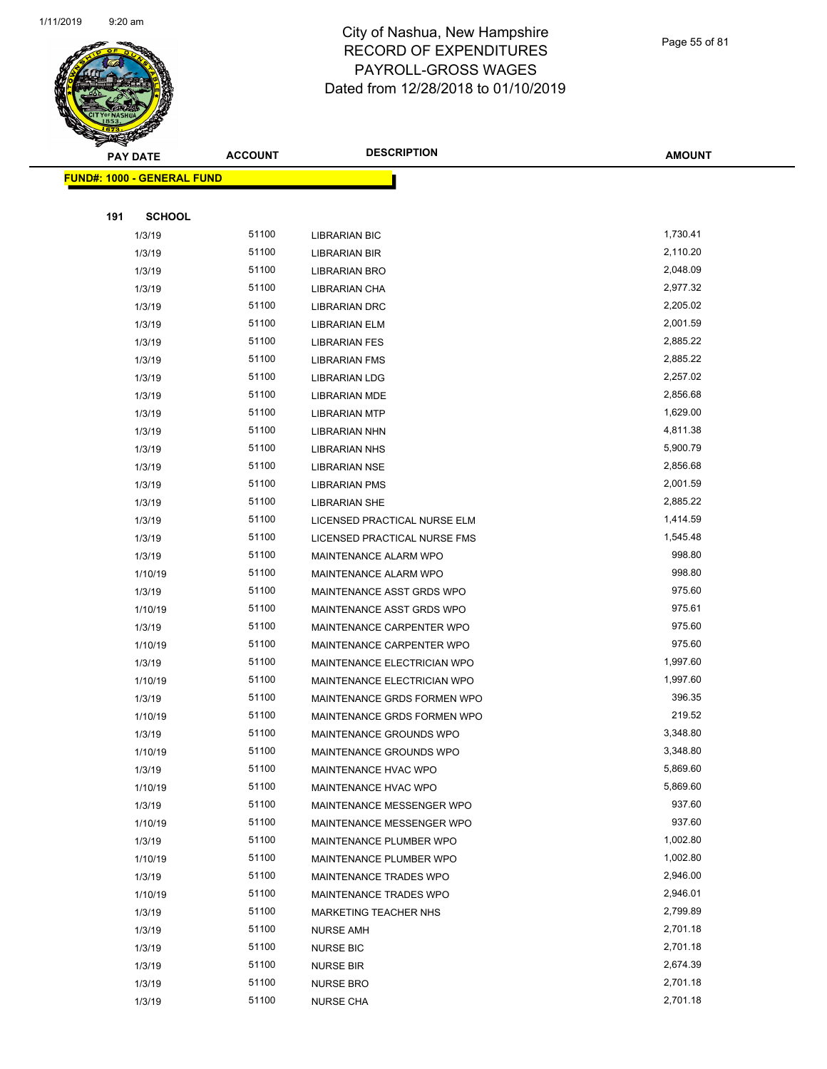# City of Nashua, New Hampshire
## RECORD OF EXPENDITURES
## PAYROLL-GROSS WAGES
## Dated from 12/28/2018 to 01/10/2019

**FUND#: 1000 - GENERAL FUND**

**191 SCHOOL**

| PAY DATE | ACCOUNT | DESCRIPTION | AMOUNT |
|---|---|---|---|
| 1/3/19 | 51100 | LIBRARIAN BIC | 1,730.41 |
| 1/3/19 | 51100 | LIBRARIAN BIR | 2,110.20 |
| 1/3/19 | 51100 | LIBRARIAN BRO | 2,048.09 |
| 1/3/19 | 51100 | LIBRARIAN CHA | 2,977.32 |
| 1/3/19 | 51100 | LIBRARIAN DRC | 2,205.02 |
| 1/3/19 | 51100 | LIBRARIAN ELM | 2,001.59 |
| 1/3/19 | 51100 | LIBRARIAN FES | 2,885.22 |
| 1/3/19 | 51100 | LIBRARIAN FMS | 2,885.22 |
| 1/3/19 | 51100 | LIBRARIAN LDG | 2,257.02 |
| 1/3/19 | 51100 | LIBRARIAN MDE | 2,856.68 |
| 1/3/19 | 51100 | LIBRARIAN MTP | 1,629.00 |
| 1/3/19 | 51100 | LIBRARIAN NHN | 4,811.38 |
| 1/3/19 | 51100 | LIBRARIAN NHS | 5,900.79 |
| 1/3/19 | 51100 | LIBRARIAN NSE | 2,856.68 |
| 1/3/19 | 51100 | LIBRARIAN PMS | 2,001.59 |
| 1/3/19 | 51100 | LIBRARIAN SHE | 2,885.22 |
| 1/3/19 | 51100 | LICENSED PRACTICAL NURSE ELM | 1,414.59 |
| 1/3/19 | 51100 | LICENSED PRACTICAL NURSE FMS | 1,545.48 |
| 1/3/19 | 51100 | MAINTENANCE ALARM WPO | 998.80 |
| 1/10/19 | 51100 | MAINTENANCE ALARM WPO | 998.80 |
| 1/3/19 | 51100 | MAINTENANCE ASST GRDS WPO | 975.60 |
| 1/10/19 | 51100 | MAINTENANCE ASST GRDS WPO | 975.61 |
| 1/3/19 | 51100 | MAINTENANCE CARPENTER WPO | 975.60 |
| 1/10/19 | 51100 | MAINTENANCE CARPENTER WPO | 975.60 |
| 1/3/19 | 51100 | MAINTENANCE ELECTRICIAN WPO | 1,997.60 |
| 1/10/19 | 51100 | MAINTENANCE ELECTRICIAN WPO | 1,997.60 |
| 1/3/19 | 51100 | MAINTENANCE GRDS FORMEN WPO | 396.35 |
| 1/10/19 | 51100 | MAINTENANCE GRDS FORMEN WPO | 219.52 |
| 1/3/19 | 51100 | MAINTENANCE GROUNDS WPO | 3,348.80 |
| 1/10/19 | 51100 | MAINTENANCE GROUNDS WPO | 3,348.80 |
| 1/3/19 | 51100 | MAINTENANCE HVAC WPO | 5,869.60 |
| 1/10/19 | 51100 | MAINTENANCE HVAC WPO | 5,869.60 |
| 1/3/19 | 51100 | MAINTENANCE MESSENGER WPO | 937.60 |
| 1/10/19 | 51100 | MAINTENANCE MESSENGER WPO | 937.60 |
| 1/3/19 | 51100 | MAINTENANCE PLUMBER WPO | 1,002.80 |
| 1/10/19 | 51100 | MAINTENANCE PLUMBER WPO | 1,002.80 |
| 1/3/19 | 51100 | MAINTENANCE TRADES WPO | 2,946.00 |
| 1/10/19 | 51100 | MAINTENANCE TRADES WPO | 2,946.01 |
| 1/3/19 | 51100 | MARKETING TEACHER NHS | 2,799.89 |
| 1/3/19 | 51100 | NURSE AMH | 2,701.18 |
| 1/3/19 | 51100 | NURSE BIC | 2,701.18 |
| 1/3/19 | 51100 | NURSE BIR | 2,674.39 |
| 1/3/19 | 51100 | NURSE BRO | 2,701.18 |
| 1/3/19 | 51100 | NURSE CHA | 2,701.18 |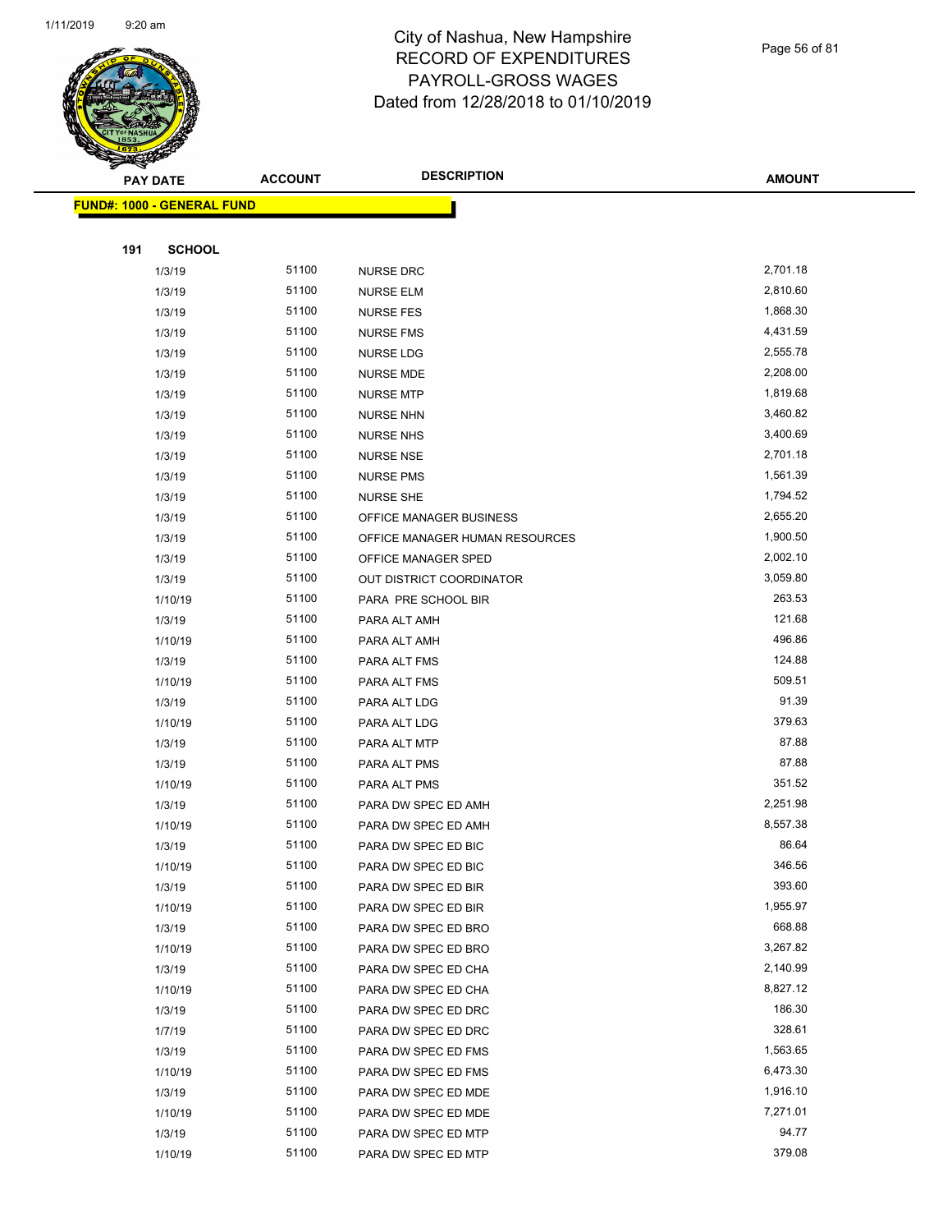City of Nashua, New Hampshire
RECORD OF EXPENDITURES
PAYROLL-GROSS WAGES
Dated from 12/28/2018 to 01/10/2019

| PAY DATE | ACCOUNT | DESCRIPTION | AMOUNT |
|---|---|---|---|
| **FUND#: 1000 - GENERAL FUND** | | | |
| **191 SCHOOL** | | | |
| 1/3/19 | 51100 | NURSE DRC | 2,701.18 |
| 1/3/19 | 51100 | NURSE ELM | 2,810.60 |
| 1/3/19 | 51100 | NURSE FES | 1,868.30 |
| 1/3/19 | 51100 | NURSE FMS | 4,431.59 |
| 1/3/19 | 51100 | NURSE LDG | 2,555.78 |
| 1/3/19 | 51100 | NURSE MDE | 2,208.00 |
| 1/3/19 | 51100 | NURSE MTP | 1,819.68 |
| 1/3/19 | 51100 | NURSE NHN | 3,460.82 |
| 1/3/19 | 51100 | NURSE NHS | 3,400.69 |
| 1/3/19 | 51100 | NURSE NSE | 2,701.18 |
| 1/3/19 | 51100 | NURSE PMS | 1,561.39 |
| 1/3/19 | 51100 | NURSE SHE | 1,794.52 |
| 1/3/19 | 51100 | OFFICE MANAGER BUSINESS | 2,655.20 |
| 1/3/19 | 51100 | OFFICE MANAGER HUMAN RESOURCES | 1,900.50 |
| 1/3/19 | 51100 | OFFICE MANAGER SPED | 2,002.10 |
| 1/3/19 | 51100 | OUT DISTRICT COORDINATOR | 3,059.80 |
| 1/10/19 | 51100 | PARA PRE SCHOOL BIR | 263.53 |
| 1/3/19 | 51100 | PARA ALT AMH | 121.68 |
| 1/10/19 | 51100 | PARA ALT AMH | 496.86 |
| 1/3/19 | 51100 | PARA ALT FMS | 124.88 |
| 1/10/19 | 51100 | PARA ALT FMS | 509.51 |
| 1/3/19 | 51100 | PARA ALT LDG | 91.39 |
| 1/10/19 | 51100 | PARA ALT LDG | 379.63 |
| 1/3/19 | 51100 | PARA ALT MTP | 87.88 |
| 1/3/19 | 51100 | PARA ALT PMS | 87.88 |
| 1/10/19 | 51100 | PARA ALT PMS | 351.52 |
| 1/3/19 | 51100 | PARA DW SPEC ED AMH | 2,251.98 |
| 1/10/19 | 51100 | PARA DW SPEC ED AMH | 8,557.38 |
| 1/3/19 | 51100 | PARA DW SPEC ED BIC | 86.64 |
| 1/10/19 | 51100 | PARA DW SPEC ED BIC | 346.56 |
| 1/3/19 | 51100 | PARA DW SPEC ED BIR | 393.60 |
| 1/10/19 | 51100 | PARA DW SPEC ED BIR | 1,955.97 |
| 1/3/19 | 51100 | PARA DW SPEC ED BRO | 668.88 |
| 1/10/19 | 51100 | PARA DW SPEC ED BRO | 3,267.82 |
| 1/3/19 | 51100 | PARA DW SPEC ED CHA | 2,140.99 |
| 1/10/19 | 51100 | PARA DW SPEC ED CHA | 8,827.12 |
| 1/3/19 | 51100 | PARA DW SPEC ED DRC | 186.30 |
| 1/7/19 | 51100 | PARA DW SPEC ED DRC | 328.61 |
| 1/3/19 | 51100 | PARA DW SPEC ED FMS | 1,563.65 |
| 1/10/19 | 51100 | PARA DW SPEC ED FMS | 6,473.30 |
| 1/3/19 | 51100 | PARA DW SPEC ED MDE | 1,916.10 |
| 1/10/19 | 51100 | PARA DW SPEC ED MDE | 7,271.01 |
| 1/3/19 | 51100 | PARA DW SPEC ED MTP | 94.77 |
| 1/10/19 | 51100 | PARA DW SPEC ED MTP | 379.08 |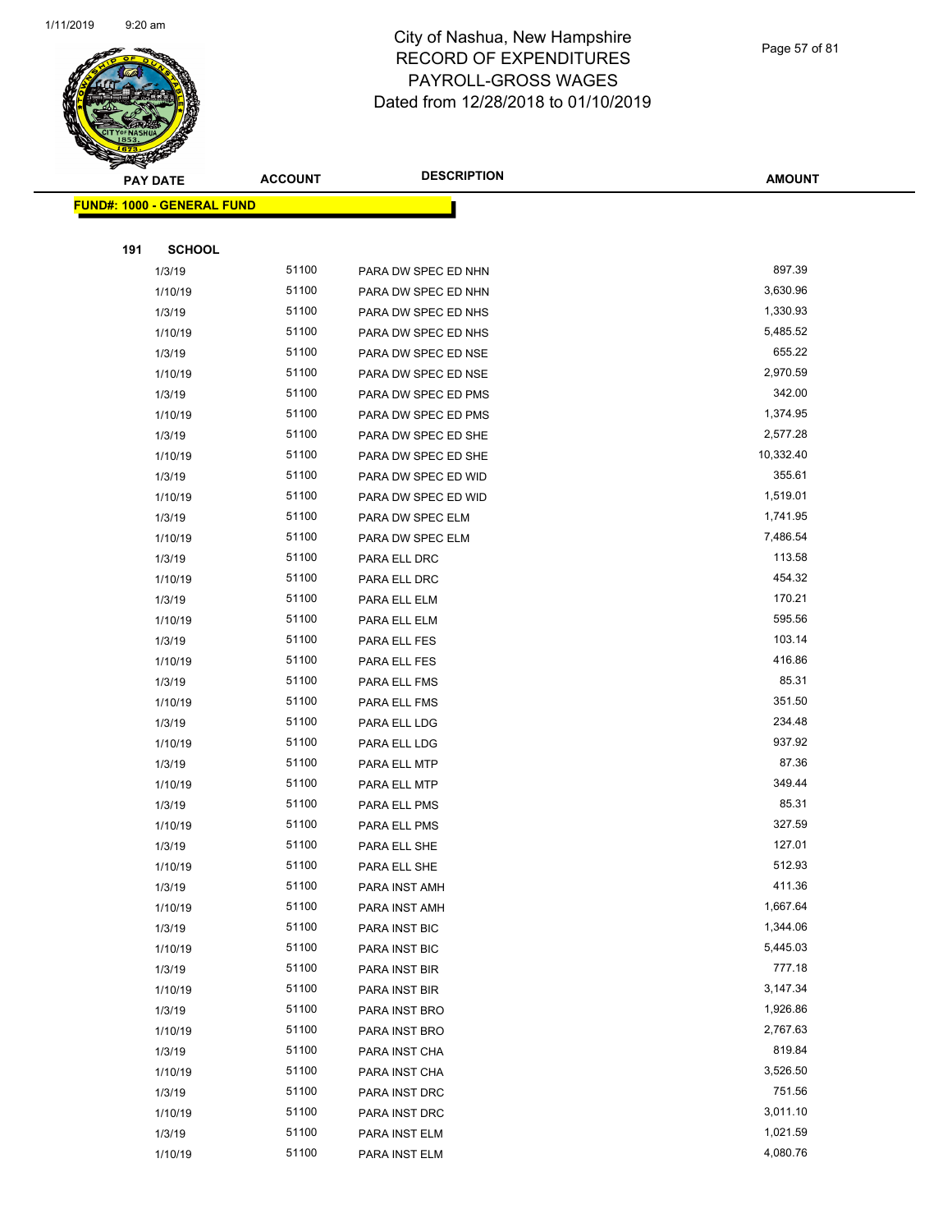# City of Nashua, New Hampshire
## RECORD OF EXPENDITURES
## PAYROLL-GROSS WAGES
## Dated from 12/28/2018 to 01/10/2019

| PAY DATE | ACCOUNT | DESCRIPTION | AMOUNT |
|---|---|---|---|
| **FUND#: 1000 - GENERAL FUND** | | | |
| **191 SCHOOL** | | | |
| 1/3/19 | 51100 | PARA DW SPEC ED NHN | 897.39 |
| 1/10/19 | 51100 | PARA DW SPEC ED NHN | 3,630.96 |
| 1/3/19 | 51100 | PARA DW SPEC ED NHS | 1,330.93 |
| 1/10/19 | 51100 | PARA DW SPEC ED NHS | 5,485.52 |
| 1/3/19 | 51100 | PARA DW SPEC ED NSE | 655.22 |
| 1/10/19 | 51100 | PARA DW SPEC ED NSE | 2,970.59 |
| 1/3/19 | 51100 | PARA DW SPEC ED PMS | 342.00 |
| 1/10/19 | 51100 | PARA DW SPEC ED PMS | 1,374.95 |
| 1/3/19 | 51100 | PARA DW SPEC ED SHE | 2,577.28 |
| 1/10/19 | 51100 | PARA DW SPEC ED SHE | 10,332.40 |
| 1/3/19 | 51100 | PARA DW SPEC ED WID | 355.61 |
| 1/10/19 | 51100 | PARA DW SPEC ED WID | 1,519.01 |
| 1/3/19 | 51100 | PARA DW SPEC ELM | 1,741.95 |
| 1/10/19 | 51100 | PARA DW SPEC ELM | 7,486.54 |
| 1/3/19 | 51100 | PARA ELL DRC | 113.58 |
| 1/10/19 | 51100 | PARA ELL DRC | 454.32 |
| 1/3/19 | 51100 | PARA ELL ELM | 170.21 |
| 1/10/19 | 51100 | PARA ELL ELM | 595.56 |
| 1/3/19 | 51100 | PARA ELL FES | 103.14 |
| 1/10/19 | 51100 | PARA ELL FES | 416.86 |
| 1/3/19 | 51100 | PARA ELL FMS | 85.31 |
| 1/10/19 | 51100 | PARA ELL FMS | 351.50 |
| 1/3/19 | 51100 | PARA ELL LDG | 234.48 |
| 1/10/19 | 51100 | PARA ELL LDG | 937.92 |
| 1/3/19 | 51100 | PARA ELL MTP | 87.36 |
| 1/10/19 | 51100 | PARA ELL MTP | 349.44 |
| 1/3/19 | 51100 | PARA ELL PMS | 85.31 |
| 1/10/19 | 51100 | PARA ELL PMS | 327.59 |
| 1/3/19 | 51100 | PARA ELL SHE | 127.01 |
| 1/10/19 | 51100 | PARA ELL SHE | 512.93 |
| 1/3/19 | 51100 | PARA INST AMH | 411.36 |
| 1/10/19 | 51100 | PARA INST AMH | 1,667.64 |
| 1/3/19 | 51100 | PARA INST BIC | 1,344.06 |
| 1/10/19 | 51100 | PARA INST BIC | 5,445.03 |
| 1/3/19 | 51100 | PARA INST BIR | 777.18 |
| 1/10/19 | 51100 | PARA INST BIR | 3,147.34 |
| 1/3/19 | 51100 | PARA INST BRO | 1,926.86 |
| 1/10/19 | 51100 | PARA INST BRO | 2,767.63 |
| 1/3/19 | 51100 | PARA INST CHA | 819.84 |
| 1/10/19 | 51100 | PARA INST CHA | 3,526.50 |
| 1/3/19 | 51100 | PARA INST DRC | 751.56 |
| 1/10/19 | 51100 | PARA INST DRC | 3,011.10 |
| 1/3/19 | 51100 | PARA INST ELM | 1,021.59 |
| 1/10/19 | 51100 | PARA INST ELM | 4,080.76 |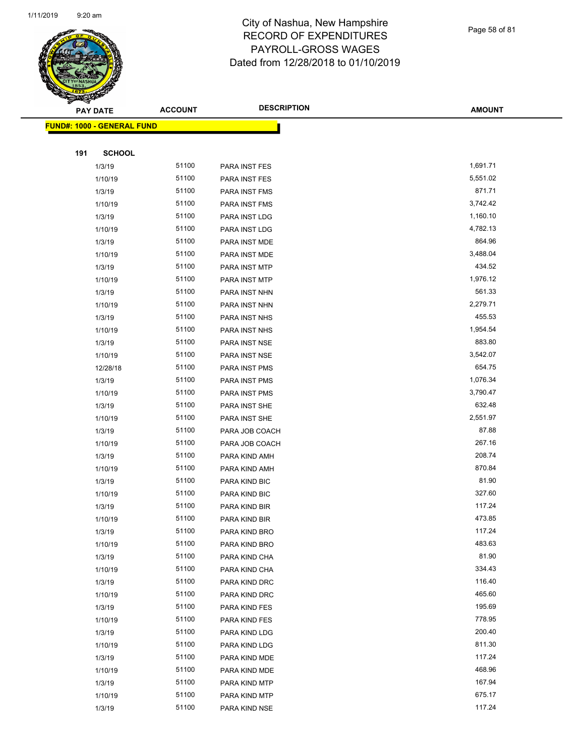# City of Nashua, New Hampshire
## RECORD OF EXPENDITURES
## PAYROLL-GROSS WAGES
## Dated from 12/28/2018 to 01/10/2019

| PAY DATE | ACCOUNT | DESCRIPTION | AMOUNT |
|---|---|---|---|

**FUND#: 1000 - GENERAL FUND**

**191 SCHOOL**

| PAY DATE | ACCOUNT | DESCRIPTION | AMOUNT |
|---|---|---|---|
| 1/3/19 | 51100 | PARA INST FES | 1,691.71 |
| 1/10/19 | 51100 | PARA INST FES | 5,551.02 |
| 1/3/19 | 51100 | PARA INST FMS | 871.71 |
| 1/10/19 | 51100 | PARA INST FMS | 3,742.42 |
| 1/3/19 | 51100 | PARA INST LDG | 1,160.10 |
| 1/10/19 | 51100 | PARA INST LDG | 4,782.13 |
| 1/3/19 | 51100 | PARA INST MDE | 864.96 |
| 1/10/19 | 51100 | PARA INST MDE | 3,488.04 |
| 1/3/19 | 51100 | PARA INST MTP | 434.52 |
| 1/10/19 | 51100 | PARA INST MTP | 1,976.12 |
| 1/3/19 | 51100 | PARA INST NHN | 561.33 |
| 1/10/19 | 51100 | PARA INST NHN | 2,279.71 |
| 1/3/19 | 51100 | PARA INST NHS | 455.53 |
| 1/10/19 | 51100 | PARA INST NHS | 1,954.54 |
| 1/3/19 | 51100 | PARA INST NSE | 883.80 |
| 1/10/19 | 51100 | PARA INST NSE | 3,542.07 |
| 12/28/18 | 51100 | PARA INST PMS | 654.75 |
| 1/3/19 | 51100 | PARA INST PMS | 1,076.34 |
| 1/10/19 | 51100 | PARA INST PMS | 3,790.47 |
| 1/3/19 | 51100 | PARA INST SHE | 632.48 |
| 1/10/19 | 51100 | PARA INST SHE | 2,551.97 |
| 1/3/19 | 51100 | PARA JOB COACH | 87.88 |
| 1/10/19 | 51100 | PARA JOB COACH | 267.16 |
| 1/3/19 | 51100 | PARA KIND AMH | 208.74 |
| 1/10/19 | 51100 | PARA KIND AMH | 870.84 |
| 1/3/19 | 51100 | PARA KIND BIC | 81.90 |
| 1/10/19 | 51100 | PARA KIND BIC | 327.60 |
| 1/3/19 | 51100 | PARA KIND BIR | 117.24 |
| 1/10/19 | 51100 | PARA KIND BIR | 473.85 |
| 1/3/19 | 51100 | PARA KIND BRO | 117.24 |
| 1/10/19 | 51100 | PARA KIND BRO | 483.63 |
| 1/3/19 | 51100 | PARA KIND CHA | 81.90 |
| 1/10/19 | 51100 | PARA KIND CHA | 334.43 |
| 1/3/19 | 51100 | PARA KIND DRC | 116.40 |
| 1/10/19 | 51100 | PARA KIND DRC | 465.60 |
| 1/3/19 | 51100 | PARA KIND FES | 195.69 |
| 1/10/19 | 51100 | PARA KIND FES | 778.95 |
| 1/3/19 | 51100 | PARA KIND LDG | 200.40 |
| 1/10/19 | 51100 | PARA KIND LDG | 811.30 |
| 1/3/19 | 51100 | PARA KIND MDE | 117.24 |
| 1/10/19 | 51100 | PARA KIND MDE | 468.96 |
| 1/3/19 | 51100 | PARA KIND MTP | 167.94 |
| 1/10/19 | 51100 | PARA KIND MTP | 675.17 |
| 1/3/19 | 51100 | PARA KIND NSE | 117.24 |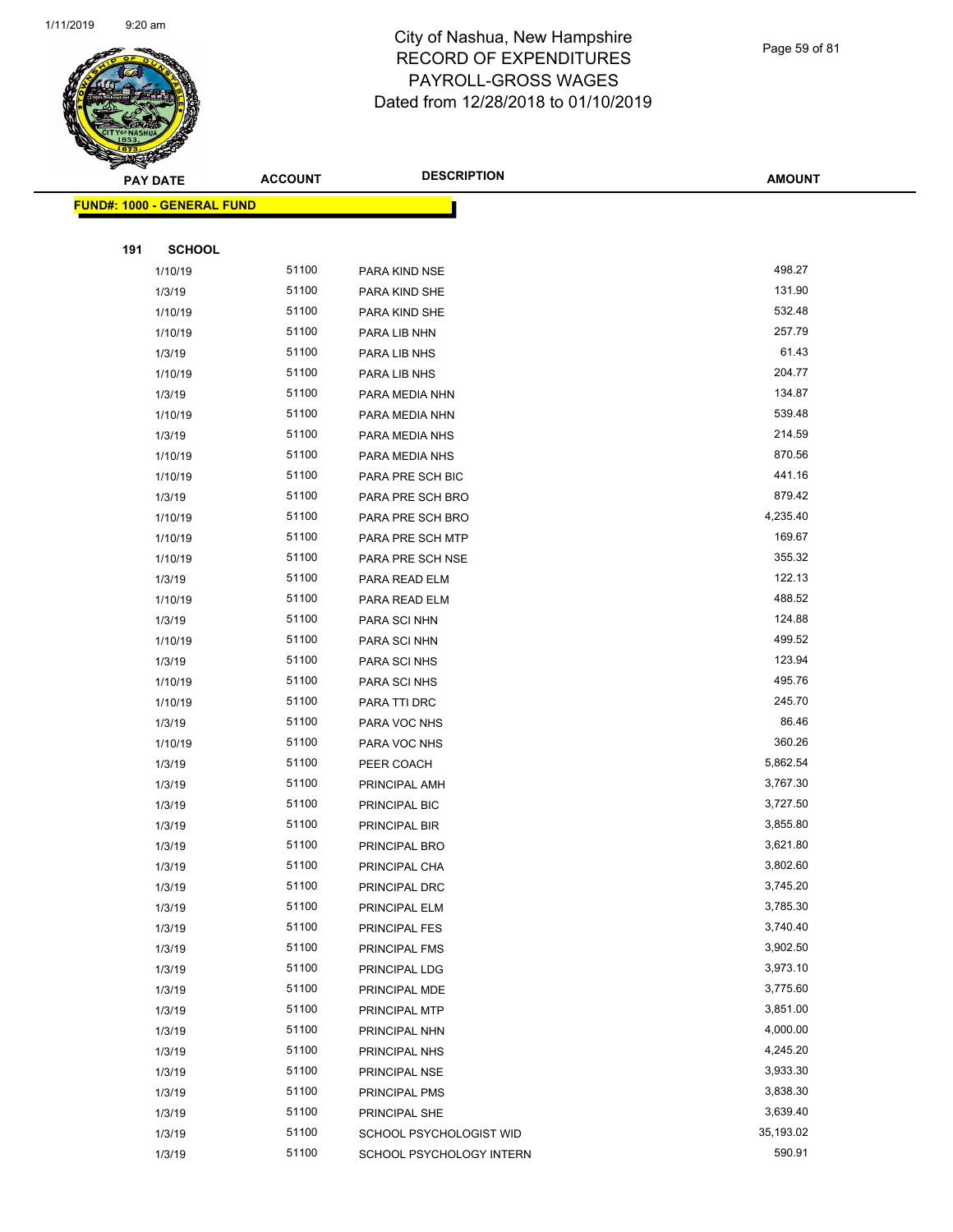# City of Nashua, New Hampshire
# RECORD OF EXPENDITURES
# PAYROLL-GROSS WAGES
# Dated from 12/28/2018 to 01/10/2019

| PAY DATE | ACCOUNT | DESCRIPTION | AMOUNT |
|---|---|---|---|

**FUND#: 1000 - GENERAL FUND**

**191 SCHOOL**

| PAY DATE | ACCOUNT | DESCRIPTION | AMOUNT |
|---|---|---|---|
| 1/10/19 | 51100 | PARA KIND NSE | 498.27 |
| 1/3/19 | 51100 | PARA KIND SHE | 131.90 |
| 1/10/19 | 51100 | PARA KIND SHE | 532.48 |
| 1/10/19 | 51100 | PARA LIB NHN | 257.79 |
| 1/3/19 | 51100 | PARA LIB NHS | 61.43 |
| 1/10/19 | 51100 | PARA LIB NHS | 204.77 |
| 1/3/19 | 51100 | PARA MEDIA NHN | 134.87 |
| 1/10/19 | 51100 | PARA MEDIA NHN | 539.48 |
| 1/3/19 | 51100 | PARA MEDIA NHS | 214.59 |
| 1/10/19 | 51100 | PARA MEDIA NHS | 870.56 |
| 1/10/19 | 51100 | PARA PRE SCH BIC | 441.16 |
| 1/3/19 | 51100 | PARA PRE SCH BRO | 879.42 |
| 1/10/19 | 51100 | PARA PRE SCH BRO | 4,235.40 |
| 1/10/19 | 51100 | PARA PRE SCH MTP | 169.67 |
| 1/10/19 | 51100 | PARA PRE SCH NSE | 355.32 |
| 1/3/19 | 51100 | PARA READ ELM | 122.13 |
| 1/10/19 | 51100 | PARA READ ELM | 488.52 |
| 1/3/19 | 51100 | PARA SCI NHN | 124.88 |
| 1/10/19 | 51100 | PARA SCI NHN | 499.52 |
| 1/3/19 | 51100 | PARA SCI NHS | 123.94 |
| 1/10/19 | 51100 | PARA SCI NHS | 495.76 |
| 1/10/19 | 51100 | PARA TTI DRC | 245.70 |
| 1/3/19 | 51100 | PARA VOC NHS | 86.46 |
| 1/10/19 | 51100 | PARA VOC NHS | 360.26 |
| 1/3/19 | 51100 | PEER COACH | 5,862.54 |
| 1/3/19 | 51100 | PRINCIPAL AMH | 3,767.30 |
| 1/3/19 | 51100 | PRINCIPAL BIC | 3,727.50 |
| 1/3/19 | 51100 | PRINCIPAL BIR | 3,855.80 |
| 1/3/19 | 51100 | PRINCIPAL BRO | 3,621.80 |
| 1/3/19 | 51100 | PRINCIPAL CHA | 3,802.60 |
| 1/3/19 | 51100 | PRINCIPAL DRC | 3,745.20 |
| 1/3/19 | 51100 | PRINCIPAL ELM | 3,785.30 |
| 1/3/19 | 51100 | PRINCIPAL FES | 3,740.40 |
| 1/3/19 | 51100 | PRINCIPAL FMS | 3,902.50 |
| 1/3/19 | 51100 | PRINCIPAL LDG | 3,973.10 |
| 1/3/19 | 51100 | PRINCIPAL MDE | 3,775.60 |
| 1/3/19 | 51100 | PRINCIPAL MTP | 3,851.00 |
| 1/3/19 | 51100 | PRINCIPAL NHN | 4,000.00 |
| 1/3/19 | 51100 | PRINCIPAL NHS | 4,245.20 |
| 1/3/19 | 51100 | PRINCIPAL NSE | 3,933.30 |
| 1/3/19 | 51100 | PRINCIPAL PMS | 3,838.30 |
| 1/3/19 | 51100 | PRINCIPAL SHE | 3,639.40 |
| 1/3/19 | 51100 | SCHOOL PSYCHOLOGIST WID | 35,193.02 |
| 1/3/19 | 51100 | SCHOOL PSYCHOLOGY INTERN | 590.91 |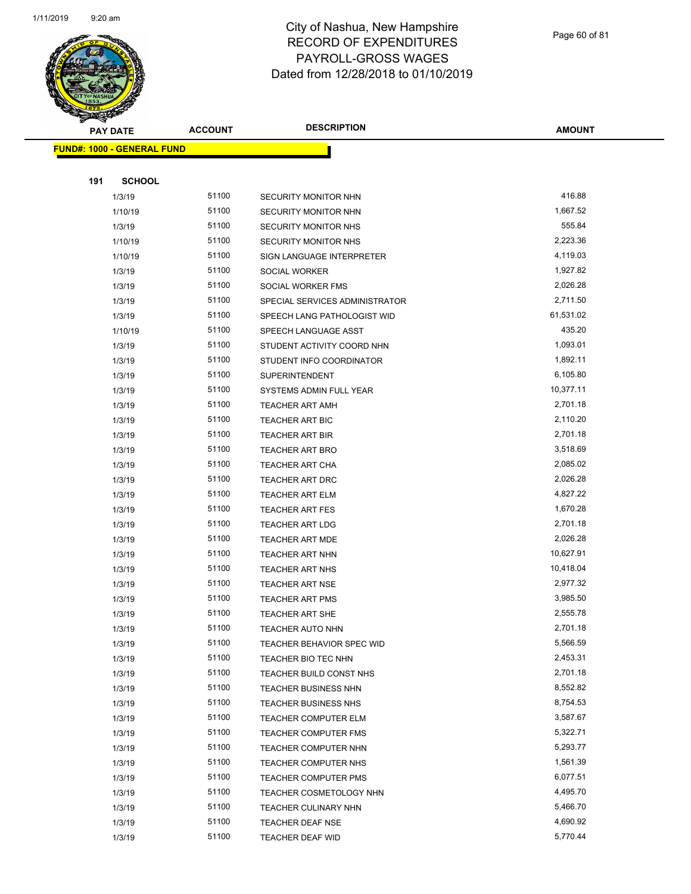# City of Nashua, New Hampshire
# RECORD OF EXPENDITURES
# PAYROLL-GROSS WAGES
# Dated from 12/28/2018 to 01/10/2019

1/11/2019 9:20 am

**FUND#: 1000 - GENERAL FUND**

**191 SCHOOL**

| PAY DATE | ACCOUNT | DESCRIPTION | AMOUNT |
|---|---|---|---|
| 1/3/19 | 51100 | SECURITY MONITOR NHN | 416.88 |
| 1/10/19 | 51100 | SECURITY MONITOR NHN | 1,667.52 |
| 1/3/19 | 51100 | SECURITY MONITOR NHS | 555.84 |
| 1/10/19 | 51100 | SECURITY MONITOR NHS | 2,223.36 |
| 1/10/19 | 51100 | SIGN LANGUAGE INTERPRETER | 4,119.03 |
| 1/3/19 | 51100 | SOCIAL WORKER | 1,927.82 |
| 1/3/19 | 51100 | SOCIAL WORKER FMS | 2,026.28 |
| 1/3/19 | 51100 | SPECIAL SERVICES ADMINISTRATOR | 2,711.50 |
| 1/3/19 | 51100 | SPEECH LANG PATHOLOGIST WID | 61,531.02 |
| 1/10/19 | 51100 | SPEECH LANGUAGE ASST | 435.20 |
| 1/3/19 | 51100 | STUDENT ACTIVITY COORD NHN | 1,093.01 |
| 1/3/19 | 51100 | STUDENT INFO COORDINATOR | 1,892.11 |
| 1/3/19 | 51100 | SUPERINTENDENT | 6,105.80 |
| 1/3/19 | 51100 | SYSTEMS ADMIN FULL YEAR | 10,377.11 |
| 1/3/19 | 51100 | TEACHER ART AMH | 2,701.18 |
| 1/3/19 | 51100 | TEACHER ART BIC | 2,110.20 |
| 1/3/19 | 51100 | TEACHER ART BIR | 2,701.18 |
| 1/3/19 | 51100 | TEACHER ART BRO | 3,518.69 |
| 1/3/19 | 51100 | TEACHER ART CHA | 2,085.02 |
| 1/3/19 | 51100 | TEACHER ART DRC | 2,026.28 |
| 1/3/19 | 51100 | TEACHER ART ELM | 4,827.22 |
| 1/3/19 | 51100 | TEACHER ART FES | 1,670.28 |
| 1/3/19 | 51100 | TEACHER ART LDG | 2,701.18 |
| 1/3/19 | 51100 | TEACHER ART MDE | 2,026.28 |
| 1/3/19 | 51100 | TEACHER ART NHN | 10,627.91 |
| 1/3/19 | 51100 | TEACHER ART NHS | 10,418.04 |
| 1/3/19 | 51100 | TEACHER ART NSE | 2,977.32 |
| 1/3/19 | 51100 | TEACHER ART PMS | 3,985.50 |
| 1/3/19 | 51100 | TEACHER ART SHE | 2,555.78 |
| 1/3/19 | 51100 | TEACHER AUTO NHN | 2,701.18 |
| 1/3/19 | 51100 | TEACHER BEHAVIOR SPEC WID | 5,566.59 |
| 1/3/19 | 51100 | TEACHER BIO TEC NHN | 2,453.31 |
| 1/3/19 | 51100 | TEACHER BUILD CONST NHS | 2,701.18 |
| 1/3/19 | 51100 | TEACHER BUSINESS NHN | 8,552.82 |
| 1/3/19 | 51100 | TEACHER BUSINESS NHS | 8,754.53 |
| 1/3/19 | 51100 | TEACHER COMPUTER ELM | 3,587.67 |
| 1/3/19 | 51100 | TEACHER COMPUTER FMS | 5,322.71 |
| 1/3/19 | 51100 | TEACHER COMPUTER NHN | 5,293.77 |
| 1/3/19 | 51100 | TEACHER COMPUTER NHS | 1,561.39 |
| 1/3/19 | 51100 | TEACHER COMPUTER PMS | 6,077.51 |
| 1/3/19 | 51100 | TEACHER COSMETOLOGY NHN | 4,495.70 |
| 1/3/19 | 51100 | TEACHER CULINARY NHN | 5,466.70 |
| 1/3/19 | 51100 | TEACHER DEAF NSE | 4,690.92 |
| 1/3/19 | 51100 | TEACHER DEAF WID | 5,770.44 |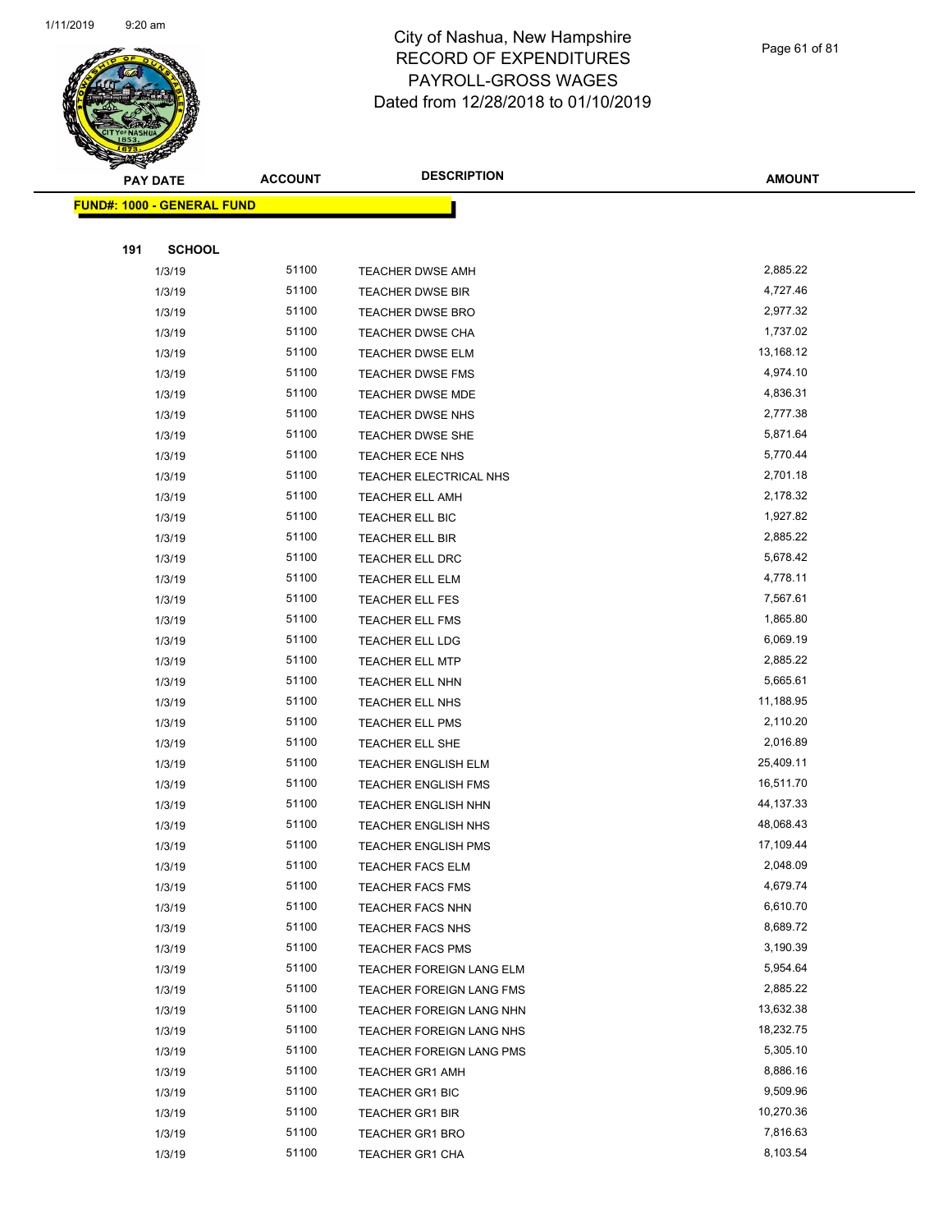# City of Nashua, New Hampshire
## RECORD OF EXPENDITURES
## PAYROLL-GROSS WAGES
## Dated from 12/28/2018 to 01/10/2019

| PAY DATE | ACCOUNT | DESCRIPTION | AMOUNT |
|---|---|---|---|
| **FUND#: 1000 - GENERAL FUND** | | | |
| **191 SCHOOL** | | | |
| 1/3/19 | 51100 | TEACHER DWSE AMH | 2,885.22 |
| 1/3/19 | 51100 | TEACHER DWSE BIR | 4,727.46 |
| 1/3/19 | 51100 | TEACHER DWSE BRO | 2,977.32 |
| 1/3/19 | 51100 | TEACHER DWSE CHA | 1,737.02 |
| 1/3/19 | 51100 | TEACHER DWSE ELM | 13,168.12 |
| 1/3/19 | 51100 | TEACHER DWSE FMS | 4,974.10 |
| 1/3/19 | 51100 | TEACHER DWSE MDE | 4,836.31 |
| 1/3/19 | 51100 | TEACHER DWSE NHS | 2,777.38 |
| 1/3/19 | 51100 | TEACHER DWSE SHE | 5,871.64 |
| 1/3/19 | 51100 | TEACHER ECE NHS | 5,770.44 |
| 1/3/19 | 51100 | TEACHER ELECTRICAL NHS | 2,701.18 |
| 1/3/19 | 51100 | TEACHER ELL AMH | 2,178.32 |
| 1/3/19 | 51100 | TEACHER ELL BIC | 1,927.82 |
| 1/3/19 | 51100 | TEACHER ELL BIR | 2,885.22 |
| 1/3/19 | 51100 | TEACHER ELL DRC | 5,678.42 |
| 1/3/19 | 51100 | TEACHER ELL ELM | 4,778.11 |
| 1/3/19 | 51100 | TEACHER ELL FES | 7,567.61 |
| 1/3/19 | 51100 | TEACHER ELL FMS | 1,865.80 |
| 1/3/19 | 51100 | TEACHER ELL LDG | 6,069.19 |
| 1/3/19 | 51100 | TEACHER ELL MTP | 2,885.22 |
| 1/3/19 | 51100 | TEACHER ELL NHN | 5,665.61 |
| 1/3/19 | 51100 | TEACHER ELL NHS | 11,188.95 |
| 1/3/19 | 51100 | TEACHER ELL PMS | 2,110.20 |
| 1/3/19 | 51100 | TEACHER ELL SHE | 2,016.89 |
| 1/3/19 | 51100 | TEACHER ENGLISH ELM | 25,409.11 |
| 1/3/19 | 51100 | TEACHER ENGLISH FMS | 16,511.70 |
| 1/3/19 | 51100 | TEACHER ENGLISH NHN | 44,137.33 |
| 1/3/19 | 51100 | TEACHER ENGLISH NHS | 48,068.43 |
| 1/3/19 | 51100 | TEACHER ENGLISH PMS | 17,109.44 |
| 1/3/19 | 51100 | TEACHER FACS ELM | 2,048.09 |
| 1/3/19 | 51100 | TEACHER FACS FMS | 4,679.74 |
| 1/3/19 | 51100 | TEACHER FACS NHN | 6,610.70 |
| 1/3/19 | 51100 | TEACHER FACS NHS | 8,689.72 |
| 1/3/19 | 51100 | TEACHER FACS PMS | 3,190.39 |
| 1/3/19 | 51100 | TEACHER FOREIGN LANG ELM | 5,954.64 |
| 1/3/19 | 51100 | TEACHER FOREIGN LANG FMS | 2,885.22 |
| 1/3/19 | 51100 | TEACHER FOREIGN LANG NHN | 13,632.38 |
| 1/3/19 | 51100 | TEACHER FOREIGN LANG NHS | 18,232.75 |
| 1/3/19 | 51100 | TEACHER FOREIGN LANG PMS | 5,305.10 |
| 1/3/19 | 51100 | TEACHER GR1 AMH | 8,886.16 |
| 1/3/19 | 51100 | TEACHER GR1 BIC | 9,509.96 |
| 1/3/19 | 51100 | TEACHER GR1 BIR | 10,270.36 |
| 1/3/19 | 51100 | TEACHER GR1 BRO | 7,816.63 |
| 1/3/19 | 51100 | TEACHER GR1 CHA | 8,103.54 |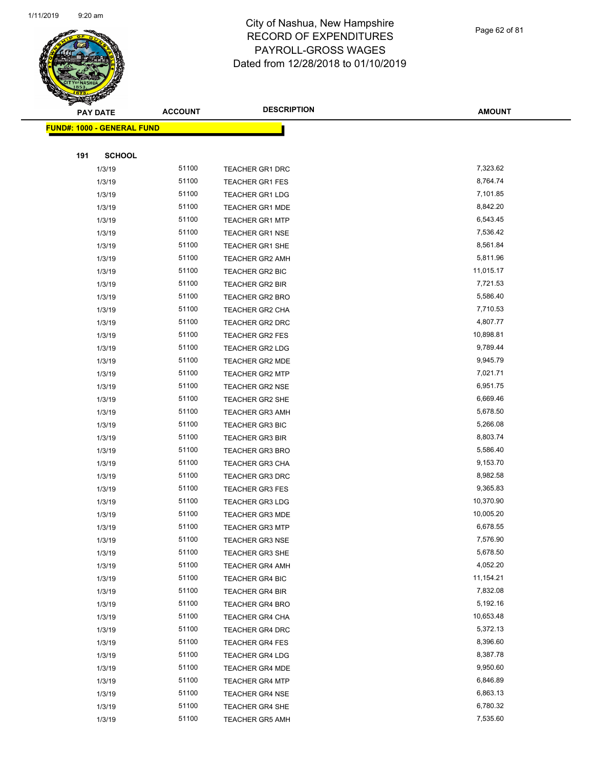# City of Nashua, New Hampshire
## RECORD OF EXPENDITURES
## PAYROLL-GROSS WAGES
## Dated from 12/28/2018 to 01/10/2019

**FUND#: 1000 - GENERAL FUND**

**191 SCHOOL**

| PAY DATE | ACCOUNT | DESCRIPTION | AMOUNT |
|---|---|---|---|
| 1/3/19 | 51100 | TEACHER GR1 DRC | 7,323.62 |
| 1/3/19 | 51100 | TEACHER GR1 FES | 8,764.74 |
| 1/3/19 | 51100 | TEACHER GR1 LDG | 7,101.85 |
| 1/3/19 | 51100 | TEACHER GR1 MDE | 8,842.20 |
| 1/3/19 | 51100 | TEACHER GR1 MTP | 6,543.45 |
| 1/3/19 | 51100 | TEACHER GR1 NSE | 7,536.42 |
| 1/3/19 | 51100 | TEACHER GR1 SHE | 8,561.84 |
| 1/3/19 | 51100 | TEACHER GR2 AMH | 5,811.96 |
| 1/3/19 | 51100 | TEACHER GR2 BIC | 11,015.17 |
| 1/3/19 | 51100 | TEACHER GR2 BIR | 7,721.53 |
| 1/3/19 | 51100 | TEACHER GR2 BRO | 5,586.40 |
| 1/3/19 | 51100 | TEACHER GR2 CHA | 7,710.53 |
| 1/3/19 | 51100 | TEACHER GR2 DRC | 4,807.77 |
| 1/3/19 | 51100 | TEACHER GR2 FES | 10,898.81 |
| 1/3/19 | 51100 | TEACHER GR2 LDG | 9,789.44 |
| 1/3/19 | 51100 | TEACHER GR2 MDE | 9,945.79 |
| 1/3/19 | 51100 | TEACHER GR2 MTP | 7,021.71 |
| 1/3/19 | 51100 | TEACHER GR2 NSE | 6,951.75 |
| 1/3/19 | 51100 | TEACHER GR2 SHE | 6,669.46 |
| 1/3/19 | 51100 | TEACHER GR3 AMH | 5,678.50 |
| 1/3/19 | 51100 | TEACHER GR3 BIC | 5,266.08 |
| 1/3/19 | 51100 | TEACHER GR3 BIR | 8,803.74 |
| 1/3/19 | 51100 | TEACHER GR3 BRO | 5,586.40 |
| 1/3/19 | 51100 | TEACHER GR3 CHA | 9,153.70 |
| 1/3/19 | 51100 | TEACHER GR3 DRC | 8,982.58 |
| 1/3/19 | 51100 | TEACHER GR3 FES | 9,365.83 |
| 1/3/19 | 51100 | TEACHER GR3 LDG | 10,370.90 |
| 1/3/19 | 51100 | TEACHER GR3 MDE | 10,005.20 |
| 1/3/19 | 51100 | TEACHER GR3 MTP | 6,678.55 |
| 1/3/19 | 51100 | TEACHER GR3 NSE | 7,576.90 |
| 1/3/19 | 51100 | TEACHER GR3 SHE | 5,678.50 |
| 1/3/19 | 51100 | TEACHER GR4 AMH | 4,052.20 |
| 1/3/19 | 51100 | TEACHER GR4 BIC | 11,154.21 |
| 1/3/19 | 51100 | TEACHER GR4 BIR | 7,832.08 |
| 1/3/19 | 51100 | TEACHER GR4 BRO | 5,192.16 |
| 1/3/19 | 51100 | TEACHER GR4 CHA | 10,653.48 |
| 1/3/19 | 51100 | TEACHER GR4 DRC | 5,372.13 |
| 1/3/19 | 51100 | TEACHER GR4 FES | 8,396.60 |
| 1/3/19 | 51100 | TEACHER GR4 LDG | 8,387.78 |
| 1/3/19 | 51100 | TEACHER GR4 MDE | 9,950.60 |
| 1/3/19 | 51100 | TEACHER GR4 MTP | 6,846.89 |
| 1/3/19 | 51100 | TEACHER GR4 NSE | 6,863.13 |
| 1/3/19 | 51100 | TEACHER GR4 SHE | 6,780.32 |
| 1/3/19 | 51100 | TEACHER GR5 AMH | 7,535.60 |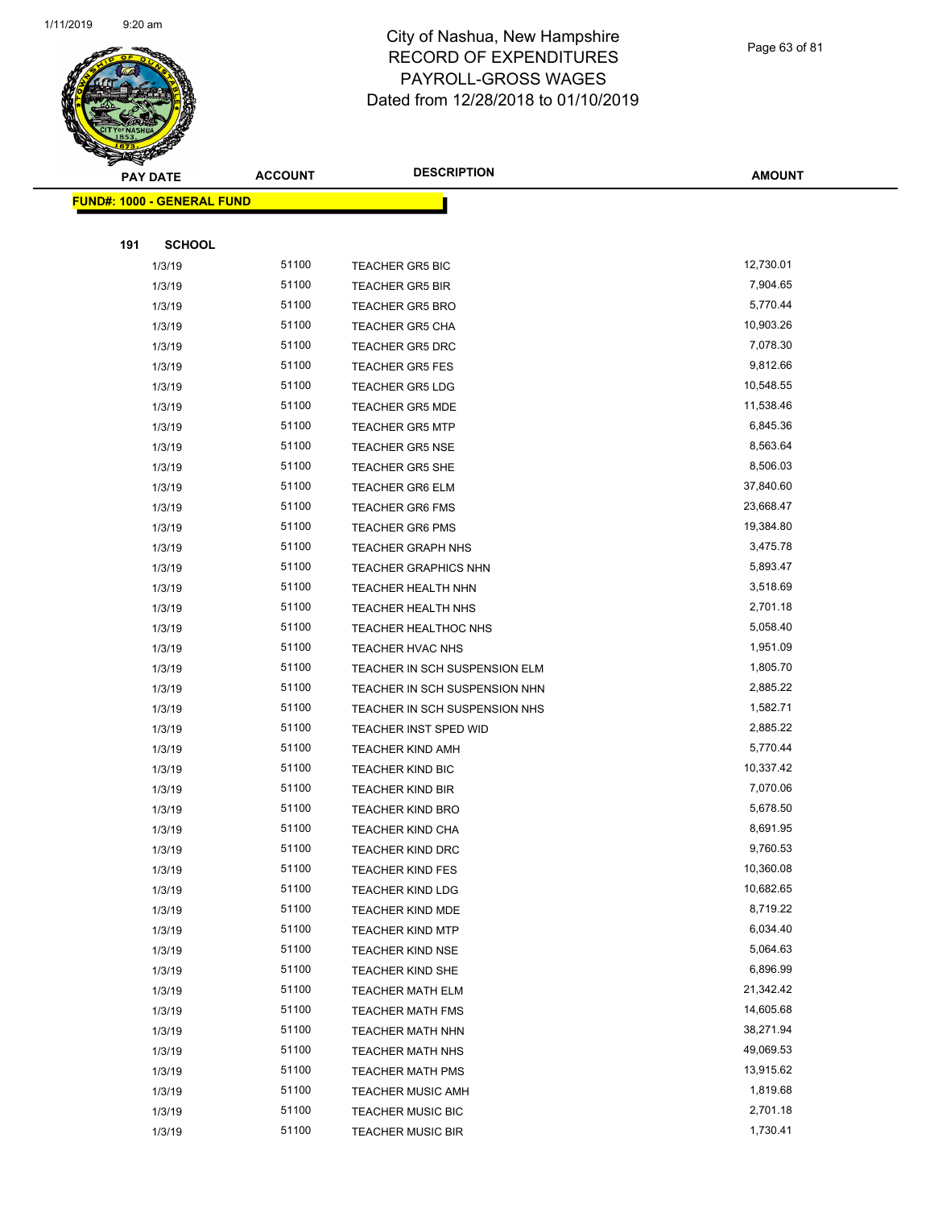# City of Nashua, New Hampshire
## RECORD OF EXPENDITURES
## PAYROLL-GROSS WAGES
## Dated from 12/28/2018 to 01/10/2019

**FUND#: 1000 - GENERAL FUND**

**191 SCHOOL**

| PAY DATE | ACCOUNT | DESCRIPTION | AMOUNT |
|---|---|---|---|
| 1/3/19 | 51100 | TEACHER GR5 BIC | 12,730.01 |
| 1/3/19 | 51100 | TEACHER GR5 BIR | 7,904.65 |
| 1/3/19 | 51100 | TEACHER GR5 BRO | 5,770.44 |
| 1/3/19 | 51100 | TEACHER GR5 CHA | 10,903.26 |
| 1/3/19 | 51100 | TEACHER GR5 DRC | 7,078.30 |
| 1/3/19 | 51100 | TEACHER GR5 FES | 9,812.66 |
| 1/3/19 | 51100 | TEACHER GR5 LDG | 10,548.55 |
| 1/3/19 | 51100 | TEACHER GR5 MDE | 11,538.46 |
| 1/3/19 | 51100 | TEACHER GR5 MTP | 6,845.36 |
| 1/3/19 | 51100 | TEACHER GR5 NSE | 8,563.64 |
| 1/3/19 | 51100 | TEACHER GR5 SHE | 8,506.03 |
| 1/3/19 | 51100 | TEACHER GR6 ELM | 37,840.60 |
| 1/3/19 | 51100 | TEACHER GR6 FMS | 23,668.47 |
| 1/3/19 | 51100 | TEACHER GR6 PMS | 19,384.80 |
| 1/3/19 | 51100 | TEACHER GRAPH NHS | 3,475.78 |
| 1/3/19 | 51100 | TEACHER GRAPHICS NHN | 5,893.47 |
| 1/3/19 | 51100 | TEACHER HEALTH NHN | 3,518.69 |
| 1/3/19 | 51100 | TEACHER HEALTH NHS | 2,701.18 |
| 1/3/19 | 51100 | TEACHER HEALTHOC NHS | 5,058.40 |
| 1/3/19 | 51100 | TEACHER HVAC NHS | 1,951.09 |
| 1/3/19 | 51100 | TEACHER IN SCH SUSPENSION ELM | 1,805.70 |
| 1/3/19 | 51100 | TEACHER IN SCH SUSPENSION NHN | 2,885.22 |
| 1/3/19 | 51100 | TEACHER IN SCH SUSPENSION NHS | 1,582.71 |
| 1/3/19 | 51100 | TEACHER INST SPED WID | 2,885.22 |
| 1/3/19 | 51100 | TEACHER KIND AMH | 5,770.44 |
| 1/3/19 | 51100 | TEACHER KIND BIC | 10,337.42 |
| 1/3/19 | 51100 | TEACHER KIND BIR | 7,070.06 |
| 1/3/19 | 51100 | TEACHER KIND BRO | 5,678.50 |
| 1/3/19 | 51100 | TEACHER KIND CHA | 8,691.95 |
| 1/3/19 | 51100 | TEACHER KIND DRC | 9,760.53 |
| 1/3/19 | 51100 | TEACHER KIND FES | 10,360.08 |
| 1/3/19 | 51100 | TEACHER KIND LDG | 10,682.65 |
| 1/3/19 | 51100 | TEACHER KIND MDE | 8,719.22 |
| 1/3/19 | 51100 | TEACHER KIND MTP | 6,034.40 |
| 1/3/19 | 51100 | TEACHER KIND NSE | 5,064.63 |
| 1/3/19 | 51100 | TEACHER KIND SHE | 6,896.99 |
| 1/3/19 | 51100 | TEACHER MATH ELM | 21,342.42 |
| 1/3/19 | 51100 | TEACHER MATH FMS | 14,605.68 |
| 1/3/19 | 51100 | TEACHER MATH NHN | 38,271.94 |
| 1/3/19 | 51100 | TEACHER MATH NHS | 49,069.53 |
| 1/3/19 | 51100 | TEACHER MATH PMS | 13,915.62 |
| 1/3/19 | 51100 | TEACHER MUSIC AMH | 1,819.68 |
| 1/3/19 | 51100 | TEACHER MUSIC BIC | 2,701.18 |
| 1/3/19 | 51100 | TEACHER MUSIC BIR | 1,730.41 |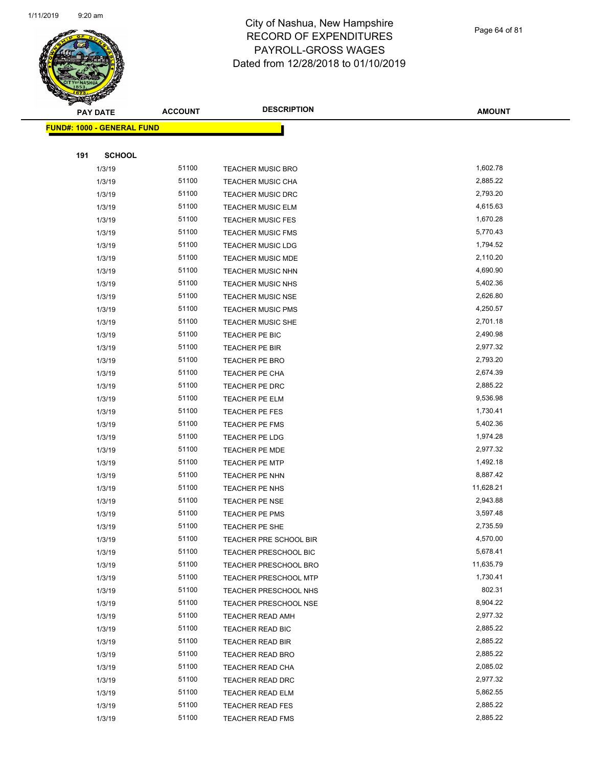# City of Nashua, New Hampshire
## RECORD OF EXPENDITURES
## PAYROLL-GROSS WAGES
## Dated from 12/28/2018 to 01/10/2019

| PAY DATE | ACCOUNT | DESCRIPTION | AMOUNT |
|---|---|---|---|
| **FUND#: 1000 - GENERAL FUND** | | | |
| **191 SCHOOL** | | | |
| 1/3/19 | 51100 | TEACHER MUSIC BRO | 1,602.78 |
| 1/3/19 | 51100 | TEACHER MUSIC CHA | 2,885.22 |
| 1/3/19 | 51100 | TEACHER MUSIC DRC | 2,793.20 |
| 1/3/19 | 51100 | TEACHER MUSIC ELM | 4,615.63 |
| 1/3/19 | 51100 | TEACHER MUSIC FES | 1,670.28 |
| 1/3/19 | 51100 | TEACHER MUSIC FMS | 5,770.43 |
| 1/3/19 | 51100 | TEACHER MUSIC LDG | 1,794.52 |
| 1/3/19 | 51100 | TEACHER MUSIC MDE | 2,110.20 |
| 1/3/19 | 51100 | TEACHER MUSIC NHN | 4,690.90 |
| 1/3/19 | 51100 | TEACHER MUSIC NHS | 5,402.36 |
| 1/3/19 | 51100 | TEACHER MUSIC NSE | 2,626.80 |
| 1/3/19 | 51100 | TEACHER MUSIC PMS | 4,250.57 |
| 1/3/19 | 51100 | TEACHER MUSIC SHE | 2,701.18 |
| 1/3/19 | 51100 | TEACHER PE BIC | 2,490.98 |
| 1/3/19 | 51100 | TEACHER PE BIR | 2,977.32 |
| 1/3/19 | 51100 | TEACHER PE BRO | 2,793.20 |
| 1/3/19 | 51100 | TEACHER PE CHA | 2,674.39 |
| 1/3/19 | 51100 | TEACHER PE DRC | 2,885.22 |
| 1/3/19 | 51100 | TEACHER PE ELM | 9,536.98 |
| 1/3/19 | 51100 | TEACHER PE FES | 1,730.41 |
| 1/3/19 | 51100 | TEACHER PE FMS | 5,402.36 |
| 1/3/19 | 51100 | TEACHER PE LDG | 1,974.28 |
| 1/3/19 | 51100 | TEACHER PE MDE | 2,977.32 |
| 1/3/19 | 51100 | TEACHER PE MTP | 1,492.18 |
| 1/3/19 | 51100 | TEACHER PE NHN | 8,887.42 |
| 1/3/19 | 51100 | TEACHER PE NHS | 11,628.21 |
| 1/3/19 | 51100 | TEACHER PE NSE | 2,943.88 |
| 1/3/19 | 51100 | TEACHER PE PMS | 3,597.48 |
| 1/3/19 | 51100 | TEACHER PE SHE | 2,735.59 |
| 1/3/19 | 51100 | TEACHER PRE SCHOOL BIR | 4,570.00 |
| 1/3/19 | 51100 | TEACHER PRESCHOOL BIC | 5,678.41 |
| 1/3/19 | 51100 | TEACHER PRESCHOOL BRO | 11,635.79 |
| 1/3/19 | 51100 | TEACHER PRESCHOOL MTP | 1,730.41 |
| 1/3/19 | 51100 | TEACHER PRESCHOOL NHS | 802.31 |
| 1/3/19 | 51100 | TEACHER PRESCHOOL NSE | 8,904.22 |
| 1/3/19 | 51100 | TEACHER READ AMH | 2,977.32 |
| 1/3/19 | 51100 | TEACHER READ BIC | 2,885.22 |
| 1/3/19 | 51100 | TEACHER READ BIR | 2,885.22 |
| 1/3/19 | 51100 | TEACHER READ BRO | 2,885.22 |
| 1/3/19 | 51100 | TEACHER READ CHA | 2,085.02 |
| 1/3/19 | 51100 | TEACHER READ DRC | 2,977.32 |
| 1/3/19 | 51100 | TEACHER READ ELM | 5,862.55 |
| 1/3/19 | 51100 | TEACHER READ FES | 2,885.22 |
| 1/3/19 | 51100 | TEACHER READ FMS | 2,885.22 |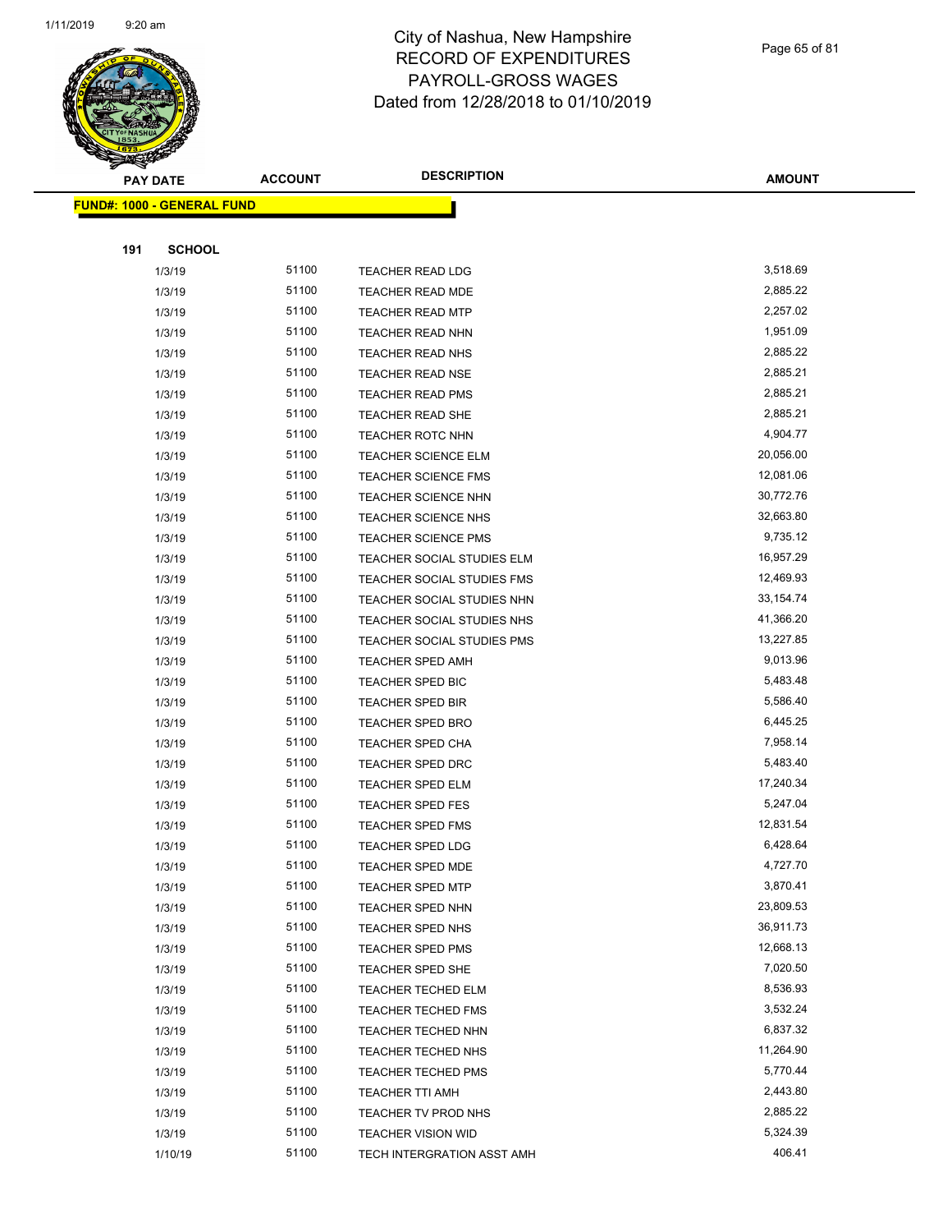# City of Nashua, New Hampshire
# RECORD OF EXPENDITURES
# PAYROLL-GROSS WAGES
# Dated from 12/28/2018 to 01/10/2019

| PAY DATE | ACCOUNT | DESCRIPTION | AMOUNT |
|---|---|---|---|
| **FUND#: 1000 - GENERAL FUND** | | | |
| **191 SCHOOL** | | | |
| 1/3/19 | 51100 | TEACHER READ LDG | 3,518.69 |
| 1/3/19 | 51100 | TEACHER READ MDE | 2,885.22 |
| 1/3/19 | 51100 | TEACHER READ MTP | 2,257.02 |
| 1/3/19 | 51100 | TEACHER READ NHN | 1,951.09 |
| 1/3/19 | 51100 | TEACHER READ NHS | 2,885.22 |
| 1/3/19 | 51100 | TEACHER READ NSE | 2,885.21 |
| 1/3/19 | 51100 | TEACHER READ PMS | 2,885.21 |
| 1/3/19 | 51100 | TEACHER READ SHE | 2,885.21 |
| 1/3/19 | 51100 | TEACHER ROTC NHN | 4,904.77 |
| 1/3/19 | 51100 | TEACHER SCIENCE ELM | 20,056.00 |
| 1/3/19 | 51100 | TEACHER SCIENCE FMS | 12,081.06 |
| 1/3/19 | 51100 | TEACHER SCIENCE NHN | 30,772.76 |
| 1/3/19 | 51100 | TEACHER SCIENCE NHS | 32,663.80 |
| 1/3/19 | 51100 | TEACHER SCIENCE PMS | 9,735.12 |
| 1/3/19 | 51100 | TEACHER SOCIAL STUDIES ELM | 16,957.29 |
| 1/3/19 | 51100 | TEACHER SOCIAL STUDIES FMS | 12,469.93 |
| 1/3/19 | 51100 | TEACHER SOCIAL STUDIES NHN | 33,154.74 |
| 1/3/19 | 51100 | TEACHER SOCIAL STUDIES NHS | 41,366.20 |
| 1/3/19 | 51100 | TEACHER SOCIAL STUDIES PMS | 13,227.85 |
| 1/3/19 | 51100 | TEACHER SPED AMH | 9,013.96 |
| 1/3/19 | 51100 | TEACHER SPED BIC | 5,483.48 |
| 1/3/19 | 51100 | TEACHER SPED BIR | 5,586.40 |
| 1/3/19 | 51100 | TEACHER SPED BRO | 6,445.25 |
| 1/3/19 | 51100 | TEACHER SPED CHA | 7,958.14 |
| 1/3/19 | 51100 | TEACHER SPED DRC | 5,483.40 |
| 1/3/19 | 51100 | TEACHER SPED ELM | 17,240.34 |
| 1/3/19 | 51100 | TEACHER SPED FES | 5,247.04 |
| 1/3/19 | 51100 | TEACHER SPED FMS | 12,831.54 |
| 1/3/19 | 51100 | TEACHER SPED LDG | 6,428.64 |
| 1/3/19 | 51100 | TEACHER SPED MDE | 4,727.70 |
| 1/3/19 | 51100 | TEACHER SPED MTP | 3,870.41 |
| 1/3/19 | 51100 | TEACHER SPED NHN | 23,809.53 |
| 1/3/19 | 51100 | TEACHER SPED NHS | 36,911.73 |
| 1/3/19 | 51100 | TEACHER SPED PMS | 12,668.13 |
| 1/3/19 | 51100 | TEACHER SPED SHE | 7,020.50 |
| 1/3/19 | 51100 | TEACHER TECHED ELM | 8,536.93 |
| 1/3/19 | 51100 | TEACHER TECHED FMS | 3,532.24 |
| 1/3/19 | 51100 | TEACHER TECHED NHN | 6,837.32 |
| 1/3/19 | 51100 | TEACHER TECHED NHS | 11,264.90 |
| 1/3/19 | 51100 | TEACHER TECHED PMS | 5,770.44 |
| 1/3/19 | 51100 | TEACHER TTI AMH | 2,443.80 |
| 1/3/19 | 51100 | TEACHER TV PROD NHS | 2,885.22 |
| 1/3/19 | 51100 | TEACHER VISION WID | 5,324.39 |
| 1/10/19 | 51100 | TECH INTERGRATION ASST AMH | 406.41 |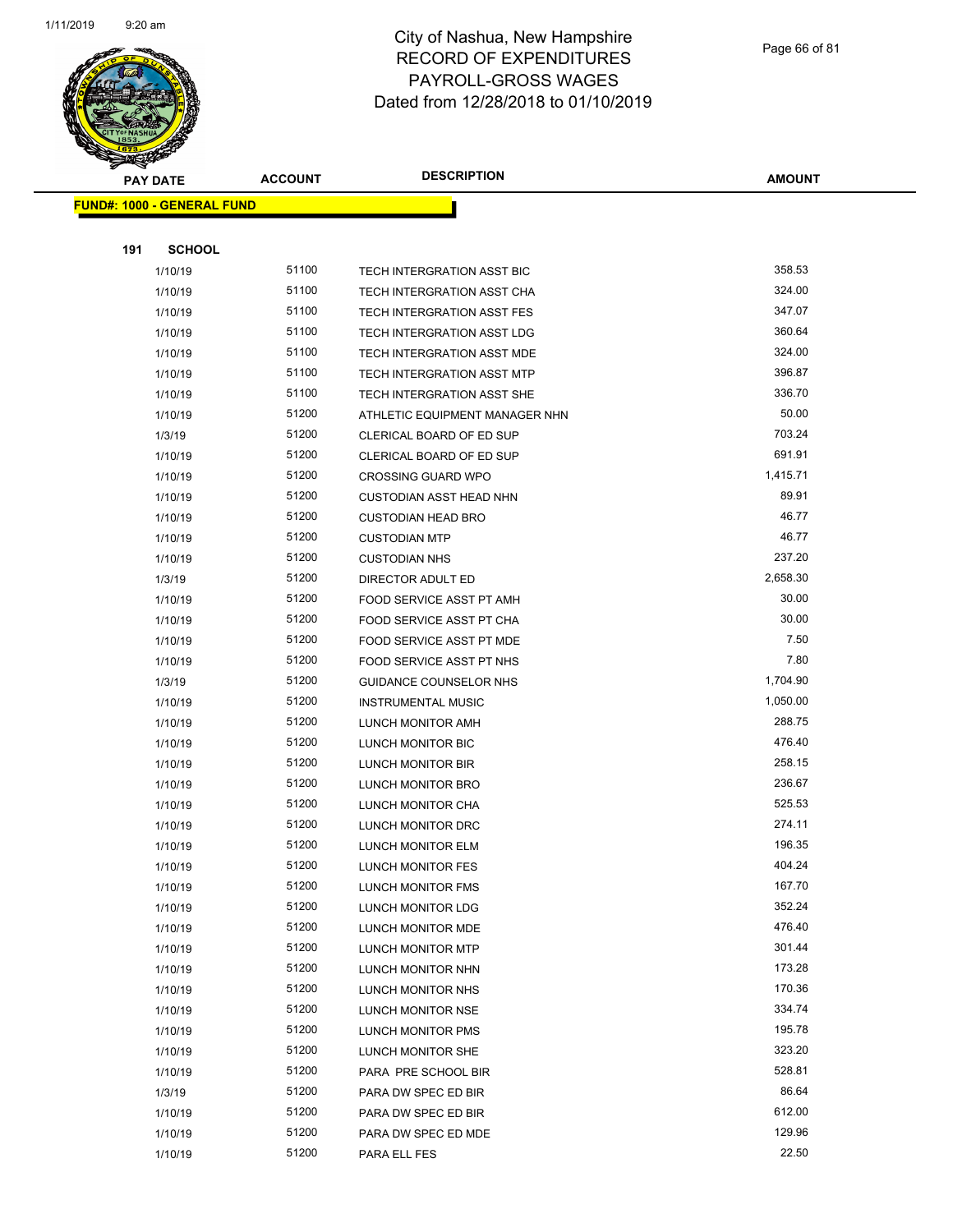# City of Nashua, New Hampshire
# RECORD OF EXPENDITURES
# PAYROLL-GROSS WAGES
# Dated from 12/28/2018 to 01/10/2019

**FUND#: 1000 - GENERAL FUND**

**191 SCHOOL**

| PAY DATE | ACCOUNT | DESCRIPTION | AMOUNT |
|---|---|---|---|
| 1/10/19 | 51100 | TECH INTERGRATION ASST BIC | 358.53 |
| 1/10/19 | 51100 | TECH INTERGRATION ASST CHA | 324.00 |
| 1/10/19 | 51100 | TECH INTERGRATION ASST FES | 347.07 |
| 1/10/19 | 51100 | TECH INTERGRATION ASST LDG | 360.64 |
| 1/10/19 | 51100 | TECH INTERGRATION ASST MDE | 324.00 |
| 1/10/19 | 51100 | TECH INTERGRATION ASST MTP | 396.87 |
| 1/10/19 | 51100 | TECH INTERGRATION ASST SHE | 336.70 |
| 1/10/19 | 51200 | ATHLETIC EQUIPMENT MANAGER NHN | 50.00 |
| 1/3/19 | 51200 | CLERICAL BOARD OF ED SUP | 703.24 |
| 1/10/19 | 51200 | CLERICAL BOARD OF ED SUP | 691.91 |
| 1/10/19 | 51200 | CROSSING GUARD WPO | 1,415.71 |
| 1/10/19 | 51200 | CUSTODIAN ASST HEAD NHN | 89.91 |
| 1/10/19 | 51200 | CUSTODIAN HEAD BRO | 46.77 |
| 1/10/19 | 51200 | CUSTODIAN MTP | 46.77 |
| 1/10/19 | 51200 | CUSTODIAN NHS | 237.20 |
| 1/3/19 | 51200 | DIRECTOR ADULT ED | 2,658.30 |
| 1/10/19 | 51200 | FOOD SERVICE ASST PT AMH | 30.00 |
| 1/10/19 | 51200 | FOOD SERVICE ASST PT CHA | 30.00 |
| 1/10/19 | 51200 | FOOD SERVICE ASST PT MDE | 7.50 |
| 1/10/19 | 51200 | FOOD SERVICE ASST PT NHS | 7.80 |
| 1/3/19 | 51200 | GUIDANCE COUNSELOR NHS | 1,704.90 |
| 1/10/19 | 51200 | INSTRUMENTAL MUSIC | 1,050.00 |
| 1/10/19 | 51200 | LUNCH MONITOR AMH | 288.75 |
| 1/10/19 | 51200 | LUNCH MONITOR BIC | 476.40 |
| 1/10/19 | 51200 | LUNCH MONITOR BIR | 258.15 |
| 1/10/19 | 51200 | LUNCH MONITOR BRO | 236.67 |
| 1/10/19 | 51200 | LUNCH MONITOR CHA | 525.53 |
| 1/10/19 | 51200 | LUNCH MONITOR DRC | 274.11 |
| 1/10/19 | 51200 | LUNCH MONITOR ELM | 196.35 |
| 1/10/19 | 51200 | LUNCH MONITOR FES | 404.24 |
| 1/10/19 | 51200 | LUNCH MONITOR FMS | 167.70 |
| 1/10/19 | 51200 | LUNCH MONITOR LDG | 352.24 |
| 1/10/19 | 51200 | LUNCH MONITOR MDE | 476.40 |
| 1/10/19 | 51200 | LUNCH MONITOR MTP | 301.44 |
| 1/10/19 | 51200 | LUNCH MONITOR NHN | 173.28 |
| 1/10/19 | 51200 | LUNCH MONITOR NHS | 170.36 |
| 1/10/19 | 51200 | LUNCH MONITOR NSE | 334.74 |
| 1/10/19 | 51200 | LUNCH MONITOR PMS | 195.78 |
| 1/10/19 | 51200 | LUNCH MONITOR SHE | 323.20 |
| 1/10/19 | 51200 | PARA PRE SCHOOL BIR | 528.81 |
| 1/3/19 | 51200 | PARA DW SPEC ED BIR | 86.64 |
| 1/10/19 | 51200 | PARA DW SPEC ED BIR | 612.00 |
| 1/10/19 | 51200 | PARA DW SPEC ED MDE | 129.96 |
| 1/10/19 | 51200 | PARA ELL FES | 22.50 |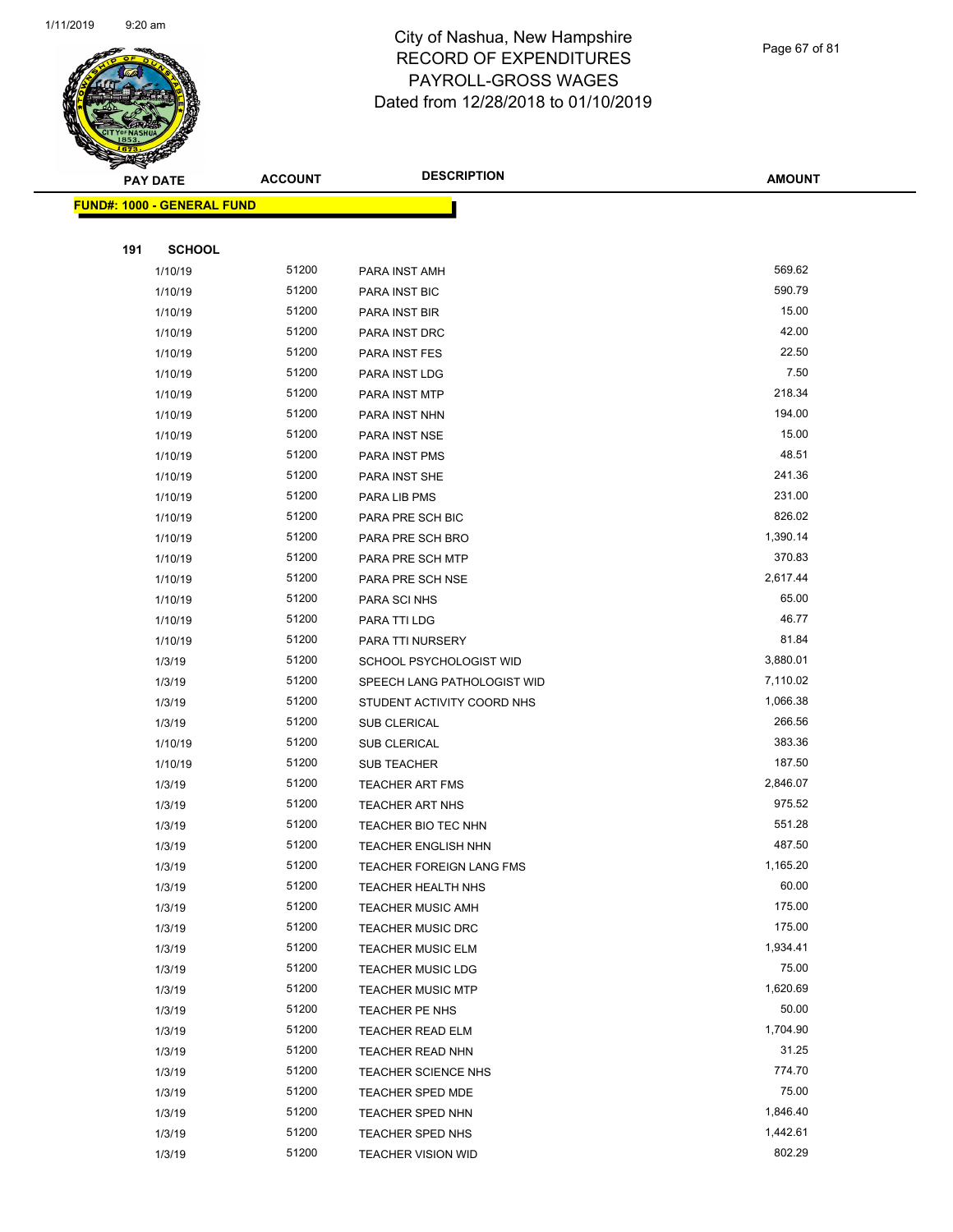# City of Nashua, New Hampshire
## RECORD OF EXPENDITURES
## PAYROLL-GROSS WAGES
## Dated from 12/28/2018 to 01/10/2019

| PAY DATE | ACCOUNT | DESCRIPTION | AMOUNT |
|---|---|---|---|
| **FUND#: 1000 - GENERAL FUND** | | | |
| **191 SCHOOL** | | | |
| 1/10/19 | 51200 | PARA INST AMH | 569.62 |
| 1/10/19 | 51200 | PARA INST BIC | 590.79 |
| 1/10/19 | 51200 | PARA INST BIR | 15.00 |
| 1/10/19 | 51200 | PARA INST DRC | 42.00 |
| 1/10/19 | 51200 | PARA INST FES | 22.50 |
| 1/10/19 | 51200 | PARA INST LDG | 7.50 |
| 1/10/19 | 51200 | PARA INST MTP | 218.34 |
| 1/10/19 | 51200 | PARA INST NHN | 194.00 |
| 1/10/19 | 51200 | PARA INST NSE | 15.00 |
| 1/10/19 | 51200 | PARA INST PMS | 48.51 |
| 1/10/19 | 51200 | PARA INST SHE | 241.36 |
| 1/10/19 | 51200 | PARA LIB PMS | 231.00 |
| 1/10/19 | 51200 | PARA PRE SCH BIC | 826.02 |
| 1/10/19 | 51200 | PARA PRE SCH BRO | 1,390.14 |
| 1/10/19 | 51200 | PARA PRE SCH MTP | 370.83 |
| 1/10/19 | 51200 | PARA PRE SCH NSE | 2,617.44 |
| 1/10/19 | 51200 | PARA SCI NHS | 65.00 |
| 1/10/19 | 51200 | PARA TTI LDG | 46.77 |
| 1/10/19 | 51200 | PARA TTI NURSERY | 81.84 |
| 1/3/19 | 51200 | SCHOOL PSYCHOLOGIST WID | 3,880.01 |
| 1/3/19 | 51200 | SPEECH LANG PATHOLOGIST WID | 7,110.02 |
| 1/3/19 | 51200 | STUDENT ACTIVITY COORD NHS | 1,066.38 |
| 1/3/19 | 51200 | SUB CLERICAL | 266.56 |
| 1/10/19 | 51200 | SUB CLERICAL | 383.36 |
| 1/10/19 | 51200 | SUB TEACHER | 187.50 |
| 1/3/19 | 51200 | TEACHER ART FMS | 2,846.07 |
| 1/3/19 | 51200 | TEACHER ART NHS | 975.52 |
| 1/3/19 | 51200 | TEACHER BIO TEC NHN | 551.28 |
| 1/3/19 | 51200 | TEACHER ENGLISH NHN | 487.50 |
| 1/3/19 | 51200 | TEACHER FOREIGN LANG FMS | 1,165.20 |
| 1/3/19 | 51200 | TEACHER HEALTH NHS | 60.00 |
| 1/3/19 | 51200 | TEACHER MUSIC AMH | 175.00 |
| 1/3/19 | 51200 | TEACHER MUSIC DRC | 175.00 |
| 1/3/19 | 51200 | TEACHER MUSIC ELM | 1,934.41 |
| 1/3/19 | 51200 | TEACHER MUSIC LDG | 75.00 |
| 1/3/19 | 51200 | TEACHER MUSIC MTP | 1,620.69 |
| 1/3/19 | 51200 | TEACHER PE NHS | 50.00 |
| 1/3/19 | 51200 | TEACHER READ ELM | 1,704.90 |
| 1/3/19 | 51200 | TEACHER READ NHN | 31.25 |
| 1/3/19 | 51200 | TEACHER SCIENCE NHS | 774.70 |
| 1/3/19 | 51200 | TEACHER SPED MDE | 75.00 |
| 1/3/19 | 51200 | TEACHER SPED NHN | 1,846.40 |
| 1/3/19 | 51200 | TEACHER SPED NHS | 1,442.61 |
| 1/3/19 | 51200 | TEACHER VISION WID | 802.29 |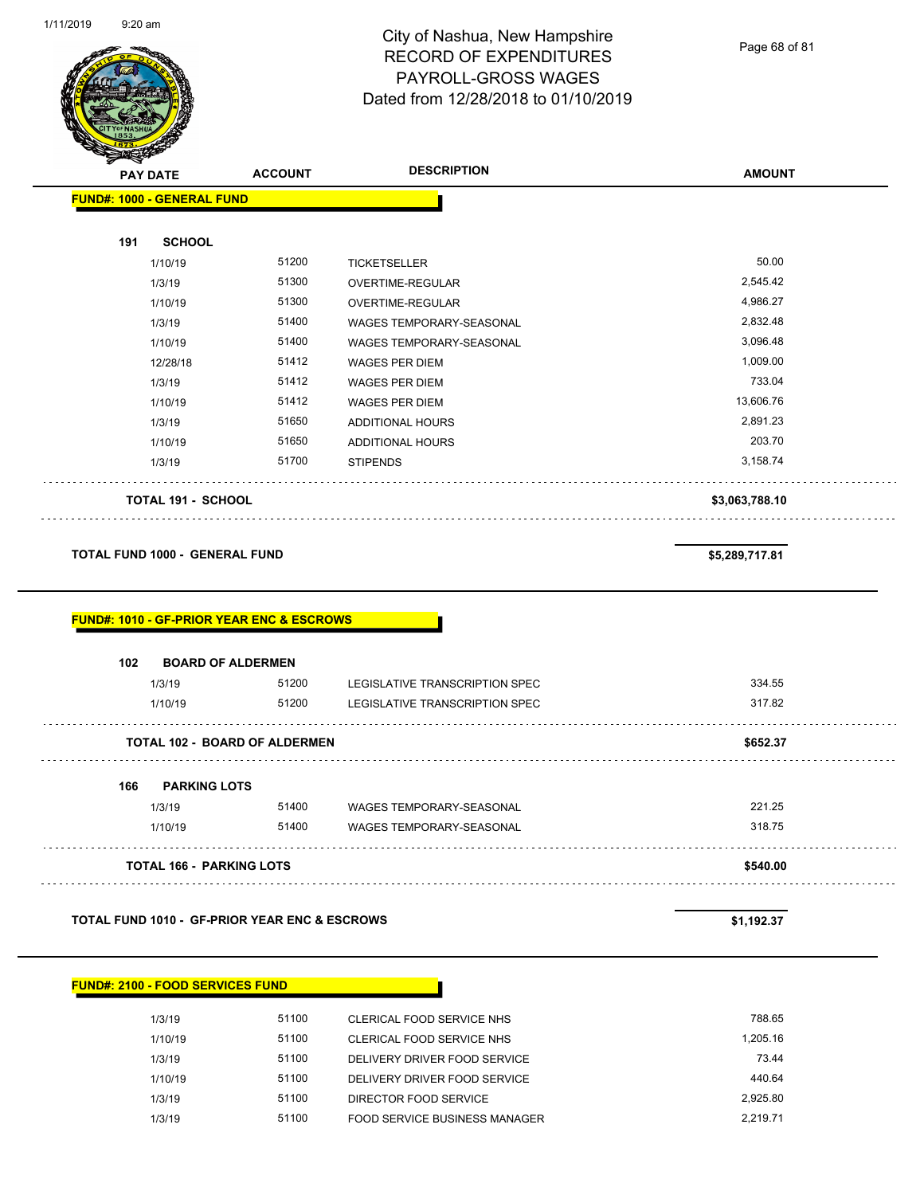# City of Nashua, New Hampshire
## RECORD OF EXPENDITURES
## PAYROLL-GROSS WAGES
## Dated from 12/28/2018 to 01/10/2019

| PAY DATE | ACCOUNT | DESCRIPTION | AMOUNT |
|---|---|---|---|
| **FUND#: 1000 - GENERAL FUND** | | | |
| **191 SCHOOL** | | | |
| 1/10/19 | 51200 | TICKETSELLER | 50.00 |
| 1/3/19 | 51300 | OVERTIME-REGULAR | 2,545.42 |
| 1/10/19 | 51300 | OVERTIME-REGULAR | 4,986.27 |
| 1/3/19 | 51400 | WAGES TEMPORARY-SEASONAL | 2,832.48 |
| 1/10/19 | 51400 | WAGES TEMPORARY-SEASONAL | 3,096.48 |
| 12/28/18 | 51412 | WAGES PER DIEM | 1,009.00 |
| 1/3/19 | 51412 | WAGES PER DIEM | 733.04 |
| 1/10/19 | 51412 | WAGES PER DIEM | 13,606.76 |
| 1/3/19 | 51650 | ADDITIONAL HOURS | 2,891.23 |
| 1/10/19 | 51650 | ADDITIONAL HOURS | 203.70 |
| 1/3/19 | 51700 | STIPENDS | 3,158.74 |
| **TOTAL 191 - SCHOOL** | | | **$3,063,788.10** |
| **TOTAL FUND 1000 - GENERAL FUND** | | | **$5,289,717.81** |
| **FUND#: 1010 - GF-PRIOR YEAR ENC & ESCROWS** | | | |
| **102 BOARD OF ALDERMEN** | | | |
| 1/3/19 | 51200 | LEGISLATIVE TRANSCRIPTION SPEC | 334.55 |
| 1/10/19 | 51200 | LEGISLATIVE TRANSCRIPTION SPEC | 317.82 |
| **TOTAL 102 - BOARD OF ALDERMEN** | | | **$652.37** |
| **166 PARKING LOTS** | | | |
| 1/3/19 | 51400 | WAGES TEMPORARY-SEASONAL | 221.25 |
| 1/10/19 | 51400 | WAGES TEMPORARY-SEASONAL | 318.75 |
| **TOTAL 166 - PARKING LOTS** | | | **$540.00** |
| **TOTAL FUND 1010 - GF-PRIOR YEAR ENC & ESCROWS** | | | **$1,192.37** |
| **FUND#: 2100 - FOOD SERVICES FUND** | | | |
| 1/3/19 | 51100 | CLERICAL FOOD SERVICE NHS | 788.65 |
| 1/10/19 | 51100 | CLERICAL FOOD SERVICE NHS | 1,205.16 |
| 1/3/19 | 51100 | DELIVERY DRIVER FOOD SERVICE | 73.44 |
| 1/10/19 | 51100 | DELIVERY DRIVER FOOD SERVICE | 440.64 |
| 1/3/19 | 51100 | DIRECTOR FOOD SERVICE | 2,925.80 |
| 1/3/19 | 51100 | FOOD SERVICE BUSINESS MANAGER | 2,219.71 |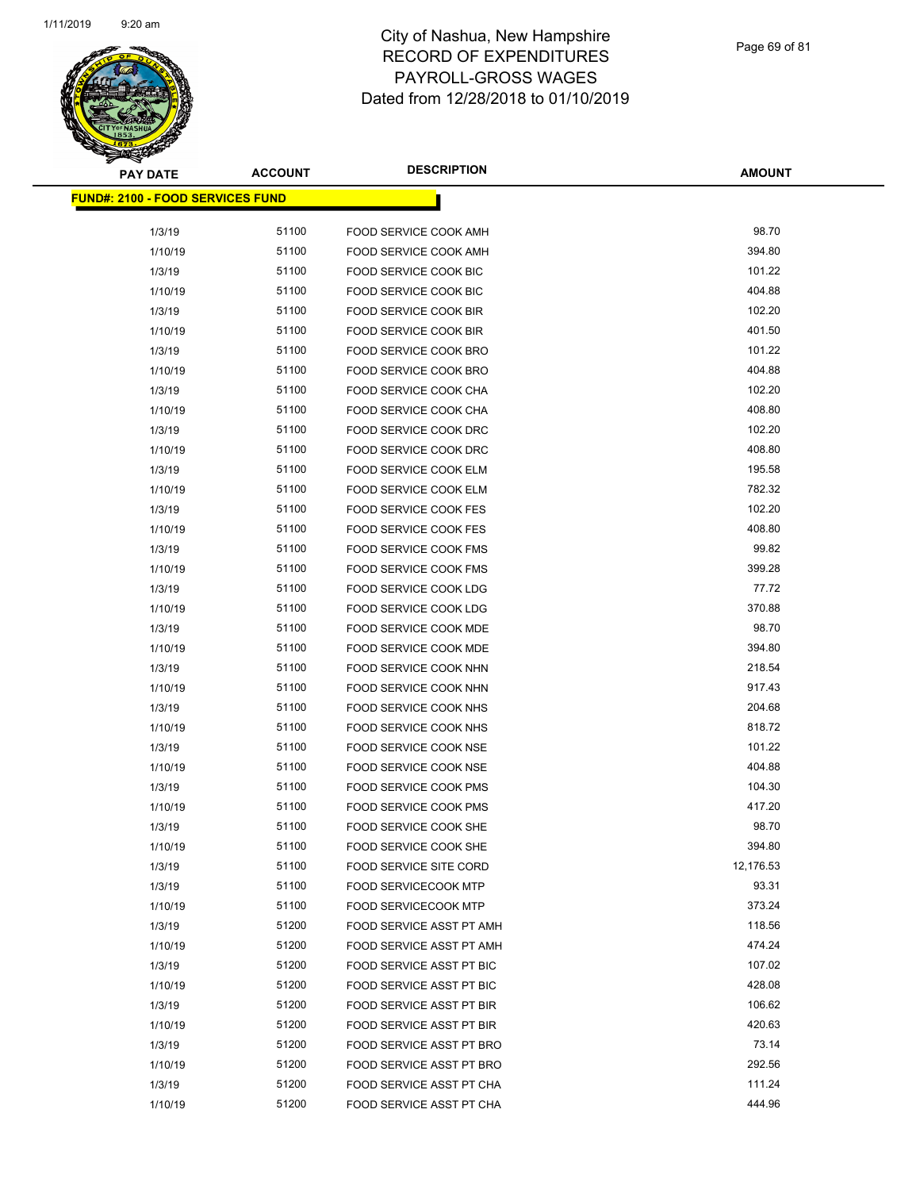# City of Nashua, New Hampshire
# RECORD OF EXPENDITURES
# PAYROLL-GROSS WAGES
# Dated from 12/28/2018 to 01/10/2019

**FUND#: 2100 - FOOD SERVICES FUND**

| PAY DATE | ACCOUNT | DESCRIPTION | AMOUNT |
|---|---|---|---|
| 1/3/19 | 51100 | FOOD SERVICE COOK AMH | 98.70 |
| 1/10/19 | 51100 | FOOD SERVICE COOK AMH | 394.80 |
| 1/3/19 | 51100 | FOOD SERVICE COOK BIC | 101.22 |
| 1/10/19 | 51100 | FOOD SERVICE COOK BIC | 404.88 |
| 1/3/19 | 51100 | FOOD SERVICE COOK BIR | 102.20 |
| 1/10/19 | 51100 | FOOD SERVICE COOK BIR | 401.50 |
| 1/3/19 | 51100 | FOOD SERVICE COOK BRO | 101.22 |
| 1/10/19 | 51100 | FOOD SERVICE COOK BRO | 404.88 |
| 1/3/19 | 51100 | FOOD SERVICE COOK CHA | 102.20 |
| 1/10/19 | 51100 | FOOD SERVICE COOK CHA | 408.80 |
| 1/3/19 | 51100 | FOOD SERVICE COOK DRC | 102.20 |
| 1/10/19 | 51100 | FOOD SERVICE COOK DRC | 408.80 |
| 1/3/19 | 51100 | FOOD SERVICE COOK ELM | 195.58 |
| 1/10/19 | 51100 | FOOD SERVICE COOK ELM | 782.32 |
| 1/3/19 | 51100 | FOOD SERVICE COOK FES | 102.20 |
| 1/10/19 | 51100 | FOOD SERVICE COOK FES | 408.80 |
| 1/3/19 | 51100 | FOOD SERVICE COOK FMS | 99.82 |
| 1/10/19 | 51100 | FOOD SERVICE COOK FMS | 399.28 |
| 1/3/19 | 51100 | FOOD SERVICE COOK LDG | 77.72 |
| 1/10/19 | 51100 | FOOD SERVICE COOK LDG | 370.88 |
| 1/3/19 | 51100 | FOOD SERVICE COOK MDE | 98.70 |
| 1/10/19 | 51100 | FOOD SERVICE COOK MDE | 394.80 |
| 1/3/19 | 51100 | FOOD SERVICE COOK NHN | 218.54 |
| 1/10/19 | 51100 | FOOD SERVICE COOK NHN | 917.43 |
| 1/3/19 | 51100 | FOOD SERVICE COOK NHS | 204.68 |
| 1/10/19 | 51100 | FOOD SERVICE COOK NHS | 818.72 |
| 1/3/19 | 51100 | FOOD SERVICE COOK NSE | 101.22 |
| 1/10/19 | 51100 | FOOD SERVICE COOK NSE | 404.88 |
| 1/3/19 | 51100 | FOOD SERVICE COOK PMS | 104.30 |
| 1/10/19 | 51100 | FOOD SERVICE COOK PMS | 417.20 |
| 1/3/19 | 51100 | FOOD SERVICE COOK SHE | 98.70 |
| 1/10/19 | 51100 | FOOD SERVICE COOK SHE | 394.80 |
| 1/3/19 | 51100 | FOOD SERVICE SITE CORD | 12,176.53 |
| 1/3/19 | 51100 | FOOD SERVICECOOK MTP | 93.31 |
| 1/10/19 | 51100 | FOOD SERVICECOOK MTP | 373.24 |
| 1/3/19 | 51200 | FOOD SERVICE ASST PT AMH | 118.56 |
| 1/10/19 | 51200 | FOOD SERVICE ASST PT AMH | 474.24 |
| 1/3/19 | 51200 | FOOD SERVICE ASST PT BIC | 107.02 |
| 1/10/19 | 51200 | FOOD SERVICE ASST PT BIC | 428.08 |
| 1/3/19 | 51200 | FOOD SERVICE ASST PT BIR | 106.62 |
| 1/10/19 | 51200 | FOOD SERVICE ASST PT BIR | 420.63 |
| 1/3/19 | 51200 | FOOD SERVICE ASST PT BRO | 73.14 |
| 1/10/19 | 51200 | FOOD SERVICE ASST PT BRO | 292.56 |
| 1/3/19 | 51200 | FOOD SERVICE ASST PT CHA | 111.24 |
| 1/10/19 | 51200 | FOOD SERVICE ASST PT CHA | 444.96 |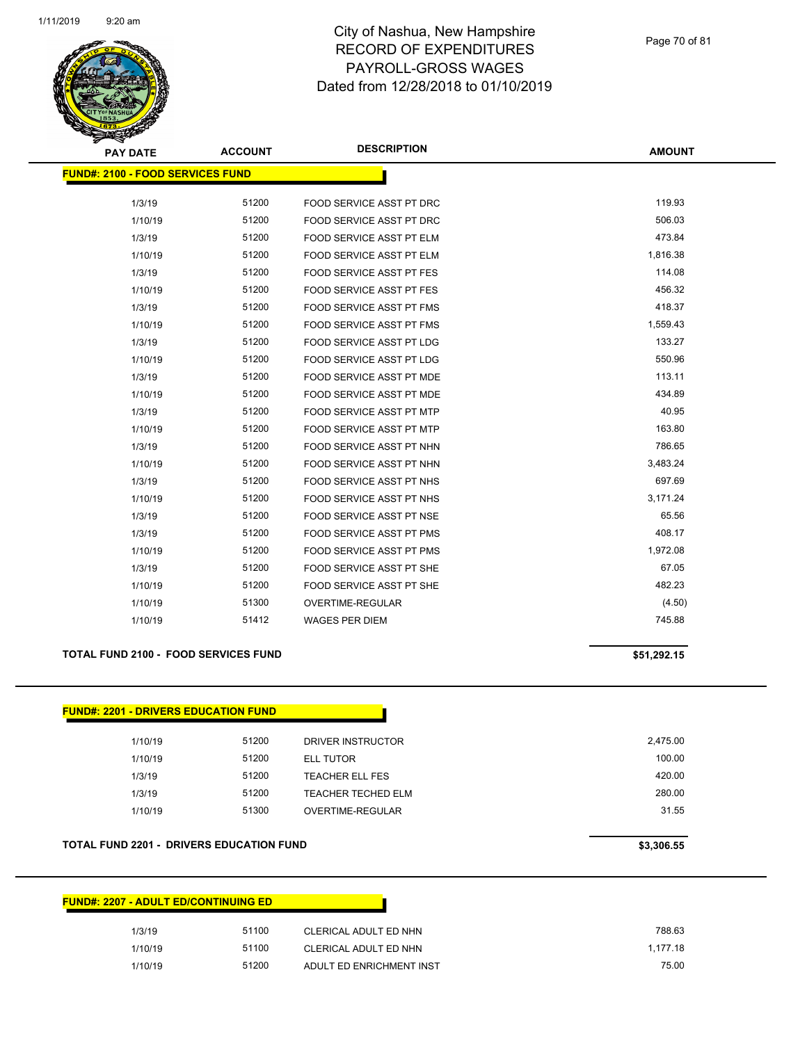# City of Nashua, New Hampshire
## RECORD OF EXPENDITURES
## PAYROLL-GROSS WAGES
## Dated from 12/28/2018 to 01/10/2019

1/11/2019 9:20 am

| PAY DATE | ACCOUNT | DESCRIPTION | AMOUNT |
|---|---|---|---|
| **FUND#: 2100 - FOOD SERVICES FUND** | | | |
| 1/3/19 | 51200 | FOOD SERVICE ASST PT DRC | 119.93 |
| 1/10/19 | 51200 | FOOD SERVICE ASST PT DRC | 506.03 |
| 1/3/19 | 51200 | FOOD SERVICE ASST PT ELM | 473.84 |
| 1/10/19 | 51200 | FOOD SERVICE ASST PT ELM | 1,816.38 |
| 1/3/19 | 51200 | FOOD SERVICE ASST PT FES | 114.08 |
| 1/10/19 | 51200 | FOOD SERVICE ASST PT FES | 456.32 |
| 1/3/19 | 51200 | FOOD SERVICE ASST PT FMS | 418.37 |
| 1/10/19 | 51200 | FOOD SERVICE ASST PT FMS | 1,559.43 |
| 1/3/19 | 51200 | FOOD SERVICE ASST PT LDG | 133.27 |
| 1/10/19 | 51200 | FOOD SERVICE ASST PT LDG | 550.96 |
| 1/3/19 | 51200 | FOOD SERVICE ASST PT MDE | 113.11 |
| 1/10/19 | 51200 | FOOD SERVICE ASST PT MDE | 434.89 |
| 1/3/19 | 51200 | FOOD SERVICE ASST PT MTP | 40.95 |
| 1/10/19 | 51200 | FOOD SERVICE ASST PT MTP | 163.80 |
| 1/3/19 | 51200 | FOOD SERVICE ASST PT NHN | 786.65 |
| 1/10/19 | 51200 | FOOD SERVICE ASST PT NHN | 3,483.24 |
| 1/3/19 | 51200 | FOOD SERVICE ASST PT NHS | 697.69 |
| 1/10/19 | 51200 | FOOD SERVICE ASST PT NHS | 3,171.24 |
| 1/3/19 | 51200 | FOOD SERVICE ASST PT NSE | 65.56 |
| 1/3/19 | 51200 | FOOD SERVICE ASST PT PMS | 408.17 |
| 1/10/19 | 51200 | FOOD SERVICE ASST PT PMS | 1,972.08 |
| 1/3/19 | 51200 | FOOD SERVICE ASST PT SHE | 67.05 |
| 1/10/19 | 51200 | FOOD SERVICE ASST PT SHE | 482.23 |
| 1/10/19 | 51300 | OVERTIME-REGULAR | (4.50) |
| 1/10/19 | 51412 | WAGES PER DIEM | 745.88 |
| **TOTAL FUND 2100 - FOOD SERVICES FUND** | | | **$51,292.15** |

| PAY DATE | ACCOUNT | DESCRIPTION | AMOUNT |
|---|---|---|---|
| **FUND#: 2201 - DRIVERS EDUCATION FUND** | | | |
| 1/10/19 | 51200 | DRIVER INSTRUCTOR | 2,475.00 |
| 1/10/19 | 51200 | ELL TUTOR | 100.00 |
| 1/3/19 | 51200 | TEACHER ELL FES | 420.00 |
| 1/3/19 | 51200 | TEACHER TECHED ELM | 280.00 |
| 1/10/19 | 51300 | OVERTIME-REGULAR | 31.55 |
| **TOTAL FUND 2201 - DRIVERS EDUCATION FUND** | | | **$3,306.55** |

| PAY DATE | ACCOUNT | DESCRIPTION | AMOUNT |
|---|---|---|---|
| **FUND#: 2207 - ADULT ED/CONTINUING ED** | | | |
| 1/3/19 | 51100 | CLERICAL ADULT ED NHN | 788.63 |
| 1/10/19 | 51100 | CLERICAL ADULT ED NHN | 1,177.18 |
| 1/10/19 | 51200 | ADULT ED ENRICHMENT INST | 75.00 |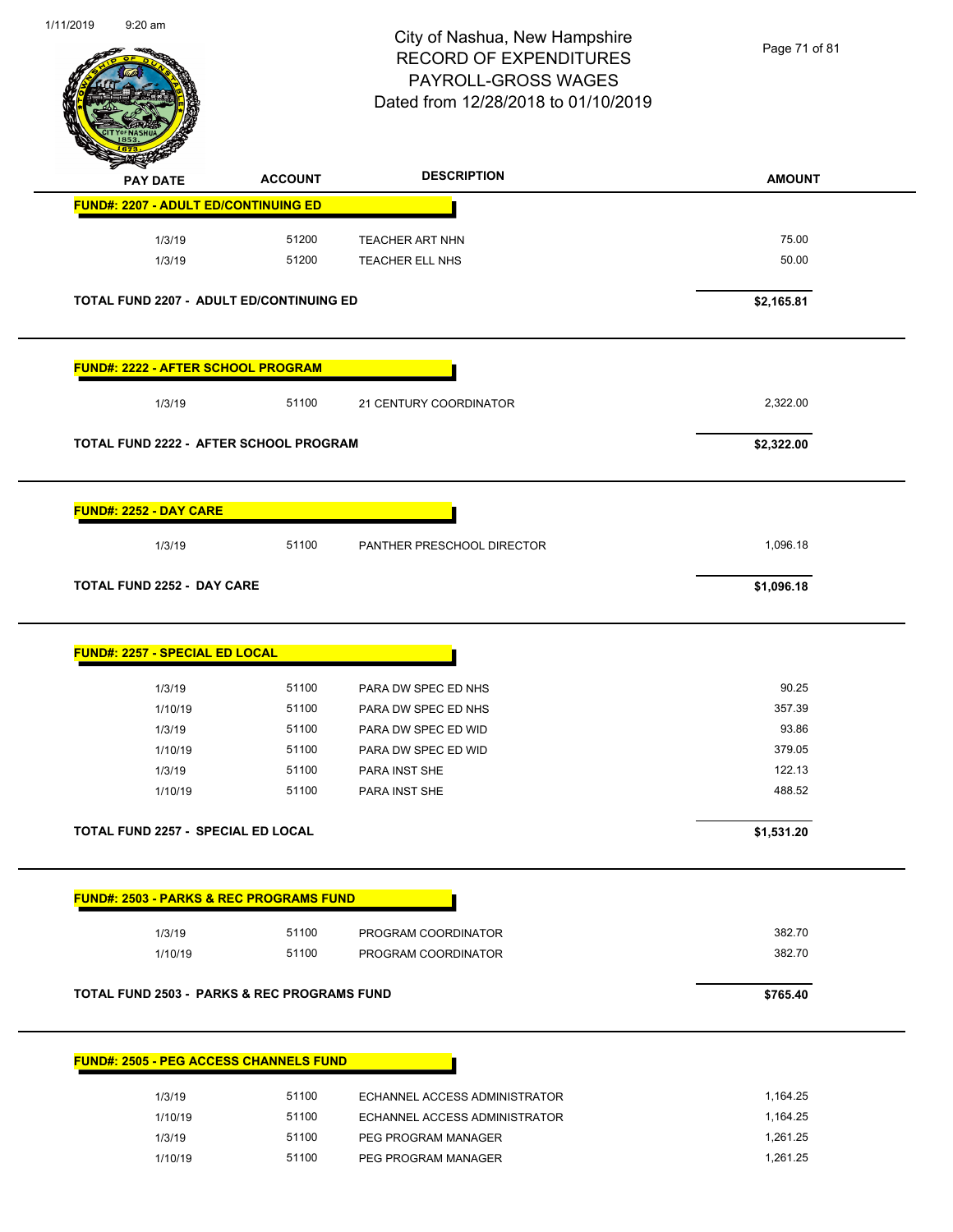# City of Nashua, New Hampshire
## RECORD OF EXPENDITURES
## PAYROLL-GROSS WAGES
## Dated from 12/28/2018 to 01/10/2019

| PAY DATE | ACCOUNT | DESCRIPTION | AMOUNT |
|---|---|---|---|
| **FUND#: 2207 - ADULT ED/CONTINUING ED** | | | |
| 1/3/19 | 51200 | TEACHER ART NHN | 75.00 |
| 1/3/19 | 51200 | TEACHER ELL NHS | 50.00 |
| **TOTAL FUND 2207 - ADULT ED/CONTINUING ED** | | | **$2,165.81** |
| **FUND#: 2222 - AFTER SCHOOL PROGRAM** | | | |
| 1/3/19 | 51100 | 21 CENTURY COORDINATOR | 2,322.00 |
| **TOTAL FUND 2222 - AFTER SCHOOL PROGRAM** | | | **$2,322.00** |
| **FUND#: 2252 - DAY CARE** | | | |
| 1/3/19 | 51100 | PANTHER PRESCHOOL DIRECTOR | 1,096.18 |
| **TOTAL FUND 2252 - DAY CARE** | | | **$1,096.18** |
| **FUND#: 2257 - SPECIAL ED LOCAL** | | | |
| 1/3/19 | 51100 | PARA DW SPEC ED NHS | 90.25 |
| 1/10/19 | 51100 | PARA DW SPEC ED NHS | 357.39 |
| 1/3/19 | 51100 | PARA DW SPEC ED WID | 93.86 |
| 1/10/19 | 51100 | PARA DW SPEC ED WID | 379.05 |
| 1/3/19 | 51100 | PARA INST SHE | 122.13 |
| 1/10/19 | 51100 | PARA INST SHE | 488.52 |
| **TOTAL FUND 2257 - SPECIAL ED LOCAL** | | | **$1,531.20** |
| **FUND#: 2503 - PARKS & REC PROGRAMS FUND** | | | |
| 1/3/19 | 51100 | PROGRAM COORDINATOR | 382.70 |
| 1/10/19 | 51100 | PROGRAM COORDINATOR | 382.70 |
| **TOTAL FUND 2503 - PARKS & REC PROGRAMS FUND** | | | **$765.40** |
| **FUND#: 2505 - PEG ACCESS CHANNELS FUND** | | | |
| 1/3/19 | 51100 | ECHANNEL ACCESS ADMINISTRATOR | 1,164.25 |
| 1/10/19 | 51100 | ECHANNEL ACCESS ADMINISTRATOR | 1,164.25 |
| 1/3/19 | 51100 | PEG PROGRAM MANAGER | 1,261.25 |
| 1/10/19 | 51100 | PEG PROGRAM MANAGER | 1,261.25 |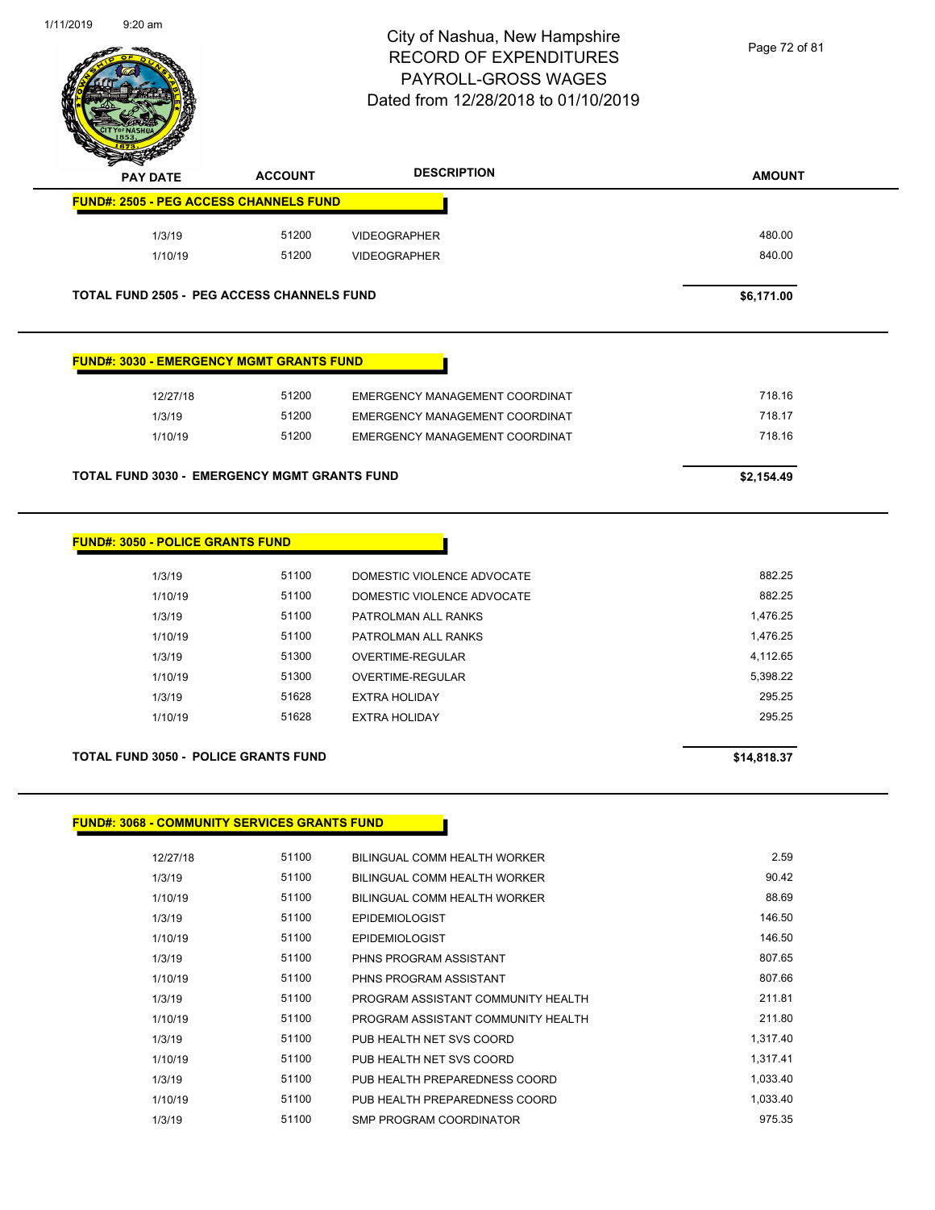# City of Nashua, New Hampshire
## RECORD OF EXPENDITURES
## PAYROLL-GROSS WAGES
## Dated from 12/28/2018 to 01/10/2019

| PAY DATE | ACCOUNT | DESCRIPTION | AMOUNT |
|---|---|---|---|
| **FUND#: 2505 - PEG ACCESS CHANNELS FUND** | | | |
| 1/3/19 | 51200 | VIDEOGRAPHER | 480.00 |
| 1/10/19 | 51200 | VIDEOGRAPHER | 840.00 |
| **TOTAL FUND 2505 - PEG ACCESS CHANNELS FUND** | | | **$6,171.00** |

| PAY DATE | ACCOUNT | DESCRIPTION | AMOUNT |
|---|---|---|---|
| **FUND#: 3030 - EMERGENCY MGMT GRANTS FUND** | | | |
| 12/27/18 | 51200 | EMERGENCY MANAGEMENT COORDINAT | 718.16 |
| 1/3/19 | 51200 | EMERGENCY MANAGEMENT COORDINAT | 718.17 |
| 1/10/19 | 51200 | EMERGENCY MANAGEMENT COORDINAT | 718.16 |
| **TOTAL FUND 3030 - EMERGENCY MGMT GRANTS FUND** | | | **$2,154.49** |

| PAY DATE | ACCOUNT | DESCRIPTION | AMOUNT |
|---|---|---|---|
| **FUND#: 3050 - POLICE GRANTS FUND** | | | |
| 1/3/19 | 51100 | DOMESTIC VIOLENCE ADVOCATE | 882.25 |
| 1/10/19 | 51100 | DOMESTIC VIOLENCE ADVOCATE | 882.25 |
| 1/3/19 | 51100 | PATROLMAN ALL RANKS | 1,476.25 |
| 1/10/19 | 51100 | PATROLMAN ALL RANKS | 1,476.25 |
| 1/3/19 | 51300 | OVERTIME-REGULAR | 4,112.65 |
| 1/10/19 | 51300 | OVERTIME-REGULAR | 5,398.22 |
| 1/3/19 | 51628 | EXTRA HOLIDAY | 295.25 |
| 1/10/19 | 51628 | EXTRA HOLIDAY | 295.25 |
| **TOTAL FUND 3050 - POLICE GRANTS FUND** | | | **$14,818.37** |

| PAY DATE | ACCOUNT | DESCRIPTION | AMOUNT |
|---|---|---|---|
| **FUND#: 3068 - COMMUNITY SERVICES GRANTS FUND** | | | |
| 12/27/18 | 51100 | BILINGUAL COMM HEALTH WORKER | 2.59 |
| 1/3/19 | 51100 | BILINGUAL COMM HEALTH WORKER | 90.42 |
| 1/10/19 | 51100 | BILINGUAL COMM HEALTH WORKER | 88.69 |
| 1/3/19 | 51100 | EPIDEMIOLOGIST | 146.50 |
| 1/10/19 | 51100 | EPIDEMIOLOGIST | 146.50 |
| 1/3/19 | 51100 | PHNS PROGRAM ASSISTANT | 807.65 |
| 1/10/19 | 51100 | PHNS PROGRAM ASSISTANT | 807.66 |
| 1/3/19 | 51100 | PROGRAM ASSISTANT COMMUNITY HEALTH | 211.81 |
| 1/10/19 | 51100 | PROGRAM ASSISTANT COMMUNITY HEALTH | 211.80 |
| 1/3/19 | 51100 | PUB HEALTH NET SVS COORD | 1,317.40 |
| 1/10/19 | 51100 | PUB HEALTH NET SVS COORD | 1,317.41 |
| 1/3/19 | 51100 | PUB HEALTH PREPAREDNESS COORD | 1,033.40 |
| 1/10/19 | 51100 | PUB HEALTH PREPAREDNESS COORD | 1,033.40 |
| 1/3/19 | 51100 | SMP PROGRAM COORDINATOR | 975.35 |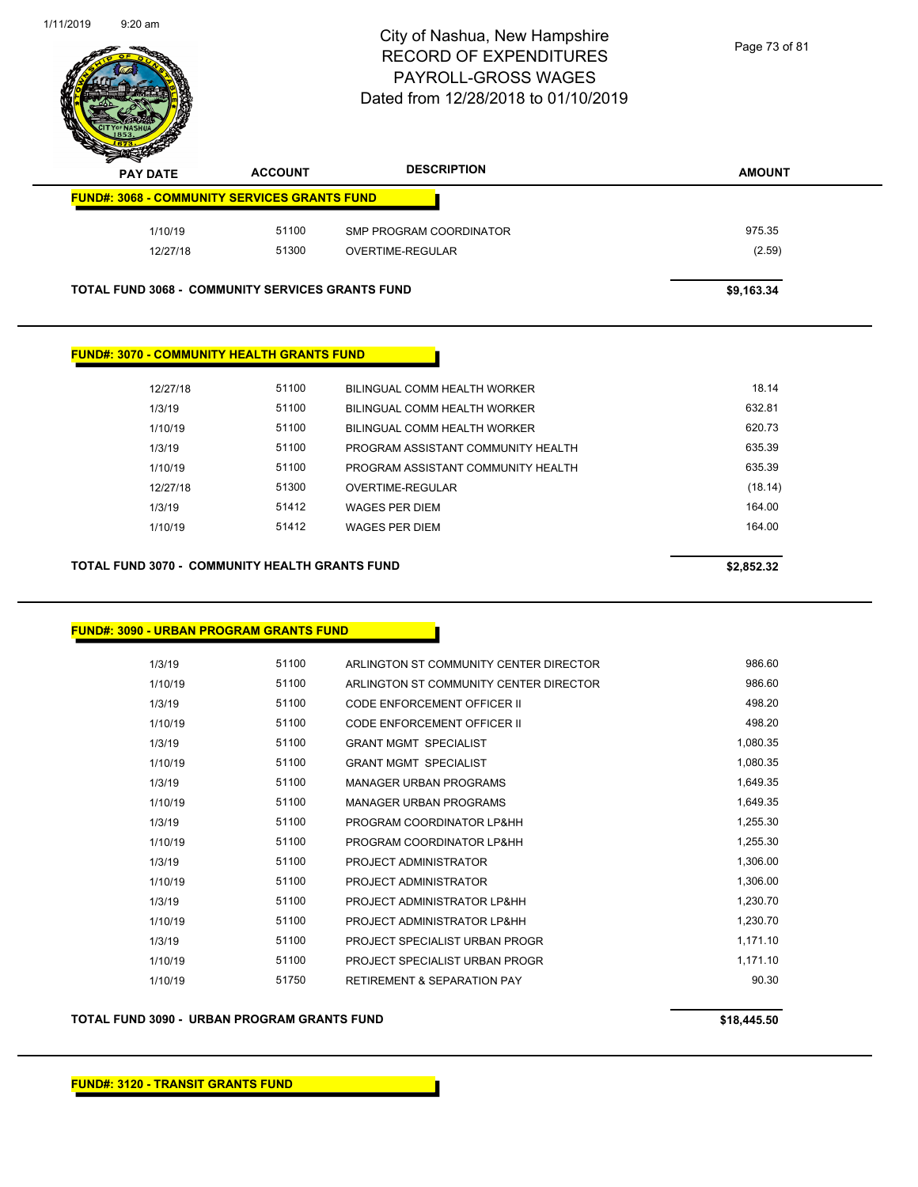# City of Nashua, New Hampshire
# RECORD OF EXPENDITURES
# PAYROLL-GROSS WAGES
# Dated from 12/28/2018 to 01/10/2019

| PAY DATE | ACCOUNT | DESCRIPTION | AMOUNT |
|---|---|---|---|
| **FUND#: 3068 - COMMUNITY SERVICES GRANTS FUND** | | | |
| 1/10/19 | 51100 | SMP PROGRAM COORDINATOR | 975.35 |
| 12/27/18 | 51300 | OVERTIME-REGULAR | (2.59) |
| **TOTAL FUND 3068 - COMMUNITY SERVICES GRANTS FUND** | | | **$9,163.34** |

**FUND#: 3070 - COMMUNITY HEALTH GRANTS FUND**

| PAY DATE | ACCOUNT | DESCRIPTION | AMOUNT |
|---|---|---|---|
| 12/27/18 | 51100 | BILINGUAL COMM HEALTH WORKER | 18.14 |
| 1/3/19 | 51100 | BILINGUAL COMM HEALTH WORKER | 632.81 |
| 1/10/19 | 51100 | BILINGUAL COMM HEALTH WORKER | 620.73 |
| 1/3/19 | 51100 | PROGRAM ASSISTANT COMMUNITY HEALTH | 635.39 |
| 1/10/19 | 51100 | PROGRAM ASSISTANT COMMUNITY HEALTH | 635.39 |
| 12/27/18 | 51300 | OVERTIME-REGULAR | (18.14) |
| 1/3/19 | 51412 | WAGES PER DIEM | 164.00 |
| 1/10/19 | 51412 | WAGES PER DIEM | 164.00 |
| **TOTAL FUND 3070 - COMMUNITY HEALTH GRANTS FUND** | | | **$2,852.32** |

**FUND#: 3090 - URBAN PROGRAM GRANTS FUND**

| PAY DATE | ACCOUNT | DESCRIPTION | AMOUNT |
|---|---|---|---|
| 1/3/19 | 51100 | ARLINGTON ST COMMUNITY CENTER DIRECTOR | 986.60 |
| 1/10/19 | 51100 | ARLINGTON ST COMMUNITY CENTER DIRECTOR | 986.60 |
| 1/3/19 | 51100 | CODE ENFORCEMENT OFFICER II | 498.20 |
| 1/10/19 | 51100 | CODE ENFORCEMENT OFFICER II | 498.20 |
| 1/3/19 | 51100 | GRANT MGMT SPECIALIST | 1,080.35 |
| 1/10/19 | 51100 | GRANT MGMT SPECIALIST | 1,080.35 |
| 1/3/19 | 51100 | MANAGER URBAN PROGRAMS | 1,649.35 |
| 1/10/19 | 51100 | MANAGER URBAN PROGRAMS | 1,649.35 |
| 1/3/19 | 51100 | PROGRAM COORDINATOR LP&HH | 1,255.30 |
| 1/10/19 | 51100 | PROGRAM COORDINATOR LP&HH | 1,255.30 |
| 1/3/19 | 51100 | PROJECT ADMINISTRATOR | 1,306.00 |
| 1/10/19 | 51100 | PROJECT ADMINISTRATOR | 1,306.00 |
| 1/3/19 | 51100 | PROJECT ADMINISTRATOR LP&HH | 1,230.70 |
| 1/10/19 | 51100 | PROJECT ADMINISTRATOR LP&HH | 1,230.70 |
| 1/3/19 | 51100 | PROJECT SPECIALIST URBAN PROGR | 1,171.10 |
| 1/10/19 | 51100 | PROJECT SPECIALIST URBAN PROGR | 1,171.10 |
| 1/10/19 | 51750 | RETIREMENT & SEPARATION PAY | 90.30 |
| **TOTAL FUND 3090 - URBAN PROGRAM GRANTS FUND** | | | **$18,445.50** |

**FUND#: 3120 - TRANSIT GRANTS FUND**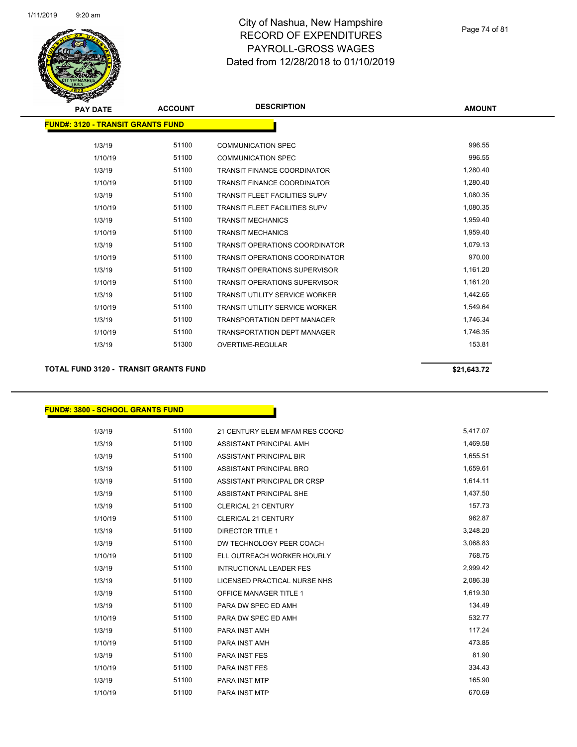# City of Nashua, New Hampshire
## RECORD OF EXPENDITURES
## PAYROLL-GROSS WAGES
## Dated from 12/28/2018 to 01/10/2019

**FUND#: 3120 - TRANSIT GRANTS FUND**

| PAY DATE | ACCOUNT | DESCRIPTION | AMOUNT |
|---|---|---|---|
| 1/3/19 | 51100 | COMMUNICATION SPEC | 996.55 |
| 1/10/19 | 51100 | COMMUNICATION SPEC | 996.55 |
| 1/3/19 | 51100 | TRANSIT FINANCE COORDINATOR | 1,280.40 |
| 1/10/19 | 51100 | TRANSIT FINANCE COORDINATOR | 1,280.40 |
| 1/3/19 | 51100 | TRANSIT FLEET FACILITIES SUPV | 1,080.35 |
| 1/10/19 | 51100 | TRANSIT FLEET FACILITIES SUPV | 1,080.35 |
| 1/3/19 | 51100 | TRANSIT MECHANICS | 1,959.40 |
| 1/10/19 | 51100 | TRANSIT MECHANICS | 1,959.40 |
| 1/3/19 | 51100 | TRANSIT OPERATIONS COORDINATOR | 1,079.13 |
| 1/10/19 | 51100 | TRANSIT OPERATIONS COORDINATOR | 970.00 |
| 1/3/19 | 51100 | TRANSIT OPERATIONS SUPERVISOR | 1,161.20 |
| 1/10/19 | 51100 | TRANSIT OPERATIONS SUPERVISOR | 1,161.20 |
| 1/3/19 | 51100 | TRANSIT UTILITY SERVICE WORKER | 1,442.65 |
| 1/10/19 | 51100 | TRANSIT UTILITY SERVICE WORKER | 1,549.64 |
| 1/3/19 | 51100 | TRANSPORTATION DEPT MANAGER | 1,746.34 |
| 1/10/19 | 51100 | TRANSPORTATION DEPT MANAGER | 1,746.35 |
| 1/3/19 | 51300 | OVERTIME-REGULAR | 153.81 |

**TOTAL FUND 3120 - TRANSIT GRANTS FUND** **$21,643.72**

**FUND#: 3800 - SCHOOL GRANTS FUND**

| PAY DATE | ACCOUNT | DESCRIPTION | AMOUNT |
|---|---|---|---|
| 1/3/19 | 51100 | 21 CENTURY ELEM MFAM RES COORD | 5,417.07 |
| 1/3/19 | 51100 | ASSISTANT PRINCIPAL AMH | 1,469.58 |
| 1/3/19 | 51100 | ASSISTANT PRINCIPAL BIR | 1,655.51 |
| 1/3/19 | 51100 | ASSISTANT PRINCIPAL BRO | 1,659.61 |
| 1/3/19 | 51100 | ASSISTANT PRINCIPAL DR CRSP | 1,614.11 |
| 1/3/19 | 51100 | ASSISTANT PRINCIPAL SHE | 1,437.50 |
| 1/3/19 | 51100 | CLERICAL 21 CENTURY | 157.73 |
| 1/10/19 | 51100 | CLERICAL 21 CENTURY | 962.87 |
| 1/3/19 | 51100 | DIRECTOR TITLE 1 | 3,248.20 |
| 1/3/19 | 51100 | DW TECHNOLOGY PEER COACH | 3,068.83 |
| 1/10/19 | 51100 | ELL OUTREACH WORKER HOURLY | 768.75 |
| 1/3/19 | 51100 | INTRUCTIONAL LEADER FES | 2,999.42 |
| 1/3/19 | 51100 | LICENSED PRACTICAL NURSE NHS | 2,086.38 |
| 1/3/19 | 51100 | OFFICE MANAGER TITLE 1 | 1,619.30 |
| 1/3/19 | 51100 | PARA DW SPEC ED AMH | 134.49 |
| 1/10/19 | 51100 | PARA DW SPEC ED AMH | 532.77 |
| 1/3/19 | 51100 | PARA INST AMH | 117.24 |
| 1/10/19 | 51100 | PARA INST AMH | 473.85 |
| 1/3/19 | 51100 | PARA INST FES | 81.90 |
| 1/10/19 | 51100 | PARA INST FES | 334.43 |
| 1/3/19 | 51100 | PARA INST MTP | 165.90 |
| 1/10/19 | 51100 | PARA INST MTP | 670.69 |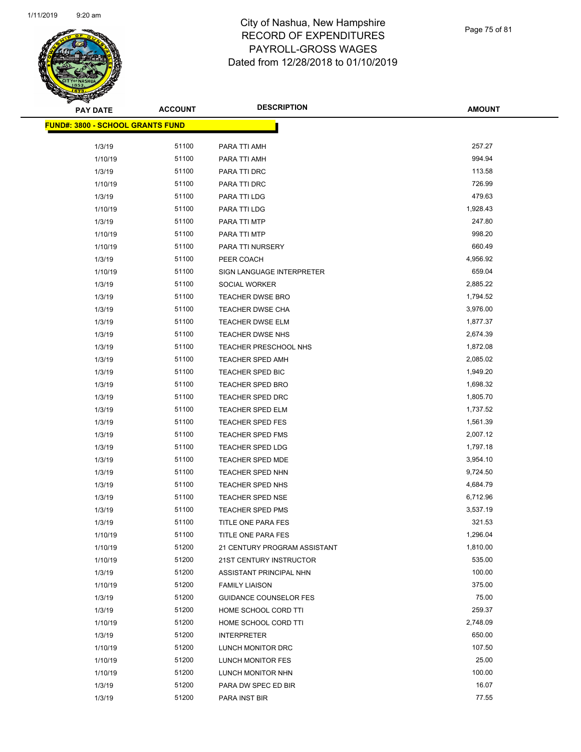# City of Nashua, New Hampshire
## RECORD OF EXPENDITURES
## PAYROLL-GROSS WAGES
## Dated from 12/28/2018 to 01/10/2019

**FUND#: 3800 - SCHOOL GRANTS FUND**

| PAY DATE | ACCOUNT | DESCRIPTION | AMOUNT |
|---|---|---|---|
| 1/3/19 | 51100 | PARA TTI AMH | 257.27 |
| 1/10/19 | 51100 | PARA TTI AMH | 994.94 |
| 1/3/19 | 51100 | PARA TTI DRC | 113.58 |
| 1/10/19 | 51100 | PARA TTI DRC | 726.99 |
| 1/3/19 | 51100 | PARA TTI LDG | 479.63 |
| 1/10/19 | 51100 | PARA TTI LDG | 1,928.43 |
| 1/3/19 | 51100 | PARA TTI MTP | 247.80 |
| 1/10/19 | 51100 | PARA TTI MTP | 998.20 |
| 1/10/19 | 51100 | PARA TTI NURSERY | 660.49 |
| 1/3/19 | 51100 | PEER COACH | 4,956.92 |
| 1/10/19 | 51100 | SIGN LANGUAGE INTERPRETER | 659.04 |
| 1/3/19 | 51100 | SOCIAL WORKER | 2,885.22 |
| 1/3/19 | 51100 | TEACHER DWSE BRO | 1,794.52 |
| 1/3/19 | 51100 | TEACHER DWSE CHA | 3,976.00 |
| 1/3/19 | 51100 | TEACHER DWSE ELM | 1,877.37 |
| 1/3/19 | 51100 | TEACHER DWSE NHS | 2,674.39 |
| 1/3/19 | 51100 | TEACHER PRESCHOOL NHS | 1,872.08 |
| 1/3/19 | 51100 | TEACHER SPED AMH | 2,085.02 |
| 1/3/19 | 51100 | TEACHER SPED BIC | 1,949.20 |
| 1/3/19 | 51100 | TEACHER SPED BRO | 1,698.32 |
| 1/3/19 | 51100 | TEACHER SPED DRC | 1,805.70 |
| 1/3/19 | 51100 | TEACHER SPED ELM | 1,737.52 |
| 1/3/19 | 51100 | TEACHER SPED FES | 1,561.39 |
| 1/3/19 | 51100 | TEACHER SPED FMS | 2,007.12 |
| 1/3/19 | 51100 | TEACHER SPED LDG | 1,797.18 |
| 1/3/19 | 51100 | TEACHER SPED MDE | 3,954.10 |
| 1/3/19 | 51100 | TEACHER SPED NHN | 9,724.50 |
| 1/3/19 | 51100 | TEACHER SPED NHS | 4,684.79 |
| 1/3/19 | 51100 | TEACHER SPED NSE | 6,712.96 |
| 1/3/19 | 51100 | TEACHER SPED PMS | 3,537.19 |
| 1/3/19 | 51100 | TITLE ONE PARA FES | 321.53 |
| 1/10/19 | 51100 | TITLE ONE PARA FES | 1,296.04 |
| 1/10/19 | 51200 | 21 CENTURY PROGRAM ASSISTANT | 1,810.00 |
| 1/10/19 | 51200 | 21ST CENTURY INSTRUCTOR | 535.00 |
| 1/3/19 | 51200 | ASSISTANT PRINCIPAL NHN | 100.00 |
| 1/10/19 | 51200 | FAMILY LIAISON | 375.00 |
| 1/3/19 | 51200 | GUIDANCE COUNSELOR FES | 75.00 |
| 1/3/19 | 51200 | HOME SCHOOL CORD TTI | 259.37 |
| 1/10/19 | 51200 | HOME SCHOOL CORD TTI | 2,748.09 |
| 1/3/19 | 51200 | INTERPRETER | 650.00 |
| 1/10/19 | 51200 | LUNCH MONITOR DRC | 107.50 |
| 1/10/19 | 51200 | LUNCH MONITOR FES | 25.00 |
| 1/10/19 | 51200 | LUNCH MONITOR NHN | 100.00 |
| 1/3/19 | 51200 | PARA DW SPEC ED BIR | 16.07 |
| 1/3/19 | 51200 | PARA INST BIR | 77.55 |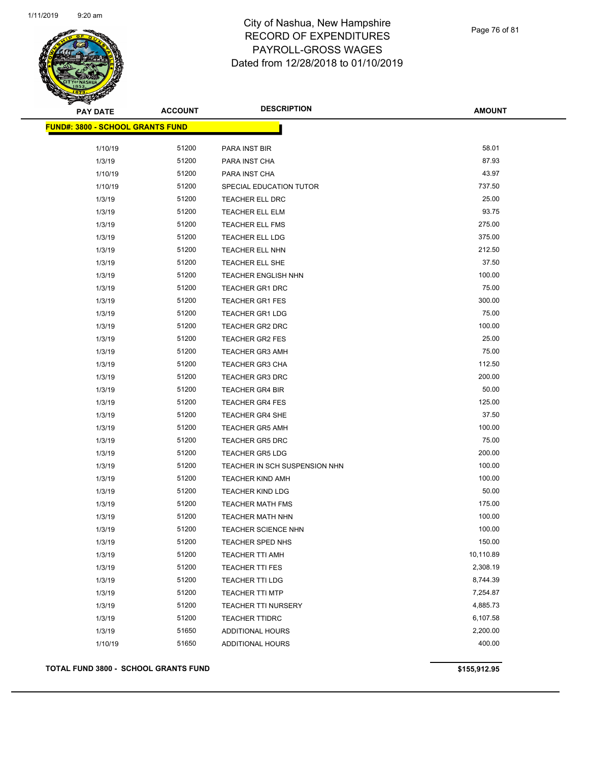# City of Nashua, New Hampshire
## RECORD OF EXPENDITURES
## PAYROLL-GROSS WAGES
## Dated from 12/28/2018 to 01/10/2019

| PAY DATE | ACCOUNT | DESCRIPTION | AMOUNT |
|---|---|---|---|
| **FUND#: 3800 - SCHOOL GRANTS FUND** | | | |
| 1/10/19 | 51200 | PARA INST BIR | 58.01 |
| 1/3/19 | 51200 | PARA INST CHA | 87.93 |
| 1/10/19 | 51200 | PARA INST CHA | 43.97 |
| 1/10/19 | 51200 | SPECIAL EDUCATION TUTOR | 737.50 |
| 1/3/19 | 51200 | TEACHER ELL DRC | 25.00 |
| 1/3/19 | 51200 | TEACHER ELL ELM | 93.75 |
| 1/3/19 | 51200 | TEACHER ELL FMS | 275.00 |
| 1/3/19 | 51200 | TEACHER ELL LDG | 375.00 |
| 1/3/19 | 51200 | TEACHER ELL NHN | 212.50 |
| 1/3/19 | 51200 | TEACHER ELL SHE | 37.50 |
| 1/3/19 | 51200 | TEACHER ENGLISH NHN | 100.00 |
| 1/3/19 | 51200 | TEACHER GR1 DRC | 75.00 |
| 1/3/19 | 51200 | TEACHER GR1 FES | 300.00 |
| 1/3/19 | 51200 | TEACHER GR1 LDG | 75.00 |
| 1/3/19 | 51200 | TEACHER GR2 DRC | 100.00 |
| 1/3/19 | 51200 | TEACHER GR2 FES | 25.00 |
| 1/3/19 | 51200 | TEACHER GR3 AMH | 75.00 |
| 1/3/19 | 51200 | TEACHER GR3 CHA | 112.50 |
| 1/3/19 | 51200 | TEACHER GR3 DRC | 200.00 |
| 1/3/19 | 51200 | TEACHER GR4 BIR | 50.00 |
| 1/3/19 | 51200 | TEACHER GR4 FES | 125.00 |
| 1/3/19 | 51200 | TEACHER GR4 SHE | 37.50 |
| 1/3/19 | 51200 | TEACHER GR5 AMH | 100.00 |
| 1/3/19 | 51200 | TEACHER GR5 DRC | 75.00 |
| 1/3/19 | 51200 | TEACHER GR5 LDG | 200.00 |
| 1/3/19 | 51200 | TEACHER IN SCH SUSPENSION NHN | 100.00 |
| 1/3/19 | 51200 | TEACHER KIND AMH | 100.00 |
| 1/3/19 | 51200 | TEACHER KIND LDG | 50.00 |
| 1/3/19 | 51200 | TEACHER MATH FMS | 175.00 |
| 1/3/19 | 51200 | TEACHER MATH NHN | 100.00 |
| 1/3/19 | 51200 | TEACHER SCIENCE NHN | 100.00 |
| 1/3/19 | 51200 | TEACHER SPED NHS | 150.00 |
| 1/3/19 | 51200 | TEACHER TTI AMH | 10,110.89 |
| 1/3/19 | 51200 | TEACHER TTI FES | 2,308.19 |
| 1/3/19 | 51200 | TEACHER TTI LDG | 8,744.39 |
| 1/3/19 | 51200 | TEACHER TTI MTP | 7,254.87 |
| 1/3/19 | 51200 | TEACHER TTI NURSERY | 4,885.73 |
| 1/3/19 | 51200 | TEACHER TTIDRC | 6,107.58 |
| 1/3/19 | 51650 | ADDITIONAL HOURS | 2,200.00 |
| 1/10/19 | 51650 | ADDITIONAL HOURS | 400.00 |

**TOTAL FUND 3800 - SCHOOL GRANTS FUND** **$155,912.95**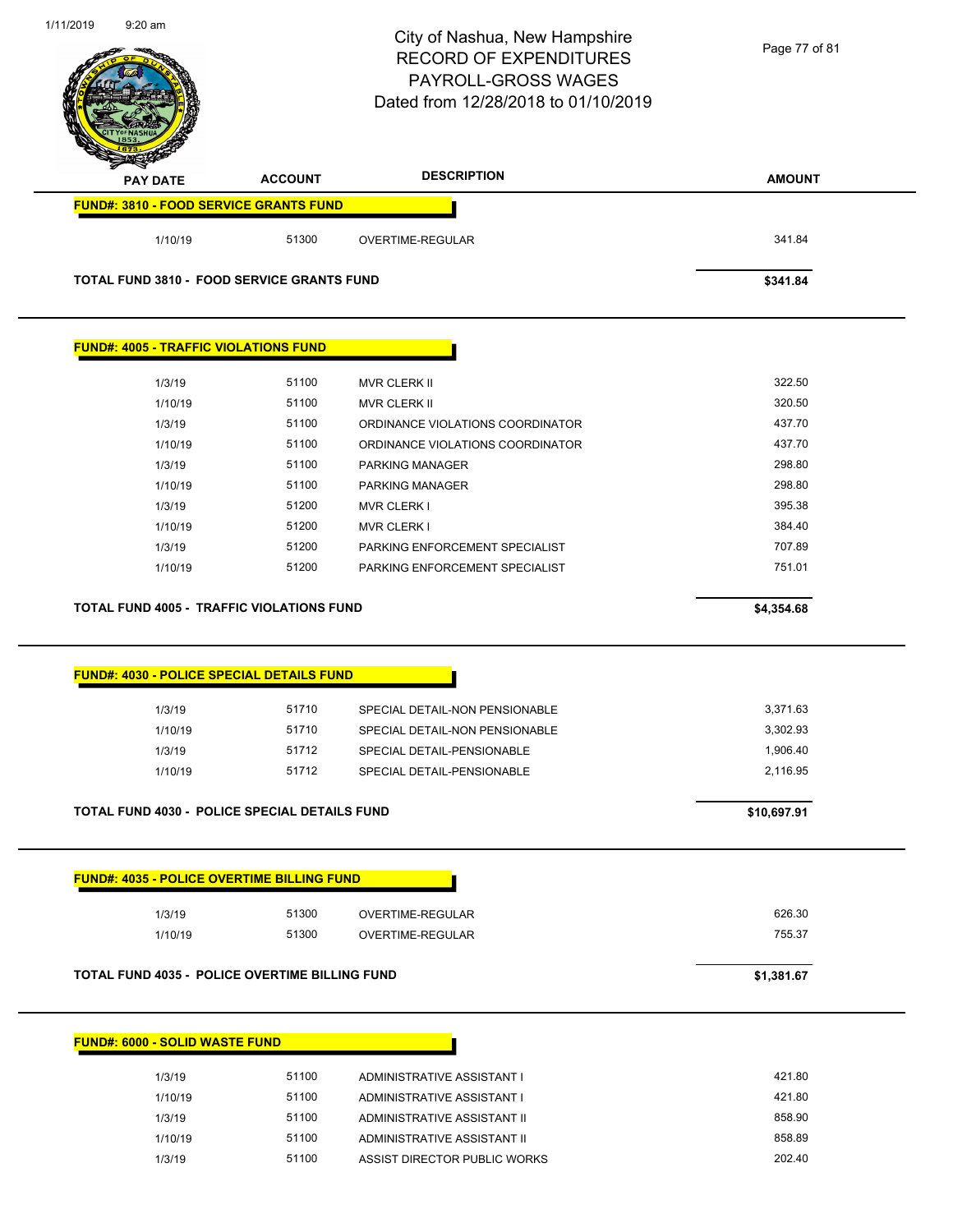# City of Nashua, New Hampshire
## RECORD OF EXPENDITURES
## PAYROLL-GROSS WAGES
## Dated from 12/28/2018 to 01/10/2019

| PAY DATE | ACCOUNT | DESCRIPTION | AMOUNT |
|---|---|---|---|

**FUND#: 3810 - FOOD SERVICE GRANTS FUND**

| PAY DATE | ACCOUNT | DESCRIPTION | AMOUNT |
|---|---|---|---|
| 1/10/19 | 51300 | OVERTIME-REGULAR | 341.84 |
| **TOTAL FUND 3810 - FOOD SERVICE GRANTS FUND** | | | **$341.84** |

**FUND#: 4005 - TRAFFIC VIOLATIONS FUND**

| PAY DATE | ACCOUNT | DESCRIPTION | AMOUNT |
|---|---|---|---|
| 1/3/19 | 51100 | MVR CLERK II | 322.50 |
| 1/10/19 | 51100 | MVR CLERK II | 320.50 |
| 1/3/19 | 51100 | ORDINANCE VIOLATIONS COORDINATOR | 437.70 |
| 1/10/19 | 51100 | ORDINANCE VIOLATIONS COORDINATOR | 437.70 |
| 1/3/19 | 51100 | PARKING MANAGER | 298.80 |
| 1/10/19 | 51100 | PARKING MANAGER | 298.80 |
| 1/3/19 | 51200 | MVR CLERK I | 395.38 |
| 1/10/19 | 51200 | MVR CLERK I | 384.40 |
| 1/3/19 | 51200 | PARKING ENFORCEMENT SPECIALIST | 707.89 |
| 1/10/19 | 51200 | PARKING ENFORCEMENT SPECIALIST | 751.01 |
| **TOTAL FUND 4005 - TRAFFIC VIOLATIONS FUND** | | | **$4,354.68** |

**FUND#: 4030 - POLICE SPECIAL DETAILS FUND**

| PAY DATE | ACCOUNT | DESCRIPTION | AMOUNT |
|---|---|---|---|
| 1/3/19 | 51710 | SPECIAL DETAIL-NON PENSIONABLE | 3,371.63 |
| 1/10/19 | 51710 | SPECIAL DETAIL-NON PENSIONABLE | 3,302.93 |
| 1/3/19 | 51712 | SPECIAL DETAIL-PENSIONABLE | 1,906.40 |
| 1/10/19 | 51712 | SPECIAL DETAIL-PENSIONABLE | 2,116.95 |
| **TOTAL FUND 4030 - POLICE SPECIAL DETAILS FUND** | | | **$10,697.91** |

**FUND#: 4035 - POLICE OVERTIME BILLING FUND**

| PAY DATE | ACCOUNT | DESCRIPTION | AMOUNT |
|---|---|---|---|
| 1/3/19 | 51300 | OVERTIME-REGULAR | 626.30 |
| 1/10/19 | 51300 | OVERTIME-REGULAR | 755.37 |
| **TOTAL FUND 4035 - POLICE OVERTIME BILLING FUND** | | | **$1,381.67** |

**FUND#: 6000 - SOLID WASTE FUND**

| PAY DATE | ACCOUNT | DESCRIPTION | AMOUNT |
|---|---|---|---|
| 1/3/19 | 51100 | ADMINISTRATIVE ASSISTANT I | 421.80 |
| 1/10/19 | 51100 | ADMINISTRATIVE ASSISTANT I | 421.80 |
| 1/3/19 | 51100 | ADMINISTRATIVE ASSISTANT II | 858.90 |
| 1/10/19 | 51100 | ADMINISTRATIVE ASSISTANT II | 858.89 |
| 1/3/19 | 51100 | ASSIST DIRECTOR PUBLIC WORKS | 202.40 |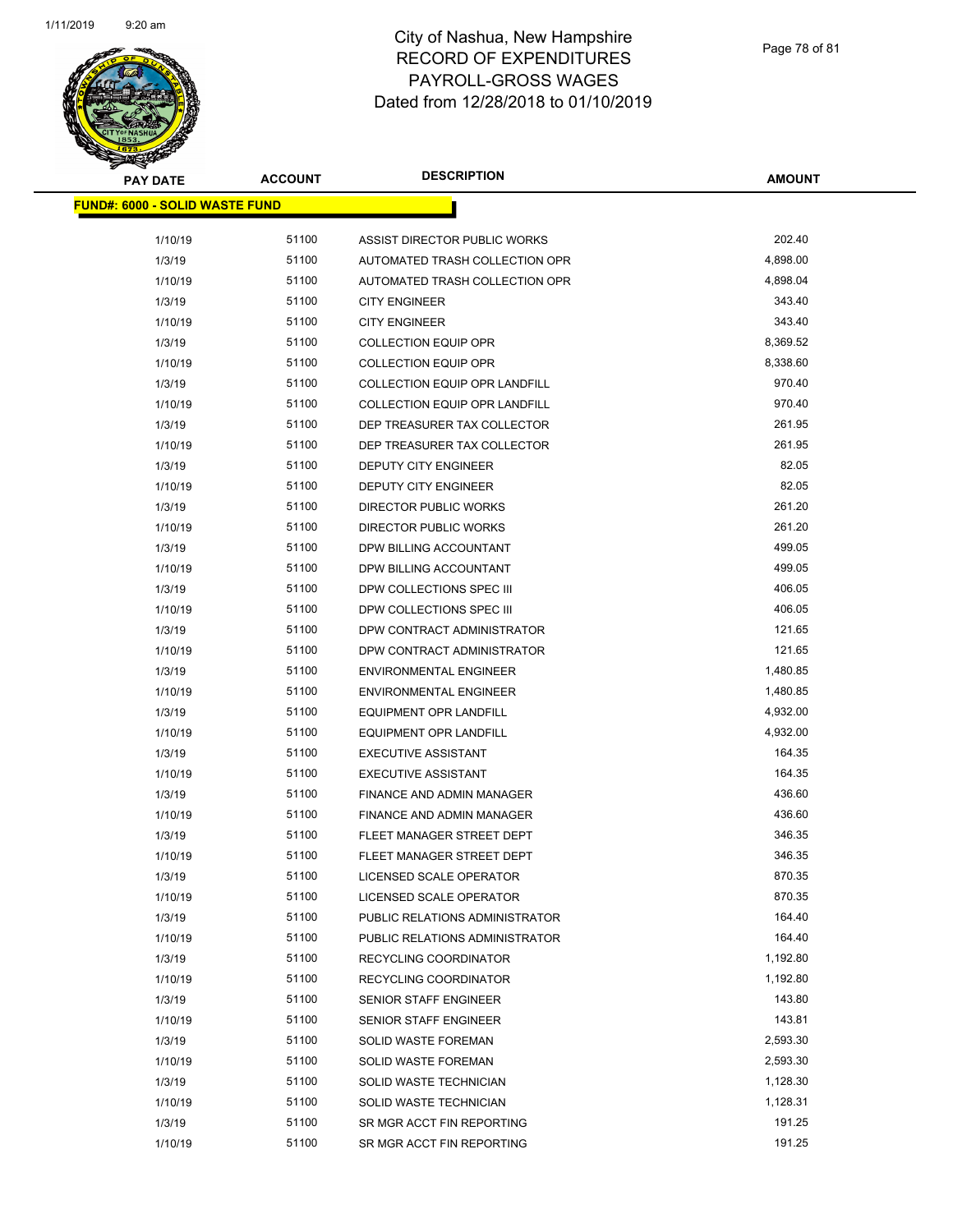# City of Nashua, New Hampshire
# RECORD OF EXPENDITURES
# PAYROLL-GROSS WAGES
# Dated from 12/28/2018 to 01/10/2019

| PAY DATE | ACCOUNT | DESCRIPTION | AMOUNT |
|---|---|---|---|
| **FUND#: 6000 - SOLID WASTE FUND** | | | |
| 1/10/19 | 51100 | ASSIST DIRECTOR PUBLIC WORKS | 202.40 |
| 1/3/19 | 51100 | AUTOMATED TRASH COLLECTION OPR | 4,898.00 |
| 1/10/19 | 51100 | AUTOMATED TRASH COLLECTION OPR | 4,898.04 |
| 1/3/19 | 51100 | CITY ENGINEER | 343.40 |
| 1/10/19 | 51100 | CITY ENGINEER | 343.40 |
| 1/3/19 | 51100 | COLLECTION EQUIP OPR | 8,369.52 |
| 1/10/19 | 51100 | COLLECTION EQUIP OPR | 8,338.60 |
| 1/3/19 | 51100 | COLLECTION EQUIP OPR LANDFILL | 970.40 |
| 1/10/19 | 51100 | COLLECTION EQUIP OPR LANDFILL | 970.40 |
| 1/3/19 | 51100 | DEP TREASURER TAX COLLECTOR | 261.95 |
| 1/10/19 | 51100 | DEP TREASURER TAX COLLECTOR | 261.95 |
| 1/3/19 | 51100 | DEPUTY CITY ENGINEER | 82.05 |
| 1/10/19 | 51100 | DEPUTY CITY ENGINEER | 82.05 |
| 1/3/19 | 51100 | DIRECTOR PUBLIC WORKS | 261.20 |
| 1/10/19 | 51100 | DIRECTOR PUBLIC WORKS | 261.20 |
| 1/3/19 | 51100 | DPW BILLING ACCOUNTANT | 499.05 |
| 1/10/19 | 51100 | DPW BILLING ACCOUNTANT | 499.05 |
| 1/3/19 | 51100 | DPW COLLECTIONS SPEC III | 406.05 |
| 1/10/19 | 51100 | DPW COLLECTIONS SPEC III | 406.05 |
| 1/3/19 | 51100 | DPW CONTRACT ADMINISTRATOR | 121.65 |
| 1/10/19 | 51100 | DPW CONTRACT ADMINISTRATOR | 121.65 |
| 1/3/19 | 51100 | ENVIRONMENTAL ENGINEER | 1,480.85 |
| 1/10/19 | 51100 | ENVIRONMENTAL ENGINEER | 1,480.85 |
| 1/3/19 | 51100 | EQUIPMENT OPR LANDFILL | 4,932.00 |
| 1/10/19 | 51100 | EQUIPMENT OPR LANDFILL | 4,932.00 |
| 1/3/19 | 51100 | EXECUTIVE ASSISTANT | 164.35 |
| 1/10/19 | 51100 | EXECUTIVE ASSISTANT | 164.35 |
| 1/3/19 | 51100 | FINANCE AND ADMIN MANAGER | 436.60 |
| 1/10/19 | 51100 | FINANCE AND ADMIN MANAGER | 436.60 |
| 1/3/19 | 51100 | FLEET MANAGER STREET DEPT | 346.35 |
| 1/10/19 | 51100 | FLEET MANAGER STREET DEPT | 346.35 |
| 1/3/19 | 51100 | LICENSED SCALE OPERATOR | 870.35 |
| 1/10/19 | 51100 | LICENSED SCALE OPERATOR | 870.35 |
| 1/3/19 | 51100 | PUBLIC RELATIONS ADMINISTRATOR | 164.40 |
| 1/10/19 | 51100 | PUBLIC RELATIONS ADMINISTRATOR | 164.40 |
| 1/3/19 | 51100 | RECYCLING COORDINATOR | 1,192.80 |
| 1/10/19 | 51100 | RECYCLING COORDINATOR | 1,192.80 |
| 1/3/19 | 51100 | SENIOR STAFF ENGINEER | 143.80 |
| 1/10/19 | 51100 | SENIOR STAFF ENGINEER | 143.81 |
| 1/3/19 | 51100 | SOLID WASTE FOREMAN | 2,593.30 |
| 1/10/19 | 51100 | SOLID WASTE FOREMAN | 2,593.30 |
| 1/3/19 | 51100 | SOLID WASTE TECHNICIAN | 1,128.30 |
| 1/10/19 | 51100 | SOLID WASTE TECHNICIAN | 1,128.31 |
| 1/3/19 | 51100 | SR MGR ACCT FIN REPORTING | 191.25 |
| 1/10/19 | 51100 | SR MGR ACCT FIN REPORTING | 191.25 |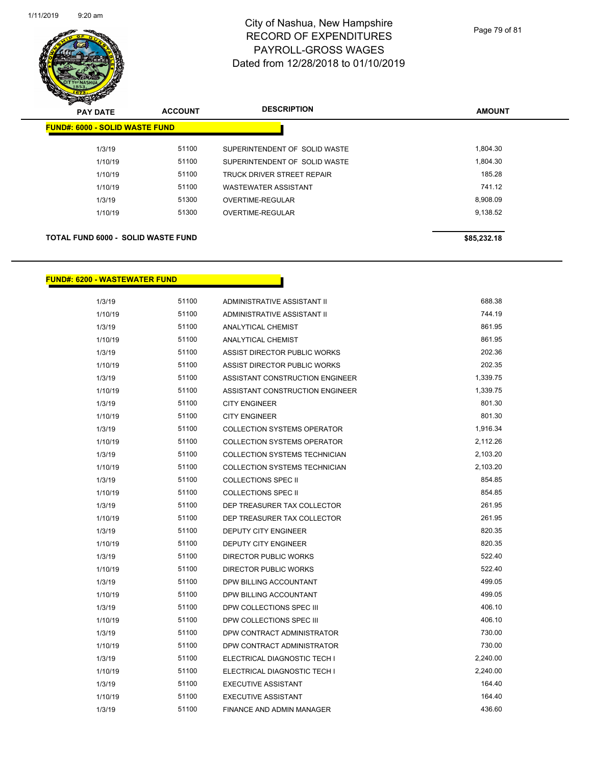# City of Nashua, New Hampshire
## RECORD OF EXPENDITURES
## PAYROLL-GROSS WAGES
## Dated from 12/28/2018 to 01/10/2019

| PAY DATE | ACCOUNT | DESCRIPTION | AMOUNT |
|---|---|---|---|
| **FUND#: 6000 - SOLID WASTE FUND** | | | |
| 1/3/19 | 51100 | SUPERINTENDENT OF SOLID WASTE | 1,804.30 |
| 1/10/19 | 51100 | SUPERINTENDENT OF SOLID WASTE | 1,804.30 |
| 1/10/19 | 51100 | TRUCK DRIVER STREET REPAIR | 185.28 |
| 1/10/19 | 51100 | WASTEWATER ASSISTANT | 741.12 |
| 1/3/19 | 51300 | OVERTIME-REGULAR | 8,908.09 |
| 1/10/19 | 51300 | OVERTIME-REGULAR | 9,138.52 |
| **TOTAL FUND 6000 - SOLID WASTE FUND** | | | **$85,232.18** |

| PAY DATE | ACCOUNT | DESCRIPTION | AMOUNT |
|---|---|---|---|
| **FUND#: 6200 - WASTEWATER FUND** | | | |
| 1/3/19 | 51100 | ADMINISTRATIVE ASSISTANT II | 688.38 |
| 1/10/19 | 51100 | ADMINISTRATIVE ASSISTANT II | 744.19 |
| 1/3/19 | 51100 | ANALYTICAL CHEMIST | 861.95 |
| 1/10/19 | 51100 | ANALYTICAL CHEMIST | 861.95 |
| 1/3/19 | 51100 | ASSIST DIRECTOR PUBLIC WORKS | 202.36 |
| 1/10/19 | 51100 | ASSIST DIRECTOR PUBLIC WORKS | 202.35 |
| 1/3/19 | 51100 | ASSISTANT CONSTRUCTION ENGINEER | 1,339.75 |
| 1/10/19 | 51100 | ASSISTANT CONSTRUCTION ENGINEER | 1,339.75 |
| 1/3/19 | 51100 | CITY ENGINEER | 801.30 |
| 1/10/19 | 51100 | CITY ENGINEER | 801.30 |
| 1/3/19 | 51100 | COLLECTION SYSTEMS OPERATOR | 1,916.34 |
| 1/10/19 | 51100 | COLLECTION SYSTEMS OPERATOR | 2,112.26 |
| 1/3/19 | 51100 | COLLECTION SYSTEMS TECHNICIAN | 2,103.20 |
| 1/10/19 | 51100 | COLLECTION SYSTEMS TECHNICIAN | 2,103.20 |
| 1/3/19 | 51100 | COLLECTIONS SPEC II | 854.85 |
| 1/10/19 | 51100 | COLLECTIONS SPEC II | 854.85 |
| 1/3/19 | 51100 | DEP TREASURER TAX COLLECTOR | 261.95 |
| 1/10/19 | 51100 | DEP TREASURER TAX COLLECTOR | 261.95 |
| 1/3/19 | 51100 | DEPUTY CITY ENGINEER | 820.35 |
| 1/10/19 | 51100 | DEPUTY CITY ENGINEER | 820.35 |
| 1/3/19 | 51100 | DIRECTOR PUBLIC WORKS | 522.40 |
| 1/10/19 | 51100 | DIRECTOR PUBLIC WORKS | 522.40 |
| 1/3/19 | 51100 | DPW BILLING ACCOUNTANT | 499.05 |
| 1/10/19 | 51100 | DPW BILLING ACCOUNTANT | 499.05 |
| 1/3/19 | 51100 | DPW COLLECTIONS SPEC III | 406.10 |
| 1/10/19 | 51100 | DPW COLLECTIONS SPEC III | 406.10 |
| 1/3/19 | 51100 | DPW CONTRACT ADMINISTRATOR | 730.00 |
| 1/10/19 | 51100 | DPW CONTRACT ADMINISTRATOR | 730.00 |
| 1/3/19 | 51100 | ELECTRICAL DIAGNOSTIC TECH I | 2,240.00 |
| 1/10/19 | 51100 | ELECTRICAL DIAGNOSTIC TECH I | 2,240.00 |
| 1/3/19 | 51100 | EXECUTIVE ASSISTANT | 164.40 |
| 1/10/19 | 51100 | EXECUTIVE ASSISTANT | 164.40 |
| 1/3/19 | 51100 | FINANCE AND ADMIN MANAGER | 436.60 |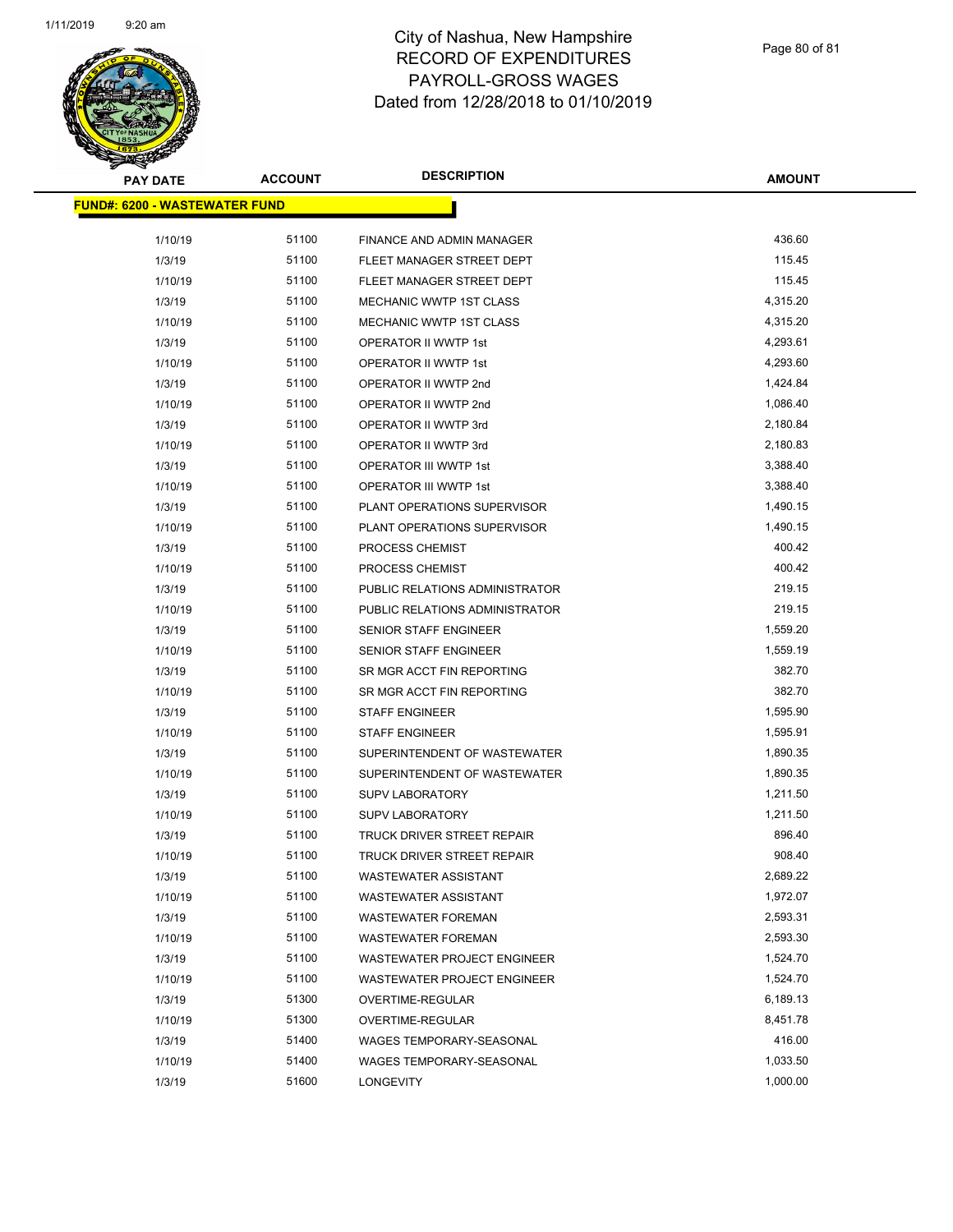# City of Nashua, New Hampshire
## RECORD OF EXPENDITURES
## PAYROLL-GROSS WAGES
## Dated from 12/28/2018 to 01/10/2019

**FUND#: 6200 - WASTEWATER FUND**

| PAY DATE | ACCOUNT | DESCRIPTION | AMOUNT |
|---|---|---|---|
| 1/10/19 | 51100 | FINANCE AND ADMIN MANAGER | 436.60 |
| 1/3/19 | 51100 | FLEET MANAGER STREET DEPT | 115.45 |
| 1/10/19 | 51100 | FLEET MANAGER STREET DEPT | 115.45 |
| 1/3/19 | 51100 | MECHANIC WWTP 1ST CLASS | 4,315.20 |
| 1/10/19 | 51100 | MECHANIC WWTP 1ST CLASS | 4,315.20 |
| 1/3/19 | 51100 | OPERATOR II WWTP 1st | 4,293.61 |
| 1/10/19 | 51100 | OPERATOR II WWTP 1st | 4,293.60 |
| 1/3/19 | 51100 | OPERATOR II WWTP 2nd | 1,424.84 |
| 1/10/19 | 51100 | OPERATOR II WWTP 2nd | 1,086.40 |
| 1/3/19 | 51100 | OPERATOR II WWTP 3rd | 2,180.84 |
| 1/10/19 | 51100 | OPERATOR II WWTP 3rd | 2,180.83 |
| 1/3/19 | 51100 | OPERATOR III WWTP 1st | 3,388.40 |
| 1/10/19 | 51100 | OPERATOR III WWTP 1st | 3,388.40 |
| 1/3/19 | 51100 | PLANT OPERATIONS SUPERVISOR | 1,490.15 |
| 1/10/19 | 51100 | PLANT OPERATIONS SUPERVISOR | 1,490.15 |
| 1/3/19 | 51100 | PROCESS CHEMIST | 400.42 |
| 1/10/19 | 51100 | PROCESS CHEMIST | 400.42 |
| 1/3/19 | 51100 | PUBLIC RELATIONS ADMINISTRATOR | 219.15 |
| 1/10/19 | 51100 | PUBLIC RELATIONS ADMINISTRATOR | 219.15 |
| 1/3/19 | 51100 | SENIOR STAFF ENGINEER | 1,559.20 |
| 1/10/19 | 51100 | SENIOR STAFF ENGINEER | 1,559.19 |
| 1/3/19 | 51100 | SR MGR ACCT FIN REPORTING | 382.70 |
| 1/10/19 | 51100 | SR MGR ACCT FIN REPORTING | 382.70 |
| 1/3/19 | 51100 | STAFF ENGINEER | 1,595.90 |
| 1/10/19 | 51100 | STAFF ENGINEER | 1,595.91 |
| 1/3/19 | 51100 | SUPERINTENDENT OF WASTEWATER | 1,890.35 |
| 1/10/19 | 51100 | SUPERINTENDENT OF WASTEWATER | 1,890.35 |
| 1/3/19 | 51100 | SUPV LABORATORY | 1,211.50 |
| 1/10/19 | 51100 | SUPV LABORATORY | 1,211.50 |
| 1/3/19 | 51100 | TRUCK DRIVER STREET REPAIR | 896.40 |
| 1/10/19 | 51100 | TRUCK DRIVER STREET REPAIR | 908.40 |
| 1/3/19 | 51100 | WASTEWATER ASSISTANT | 2,689.22 |
| 1/10/19 | 51100 | WASTEWATER ASSISTANT | 1,972.07 |
| 1/3/19 | 51100 | WASTEWATER FOREMAN | 2,593.31 |
| 1/10/19 | 51100 | WASTEWATER FOREMAN | 2,593.30 |
| 1/3/19 | 51100 | WASTEWATER PROJECT ENGINEER | 1,524.70 |
| 1/10/19 | 51100 | WASTEWATER PROJECT ENGINEER | 1,524.70 |
| 1/3/19 | 51300 | OVERTIME-REGULAR | 6,189.13 |
| 1/10/19 | 51300 | OVERTIME-REGULAR | 8,451.78 |
| 1/3/19 | 51400 | WAGES TEMPORARY-SEASONAL | 416.00 |
| 1/10/19 | 51400 | WAGES TEMPORARY-SEASONAL | 1,033.50 |
| 1/3/19 | 51600 | LONGEVITY | 1,000.00 |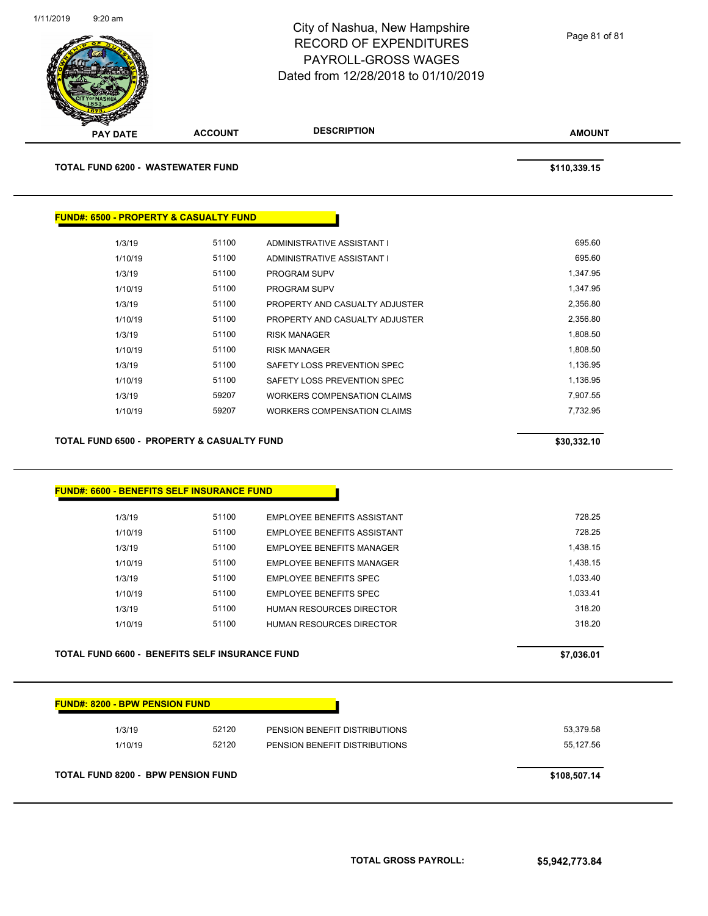City of Nashua, New Hampshire
RECORD OF EXPENDITURES
PAYROLL-GROSS WAGES
Dated from 12/28/2018 to 01/10/2019

| PAY DATE | ACCOUNT | DESCRIPTION | AMOUNT |
|---|---|---|---|
| **TOTAL FUND 6200 - WASTEWATER FUND** | | | **$110,339.15** |

**FUND#: 6500 - PROPERTY & CASUALTY FUND**

| PAY DATE | ACCOUNT | DESCRIPTION | AMOUNT |
|---|---|---|---|
| 1/3/19 | 51100 | ADMINISTRATIVE ASSISTANT I | 695.60 |
| 1/10/19 | 51100 | ADMINISTRATIVE ASSISTANT I | 695.60 |
| 1/3/19 | 51100 | PROGRAM SUPV | 1,347.95 |
| 1/10/19 | 51100 | PROGRAM SUPV | 1,347.95 |
| 1/3/19 | 51100 | PROPERTY AND CASUALTY ADJUSTER | 2,356.80 |
| 1/10/19 | 51100 | PROPERTY AND CASUALTY ADJUSTER | 2,356.80 |
| 1/3/19 | 51100 | RISK MANAGER | 1,808.50 |
| 1/10/19 | 51100 | RISK MANAGER | 1,808.50 |
| 1/3/19 | 51100 | SAFETY LOSS PREVENTION SPEC | 1,136.95 |
| 1/10/19 | 51100 | SAFETY LOSS PREVENTION SPEC | 1,136.95 |
| 1/3/19 | 59207 | WORKERS COMPENSATION CLAIMS | 7,907.55 |
| 1/10/19 | 59207 | WORKERS COMPENSATION CLAIMS | 7,732.95 |
| **TOTAL FUND 6500 - PROPERTY & CASUALTY FUND** | | | **$30,332.10** |

**FUND#: 6600 - BENEFITS SELF INSURANCE FUND**

| PAY DATE | ACCOUNT | DESCRIPTION | AMOUNT |
|---|---|---|---|
| 1/3/19 | 51100 | EMPLOYEE BENEFITS ASSISTANT | 728.25 |
| 1/10/19 | 51100 | EMPLOYEE BENEFITS ASSISTANT | 728.25 |
| 1/3/19 | 51100 | EMPLOYEE BENEFITS MANAGER | 1,438.15 |
| 1/10/19 | 51100 | EMPLOYEE BENEFITS MANAGER | 1,438.15 |
| 1/3/19 | 51100 | EMPLOYEE BENEFITS SPEC | 1,033.40 |
| 1/10/19 | 51100 | EMPLOYEE BENEFITS SPEC | 1,033.41 |
| 1/3/19 | 51100 | HUMAN RESOURCES DIRECTOR | 318.20 |
| 1/10/19 | 51100 | HUMAN RESOURCES DIRECTOR | 318.20 |
| **TOTAL FUND 6600 - BENEFITS SELF INSURANCE FUND** | | | **$7,036.01** |

**FUND#: 8200 - BPW PENSION FUND**

| PAY DATE | ACCOUNT | DESCRIPTION | AMOUNT |
|---|---|---|---|
| 1/3/19 | 52120 | PENSION BENEFIT DISTRIBUTIONS | 53,379.58 |
| 1/10/19 | 52120 | PENSION BENEFIT DISTRIBUTIONS | 55,127.56 |
| **TOTAL FUND 8200 - BPW PENSION FUND** | | | **$108,507.14** |

**TOTAL GROSS PAYROLL: $5,942,773.84**